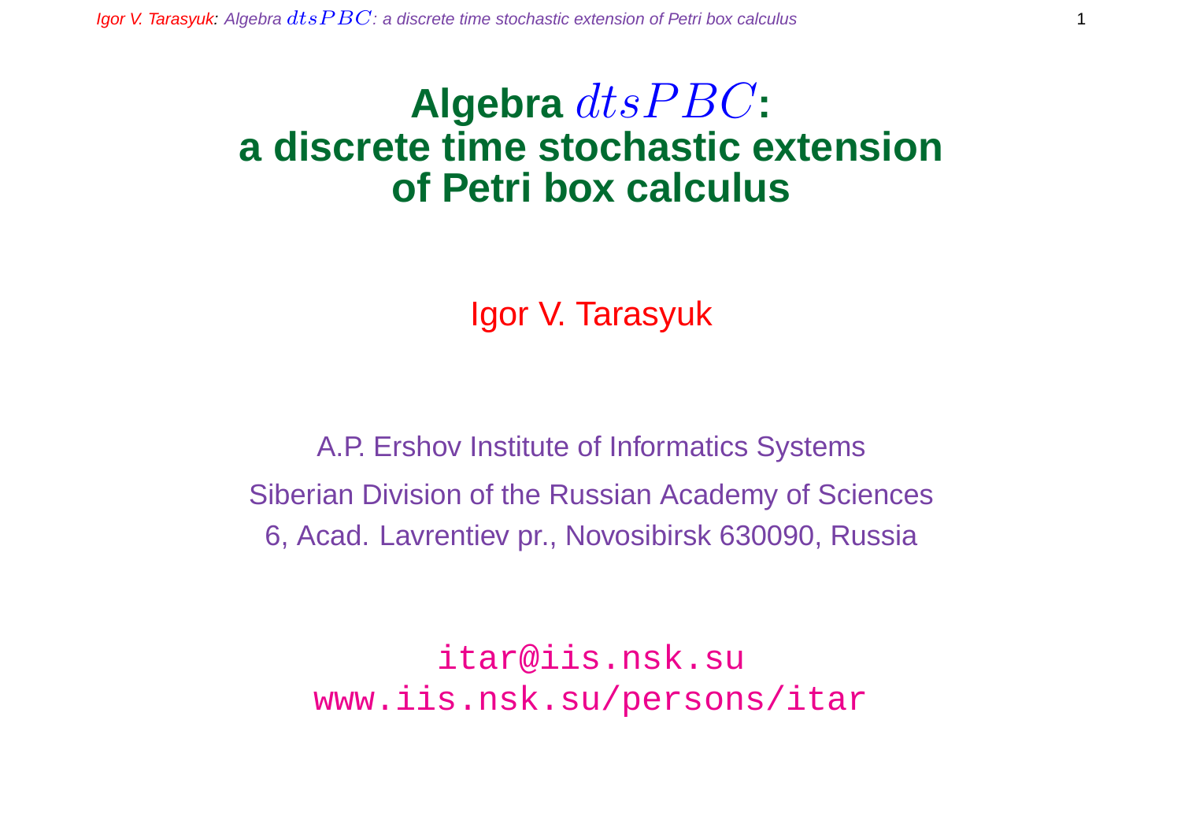# Algebra $dtsPBC$: a discrete time stochastic extension of Petri box calculus

Igor V. Tarasyuk

A.P. Ershov Institute of Informatics Systems

Siberian Division of the Russian Academy of Sciences

6, Acad. Lavrentiev pr., Novosibirsk 630090, Russia

itar@iis.nsk.su
www.iis.nsk.su/persons/itar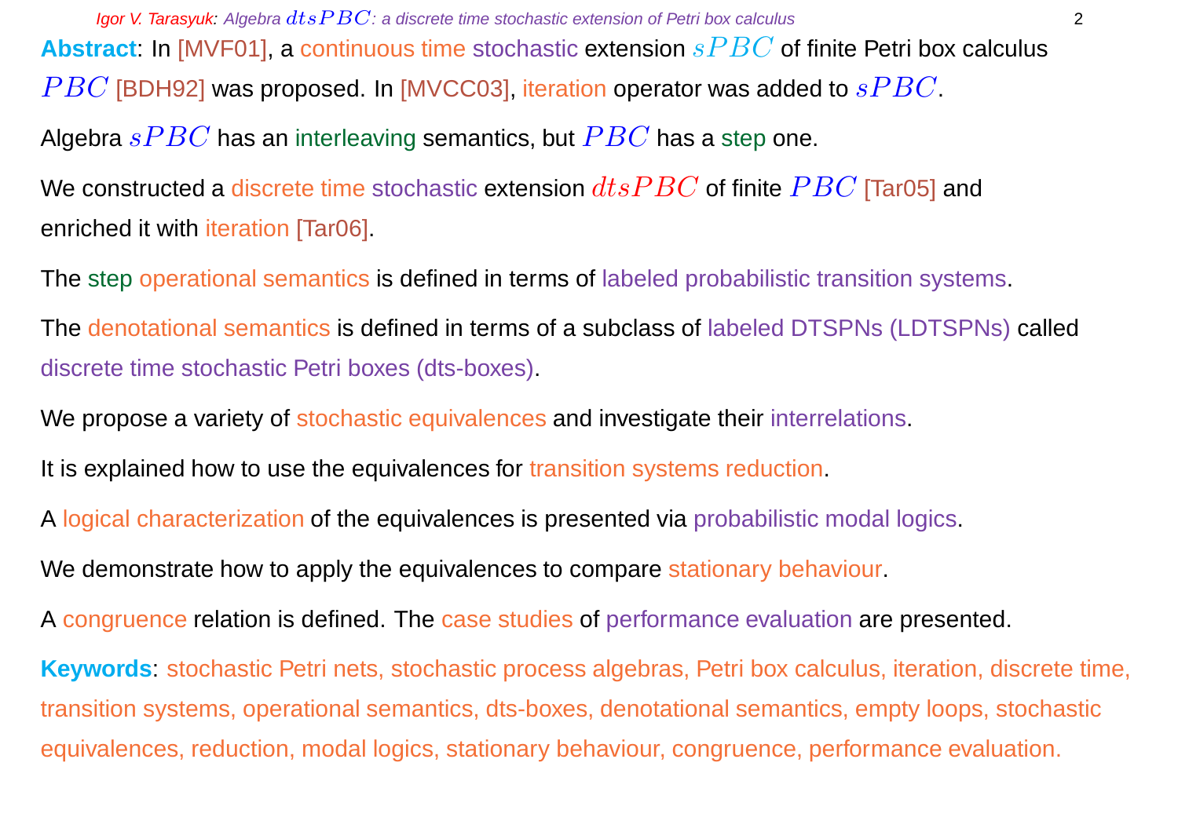**Abstract**: In [MVF01], a continuous time stochastic extension $sPBC$ of finite Petri box calculus $PBC$ [BDH92] was proposed. In [MVCC03], iteration operator was added to $sPBC$.

Algebra $sPBC$ has an interleaving semantics, but $PBC$ has a step one.

We constructed a discrete time stochastic extension $dtsPBC$ of finite $PBC$ [Tar05] and enriched it with iteration [Tar06].

The step operational semantics is defined in terms of labeled probabilistic transition systems.

The denotational semantics is defined in terms of a subclass of labeled DTSPNs (LDTSPNs) called discrete time stochastic Petri boxes (dts-boxes).

We propose a variety of stochastic equivalences and investigate their interrelations.

It is explained how to use the equivalences for transition systems reduction.

A logical characterization of the equivalences is presented via probabilistic modal logics.

We demonstrate how to apply the equivalences to compare stationary behaviour.

A congruence relation is defined. The case studies of performance evaluation are presented.

**Keywords**: stochastic Petri nets, stochastic process algebras, Petri box calculus, iteration, discrete time, transition systems, operational semantics, dts-boxes, denotational semantics, empty loops, stochastic equivalences, reduction, modal logics, stationary behaviour, congruence, performance evaluation.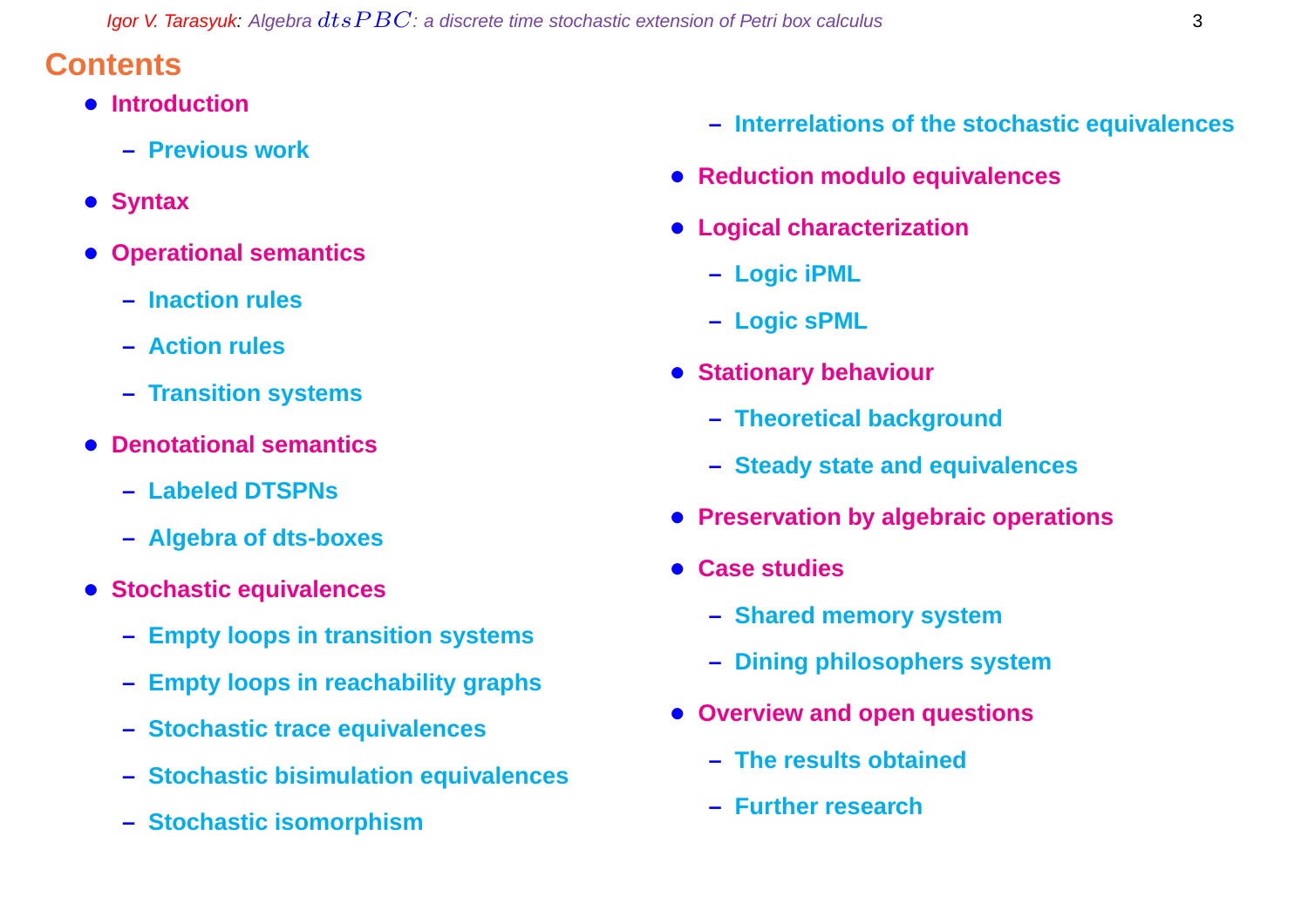# Contents

- Introduction
  - Previous work
- Syntax
- Operational semantics
  - Inaction rules
  - Action rules
  - Transition systems
- Denotational semantics
  - Labeled DTSPNs
  - Algebra of dts-boxes
- Stochastic equivalences
  - Empty loops in transition systems
  - Empty loops in reachability graphs
  - Stochastic trace equivalences
  - Stochastic bisimulation equivalences
  - Stochastic isomorphism
  - Interrelations of the stochastic equivalences
- Reduction modulo equivalences
- Logical characterization
  - Logic iPML
  - Logic sPML
- Stationary behaviour
  - Theoretical background
  - Steady state and equivalences
- Preservation by algebraic operations
- Case studies
  - Shared memory system
  - Dining philosophers system
- Overview and open questions
  - The results obtained
  - Further research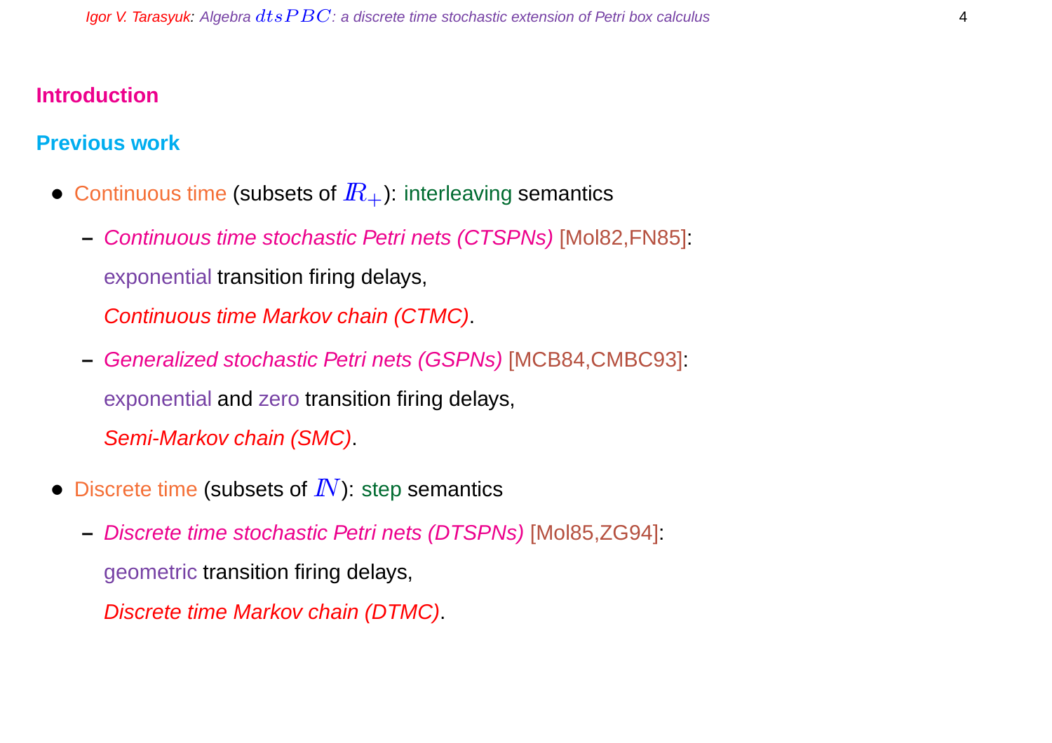## Introduction

### Previous work

- Continuous time (subsets of $\mathbb{R}_+$): interleaving semantics
  - *Continuous time stochastic Petri nets (CTSPNs)* [Mol82,FN85]:
    exponential transition firing delays,
    *Continuous time Markov chain (CTMC)*.
  - *Generalized stochastic Petri nets (GSPNs)* [MCB84,CMBC93]:
    exponential and zero transition firing delays,
    *Semi-Markov chain (SMC)*.
- Discrete time (subsets of $\mathbb{N}$): step semantics
  - *Discrete time stochastic Petri nets (DTSPNs)* [Mol85,ZG94]:
    geometric transition firing delays,
    *Discrete time Markov chain (DTMC)*.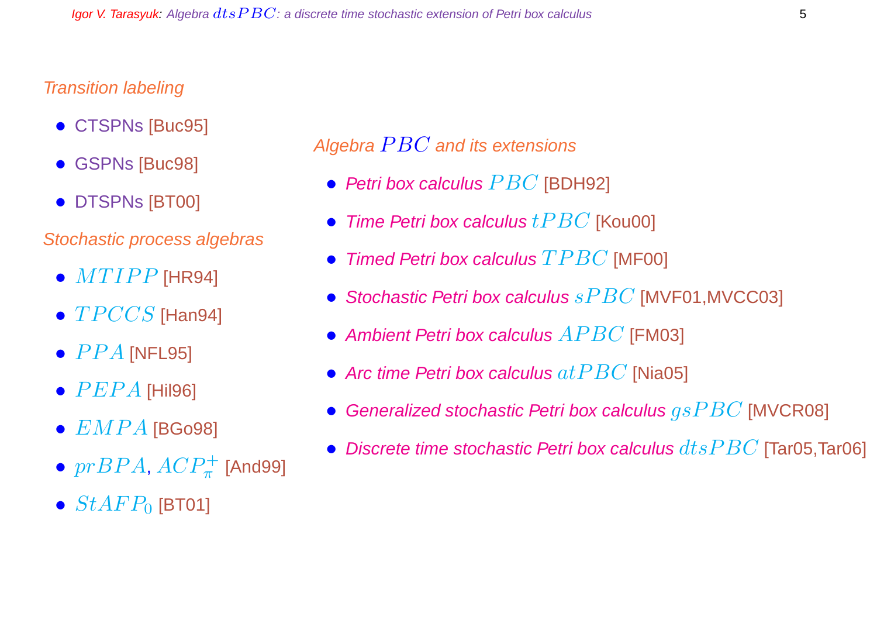*Transition labeling*

- CTSPNs [Buc95]
- GSPNs [Buc98]
- DTSPNs [BT00]

*Stochastic process algebras*

- $MTIPP$ [HR94]
- $TPCCS$ [Han94]
- $PPA$ [NFL95]
- $PEPA$ [Hil96]
- $EMPA$ [BGo98]
- $prBPA$, $ACP_\pi^+$ [And99]
- $StAFP_0$ [BT01]

*Algebra $PBC$ and its extensions*

- *Petri box calculus* $PBC$ [BDH92]
- *Time Petri box calculus* $tPBC$ [Kou00]
- *Timed Petri box calculus* $TPBC$ [MF00]
- *Stochastic Petri box calculus* $sPBC$ [MVF01,MVCC03]
- *Ambient Petri box calculus* $APBC$ [FM03]
- *Arc time Petri box calculus* $atPBC$ [Nia05]
- *Generalized stochastic Petri box calculus* $gsPBC$ [MVCR08]
- *Discrete time stochastic Petri box calculus* $dtsPBC$ [Tar05,Tar06]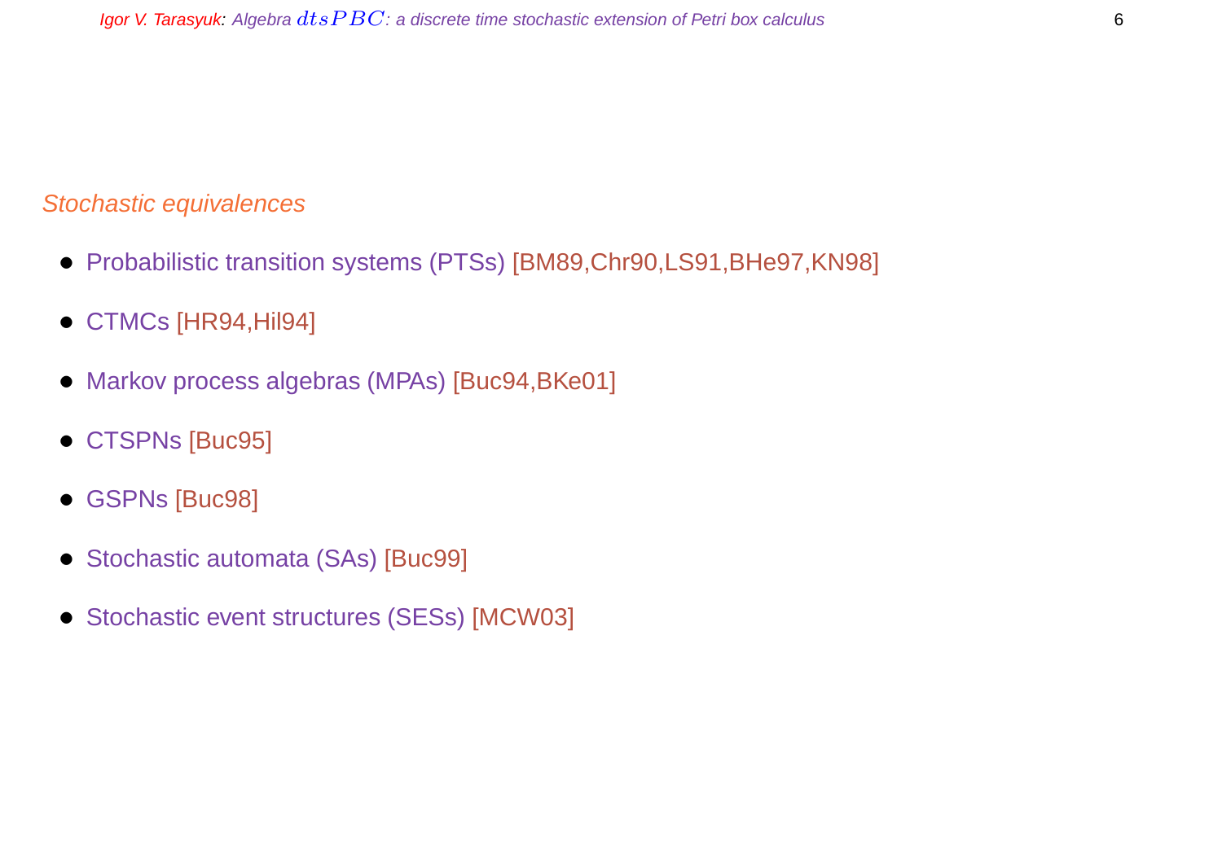*Stochastic equivalences*

- Probabilistic transition systems (PTSs) [BM89,Chr90,LS91,BHe97,KN98]
- CTMCs [HR94,Hil94]
- Markov process algebras (MPAs) [Buc94,BKe01]
- CTSPNs [Buc95]
- GSPNs [Buc98]
- Stochastic automata (SAs) [Buc99]
- Stochastic event structures (SESs) [MCW03]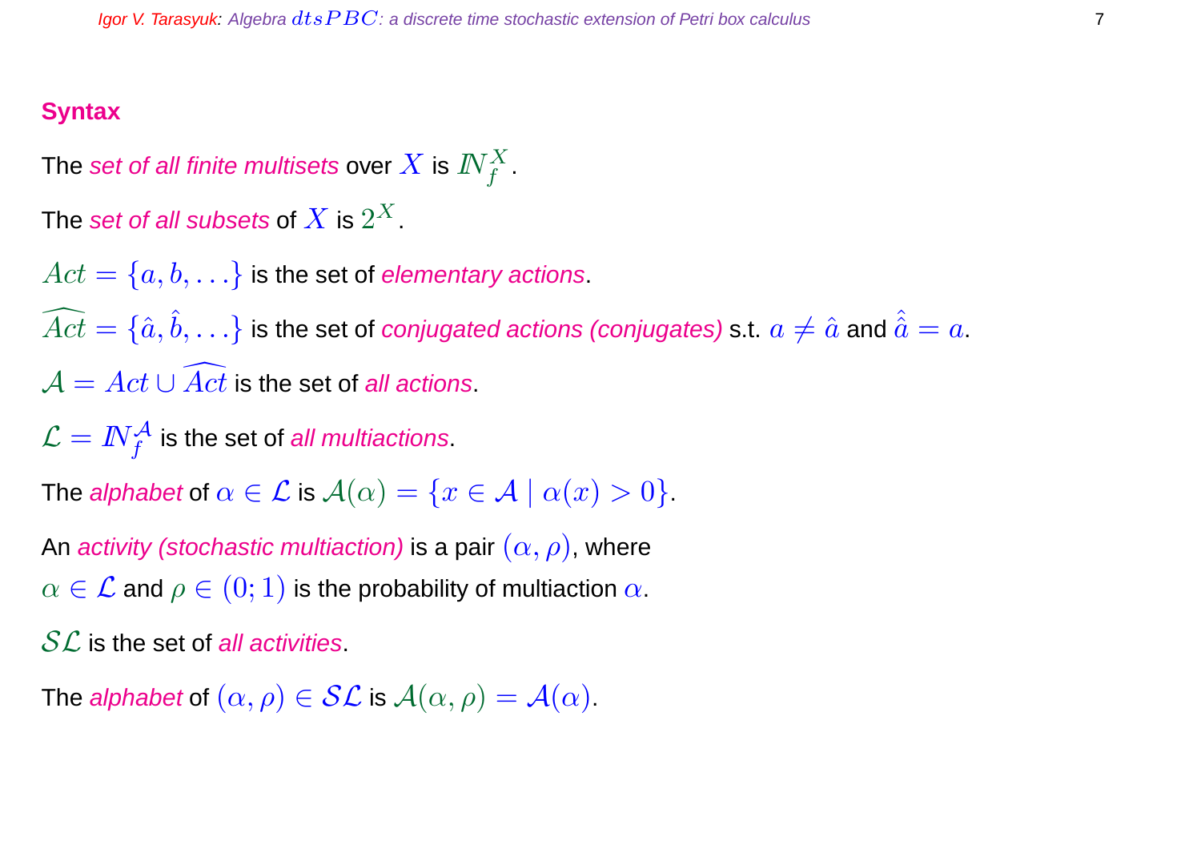## Syntax

The *set of all finite multisets* over $X$ is $\mathbb{N}_f^X$.

The *set of all subsets* of $X$ is $2^X$.

$Act = \{a, b, \ldots\}$ is the set of *elementary actions*.

$\widehat{Act} = \{\hat{a}, \hat{b}, \ldots\}$ is the set of *conjugated actions (conjugates)* s.t. $a \neq \hat{a}$ and $\hat{\hat{a}} = a$.

$\mathcal{A} = Act \cup \widehat{Act}$ is the set of *all actions*.

$\mathcal{L} = \mathbb{N}_f^{\mathcal{A}}$ is the set of *all multiactions*.

The *alphabet* of $\alpha \in \mathcal{L}$ is $\mathcal{A}(\alpha) = \{x \in \mathcal{A} \mid \alpha(x) > 0\}$.

An *activity (stochastic multiaction)* is a pair $(\alpha, \rho)$, where
$\alpha \in \mathcal{L}$ and $\rho \in (0; 1)$ is the probability of multiaction $\alpha$.

$\mathcal{SL}$ is the set of *all activities*.

The *alphabet* of $(\alpha, \rho) \in \mathcal{SL}$ is $\mathcal{A}(\alpha, \rho) = \mathcal{A}(\alpha)$.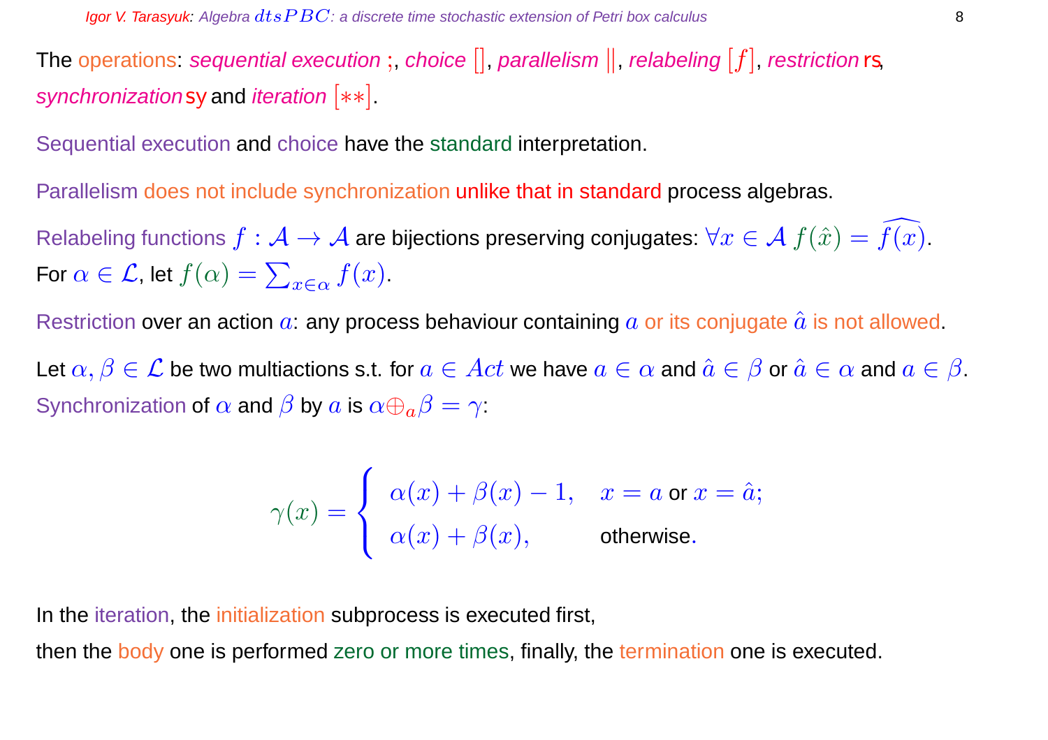The operations: *sequential execution* ;, *choice* $[]$, *parallelism* $\|$, *relabeling* $[f]$, *restriction* rs, *synchronization* sy and *iteration* $[**]$.

Sequential execution and choice have the standard interpretation.

Parallelism does not include synchronization unlike that in standard process algebras.

Relabeling functions $f : \mathcal{A} \to \mathcal{A}$ are bijections preserving conjugates: $\forall x \in \mathcal{A}\ f(\hat{x}) = \widehat{f(x)}$.
For $\alpha \in \mathcal{L}$, let $f(\alpha) = \sum_{x \in \alpha} f(x)$.

Restriction over an action $a$: any process behaviour containing $a$ or its conjugate $\hat{a}$ is not allowed.

Let $\alpha, \beta \in \mathcal{L}$ be two multiactions s.t. for $a \in Act$ we have $a \in \alpha$ and $\hat{a} \in \beta$ or $\hat{a} \in \alpha$ and $a \in \beta$.
Synchronization of $\alpha$ and $\beta$ by $a$ is $\alpha \oplus_a \beta = \gamma$:

$$\gamma(x) = \begin{cases} \alpha(x) + \beta(x) - 1, & x = a \text{ or } x = \hat{a}; \\ \alpha(x) + \beta(x), & \text{otherwise}. \end{cases}$$

In the iteration, the initialization subprocess is executed first,
then the body one is performed zero or more times, finally, the termination one is executed.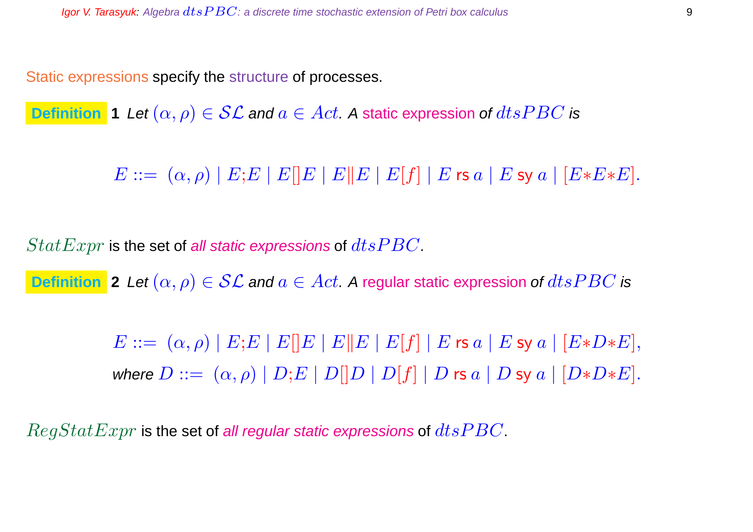Static expressions specify the structure of processes.

**Definition 1** *Let $(\alpha, \rho) \in \mathcal{SL}$ and $a \in Act$. A static expression of $dtsPBC$ is*

$$E ::= \ (\alpha, \rho) \mid E;E \mid E[]E \mid E\|E \mid E[f] \mid E \text{ rs } a \mid E \text{ sy } a \mid [E{*}E{*}E].$$

$StatExpr$ is the set of *all static expressions* of $dtsPBC$.

**Definition 2** *Let $(\alpha, \rho) \in \mathcal{SL}$ and $a \in Act$. A regular static expression of $dtsPBC$ is*

$$E ::= \ (\alpha, \rho) \mid E;E \mid E[]E \mid E\|E \mid E[f] \mid E \text{ rs } a \mid E \text{ sy } a \mid [E{*}D{*}E],$$

*where* $D ::= \ (\alpha, \rho) \mid D;E \mid D[]D \mid D[f] \mid D \text{ rs } a \mid D \text{ sy } a \mid [D{*}D{*}E].$

$RegStatExpr$ is the set of *all regular static expressions* of $dtsPBC$.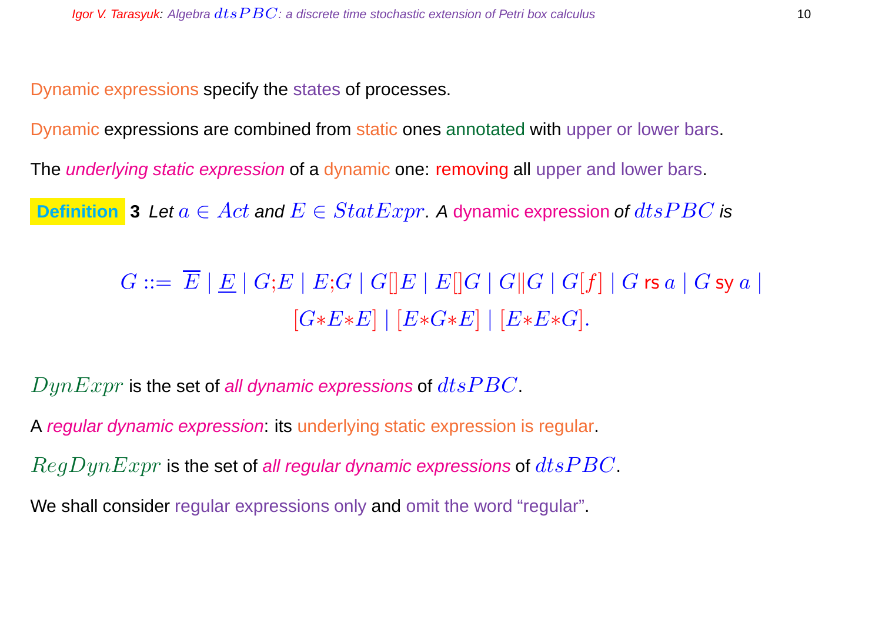Dynamic expressions specify the states of processes.

Dynamic expressions are combined from static ones annotated with upper or lower bars.

The *underlying static expression* of a dynamic one: removing all upper and lower bars.

**Definition 3** *Let $a \in Act$ and $E \in StatExpr$. A* dynamic expression *of $dtsPBC$ is*

$$G ::= \overline{E} \mid \underline{E} \mid G;E \mid E;G \mid G[]E \mid E[]G \mid G\|G \mid G[f] \mid G \text{ rs } a \mid G \text{ sy } a \mid$$
$$[G{*}E{*}E] \mid [E{*}G{*}E] \mid [E{*}E{*}G].$$

$DynExpr$ is the set of *all dynamic expressions* of $dtsPBC$.

A *regular dynamic expression*: its underlying static expression is regular.

$RegDynExpr$ is the set of *all regular dynamic expressions* of $dtsPBC$.

We shall consider regular expressions only and omit the word “regular”.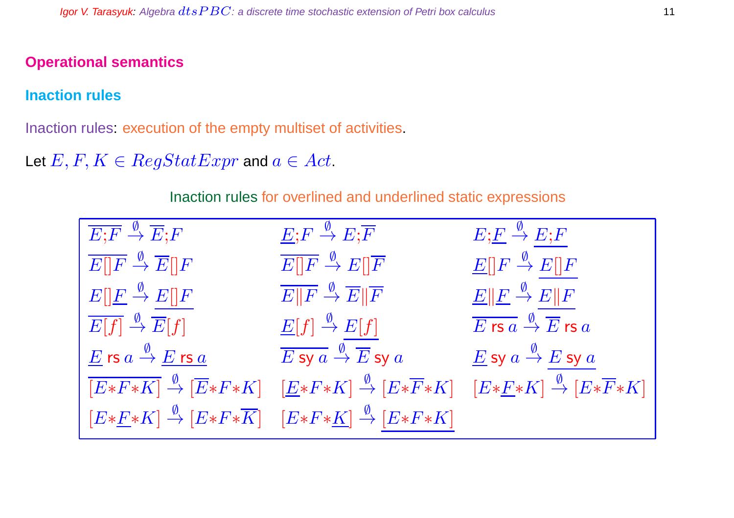## Operational semantics

### Inaction rules

Inaction rules: execution of the empty multiset of activities.

Let $E, F, K \in RegStatExpr$ and $a \in Act$.

Inaction rules for overlined and underlined static expressions

| | | |
|---|---|---|
| $\overline{E;F} \xrightarrow{\emptyset} \overline{E};F$ | $\underline{E};F \xrightarrow{\emptyset} E;\overline{F}$ | $E;\underline{F} \xrightarrow{\emptyset} \underline{E;F}$ |
| $\overline{E[]F} \xrightarrow{\emptyset} \overline{E}[]F$ | $\overline{E[]F} \xrightarrow{\emptyset} E[]\overline{F}$ | $\underline{E}[]F \xrightarrow{\emptyset} \underline{E[]F}$ |
| $E[]\underline{F} \xrightarrow{\emptyset} \underline{E[]F}$ | $\overline{E\|F} \xrightarrow{\emptyset} \overline{E}\|\overline{F}$ | $\underline{E}\|\underline{F} \xrightarrow{\emptyset} \underline{E\|F}$ |
| $\overline{E[f]} \xrightarrow{\emptyset} \overline{E}[f]$ | $\underline{E}[f] \xrightarrow{\emptyset} \underline{E[f]}$ | $\overline{E \text{ rs } a} \xrightarrow{\emptyset} \overline{E} \text{ rs } a$ |
| $\underline{E} \text{ rs } a \xrightarrow{\emptyset} \underline{E \text{ rs } a}$ | $\overline{E \text{ sy } a} \xrightarrow{\emptyset} \overline{E} \text{ sy } a$ | $\underline{E} \text{ sy } a \xrightarrow{\emptyset} \underline{E \text{ sy } a}$ |
| $\overline{[E*F*K]} \xrightarrow{\emptyset} [\overline{E}*F*K]$ | $[\underline{E}*F*K] \xrightarrow{\emptyset} [E*\overline{F}*K]$ | $[E*\underline{F}*K] \xrightarrow{\emptyset} [E*\overline{F}*K]$ |
| $[E*\underline{F}*K] \xrightarrow{\emptyset} [E*F*\overline{K}]$ | $[E*F*\underline{K}] \xrightarrow{\emptyset} \underline{[E*F*K]}$ | |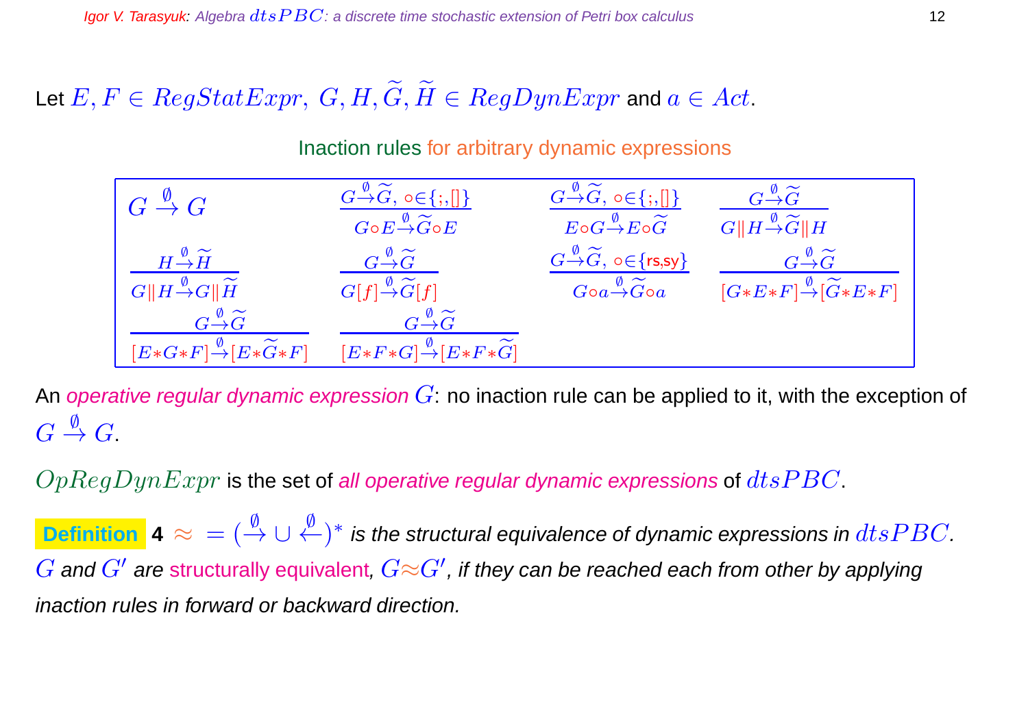Let $E, F \in RegStatExpr,\ G, H, \widetilde{G}, \widetilde{H} \in RegDynExpr$ and $a \in Act$.

Inaction rules for arbitrary dynamic expressions

$$G \stackrel{\emptyset}{\rightarrow} G \qquad \frac{G \stackrel{\emptyset}{\rightarrow} \widetilde{G},\ \circ \in \{;, []\}}{G \circ E \stackrel{\emptyset}{\rightarrow} \widetilde{G} \circ E} \qquad \frac{G \stackrel{\emptyset}{\rightarrow} \widetilde{G},\ \circ \in \{;, []\}}{E \circ G \stackrel{\emptyset}{\rightarrow} E \circ \widetilde{G}} \qquad \frac{G \stackrel{\emptyset}{\rightarrow} \widetilde{G}}{G \| H \stackrel{\emptyset}{\rightarrow} \widetilde{G} \| H}$$

$$\frac{H \stackrel{\emptyset}{\rightarrow} \widetilde{H}}{G \| H \stackrel{\emptyset}{\rightarrow} G \| \widetilde{H}} \qquad \frac{G \stackrel{\emptyset}{\rightarrow} \widetilde{G}}{G[f] \stackrel{\emptyset}{\rightarrow} \widetilde{G}[f]} \qquad \frac{G \stackrel{\emptyset}{\rightarrow} \widetilde{G},\ \circ \in \{\text{rs}, \text{sy}\}}{G \circ a \stackrel{\emptyset}{\rightarrow} \widetilde{G} \circ a} \qquad \frac{G \stackrel{\emptyset}{\rightarrow} \widetilde{G}}{[G * E * F] \stackrel{\emptyset}{\rightarrow} [\widetilde{G} * E * F]}$$

$$\frac{G \stackrel{\emptyset}{\rightarrow} \widetilde{G}}{[E * G * F] \stackrel{\emptyset}{\rightarrow} [E * \widetilde{G} * F]} \qquad \frac{G \stackrel{\emptyset}{\rightarrow} \widetilde{G}}{[E * F * G] \stackrel{\emptyset}{\rightarrow} [E * F * \widetilde{G}]}$$

An *operative regular dynamic expression* $G$: no inaction rule can be applied to it, with the exception of $G \stackrel{\emptyset}{\rightarrow} G$.

$OpRegDynExpr$ is the set of *all operative regular dynamic expressions* of $dtsPBC$.

**Definition 4** *$\approx\ = (\stackrel{\emptyset}{\rightarrow} \cup \stackrel{\emptyset}{\leftarrow})^*$ is the structural equivalence of dynamic expressions in $dtsPBC$. $G$ and $G'$ are structurally equivalent, $G \approx G'$, if they can be reached each from other by applying inaction rules in forward or backward direction.*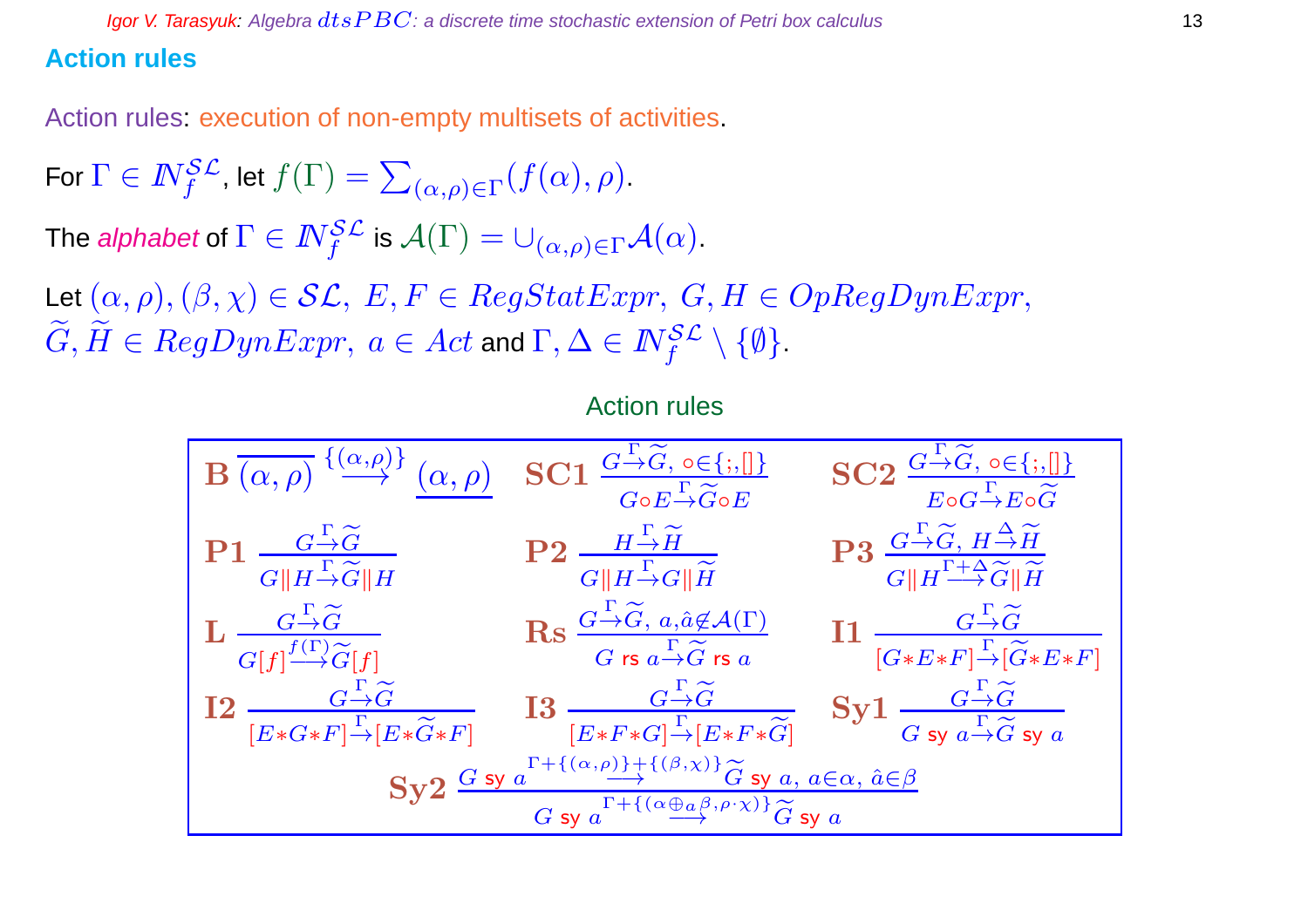## Action rules

Action rules: execution of non-empty multisets of activities.

For $\Gamma \in \mathbb{N}_f^{\mathcal{SL}}$, let $f(\Gamma) = \sum_{(\alpha,\rho)\in\Gamma}(f(\alpha), \rho)$.

The *alphabet* of $\Gamma \in \mathbb{N}_f^{\mathcal{SL}}$ is $\mathcal{A}(\Gamma) = \cup_{(\alpha,\rho)\in\Gamma}\mathcal{A}(\alpha)$.

Let $(\alpha, \rho), (\beta, \chi) \in \mathcal{SL},\ E, F \in RegStatExpr,\ G, H \in OpRegDynExpr,$
$\widetilde{G}, \widetilde{H} \in RegDynExpr,\ a \in Act$ and $\Gamma, \Delta \in \mathbb{N}_f^{\mathcal{SL}} \setminus \{\emptyset\}$.

Action rules

$$\mathbf{B}\ \ \overline{(\alpha,\rho)} \stackrel{\{(\alpha,\rho)\}}{\longrightarrow} \underline{(\alpha,\rho)} \qquad \mathbf{SC1}\ \ \frac{G \stackrel{\Gamma}{\to} \widetilde{G},\ \circ \in \{;,[]\}}{G \circ E \stackrel{\Gamma}{\to} \widetilde{G} \circ E} \qquad \mathbf{SC2}\ \ \frac{G \stackrel{\Gamma}{\to} \widetilde{G},\ \circ \in \{;,[]\}}{E \circ G \stackrel{\Gamma}{\to} E \circ \widetilde{G}}$$

$$\mathbf{P1}\ \ \frac{G \stackrel{\Gamma}{\to} \widetilde{G}}{G \| H \stackrel{\Gamma}{\to} \widetilde{G} \| H} \qquad \mathbf{P2}\ \ \frac{H \stackrel{\Gamma}{\to} \widetilde{H}}{G \| H \stackrel{\Gamma}{\to} G \| \widetilde{H}} \qquad \mathbf{P3}\ \ \frac{G \stackrel{\Gamma}{\to} \widetilde{G},\ H \stackrel{\Delta}{\to} \widetilde{H}}{G \| H \stackrel{\Gamma + \Delta}{\longrightarrow} \widetilde{G} \| \widetilde{H}}$$

$$\mathbf{L}\ \ \frac{G \stackrel{\Gamma}{\to} \widetilde{G}}{G[f] \stackrel{f(\Gamma)}{\longrightarrow} \widetilde{G}[f]} \qquad \mathbf{Rs}\ \ \frac{G \stackrel{\Gamma}{\to} \widetilde{G},\ a, \hat{a} \not\in \mathcal{A}(\Gamma)}{G \text{ rs } a \stackrel{\Gamma}{\to} \widetilde{G} \text{ rs } a} \qquad \mathbf{I1}\ \ \frac{G \stackrel{\Gamma}{\to} \widetilde{G}}{[G * E * F] \stackrel{\Gamma}{\to} [\widetilde{G} * E * F]}$$

$$\mathbf{I2}\ \ \frac{G \stackrel{\Gamma}{\to} \widetilde{G}}{[E * G * F] \stackrel{\Gamma}{\to} [E * \widetilde{G} * F]} \qquad \mathbf{I3}\ \ \frac{G \stackrel{\Gamma}{\to} \widetilde{G}}{[E * F * G] \stackrel{\Gamma}{\to} [E * F * \widetilde{G}]} \qquad \mathbf{Sy1}\ \ \frac{G \stackrel{\Gamma}{\to} \widetilde{G}}{G \text{ sy } a \stackrel{\Gamma}{\to} \widetilde{G} \text{ sy } a}$$

$$\mathbf{Sy2}\ \ \frac{G \text{ sy } a \stackrel{\Gamma + \{(\alpha,\rho)\} + \{(\beta,\chi)\}}{\longrightarrow} \widetilde{G} \text{ sy } a,\ a \in \alpha,\ \hat{a} \in \beta}{G \text{ sy } a \stackrel{\Gamma + \{(\alpha \oplus_a \beta, \rho \cdot \chi)\}}{\longrightarrow} \widetilde{G} \text{ sy } a}$$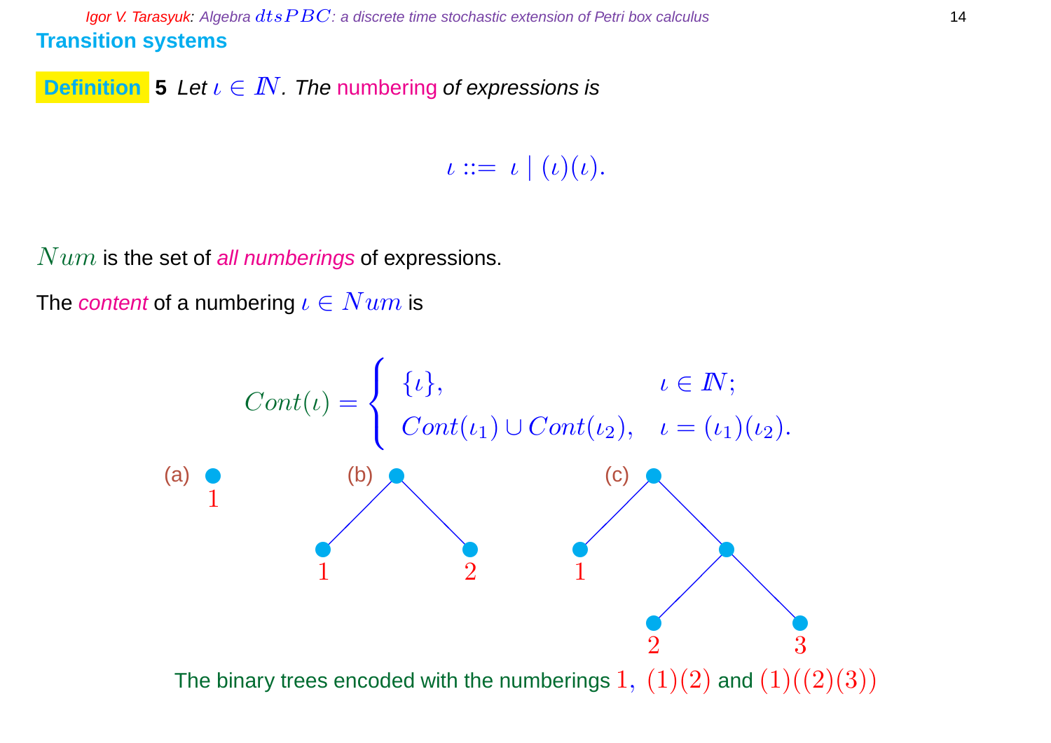## Transition systems

**Definition 5** *Let $\iota \in I\!N$. The numbering of expressions is*

$$\iota ::= \ \iota \mid (\iota)(\iota).$$

$Num$ is the set of *all numberings* of expressions.

The *content* of a numbering $\iota \in Num$ is

$$Cont(\iota) = \begin{cases} \{\iota\}, & \iota \in I\!N; \\ Cont(\iota_1) \cup Cont(\iota_2), & \iota = (\iota_1)(\iota_2). \end{cases}$$

(a) (b) (c)

The binary trees encoded with the numberings $1,\ (1)(2)$ and $(1)((2)(3))$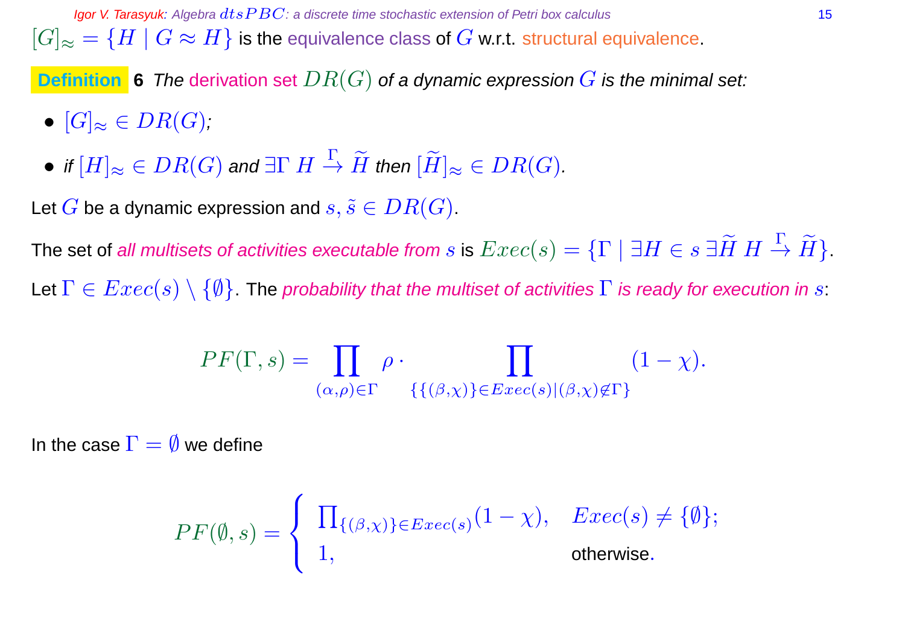$[G]_\approx = \{H \mid G \approx H\}$ is the equivalence class of $G$ w.r.t. structural equivalence.

**Definition 6** *The derivation set $DR(G)$ of a dynamic expression $G$ is the minimal set:*

- $[G]_\approx \in DR(G)$;
- *if* $[H]_\approx \in DR(G)$ *and* $\exists \Gamma \ H \xrightarrow{\Gamma} \widetilde{H}$ *then* $[\widetilde{H}]_\approx \in DR(G)$.

Let $G$ be a dynamic expression and $s, \tilde{s} \in DR(G)$.

The set of *all multisets of activities executable from* $s$ is $Exec(s) = \{\Gamma \mid \exists H \in s \ \exists \widetilde{H} \ H \xrightarrow{\Gamma} \widetilde{H}\}$.

Let $\Gamma \in Exec(s) \setminus \{\emptyset\}$. The *probability that the multiset of activities* $\Gamma$ *is ready for execution in* $s$:

$$PF(\Gamma, s) = \prod_{(\alpha,\rho)\in\Gamma} \rho \cdot \prod_{\{\{(\beta,\chi)\}\in Exec(s) \mid (\beta,\chi)\not\in\Gamma\}} (1-\chi).$$

In the case $\Gamma = \emptyset$ we define

$$PF(\emptyset, s) = \begin{cases} \prod_{\{(\beta,\chi)\}\in Exec(s)} (1-\chi), & Exec(s) \neq \{\emptyset\}; \\ 1, & \text{otherwise}. \end{cases}$$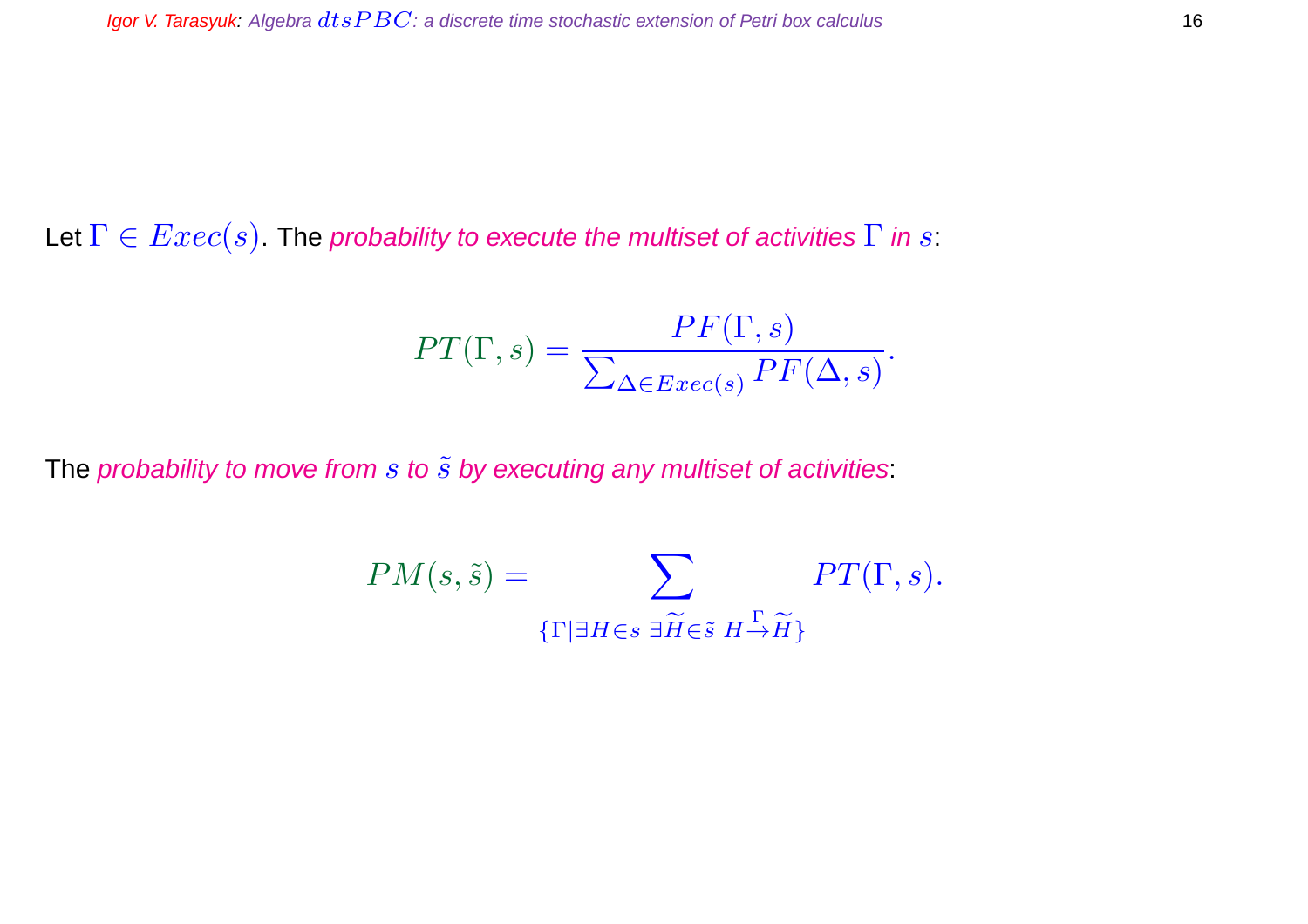Let $\Gamma \in Exec(s)$. The *probability to execute the multiset of activities $\Gamma$ in $s$*:

$$PT(\Gamma, s) = \frac{PF(\Gamma, s)}{\sum_{\Delta \in Exec(s)} PF(\Delta, s)}.$$

The *probability to move from $s$ to $\tilde{s}$ by executing any multiset of activities*:

$$PM(s, \tilde{s}) = \sum_{\{\Gamma \mid \exists H \in s \ \exists \widetilde{H} \in \tilde{s} \ H \stackrel{\Gamma}{\rightarrow} \widetilde{H}\}} PT(\Gamma, s).$$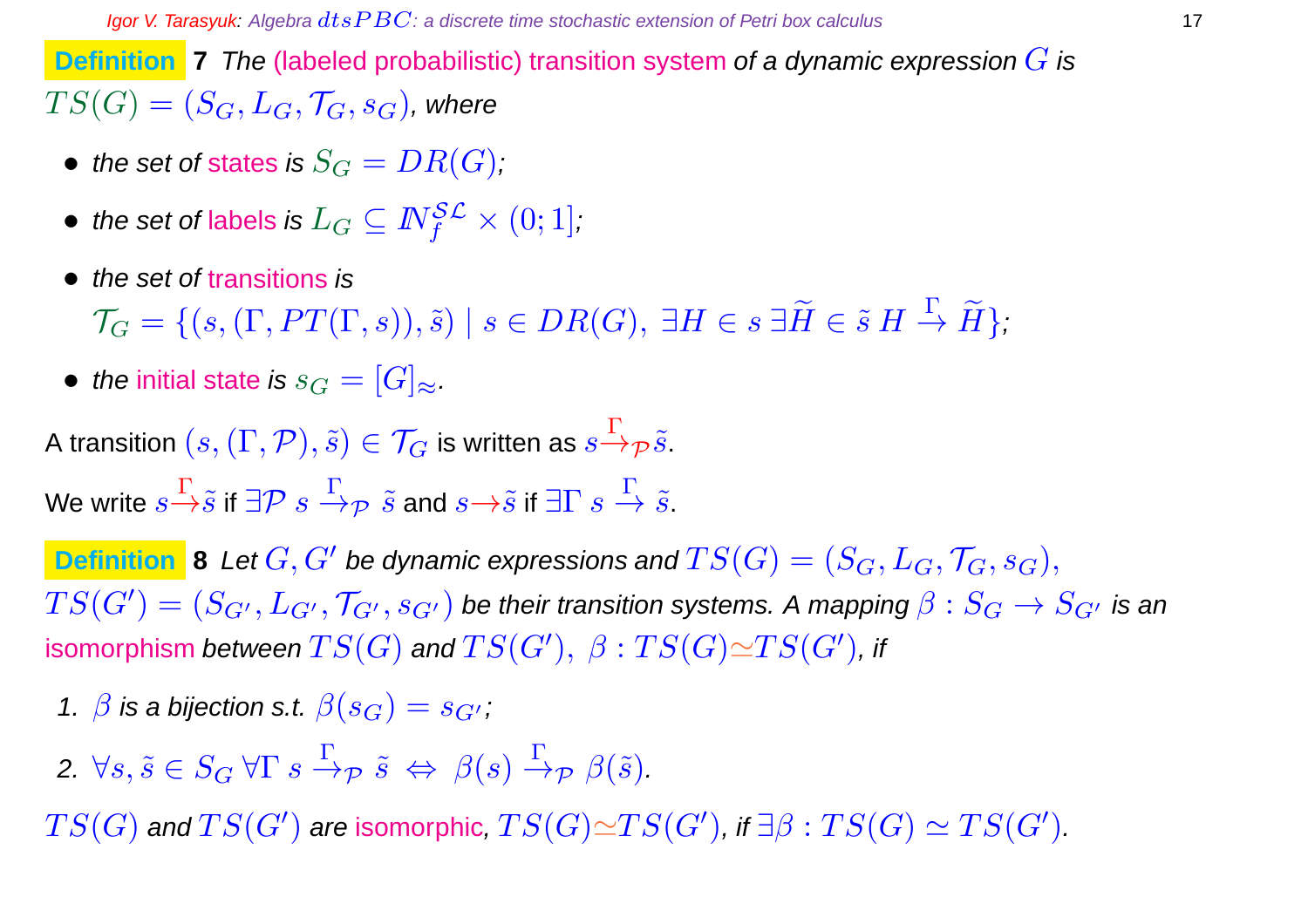**Definition 7** *The (labeled probabilistic) transition system of a dynamic expression $G$ is $TS(G) = (S_G, L_G, \mathcal{T}_G, s_G)$, where*

- *the set of states is $S_G = DR(G)$;*
- *the set of labels is $L_G \subseteq I\!N_f^{\mathcal{SL}} \times (0;1]$;*
- *the set of transitions is*
  $\mathcal{T}_G = \{(s, (\Gamma, PT(\Gamma, s)), \tilde{s}) \mid s \in DR(G),\ \exists H \in s\ \exists \widetilde{H} \in \tilde{s}\ H \stackrel{\Gamma}{\rightarrow} \widetilde{H}\}$;
- *the initial state is $s_G = [G]_{\approx}$.*

A transition $(s, (\Gamma, \mathcal{P}), \tilde{s}) \in \mathcal{T}_G$ is written as $s \stackrel{\Gamma}{\rightarrow}_{\mathcal{P}} \tilde{s}$.

We write $s \stackrel{\Gamma}{\rightarrow} \tilde{s}$ if $\exists \mathcal{P}\ s \stackrel{\Gamma}{\rightarrow}_{\mathcal{P}} \tilde{s}$ and $s \rightarrow \tilde{s}$ if $\exists \Gamma\ s \stackrel{\Gamma}{\rightarrow} \tilde{s}$.

**Definition 8** *Let $G, G'$ be dynamic expressions and $TS(G) = (S_G, L_G, \mathcal{T}_G, s_G)$, $TS(G') = (S_{G'}, L_{G'}, \mathcal{T}_{G'}, s_{G'})$ be their transition systems. A mapping $\beta : S_G \rightarrow S_{G'}$ is an isomorphism between $TS(G)$ and $TS(G')$, $\beta : TS(G) \simeq TS(G')$, if*

1. *$\beta$ is a bijection s.t. $\beta(s_G) = s_{G'}$;*
2. *$\forall s, \tilde{s} \in S_G\ \forall \Gamma\ s \stackrel{\Gamma}{\rightarrow}_{\mathcal{P}} \tilde{s} \Leftrightarrow \beta(s) \stackrel{\Gamma}{\rightarrow}_{\mathcal{P}} \beta(\tilde{s})$.*

*$TS(G)$ and $TS(G')$ are isomorphic, $TS(G) \simeq TS(G')$, if $\exists \beta : TS(G) \simeq TS(G')$.*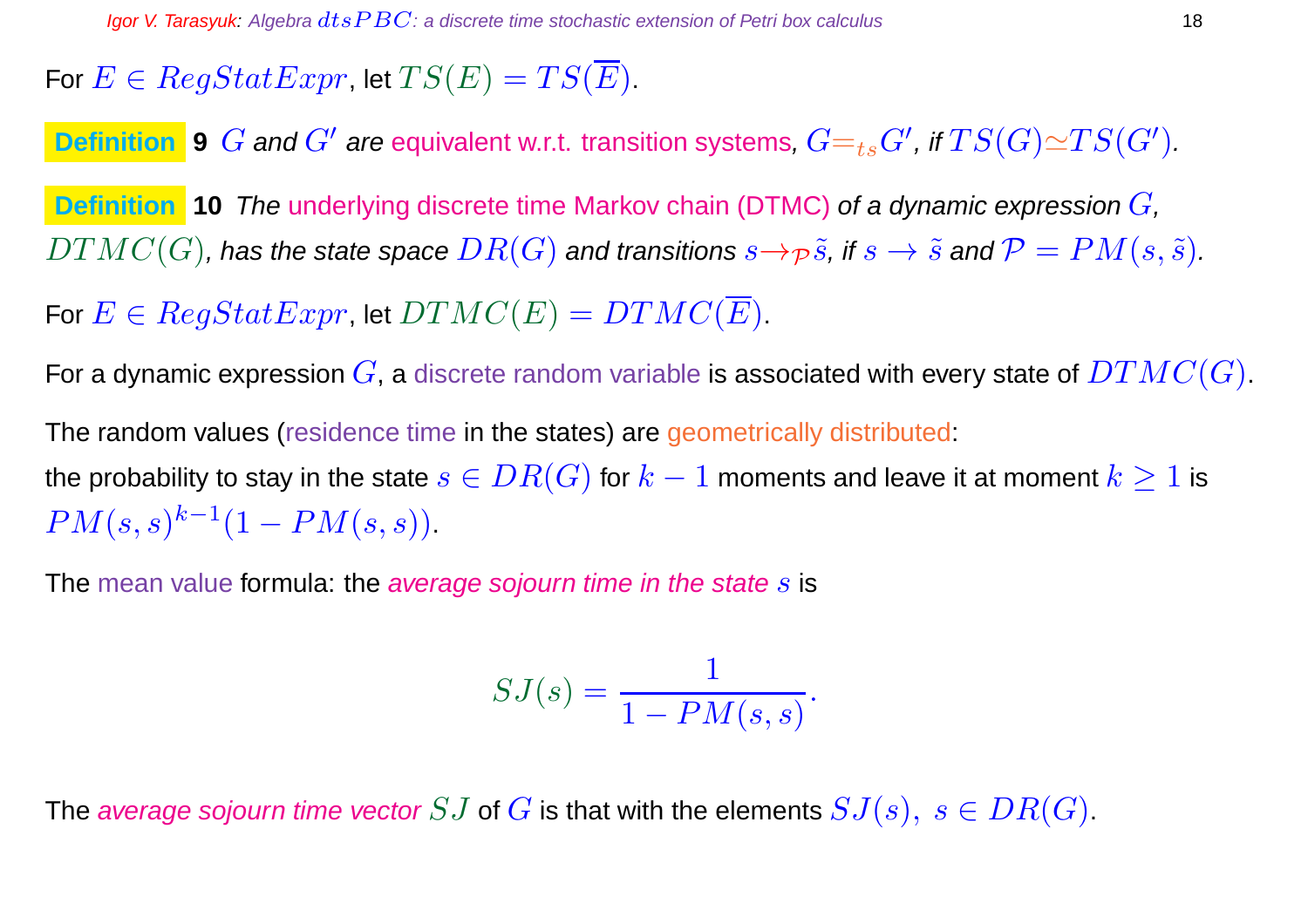For $E \in RegStatExpr$, let $TS(E) = TS(\overline{E})$.

**Definition 9** *$G$ and $G'$ are equivalent w.r.t. transition systems, $G =_{ts} G'$, if $TS(G) \simeq TS(G')$.*

**Definition 10** *The underlying discrete time Markov chain (DTMC) of a dynamic expression $G$, $DTMC(G)$, has the state space $DR(G)$ and transitions $s \rightarrow_{\mathcal{P}} \tilde{s}$, if $s \rightarrow \tilde{s}$ and $\mathcal{P} = PM(s, \tilde{s})$.*

For $E \in RegStatExpr$, let $DTMC(E) = DTMC(\overline{E})$.

For a dynamic expression $G$, a discrete random variable is associated with every state of $DTMC(G)$.

The random values (residence time in the states) are geometrically distributed:
the probability to stay in the state $s \in DR(G)$ for $k - 1$ moments and leave it at moment $k \geq 1$ is $PM(s, s)^{k-1}(1 - PM(s, s))$.

The mean value formula: the *average sojourn time in the state $s$* is

$$SJ(s) = \frac{1}{1 - PM(s, s)}.$$

The *average sojourn time vector $SJ$* of $G$ is that with the elements $SJ(s),\ s \in DR(G)$.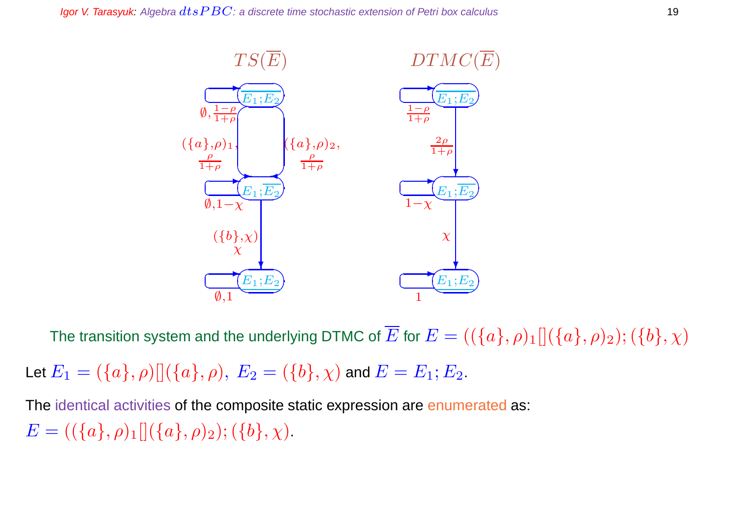The transition system and the underlying DTMC of $\overline{E}$ for $E = ((\{a\}, \rho)_1 [] (\{a\}, \rho)_2); (\{b\}, \chi)$

Let $E_1 = (\{a\}, \rho) [] (\{a\}, \rho),\ E_2 = (\{b\}, \chi)$ and $E = E_1; E_2$.

The identical activities of the composite static expression are enumerated as:

$E = ((\{a\}, \rho)_1 [] (\{a\}, \rho)_2); (\{b\}, \chi)$.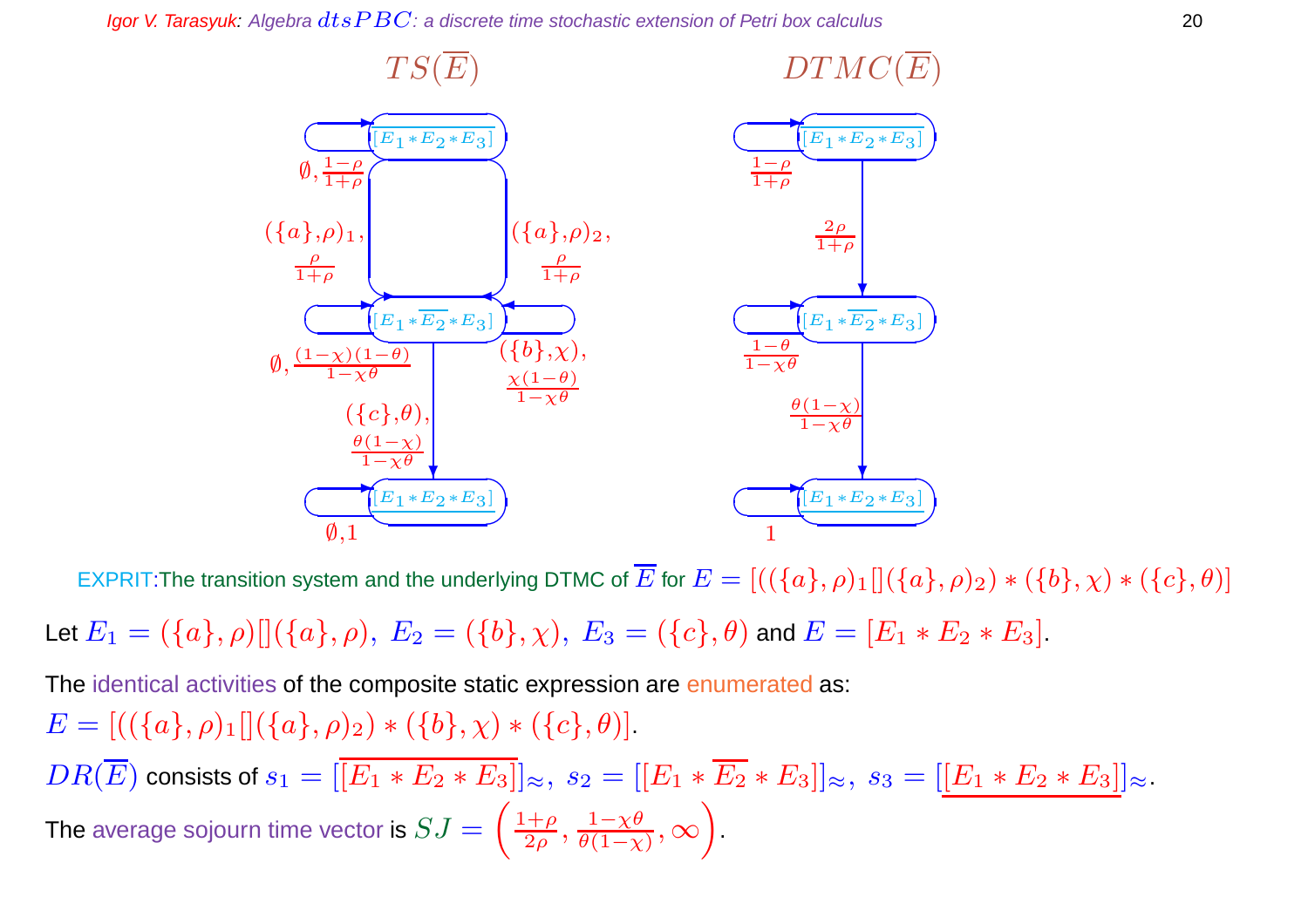$TS(\overline{E})$ $DTMC(\overline{E})$

EXPRIT: The transition system and the underlying DTMC of $\overline{E}$ for $E = [((\{a\},\rho)_1[](\{a\},\rho)_2) * (\{b\},\chi) * (\{c\},\theta)]$

Let $E_1 = (\{a\},\rho)[](\{a\},\rho),\ E_2 = (\{b\},\chi),\ E_3 = (\{c\},\theta)$ and $E = [E_1 * E_2 * E_3]$.

The identical activities of the composite static expression are enumerated as:

$E = [((\{a\},\rho)_1[](\{a\},\rho)_2) * (\{b\},\chi) * (\{c\},\theta)]$.

$DR(\overline{E})$ consists of $s_1 = [\overline{[E_1 * E_2 * E_3]}]_\approx,\ s_2 = [[E_1 * \overline{E_2} * E_3]]_\approx,\ s_3 = [\underline{[E_1 * E_2 * E_3]}]_\approx$.

The average sojourn time vector is $SJ = \left(\frac{1+\rho}{2\rho}, \frac{1-\chi\theta}{\theta(1-\chi)}, \infty\right)$.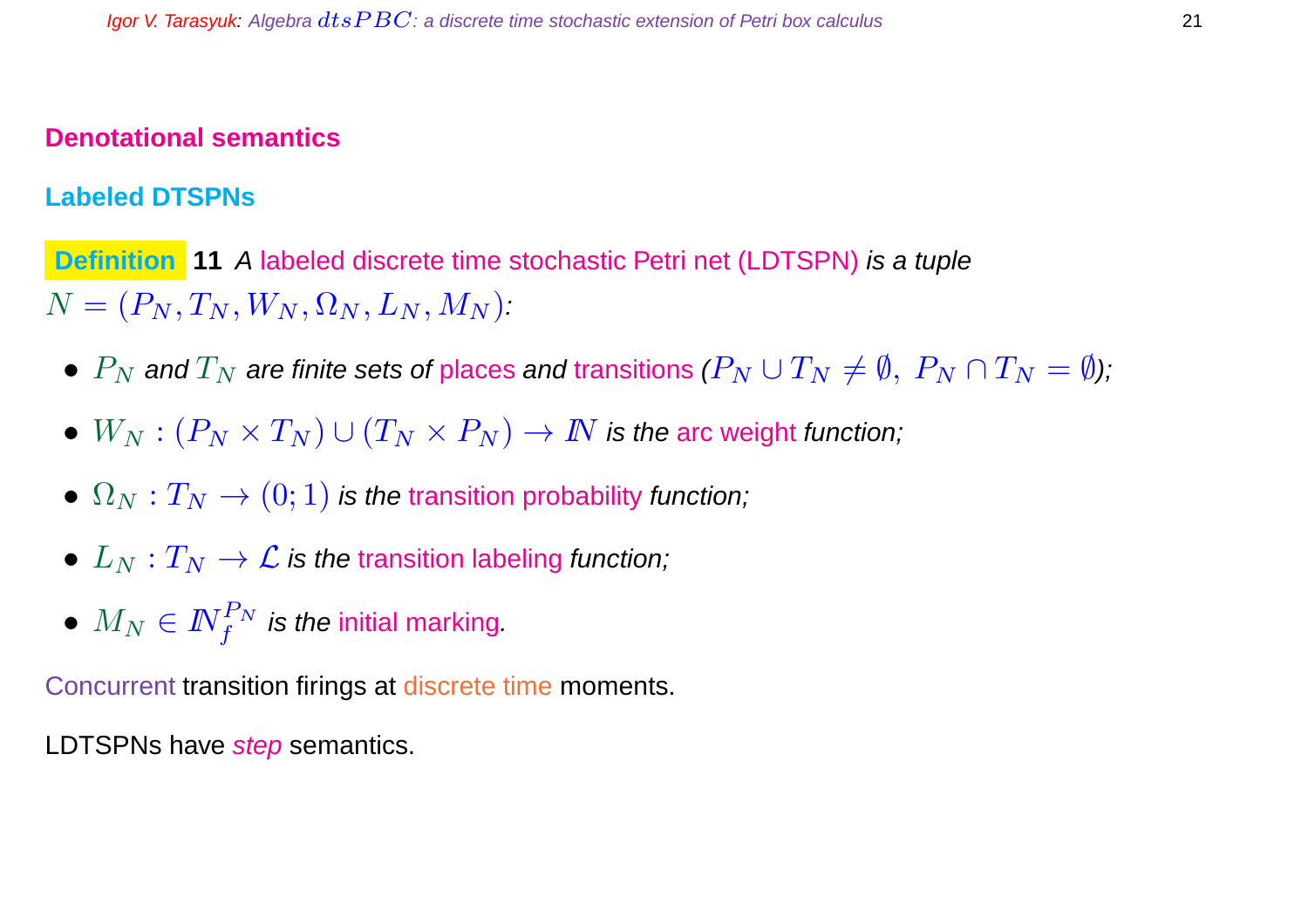# Denotational semantics

## Labeled DTSPNs

**Definition 11** *A labeled discrete time stochastic Petri net (LDTSPN) is a tuple* $N = (P_N, T_N, W_N, \Omega_N, L_N, M_N)$*:*

- $P_N$ *and* $T_N$ *are finite sets of places and transitions* ($P_N \cup T_N \neq \emptyset,\ P_N \cap T_N = \emptyset$)*;*
- $W_N : (P_N \times T_N) \cup (T_N \times P_N) \to \mathbb{N}$ *is the arc weight function;*
- $\Omega_N : T_N \to (0; 1)$ *is the transition probability function;*
- $L_N : T_N \to \mathcal{L}$ *is the transition labeling function;*
- $M_N \in \mathbb{N}_f^{P_N}$ *is the initial marking.*

Concurrent transition firings at discrete time moments.

LDTSPNs have *step* semantics.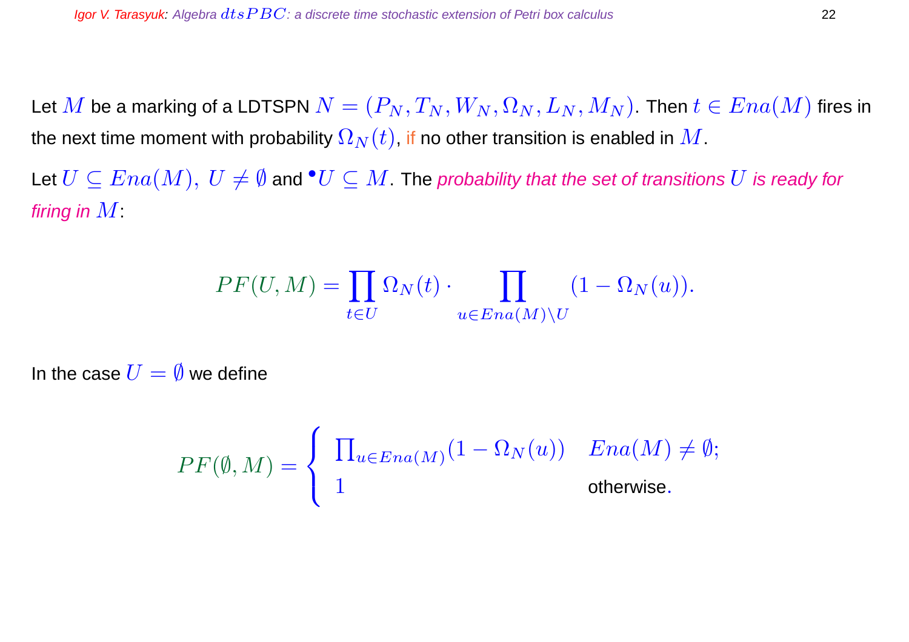Let $M$ be a marking of a LDTSPN $N = (P_N, T_N, W_N, \Omega_N, L_N, M_N)$. Then $t \in Ena(M)$ fires in the next time moment with probability $\Omega_N(t)$, if no other transition is enabled in $M$.

Let $U \subseteq Ena(M),\ U \neq \emptyset$ and ${}^\bullet U \subseteq M$. The *probability that the set of transitions $U$ is ready for firing in $M$*:

$$PF(U, M) = \prod_{t \in U} \Omega_N(t) \cdot \prod_{u \in Ena(M) \setminus U} (1 - \Omega_N(u)).$$

In the case $U = \emptyset$ we define

$$PF(\emptyset, M) = \begin{cases} \prod_{u \in Ena(M)} (1 - \Omega_N(u)) & Ena(M) \neq \emptyset; \\ 1 & \text{otherwise}. \end{cases}$$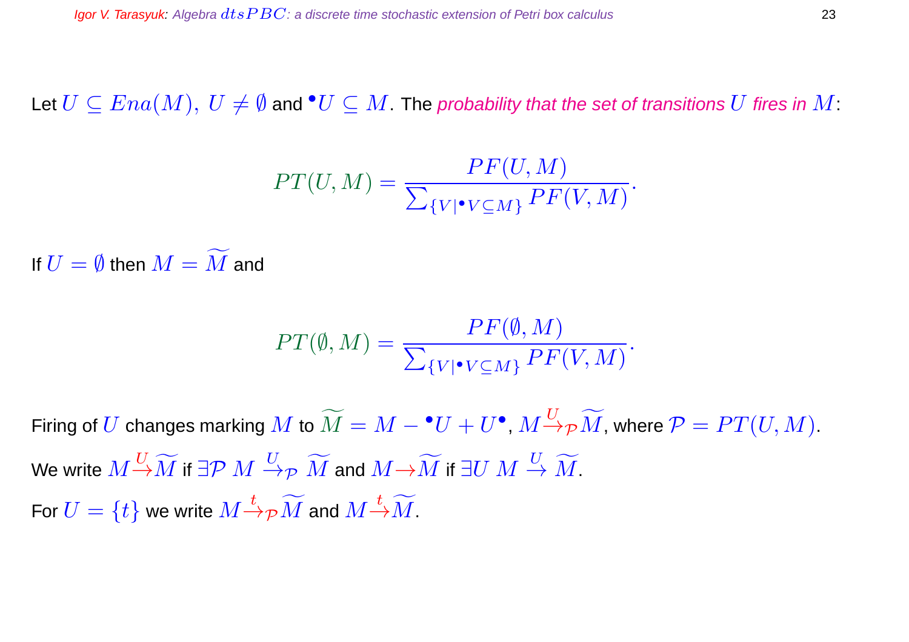Let $U \subseteq Ena(M),\ U \neq \emptyset$ and ${}^\bullet U \subseteq M$. The *probability that the set of transitions $U$ fires in $M$*:

$$PT(U, M) = \frac{PF(U, M)}{\sum_{\{V \mid {}^\bullet V \subseteq M\}} PF(V, M)}.$$

If $U = \emptyset$ then $M = \widetilde{M}$ and

$$PT(\emptyset, M) = \frac{PF(\emptyset, M)}{\sum_{\{V \mid {}^\bullet V \subseteq M\}} PF(V, M)}.$$

Firing of $U$ changes marking $M$ to $\widetilde{M} = M - {}^\bullet U + U^\bullet$, $M \stackrel{U}{\rightarrow}_{\mathcal{P}} \widetilde{M}$, where $\mathcal{P} = PT(U, M)$.

We write $M \stackrel{U}{\rightarrow} \widetilde{M}$ if $\exists \mathcal{P}\ M \stackrel{U}{\rightarrow}_{\mathcal{P}} \widetilde{M}$ and $M \rightarrow \widetilde{M}$ if $\exists U\ M \stackrel{U}{\rightarrow} \widetilde{M}$.

For $U = \{t\}$ we write $M \stackrel{t}{\rightarrow}_{\mathcal{P}} \widetilde{M}$ and $M \stackrel{t}{\rightarrow} \widetilde{M}$.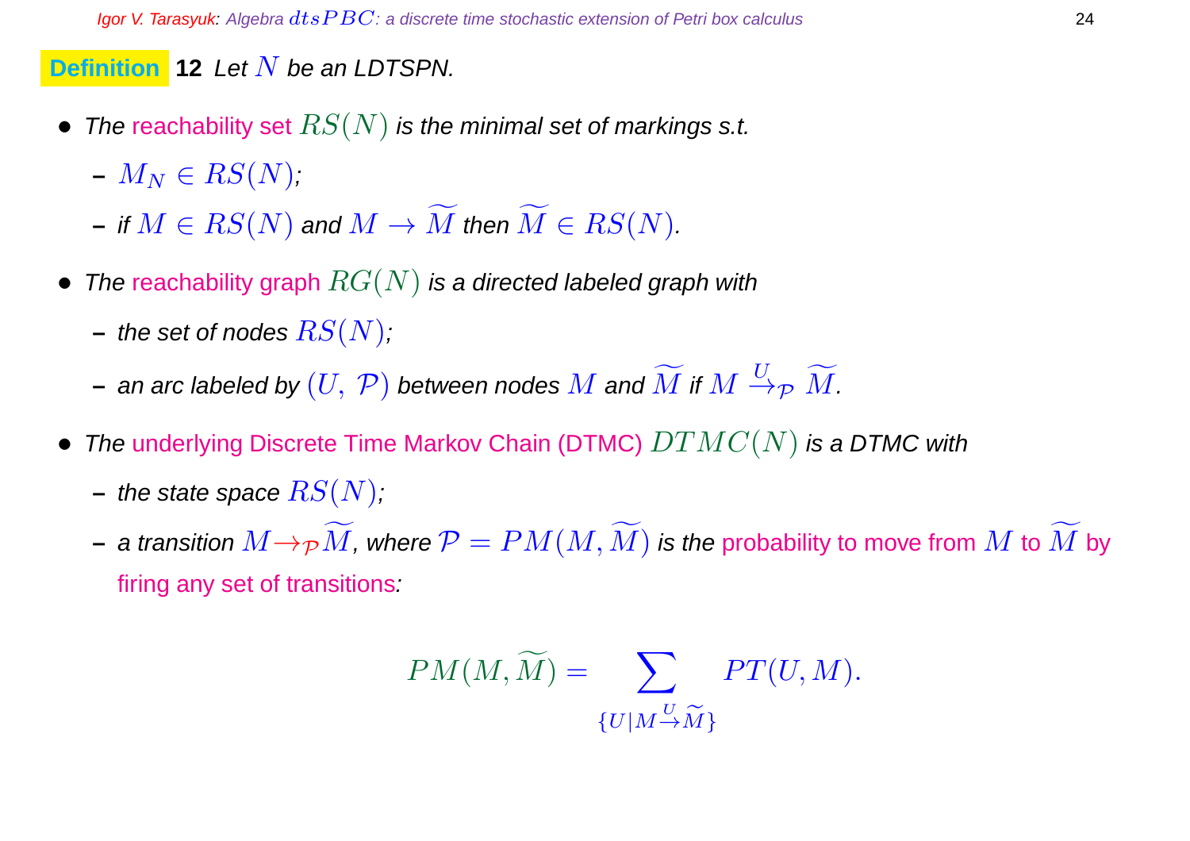**Definition 12** *Let $N$ be an LDTSPN.*

- *The reachability set $RS(N)$ is the minimal set of markings s.t.*
  - $M_N \in RS(N)$*;*
  - *if $M \in RS(N)$ and $M \to \widetilde{M}$ then $\widetilde{M} \in RS(N)$.*
- *The reachability graph $RG(N)$ is a directed labeled graph with*
  - *the set of nodes $RS(N)$;*
  - *an arc labeled by $(U,\ \mathcal{P})$ between nodes $M$ and $\widetilde{M}$ if $M \stackrel{U}{\rightarrow}_{\mathcal{P}} \widetilde{M}$.*
- *The underlying Discrete Time Markov Chain (DTMC) $DTMC(N)$ is a DTMC with*
  - *the state space $RS(N)$;*
  - *a transition $M \twoheadrightarrow_{\mathcal{P}} \widetilde{M}$, where $\mathcal{P} = PM(M, \widetilde{M})$ is the probability to move from $M$ to $\widetilde{M}$ by firing any set of transitions:*

$$PM(M, \widetilde{M}) = \sum_{\{U \mid M \stackrel{U}{\rightarrow} \widetilde{M}\}} PT(U, M).$$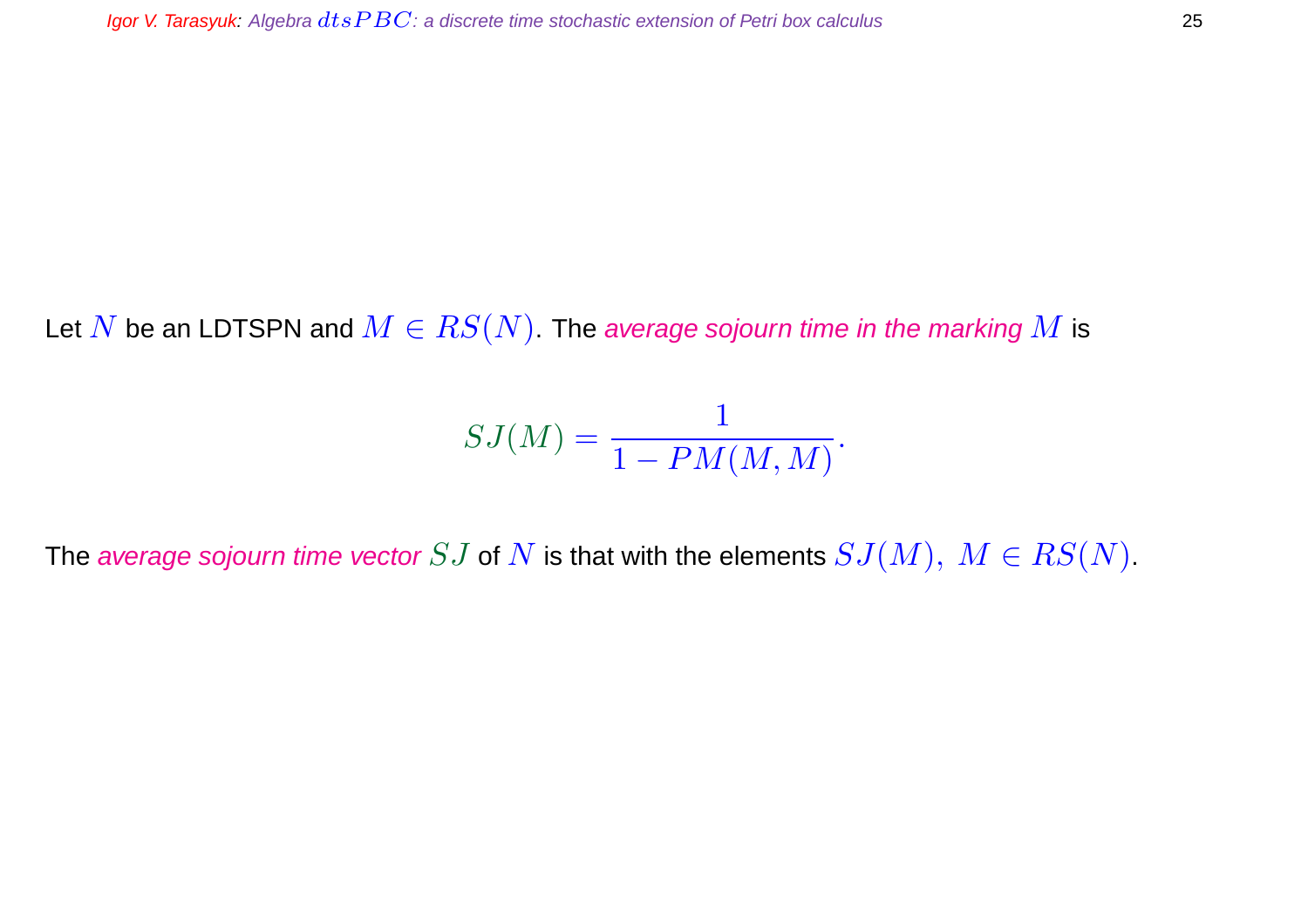Let $N$ be an LDTSPN and $M \in RS(N)$. The *average sojourn time in the marking* $M$ is

$$SJ(M) = \frac{1}{1 - PM(M, M)}.$$

The *average sojourn time vector* $SJ$ of $N$ is that with the elements $SJ(M),\ M \in RS(N)$.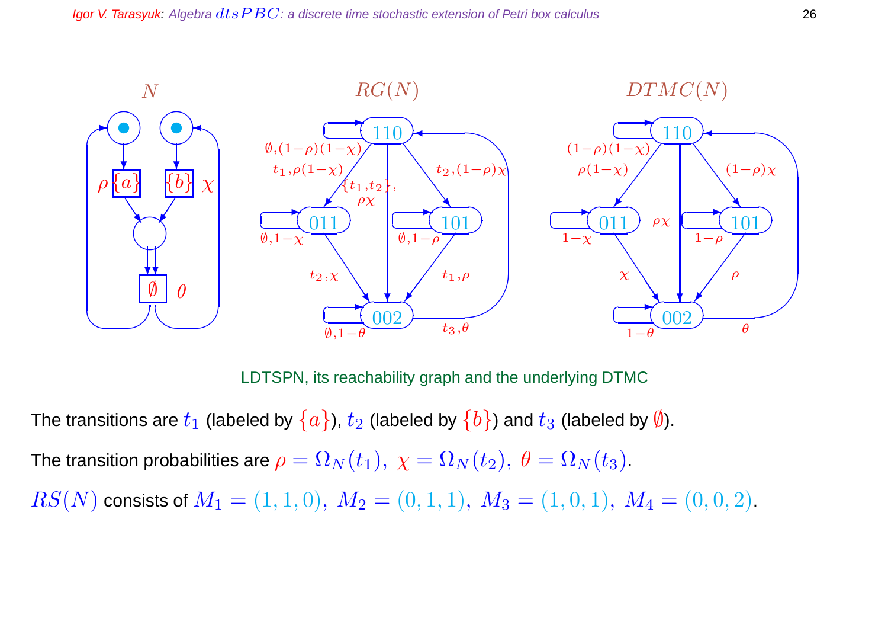LDTSPN, its reachability graph and the underlying DTMC

The transitions are $t_1$ (labeled by $\{a\}$), $t_2$ (labeled by $\{b\}$) and $t_3$ (labeled by $\emptyset$).

The transition probabilities are $\rho = \Omega_N(t_1),\ \chi = \Omega_N(t_2),\ \theta = \Omega_N(t_3)$.

$RS(N)$ consists of $M_1 = (1, 1, 0),\ M_2 = (0, 1, 1),\ M_3 = (1, 0, 1),\ M_4 = (0, 0, 2)$.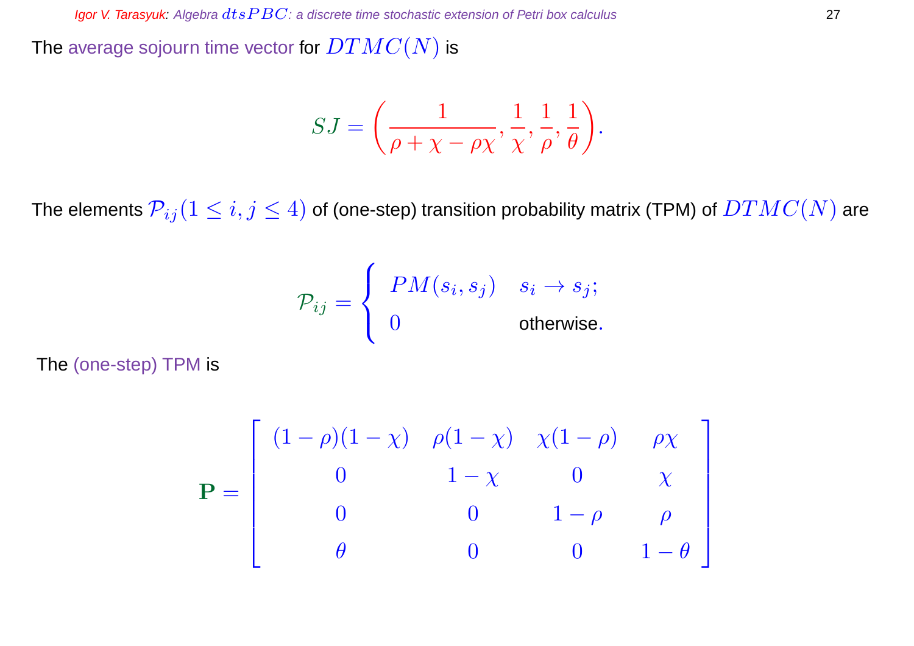The average sojourn time vector for $DTMC(N)$ is

$$SJ = \left(\frac{1}{\rho + \chi - \rho\chi}, \frac{1}{\chi}, \frac{1}{\rho}, \frac{1}{\theta}\right).$$

The elements $\mathcal{P}_{ij} (1 \le i, j \le 4)$ of (one-step) transition probability matrix (TPM) of $DTMC(N)$ are

$$\mathcal{P}_{ij} = \begin{cases} PM(s_i, s_j) & s_i \to s_j; \\ 0 & \text{otherwise}. \end{cases}$$

The (one-step) TPM is

$$\mathbf{P} = \begin{bmatrix} (1-\rho)(1-\chi) & \rho(1-\chi) & \chi(1-\rho) & \rho\chi \\ 0 & 1-\chi & 0 & \chi \\ 0 & 0 & 1-\rho & \rho \\ \theta & 0 & 0 & 1-\theta \end{bmatrix}$$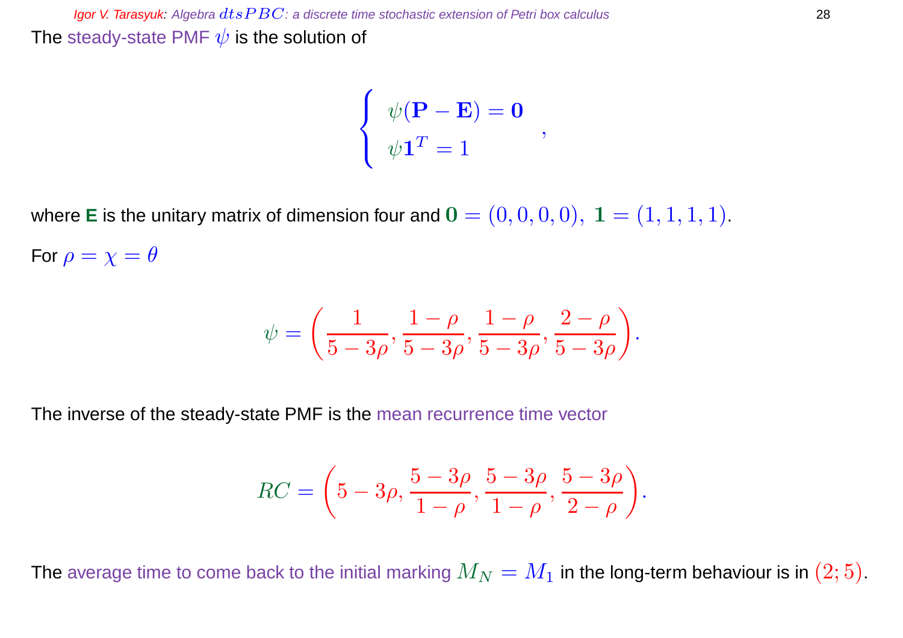The steady-state PMF $\psi$ is the solution of

$$\begin{cases} \psi(\mathbf{P} - \mathbf{E}) = \mathbf{0} \\ \psi\mathbf{1}^T = 1 \end{cases},$$

where **E** is the unitary matrix of dimension four and $\mathbf{0} = (0, 0, 0, 0),\ \mathbf{1} = (1, 1, 1, 1)$.

For $\rho = \chi = \theta$

$$\psi = \left(\frac{1}{5-3\rho}, \frac{1-\rho}{5-3\rho}, \frac{1-\rho}{5-3\rho}, \frac{2-\rho}{5-3\rho}\right).$$

The inverse of the steady-state PMF is the mean recurrence time vector

$$RC = \left(5-3\rho, \frac{5-3\rho}{1-\rho}, \frac{5-3\rho}{1-\rho}, \frac{5-3\rho}{2-\rho}\right).$$

The average time to come back to the initial marking $M_N = M_1$ in the long-term behaviour is in $(2; 5)$.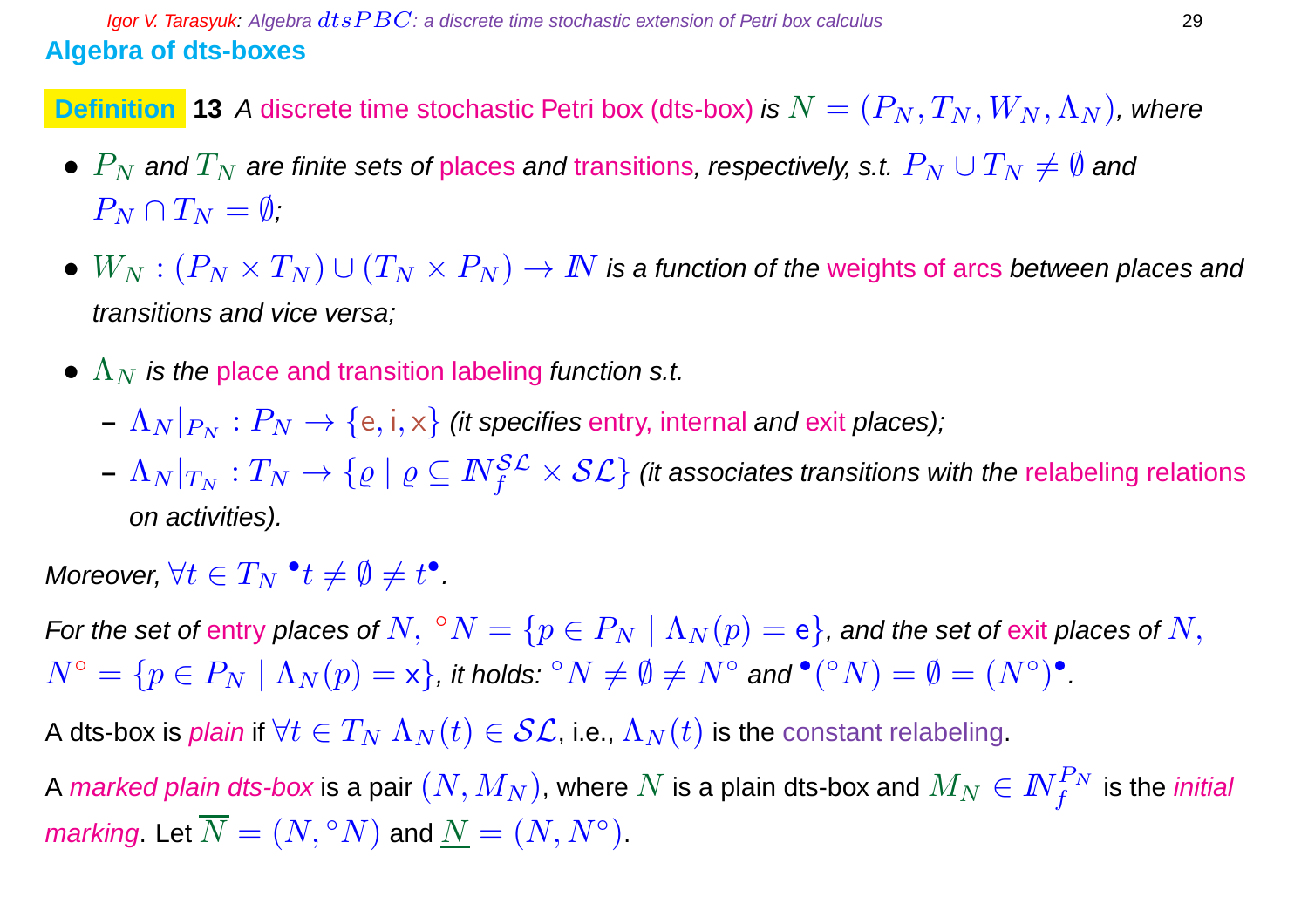## Algebra of dts-boxes

**Definition 13** *A* discrete time stochastic Petri box (dts-box) *is* $N = (P_N, T_N, W_N, \Lambda_N)$*, where*

- $P_N$ *and* $T_N$ *are finite sets of* places *and* transitions*, respectively, s.t.* $P_N \cup T_N \neq \emptyset$ *and* $P_N \cap T_N = \emptyset$*;*
- $W_N : (P_N \times T_N) \cup (T_N \times P_N) \to I\!N$ *is a function of the* weights of arcs *between places and transitions and vice versa;*
- $\Lambda_N$ *is the* place and transition labeling *function s.t.*
  - $\Lambda_N|_{P_N} : P_N \to \{\mathsf{e}, \mathsf{i}, \mathsf{x}\}$ *(it specifies* entry, internal *and* exit *places);*
  - $\Lambda_N|_{T_N} : T_N \to \{\varrho \mid \varrho \subseteq I\!N_f^{\mathcal{SL}} \times \mathcal{SL}\}$ *(it associates transitions with the* relabeling relations *on activities).*

*Moreover,* $\forall t \in T_N \ {}^\bullet t \neq \emptyset \neq t^\bullet$*.*

*For the set of* entry *places of* $N$, ${}^\circ N = \{p \in P_N \mid \Lambda_N(p) = \mathsf{e}\}$*, and the set of* exit *places of* $N$, $N^\circ = \{p \in P_N \mid \Lambda_N(p) = \mathsf{x}\}$*, it holds:* ${}^\circ N \neq \emptyset \neq N^\circ$ *and* ${}^\bullet({}^\circ N) = \emptyset = (N^\circ)^\bullet$*.*

A dts-box is *plain* if $\forall t \in T_N \ \Lambda_N(t) \in \mathcal{SL}$, i.e., $\Lambda_N(t)$ is the constant relabeling.

A *marked plain dts-box* is a pair $(N, M_N)$, where $N$ is a plain dts-box and $M_N \in I\!N_f^{P_N}$ is the *initial marking*. Let $\overline{N} = (N, {}^\circ N)$ and $\underline{N} = (N, N^\circ)$.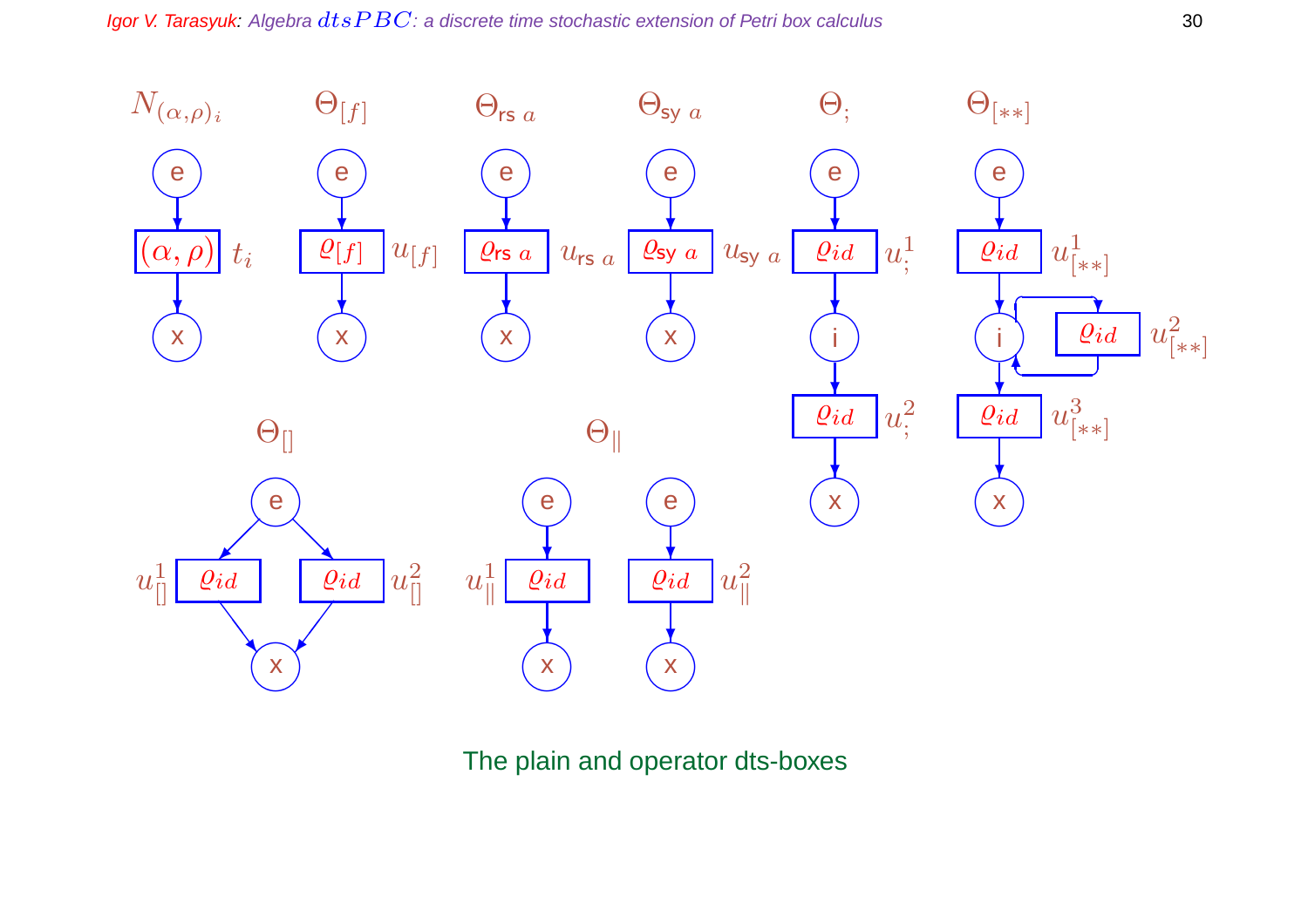$N_{(\alpha,\rho)_i}$ $\quad \Theta_{[f]}$ $\quad \Theta_{\mathsf{rs}\ a}$ $\quad \Theta_{\mathsf{sy}\ a}$ $\quad \Theta_{;}$ $\quad \Theta_{[**]}$

$(\alpha,\rho)$ $t_i$ $\quad \varrho_{[f]}$ $u_{[f]}$ $\quad \varrho_{\mathsf{rs}\ a}$ $u_{\mathsf{rs}\ a}$ $\quad \varrho_{\mathsf{sy}\ a}$ $u_{\mathsf{sy}\ a}$ $\quad \varrho_{id}$ $u_{;}^1$ $\quad \varrho_{id}$ $u_{[**]}^1$

$\varrho_{id}$ $u_{[**]}^2$

$\varrho_{id}$ $u_{;}^2$ $\quad \varrho_{id}$ $u_{[**]}^3$

$\Theta_{[]}$ $\quad \Theta_{\|}$

$u_{[]}^1$ $\varrho_{id}$ $\quad \varrho_{id}$ $u_{[]}^2$ $\quad u_{\|}^1$ $\varrho_{id}$ $\quad \varrho_{id}$ $u_{\|}^2$

The plain and operator dts-boxes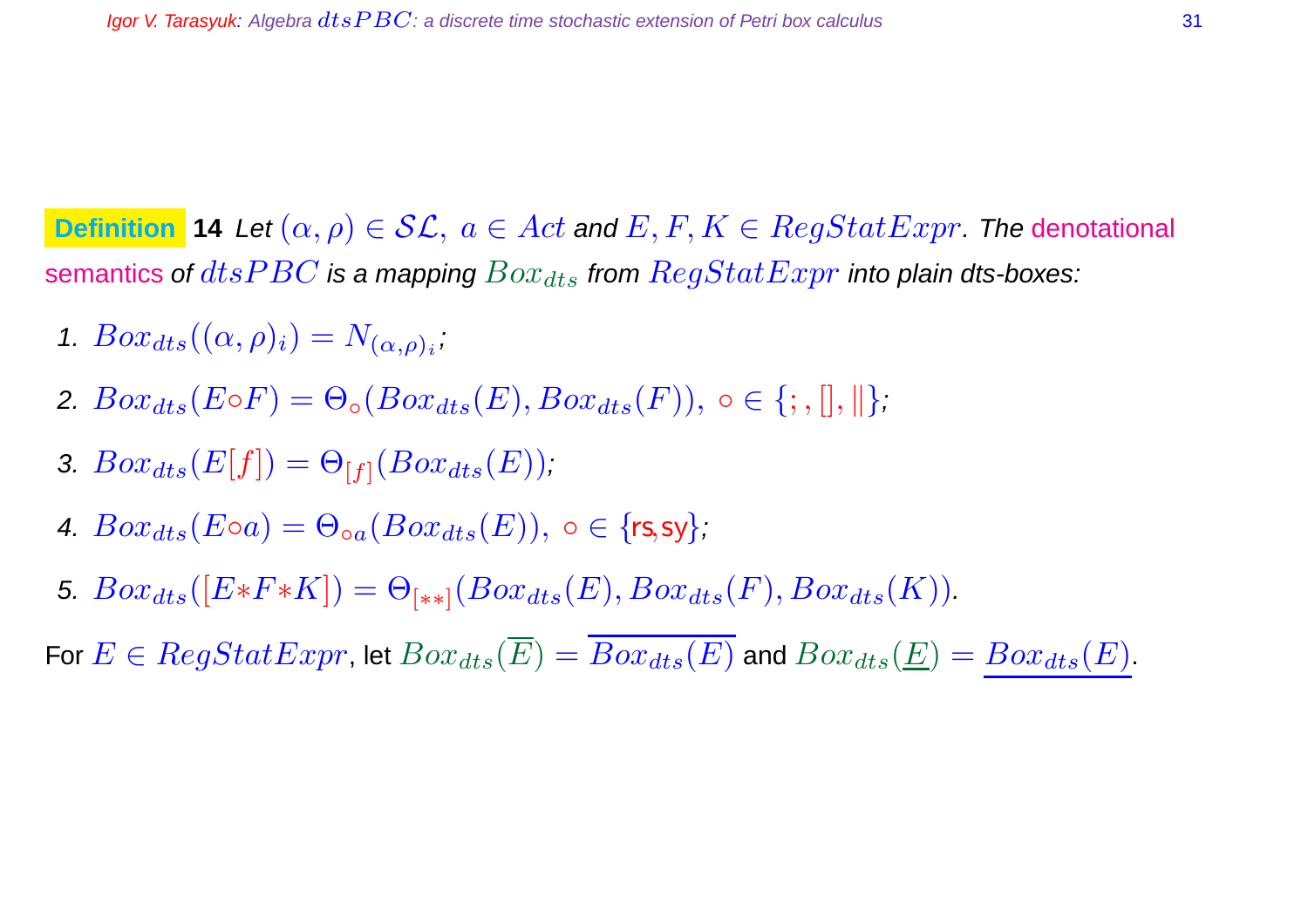**Definition 14** *Let $(\alpha, \rho) \in \mathcal{SL},\ a \in Act$ and $E, F, K \in RegStatExpr$. The* denotational semantics *of $dtsPBC$ is a mapping $Box_{dts}$ from $RegStatExpr$ into plain dts-boxes:*

1. $Box_{dts}((\alpha, \rho)_i) = N_{(\alpha,\rho)_i}$;
2. $Box_{dts}(E \circ F) = \Theta_\circ(Box_{dts}(E), Box_{dts}(F)),\ \circ \in \{;, [], \|\}$;
3. $Box_{dts}(E[f]) = \Theta_{[f]}(Box_{dts}(E))$;
4. $Box_{dts}(E \circ a) = \Theta_{\circ a}(Box_{dts}(E)),\ \circ \in \{\text{rs}, \text{sy}\}$;
5. $Box_{dts}([E * F * K]) = \Theta_{[**]}(Box_{dts}(E), Box_{dts}(F), Box_{dts}(K))$.

For $E \in RegStatExpr$, let $Box_{dts}(\overline{E}) = \overline{Box_{dts}(E)}$ and $Box_{dts}(\underline{E}) = \underline{Box_{dts}(E)}$.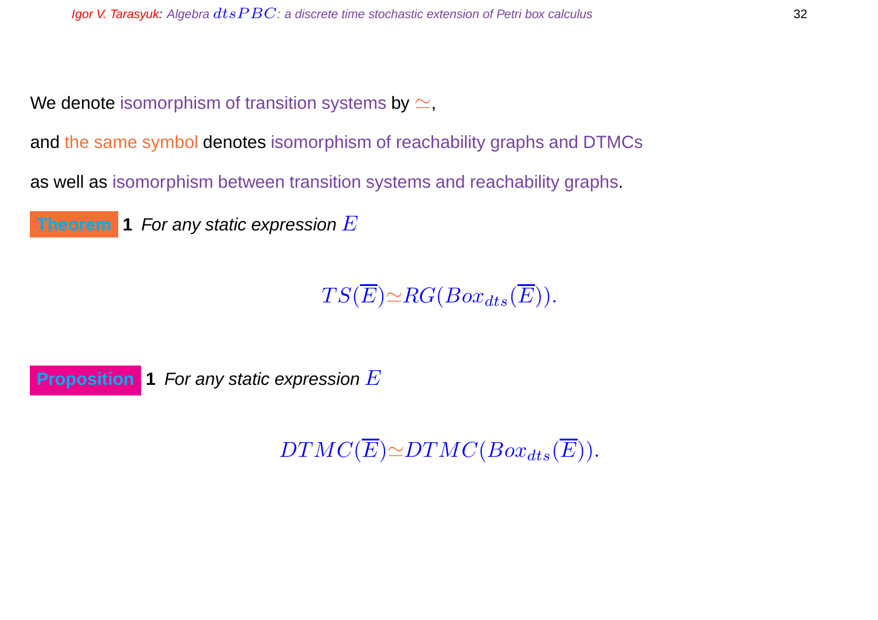We denote isomorphism of transition systems by $\simeq$,

and the same symbol denotes isomorphism of reachability graphs and DTMCs

as well as isomorphism between transition systems and reachability graphs.

**Theorem 1** *For any static expression $E$*

$$TS(\overline{E}) \simeq RG(Box_{dts}(\overline{E})).$$

**Proposition 1** *For any static expression $E$*

$$DTMC(\overline{E}) \simeq DTMC(Box_{dts}(\overline{E})).$$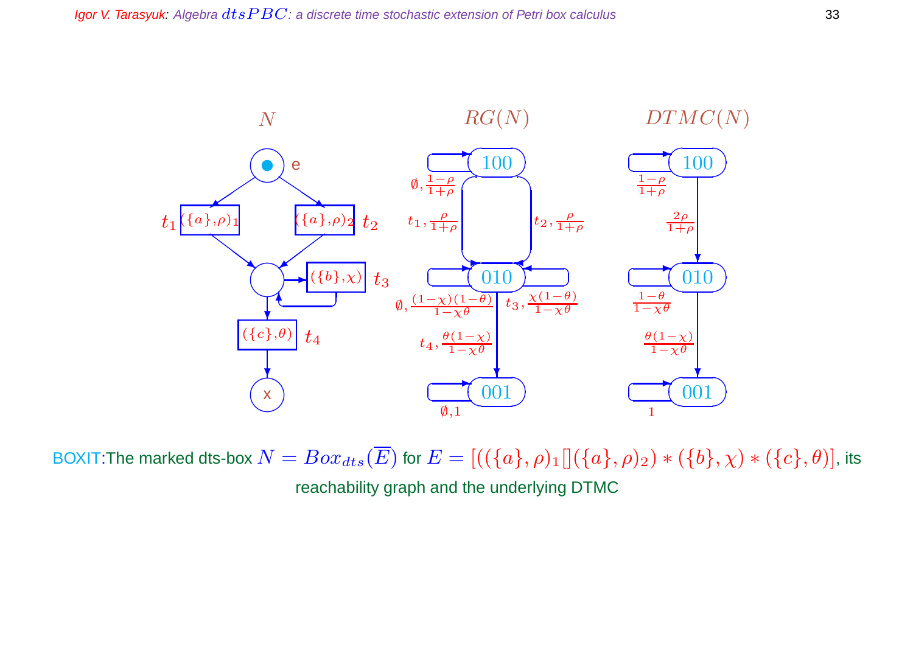$N$ $\qquad RG(N)$ $\qquad DTMC(N)$

BOXIT:The marked dts-box $N = Box_{dts}(\overline{E})$ for $E = [((\{a\},\rho)_1[](\{a\},\rho)_2) * (\{b\},\chi) * (\{c\},\theta)]$, its reachability graph and the underlying DTMC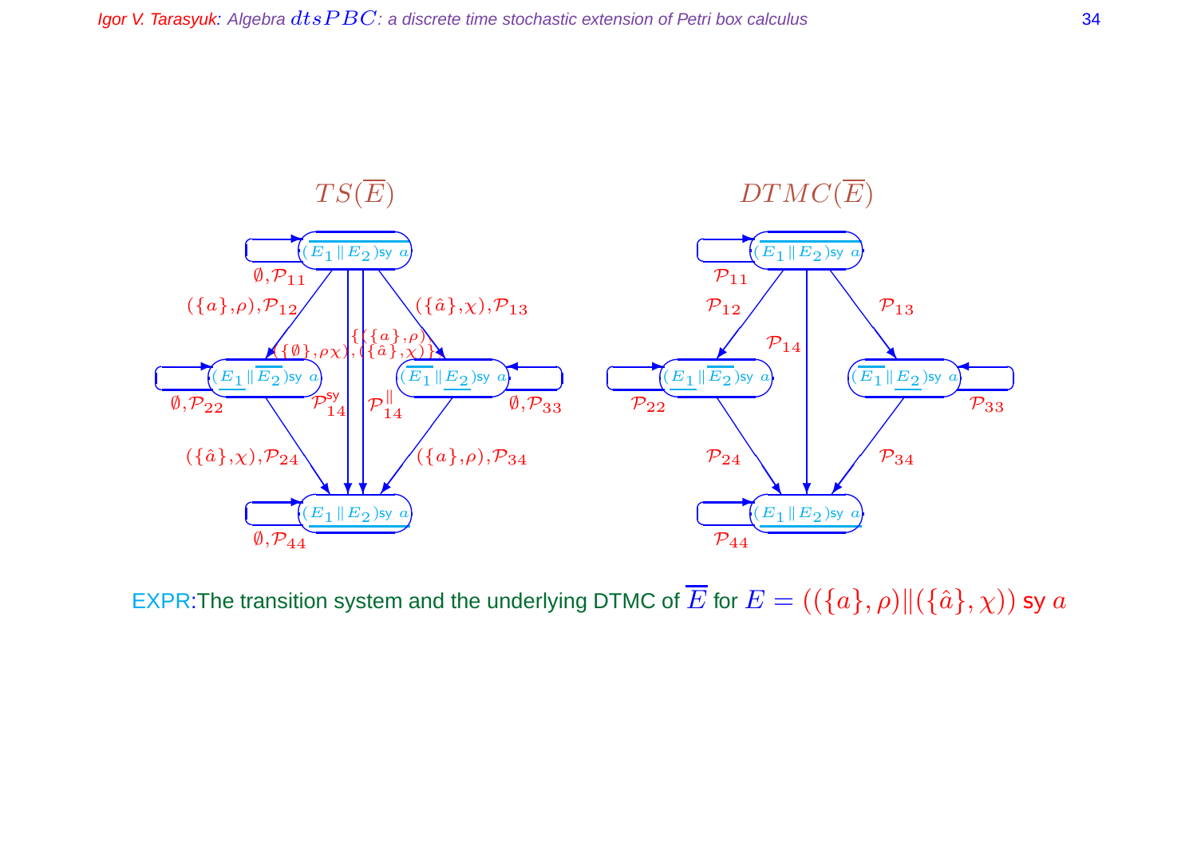$TS(\overline{E})$ $\qquad\qquad$ $DTMC(\overline{E})$

EXPR:The transition system and the underlying DTMC of $\overline{E}$ for $E = ((\{a\}, \rho) \| (\{\hat{a}\}, \chi))$ sy $a$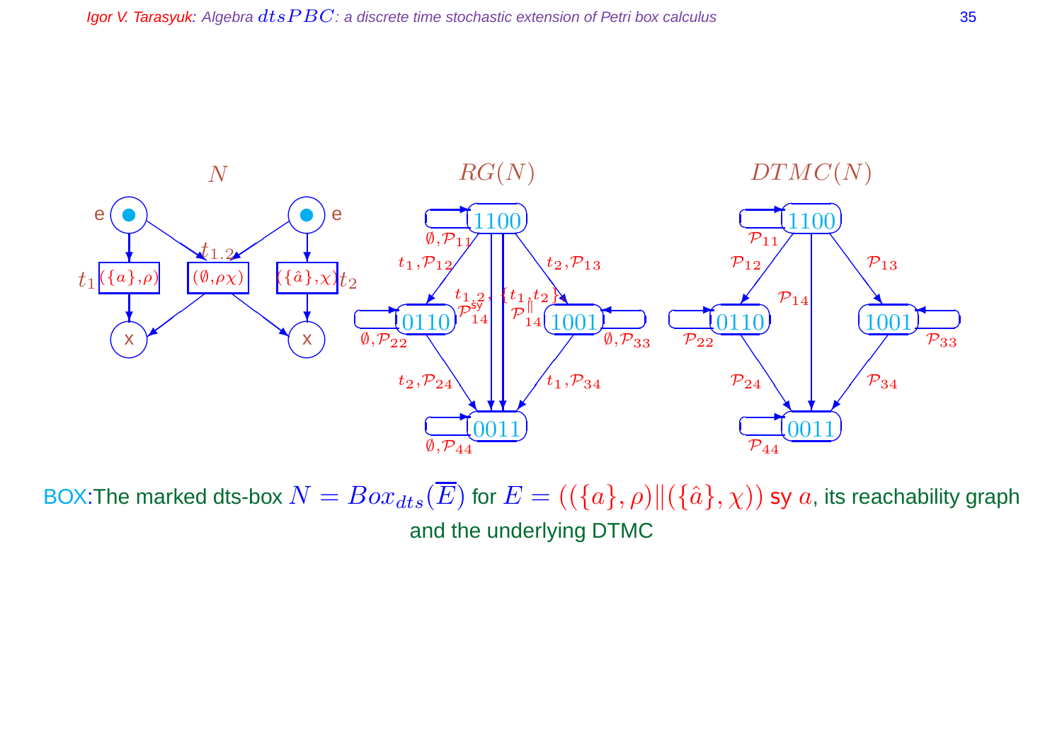$N$ $\qquad\qquad$ $RG(N)$ $\qquad\qquad$ $DTMC(N)$

BOX:The marked dts-box $N = Box_{dts}(\overline{E})$ for $E = ((\{a\}, \rho)\|(\{\hat{a}\}, \chi))$ sy $a$, its reachability graph and the underlying DTMC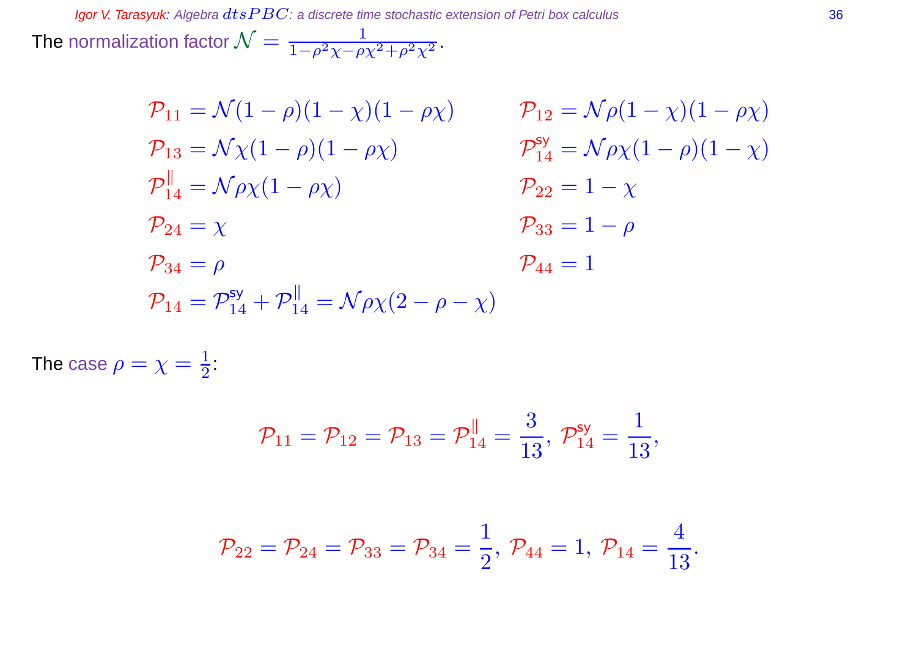The normalization factor $\mathcal{N} = \frac{1}{1-\rho^2\chi-\rho\chi^2+\rho^2\chi^2}$.

$$\mathcal{P}_{11} = \mathcal{N}(1-\rho)(1-\chi)(1-\rho\chi) \qquad \mathcal{P}_{12} = \mathcal{N}\rho(1-\chi)(1-\rho\chi)$$

$$\mathcal{P}_{13} = \mathcal{N}\chi(1-\rho)(1-\rho\chi) \qquad \mathcal{P}_{14}^{\mathsf{sy}} = \mathcal{N}\rho\chi(1-\rho)(1-\chi)$$

$$\mathcal{P}_{14}^{\|} = \mathcal{N}\rho\chi(1-\rho\chi) \qquad \mathcal{P}_{22} = 1-\chi$$

$$\mathcal{P}_{24} = \chi \qquad \mathcal{P}_{33} = 1-\rho$$

$$\mathcal{P}_{34} = \rho \qquad \mathcal{P}_{44} = 1$$

$$\mathcal{P}_{14} = \mathcal{P}_{14}^{\mathsf{sy}} + \mathcal{P}_{14}^{\|} = \mathcal{N}\rho\chi(2-\rho-\chi)$$

The case $\rho = \chi = \frac{1}{2}$:

$$\mathcal{P}_{11} = \mathcal{P}_{12} = \mathcal{P}_{13} = \mathcal{P}_{14}^{\|} = \frac{3}{13},\ \mathcal{P}_{14}^{\mathsf{sy}} = \frac{1}{13},$$

$$\mathcal{P}_{22} = \mathcal{P}_{24} = \mathcal{P}_{33} = \mathcal{P}_{34} = \frac{1}{2},\ \mathcal{P}_{44} = 1,\ \mathcal{P}_{14} = \frac{4}{13}.$$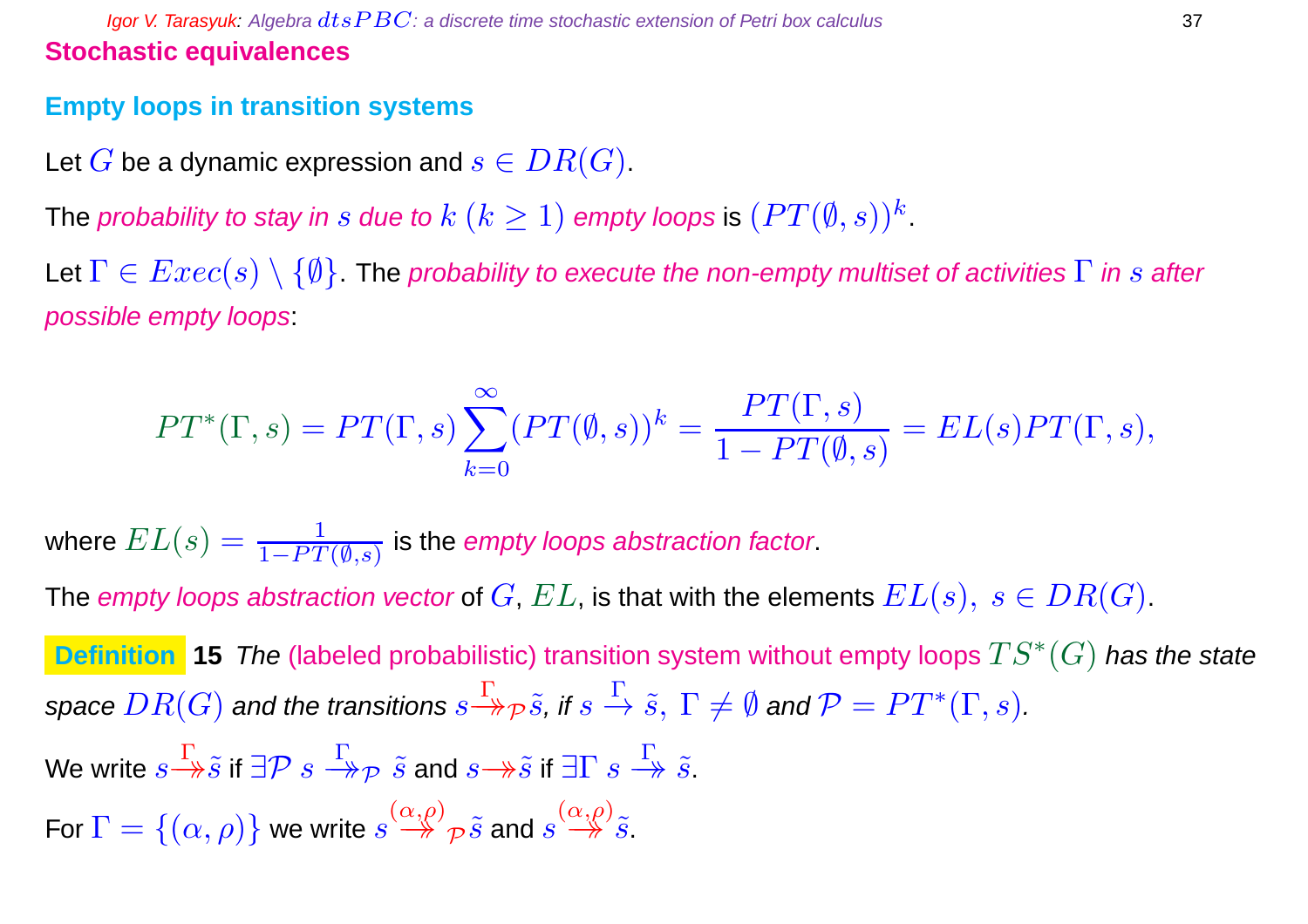# Stochastic equivalences

## Empty loops in transition systems

Let $G$ be a dynamic expression and $s \in DR(G)$.

The *probability to stay in $s$ due to $k$ $(k \geq 1)$ empty loops* is $(PT(\emptyset, s))^k$.

Let $\Gamma \in Exec(s) \setminus \{\emptyset\}$. The *probability to execute the non-empty multiset of activities $\Gamma$ in $s$ after possible empty loops*:

$$PT^*(\Gamma, s) = PT(\Gamma, s) \sum_{k=0}^{\infty} (PT(\emptyset, s))^k = \frac{PT(\Gamma, s)}{1 - PT(\emptyset, s)} = EL(s) PT(\Gamma, s),$$

where $EL(s) = \frac{1}{1 - PT(\emptyset, s)}$ is the *empty loops abstraction factor*.

The *empty loops abstraction vector* of $G$, $EL$, is that with the elements $EL(s),\ s \in DR(G)$.

**Definition 15** *The* (labeled probabilistic) transition system without empty loops $TS^*(G)$ *has the state space $DR(G)$ and the transitions $s \overset{\Gamma}{\twoheadrightarrow}_{\mathcal{P}} \tilde{s}$, if $s \overset{\Gamma}{\rightarrow} \tilde{s},\ \Gamma \neq \emptyset$ and $\mathcal{P} = PT^*(\Gamma, s)$.*

We write $s \overset{\Gamma}{\twoheadrightarrow} \tilde{s}$ if $\exists \mathcal{P}\ s \overset{\Gamma}{\twoheadrightarrow}_{\mathcal{P}} \tilde{s}$ and $s \twoheadrightarrow \tilde{s}$ if $\exists \Gamma\ s \overset{\Gamma}{\twoheadrightarrow} \tilde{s}$.

For $\Gamma = \{(\alpha, \rho)\}$ we write $s \overset{(\alpha,\rho)}{\twoheadrightarrow}_{\mathcal{P}} \tilde{s}$ and $s \overset{(\alpha,\rho)}{\twoheadrightarrow} \tilde{s}$.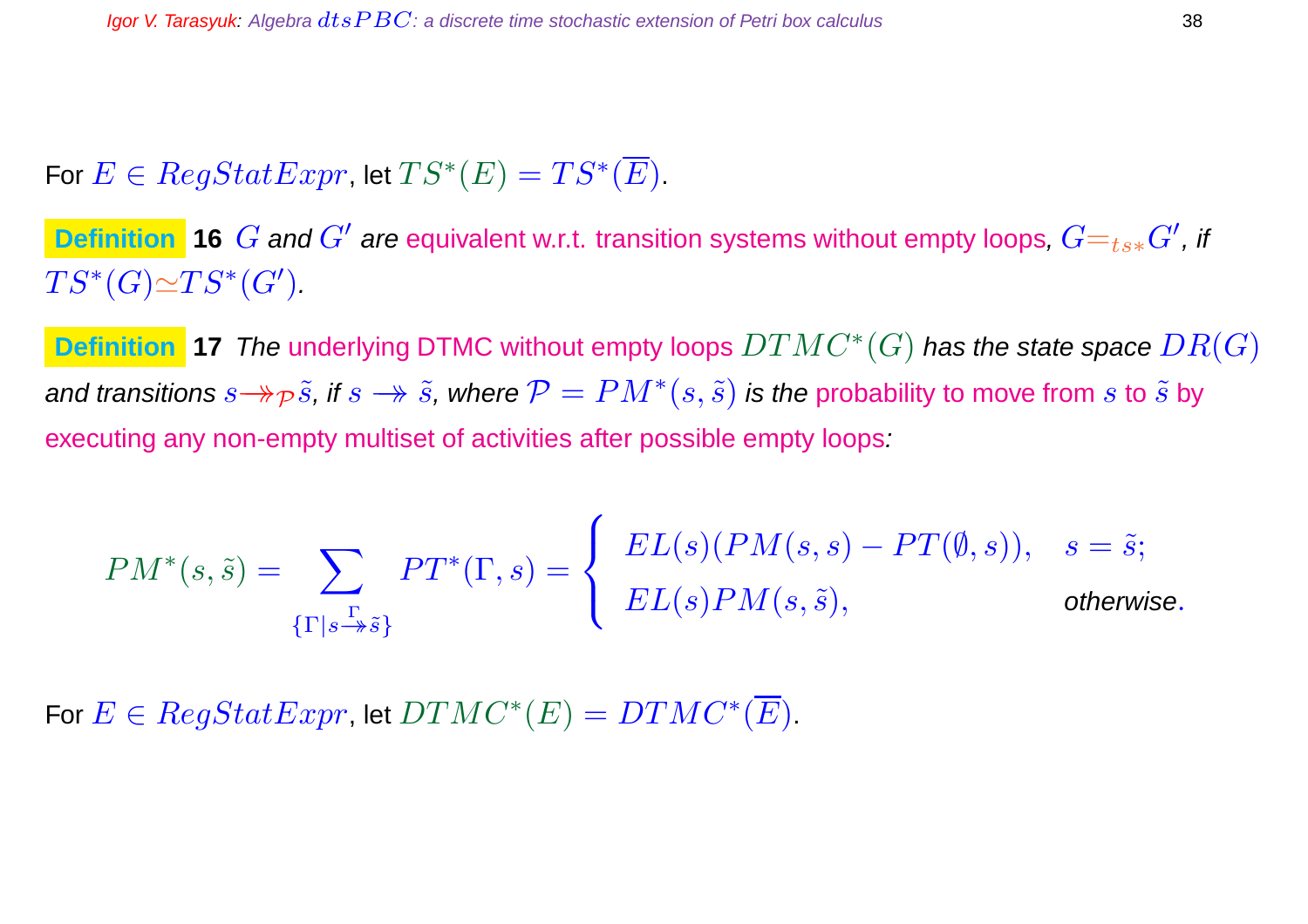For $E \in RegStatExpr$, let $TS^*(E) = TS^*(\overline{E})$.

**Definition 16** *$G$ and $G'$ are equivalent w.r.t. transition systems without empty loops, $G =_{ts*} G'$, if $TS^*(G) \simeq TS^*(G')$.*

**Definition 17** *The underlying DTMC without empty loops $DTMC^*(G)$ has the state space $DR(G)$ and transitions $s \twoheadrightarrow_{\mathcal{P}} \tilde{s}$, if $s \twoheadrightarrow \tilde{s}$, where $\mathcal{P} = PM^*(s, \tilde{s})$ is the probability to move from $s$ to $\tilde{s}$ by executing any non-empty multiset of activities after possible empty loops:*

$$PM^*(s, \tilde{s}) = \sum_{\{\Gamma \mid s \stackrel{\Gamma}{\twoheadrightarrow} \tilde{s}\}} PT^*(\Gamma, s) = \begin{cases} EL(s)(PM(s,s) - PT(\emptyset, s)), & s = \tilde{s}; \\ EL(s)PM(s, \tilde{s}), & \text{otherwise}. \end{cases}$$

For $E \in RegStatExpr$, let $DTMC^*(E) = DTMC^*(\overline{E})$.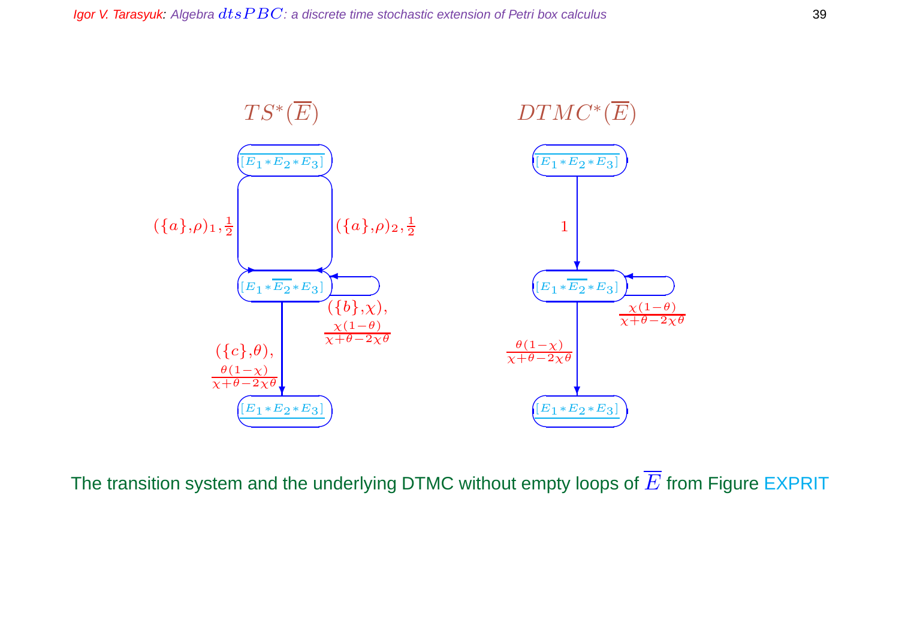$TS^*(\overline{E})$

$[\overline{E_1 * E_2 * E_3}]$

$(\{a\},\rho)_1, \frac{1}{2}$

$(\{a\},\rho)_2, \frac{1}{2}$

$[E_1 * \overline{E_2} * E_3]$

$(\{b\},\chi), \frac{\chi(1-\theta)}{\chi+\theta-2\chi\theta}$

$(\{c\},\theta), \frac{\theta(1-\chi)}{\chi+\theta-2\chi\theta}$

$[\underline{E_1 * E_2 * E_3}]$

$DTMC^*(\overline{E})$

$[\overline{E_1 * E_2 * E_3}]$

$1$

$[E_1 * \overline{E_2} * E_3]$

$\frac{\chi(1-\theta)}{\chi+\theta-2\chi\theta}$

$\frac{\theta(1-\chi)}{\chi+\theta-2\chi\theta}$

$[\underline{E_1 * E_2 * E_3}]$

The transition system and the underlying DTMC without empty loops of $\overline{E}$ from Figure EXPRIT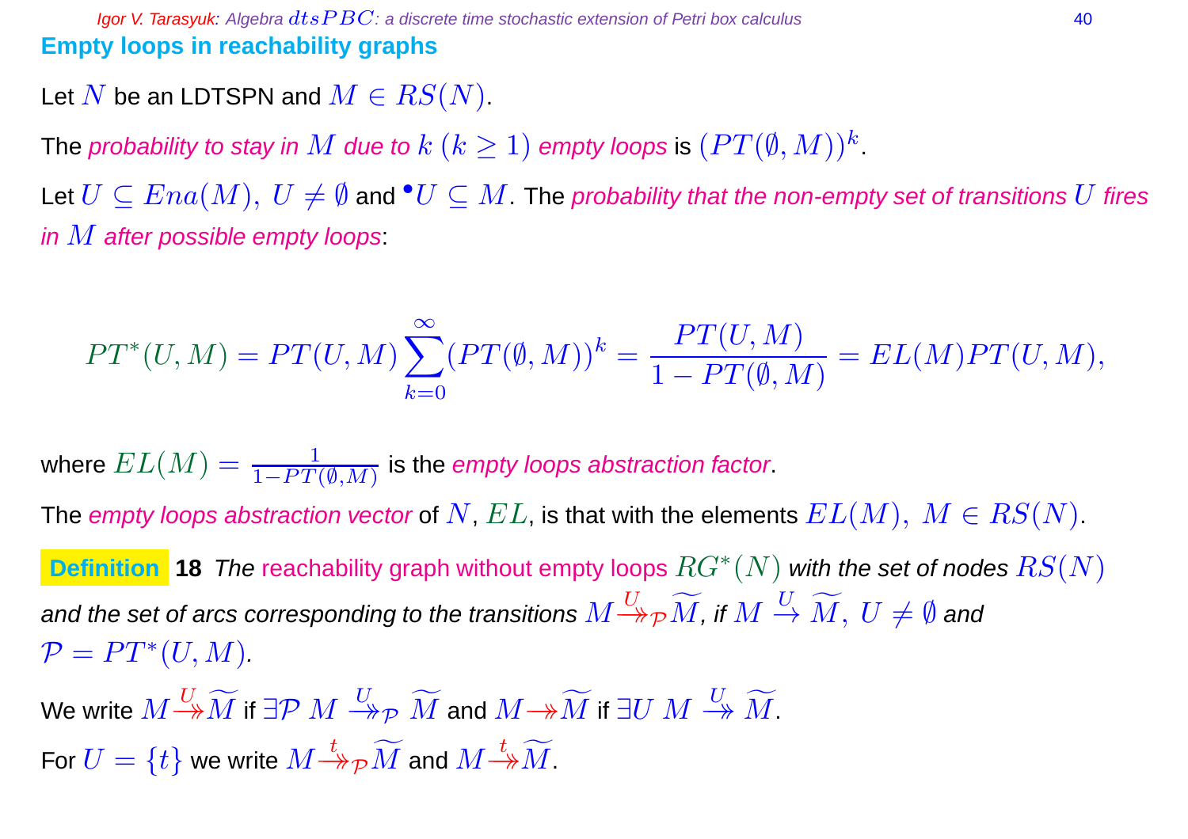## Empty loops in reachability graphs

Let $N$ be an LDTSPN and $M \in RS(N)$.

The *probability to stay in $M$ due to $k$ $(k \geq 1)$ empty loops* is $(PT(\emptyset, M))^k$.

Let $U \subseteq Ena(M),\ U \neq \emptyset$ and ${}^\bullet U \subseteq M$. The *probability that the non-empty set of transitions $U$ fires in $M$ after possible empty loops*:

$$PT^*(U, M) = PT(U, M) \sum_{k=0}^{\infty} (PT(\emptyset, M))^k = \frac{PT(U, M)}{1 - PT(\emptyset, M)} = EL(M) PT(U, M),$$

where $EL(M) = \frac{1}{1 - PT(\emptyset, M)}$ is the *empty loops abstraction factor*.

The *empty loops abstraction vector* of $N$, $EL$, is that with the elements $EL(M),\ M \in RS(N)$.

**Definition 18** *The* reachability graph without empty loops $RG^*(N)$ *with the set of nodes* $RS(N)$ *and the set of arcs corresponding to the transitions* $M \stackrel{U}{\twoheadrightarrow}_{\mathcal{P}} \widetilde{M}$*, if* $M \stackrel{U}{\rightarrow} \widetilde{M},\ U \neq \emptyset$ *and* $\mathcal{P} = PT^*(U, M)$*.*

We write $M \stackrel{U}{\twoheadrightarrow} \widetilde{M}$ if $\exists \mathcal{P}\ M \stackrel{U}{\twoheadrightarrow}_{\mathcal{P}} \widetilde{M}$ and $M \twoheadrightarrow \widetilde{M}$ if $\exists U\ M \stackrel{U}{\twoheadrightarrow} \widetilde{M}$.

For $U = \{t\}$ we write $M \stackrel{t}{\twoheadrightarrow}_{\mathcal{P}} \widetilde{M}$ and $M \stackrel{t}{\twoheadrightarrow} \widetilde{M}$.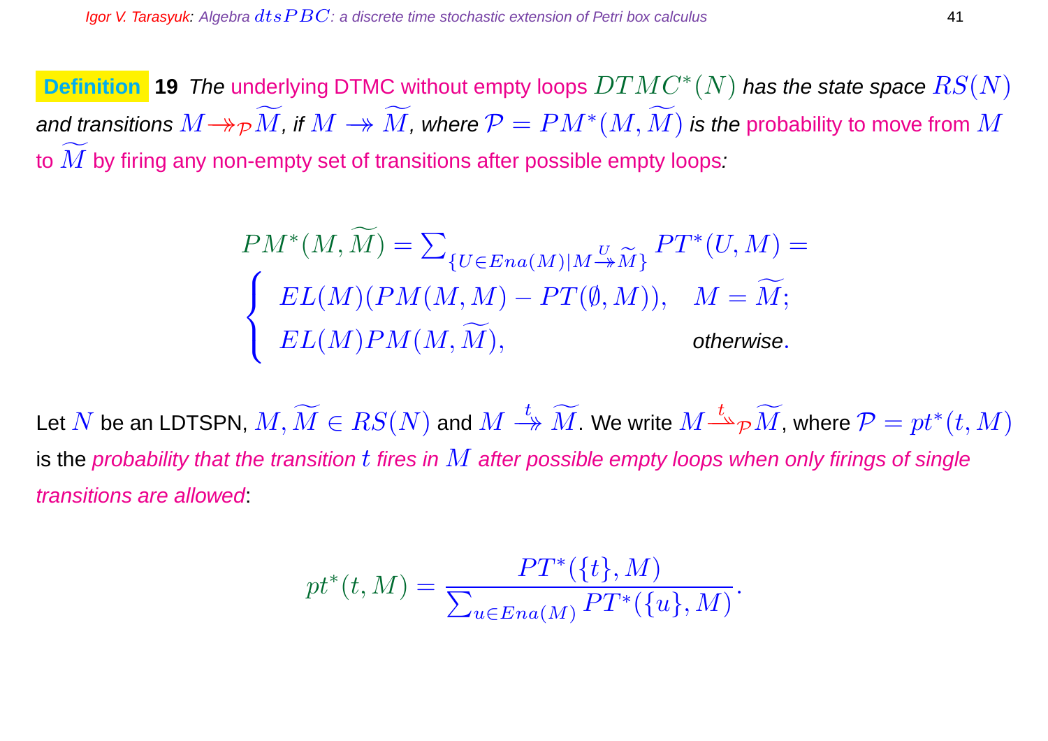**Definition 19** *The* underlying DTMC without empty loops $DTMC^*(N)$ *has the state space* $RS(N)$ *and transitions* $M \twoheadrightarrow_{\mathcal{P}} \widetilde{M}$*, if* $M \twoheadrightarrow \widetilde{M}$*, where* $\mathcal{P} = PM^*(M, \widetilde{M})$ *is the* probability to move from $M$ to $\widetilde{M}$ by firing any non-empty set of transitions after possible empty loops*:*

$$PM^*(M, \widetilde{M}) = \sum_{\{U \in Ena(M) \mid M \stackrel{U}{\twoheadrightarrow} \widetilde{M}\}} PT^*(U, M) = \begin{cases} EL(M)(PM(M, M) - PT(\emptyset, M)), & M = \widetilde{M}; \\ EL(M)PM(M, \widetilde{M}), & \text{otherwise}. \end{cases}$$

Let $N$ be an LDTSPN, $M, \widetilde{M} \in RS(N)$ and $M \stackrel{t}{\twoheadrightarrow} \widetilde{M}$. We write $M \stackrel{t}{\twoheadrightarrow}_{\mathcal{P}} \widetilde{M}$, where $\mathcal{P} = pt^*(t, M)$ is the *probability that the transition $t$ fires in $M$ after possible empty loops when only firings of single transitions are allowed*:

$$pt^*(t, M) = \frac{PT^*(\{t\}, M)}{\sum_{u \in Ena(M)} PT^*(\{u\}, M)}.$$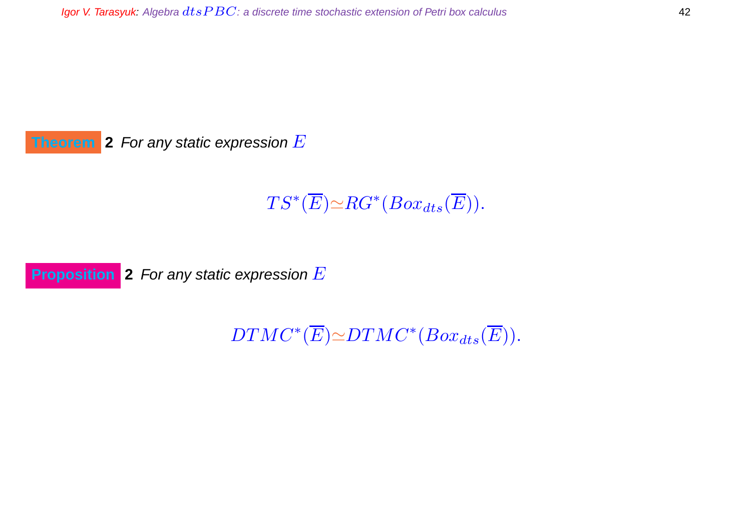**Theorem** **2** *For any static expression* $E$

$$TS^*(\overline{E}) \simeq RG^*(Box_{dts}(\overline{E})).$$

**Proposition** **2** *For any static expression* $E$

$$DTMC^*(\overline{E}) \simeq DTMC^*(Box_{dts}(\overline{E})).$$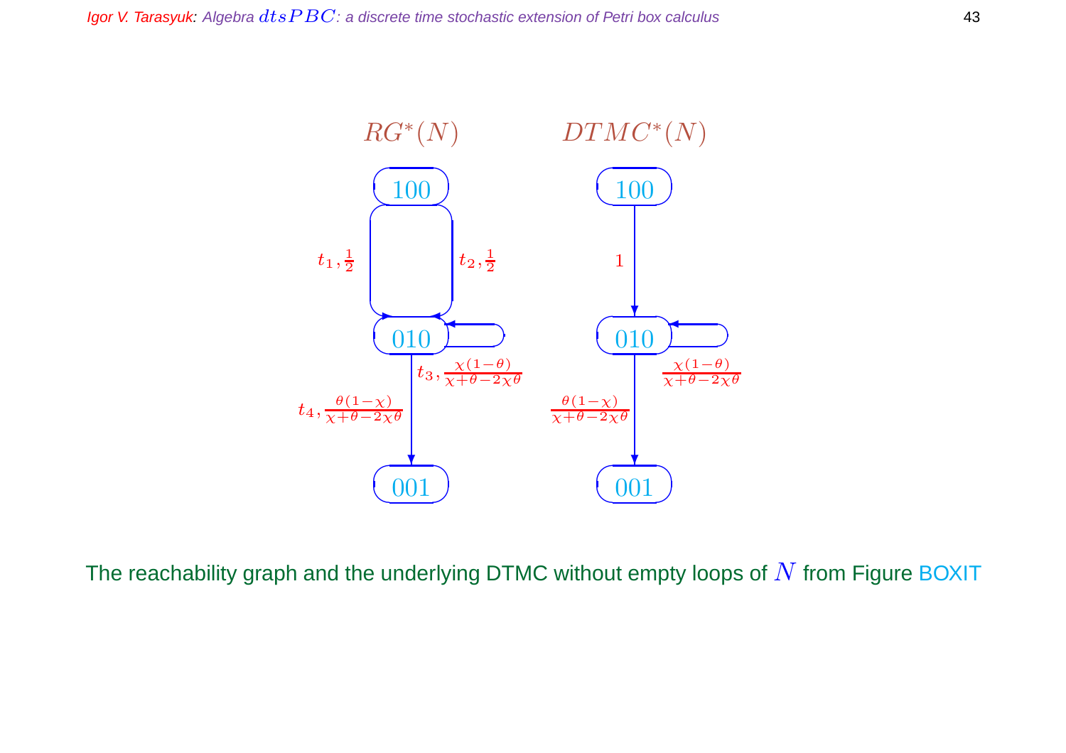$RG^*(N)$ $DTMC^*(N)$

The reachability graph and the underlying DTMC without empty loops of $N$ from Figure BOXIT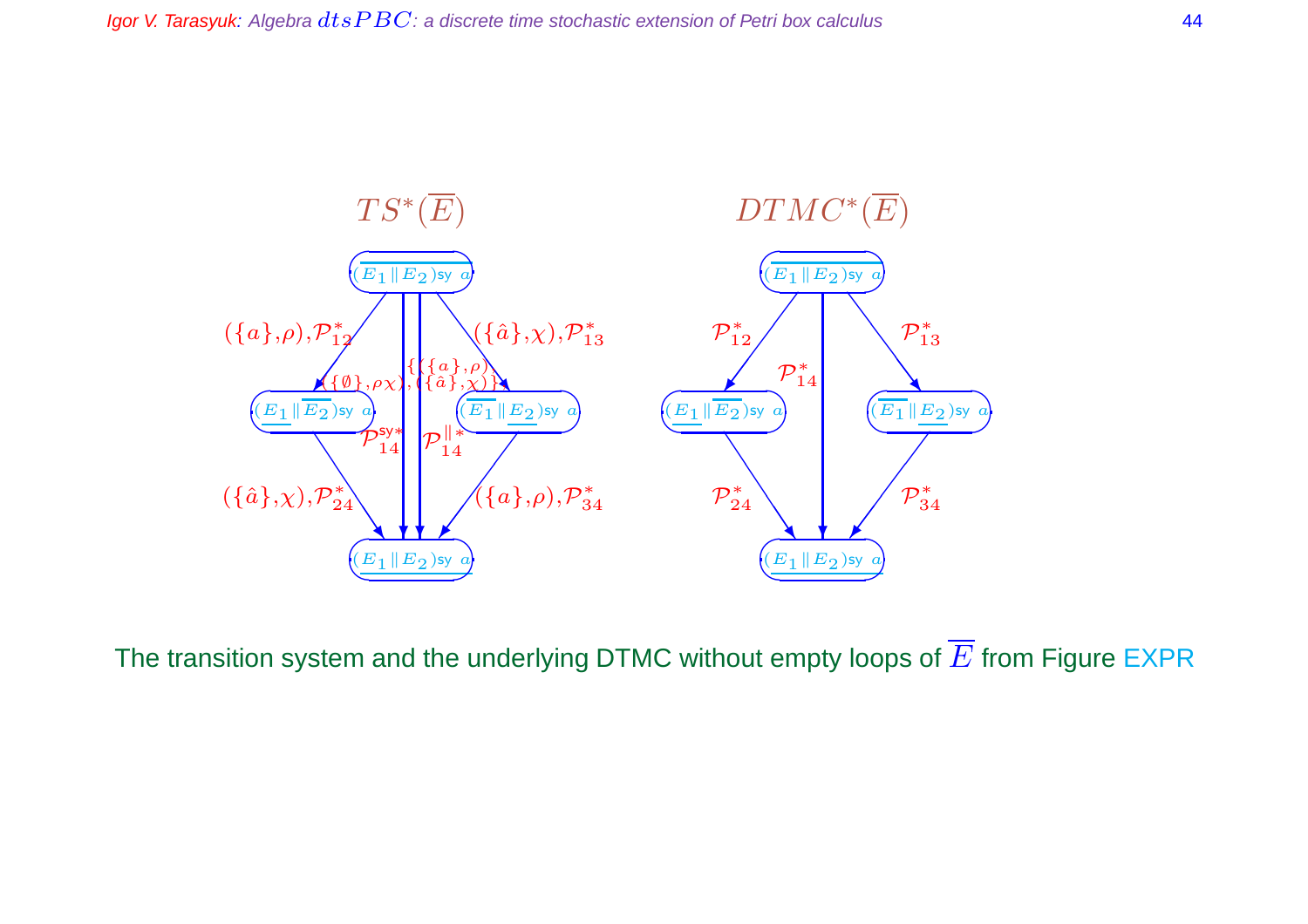$TS^*(\overline{E})$

$DTMC^*(\overline{E})$

The transition system and the underlying DTMC without empty loops of $\overline{E}$ from Figure EXPR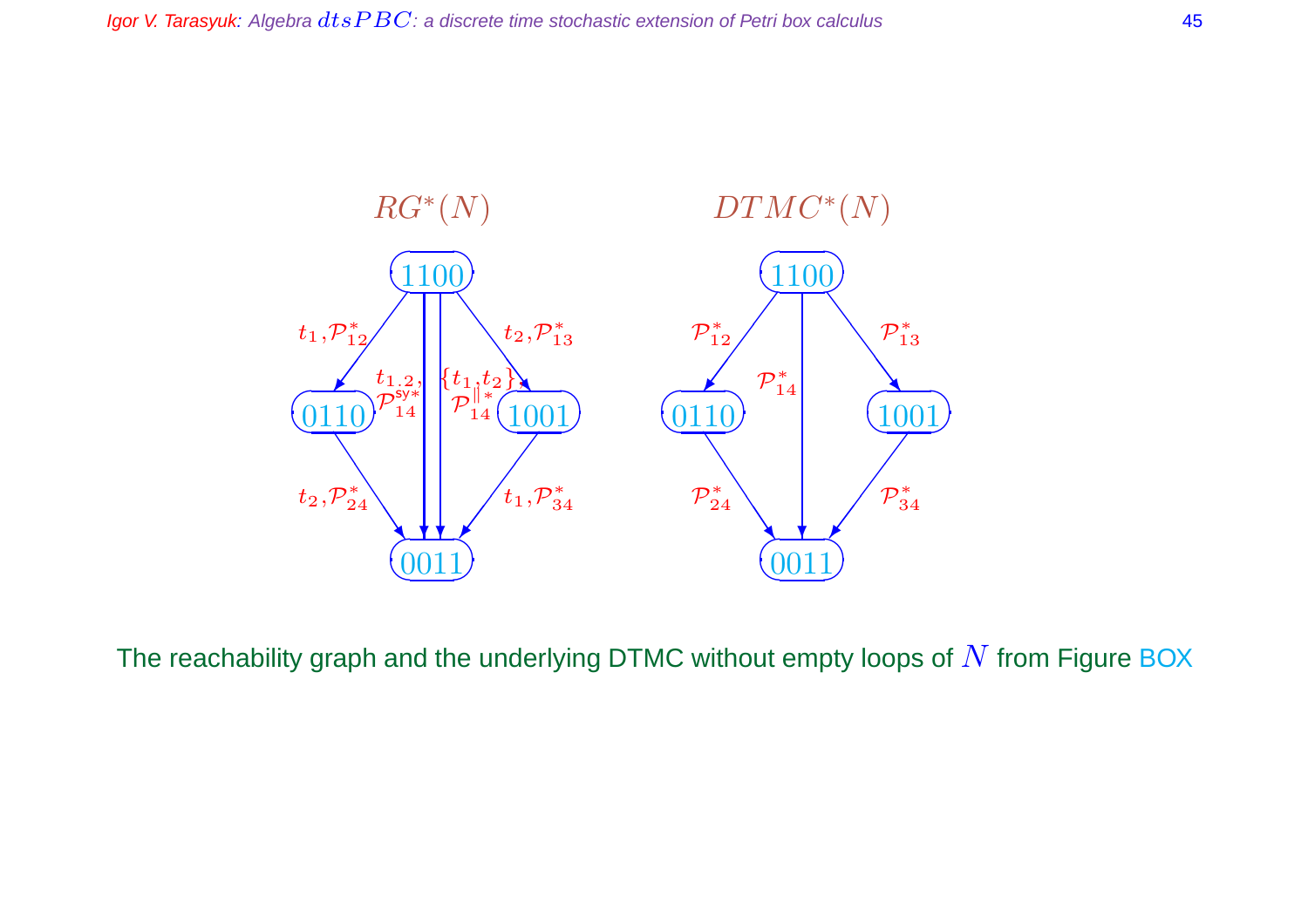$RG^*(N)$

$DTMC^*(N)$

- $1100 \xrightarrow{t_1, \mathcal{P}^*_{12}} 0110$
- $1100 \xrightarrow{t_2, \mathcal{P}^*_{13}} 1001$
- $1100 \xrightarrow{t_{1,2}, \mathcal{P}^{\mathsf{sy}*}_{14}} 0011$
- $1100 \xrightarrow{\{t_1, t_2\}, \mathcal{P}^{\|*}_{14}} 0011$
- $0110 \xrightarrow{t_2, \mathcal{P}^*_{24}} 0011$
- $1001 \xrightarrow{t_1, \mathcal{P}^*_{34}} 0011$

- $1100 \xrightarrow{\mathcal{P}^*_{12}} 0110$
- $1100 \xrightarrow{\mathcal{P}^*_{13}} 1001$
- $1100 \xrightarrow{\mathcal{P}^*_{14}} 0011$
- $0110 \xrightarrow{\mathcal{P}^*_{24}} 0011$
- $1001 \xrightarrow{\mathcal{P}^*_{34}} 0011$

The reachability graph and the underlying DTMC without empty loops of $N$ from Figure BOX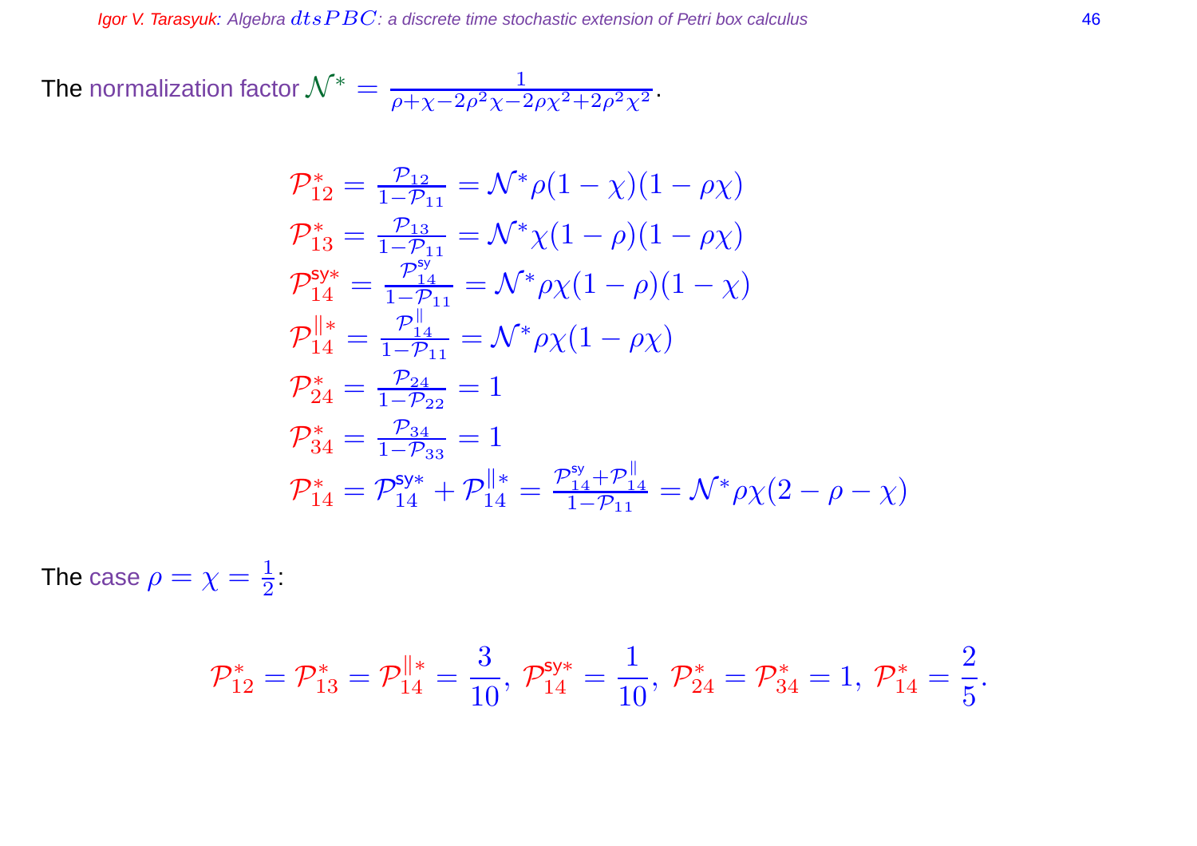The normalization factor $\mathcal{N}^* = \frac{1}{\rho+\chi-2\rho^2\chi-2\rho\chi^2+2\rho^2\chi^2}$.

$$
\begin{aligned}
\mathcal{P}_{12}^* &= \frac{\mathcal{P}_{12}}{1-\mathcal{P}_{11}} = \mathcal{N}^*\rho(1-\chi)(1-\rho\chi)\\
\mathcal{P}_{13}^* &= \frac{\mathcal{P}_{13}}{1-\mathcal{P}_{11}} = \mathcal{N}^*\chi(1-\rho)(1-\rho\chi)\\
\mathcal{P}_{14}^{\mathsf{sy}*} &= \frac{\mathcal{P}_{14}^{\mathsf{sy}}}{1-\mathcal{P}_{11}} = \mathcal{N}^*\rho\chi(1-\rho)(1-\chi)\\
\mathcal{P}_{14}^{\|*} &= \frac{\mathcal{P}_{14}^{\|}}{1-\mathcal{P}_{11}} = \mathcal{N}^*\rho\chi(1-\rho\chi)\\
\mathcal{P}_{24}^* &= \frac{\mathcal{P}_{24}}{1-\mathcal{P}_{22}} = 1\\
\mathcal{P}_{34}^* &= \frac{\mathcal{P}_{34}}{1-\mathcal{P}_{33}} = 1\\
\mathcal{P}_{14}^* &= \mathcal{P}_{14}^{\mathsf{sy}*} + \mathcal{P}_{14}^{\|*} = \frac{\mathcal{P}_{14}^{\mathsf{sy}}+\mathcal{P}_{14}^{\|}}{1-\mathcal{P}_{11}} = \mathcal{N}^*\rho\chi(2-\rho-\chi)
\end{aligned}
$$

The case $\rho = \chi = \frac{1}{2}$:

$$
\mathcal{P}_{12}^* = \mathcal{P}_{13}^* = \mathcal{P}_{14}^{\|*} = \frac{3}{10},\ \mathcal{P}_{14}^{\mathsf{sy}*} = \frac{1}{10},\ \mathcal{P}_{24}^* = \mathcal{P}_{34}^* = 1,\ \mathcal{P}_{14}^* = \frac{2}{5}.
$$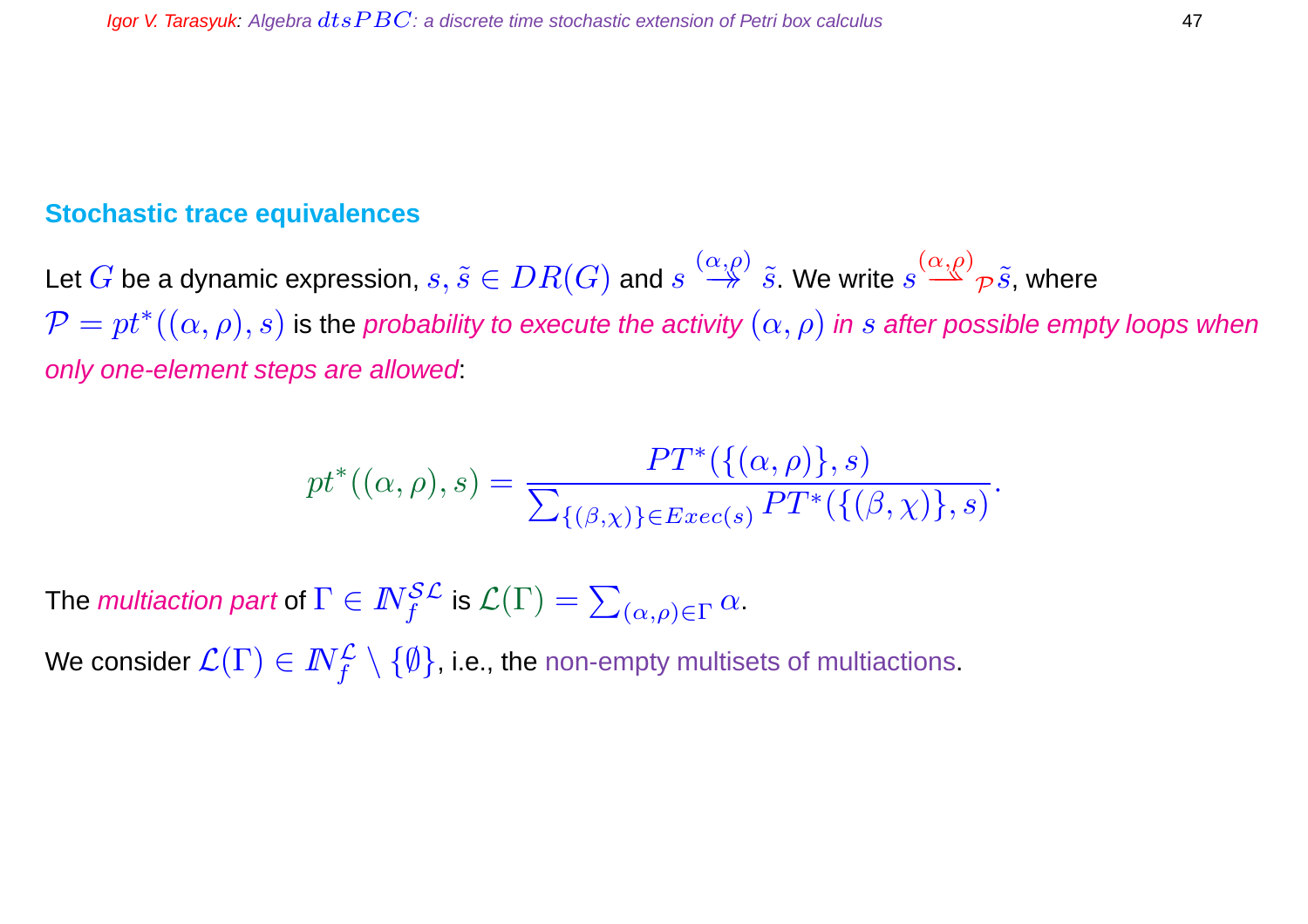## Stochastic trace equivalences

Let $G$ be a dynamic expression, $s, \tilde{s} \in DR(G)$ and $s \stackrel{(\alpha,\rho)}{\twoheadrightarrow} \tilde{s}$. We write $s \stackrel{(\alpha,\rho)}{\twoheadrightarrow}_{\mathcal{P}} \tilde{s}$, where $\mathcal{P} = pt^*((\alpha, \rho), s)$ is the *probability to execute the activity $(\alpha, \rho)$ in $s$ after possible empty loops when only one-element steps are allowed*:

$$pt^*((\alpha, \rho), s) = \frac{PT^*(\{(\alpha, \rho)\}, s)}{\sum_{\{(\beta,\chi)\} \in Exec(s)} PT^*(\{(\beta, \chi)\}, s)}.$$

The *multiaction part* of $\Gamma \in I\!N_f^{\mathcal{SL}}$ is $\mathcal{L}(\Gamma) = \sum_{(\alpha,\rho) \in \Gamma} \alpha$.

We consider $\mathcal{L}(\Gamma) \in I\!N_f^{\mathcal{L}} \setminus \{\emptyset\}$, i.e., the non-empty multisets of multiactions.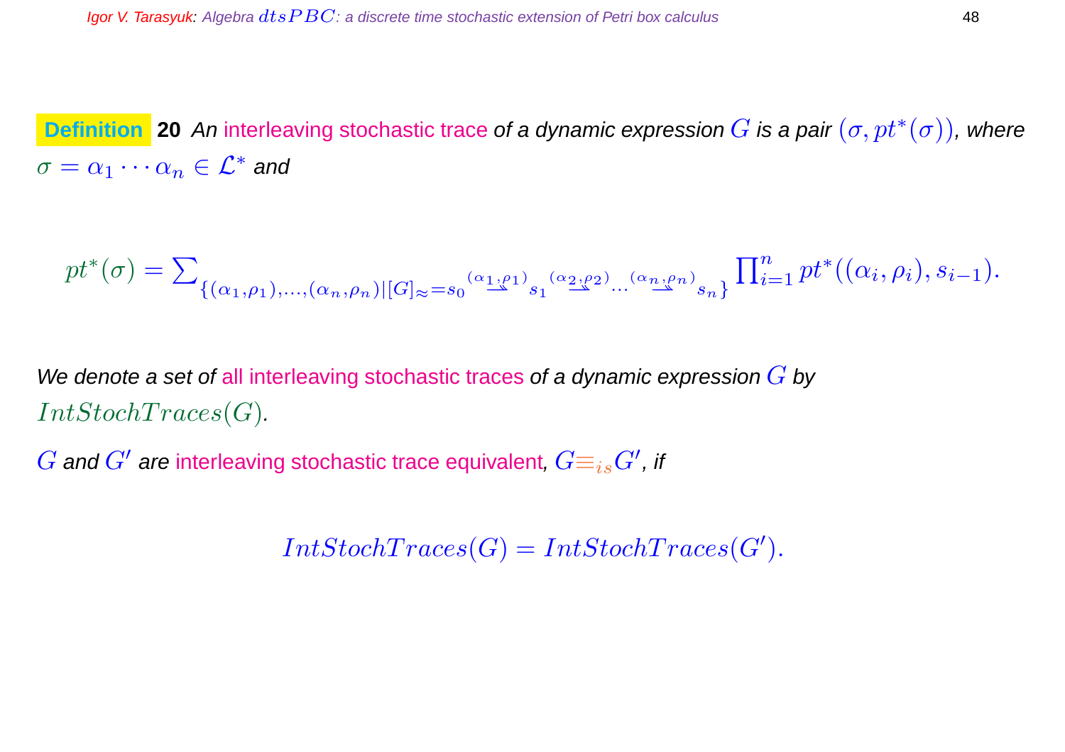**Definition 20** *An* interleaving stochastic trace *of a dynamic expression* $G$ *is a pair* $(\sigma, pt^*(\sigma))$*, where* $\sigma = \alpha_1 \cdots \alpha_n \in \mathcal{L}^*$ *and*

$$pt^*(\sigma) = \sum_{\{(\alpha_1,\rho_1),\ldots,(\alpha_n,\rho_n) \mid [G]_\approx = s_0 \stackrel{(\alpha_1,\rho_1)}{\twoheadrightarrow} s_1 \stackrel{(\alpha_2,\rho_2)}{\twoheadrightarrow} \cdots \stackrel{(\alpha_n,\rho_n)}{\twoheadrightarrow} s_n\}} \prod_{i=1}^{n} pt^*((\alpha_i, \rho_i), s_{i-1}).$$

*We denote a set of* all interleaving stochastic traces *of a dynamic expression* $G$ *by* $IntStochTraces(G)$.

$G$ *and* $G'$ *are* interleaving stochastic trace equivalent, $G \equiv_{is} G'$*, if*

$$IntStochTraces(G) = IntStochTraces(G').$$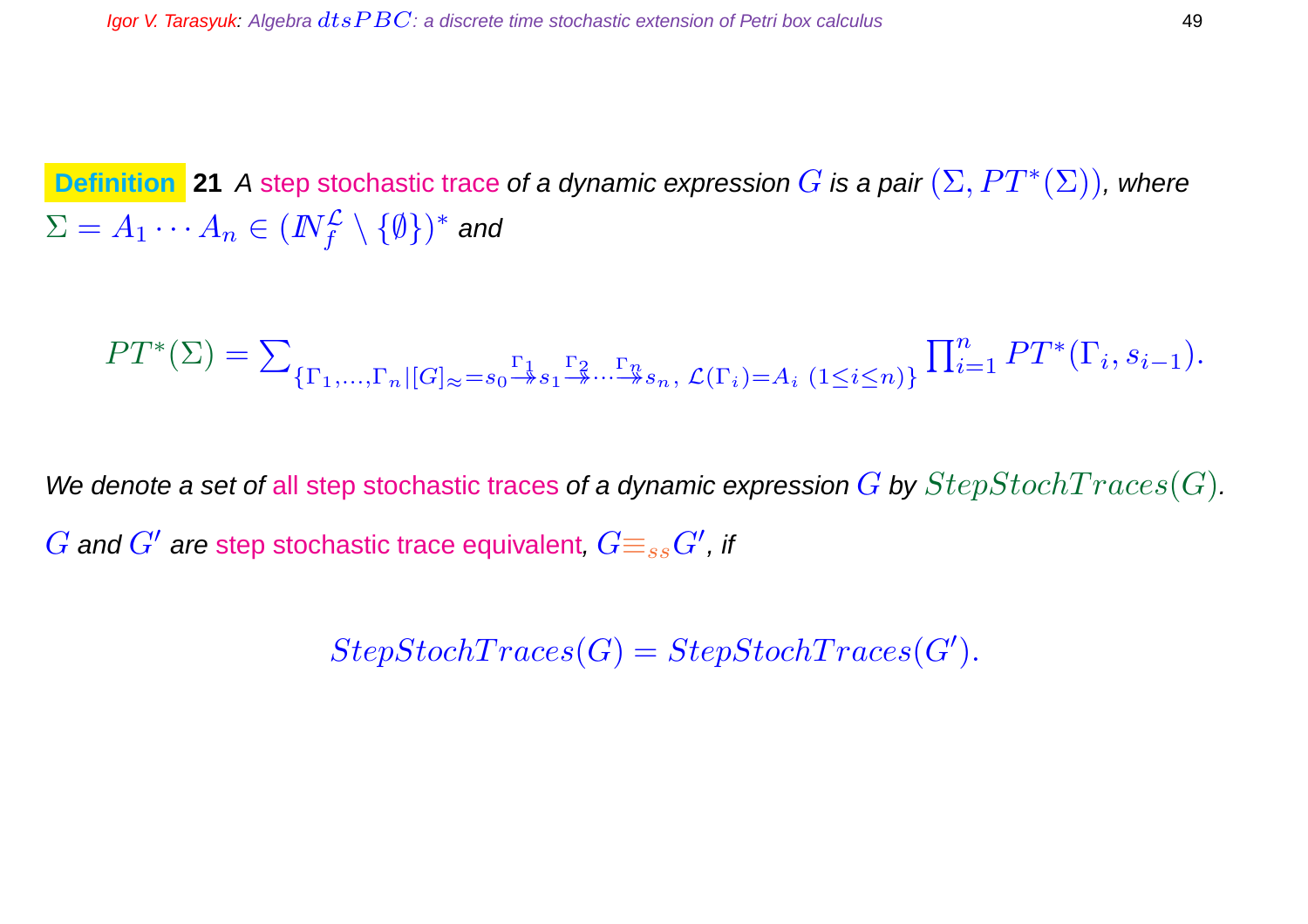**Definition 21** *A* step stochastic trace *of a dynamic expression* $G$ *is a pair* $(\Sigma, PT^*(\Sigma))$*, where* $\Sigma = A_1 \cdots A_n \in (\mathbb{N}_f^{\mathcal{L}} \setminus \{\emptyset\})^*$ *and*

$$PT^*(\Sigma) = \sum_{\{\Gamma_1,\ldots,\Gamma_n \mid [G]_\approx = s_0 \stackrel{\Gamma_1}{\twoheadrightarrow} s_1 \stackrel{\Gamma_2}{\twoheadrightarrow} \cdots \stackrel{\Gamma_n}{\twoheadrightarrow} s_n,\ \mathcal{L}(\Gamma_i) = A_i\ (1 \le i \le n)\}} \prod_{i=1}^{n} PT^*(\Gamma_i, s_{i-1}).$$

*We denote a set of* all step stochastic traces *of a dynamic expression* $G$ *by* $StepStochTraces(G)$*.*

$G$ *and* $G'$ *are* step stochastic trace equivalent*,* $G \equiv_{ss} G'$*, if*

$$StepStochTraces(G) = StepStochTraces(G').$$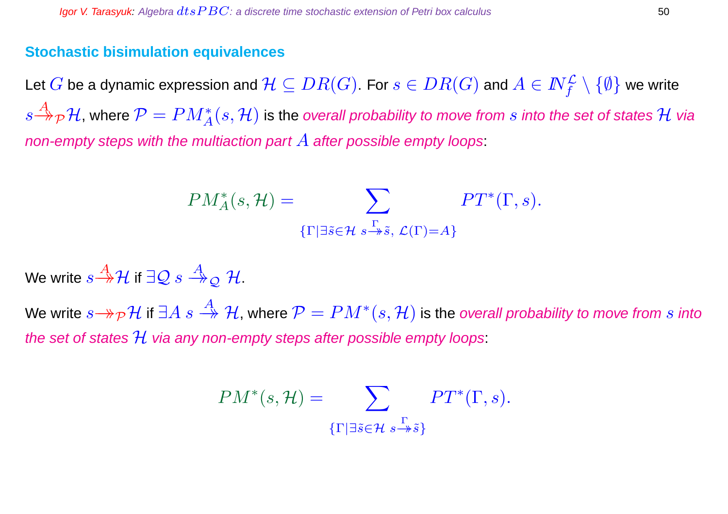## Stochastic bisimulation equivalences

Let $G$ be a dynamic expression and $\mathcal{H} \subseteq DR(G)$. For $s \in DR(G)$ and $A \in I\!N_f^{\mathcal{L}} \setminus \{\emptyset\}$ we write $s \xrightarrow{A}\!\!\!\!\!\rightarrow_{\mathcal{P}} \mathcal{H}$, where $\mathcal{P} = PM_A^*(s, \mathcal{H})$ is the *overall probability to move from $s$ into the set of states $\mathcal{H}$ via non-empty steps with the multiaction part $A$ after possible empty loops*:

$$PM_A^*(s, \mathcal{H}) = \sum_{\{\Gamma \mid \exists \tilde{s} \in \mathcal{H}\ s \xrightarrow{\Gamma}\!\!\!\!\!\rightarrow \tilde{s},\ \mathcal{L}(\Gamma) = A\}} PT^*(\Gamma, s).$$

We write $s \xrightarrow{A}\!\!\!\!\!\rightarrow \mathcal{H}$ if $\exists \mathcal{Q}\ s \xrightarrow{A}\!\!\!\!\!\rightarrow_{\mathcal{Q}} \mathcal{H}$.

We write $s \twoheadrightarrow_{\mathcal{P}} \mathcal{H}$ if $\exists A\ s \xrightarrow{A}\!\!\!\!\!\rightarrow \mathcal{H}$, where $\mathcal{P} = PM^*(s, \mathcal{H})$ is the *overall probability to move from $s$ into the set of states $\mathcal{H}$ via any non-empty steps after possible empty loops*:

$$PM^*(s, \mathcal{H}) = \sum_{\{\Gamma \mid \exists \tilde{s} \in \mathcal{H}\ s \xrightarrow{\Gamma}\!\!\!\!\!\rightarrow \tilde{s}\}} PT^*(\Gamma, s).$$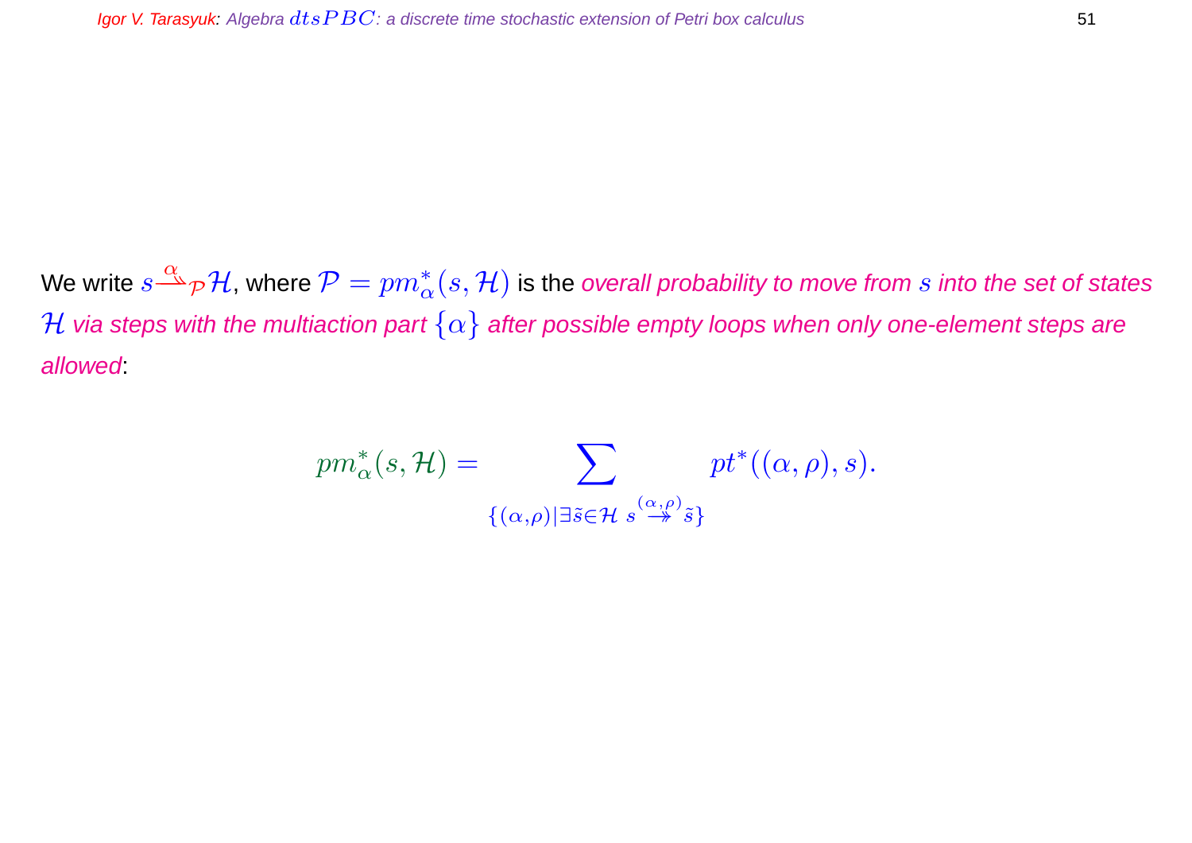We write $s \overset{\alpha}{\twoheadrightarrow}_{\mathcal{P}} \mathcal{H}$, where $\mathcal{P} = pm^*_\alpha(s, \mathcal{H})$ is the *overall probability to move from $s$ into the set of states $\mathcal{H}$ via steps with the multiaction part $\{\alpha\}$ after possible empty loops when only one-element steps are allowed*:

$$pm^*_\alpha(s, \mathcal{H}) = \sum_{\{(\alpha,\rho) \mid \exists \tilde{s} \in \mathcal{H} \; s \overset{(\alpha,\rho)}{\twoheadrightarrow} \tilde{s}\}} pt^*((\alpha, \rho), s).$$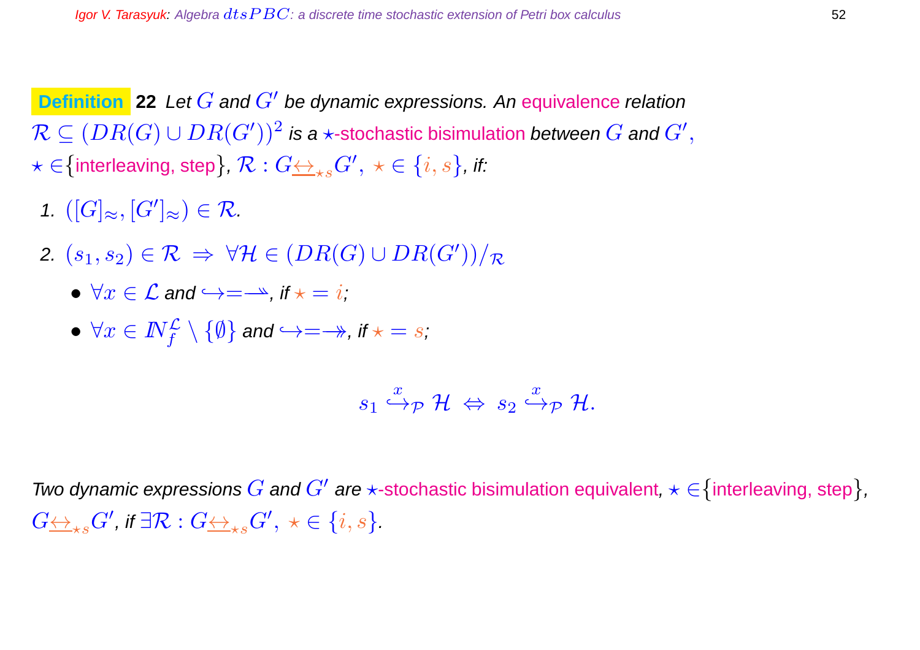**Definition 22** *Let $G$ and $G'$ be dynamic expressions. An equivalence relation $\mathcal{R} \subseteq (DR(G) \cup DR(G'))^2$ is a $\star$-stochastic bisimulation between $G$ and $G'$, $\star \in$ {interleaving, step}, $\mathcal{R} : G \underline{\leftrightarrow}_{\star s} G', \ \star \in \{i, s\}$, if:*

1. $([G]_\approx, [G']_\approx) \in \mathcal{R}$.
2. $(s_1, s_2) \in \mathcal{R} \ \Rightarrow \ \forall \mathcal{H} \in (DR(G) \cup DR(G'))/_\mathcal{R}$
   - $\forall x \in \mathcal{L}$ and $\hookrightarrow = \rightharpoondown$, if $\star = i$;
   - $\forall x \in I\!N_f^\mathcal{L} \setminus \{\emptyset\}$ and $\hookrightarrow = \twoheadrightarrow$, if $\star = s$;

$$s_1 \stackrel{x}{\hookrightarrow}_\mathcal{P} \mathcal{H} \ \Leftrightarrow \ s_2 \stackrel{x}{\hookrightarrow}_\mathcal{P} \mathcal{H}.$$

*Two dynamic expressions $G$ and $G'$ are $\star$-stochastic bisimulation equivalent, $\star \in$ {interleaving, step}, $G \underline{\leftrightarrow}_{\star s} G'$, if $\exists \mathcal{R} : G \underline{\leftrightarrow}_{\star s} G', \ \star \in \{i, s\}$.*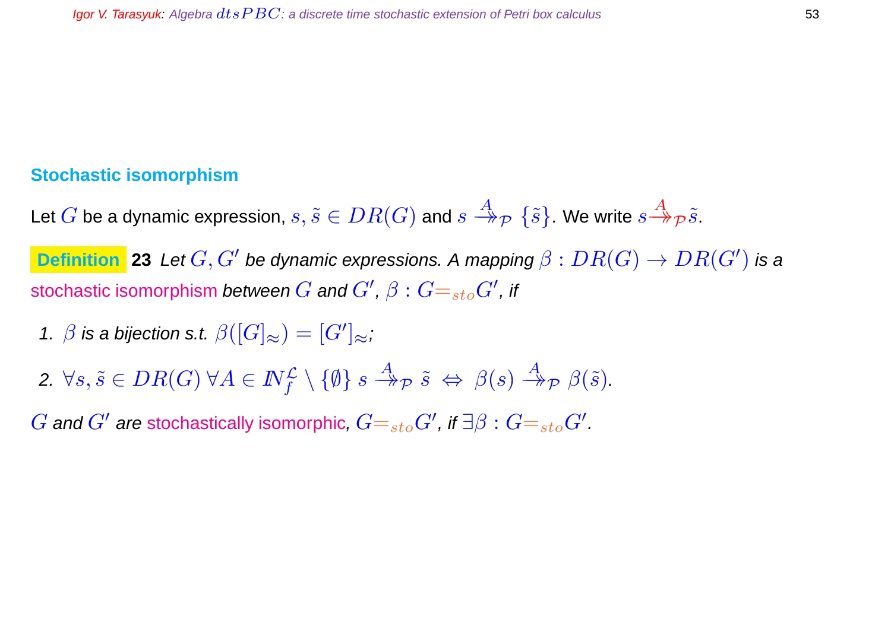## Stochastic isomorphism

Let $G$ be a dynamic expression, $s, \tilde{s} \in DR(G)$ and $s \xrightarrow{A}\!\!\!\!\rightarrow_{\mathcal{P}} \{\tilde{s}\}$. We write $s \xrightarrow{A}\!\!\!\!\rightarrow_{\mathcal{P}} \tilde{s}$.

**Definition 23** *Let $G, G'$ be dynamic expressions. A mapping $\beta : DR(G) \to DR(G')$ is a stochastic isomorphism between $G$ and $G'$, $\beta : G =_{sto} G'$, if*

1. *$\beta$ is a bijection s.t. $\beta([G]_{\approx}) = [G']_{\approx}$;*
2. *$\forall s, \tilde{s} \in DR(G)\ \forall A \in I\!N_f^{\mathcal{L}} \setminus \{\emptyset\}\ s \xrightarrow{A}\!\!\!\!\rightarrow_{\mathcal{P}} \tilde{s} \Leftrightarrow \beta(s) \xrightarrow{A}\!\!\!\!\rightarrow_{\mathcal{P}} \beta(\tilde{s})$.*

*$G$ and $G'$ are stochastically isomorphic, $G =_{sto} G'$, if $\exists \beta : G =_{sto} G'$.*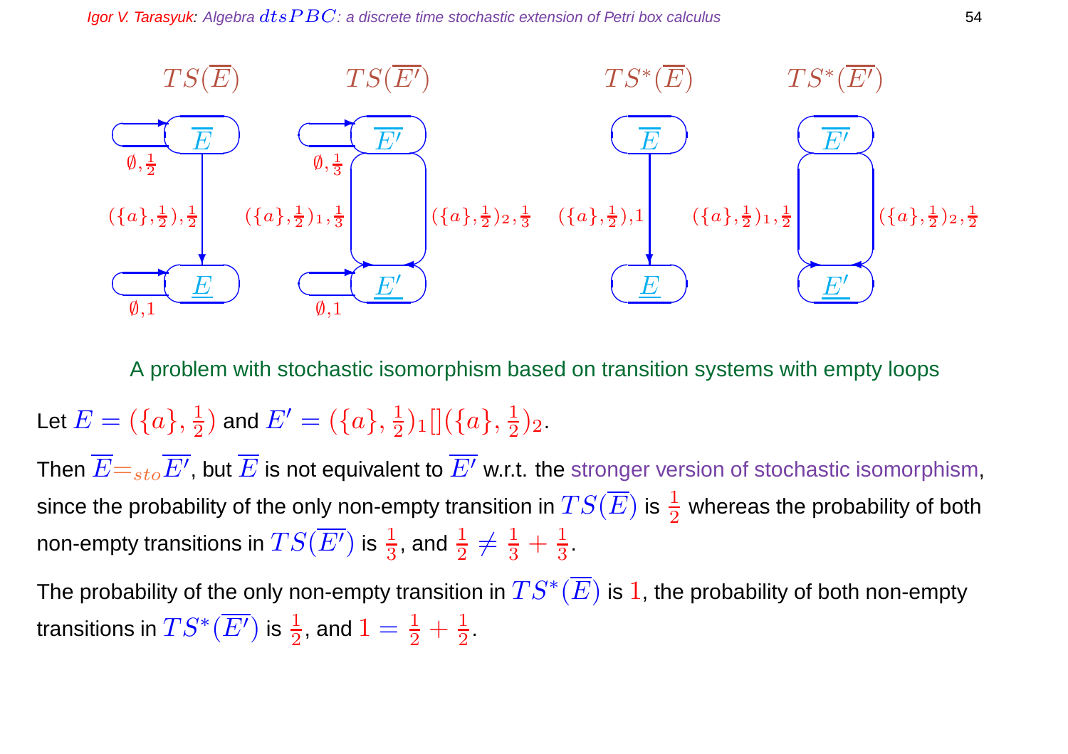$TS(\overline{E})$ $TS(\overline{E'})$ $TS^*(\overline{E})$ $TS^*(\overline{E'})$

$\emptyset, \frac{1}{2}$ $\emptyset, \frac{1}{3}$

$(\{a\}, \frac{1}{2}), \frac{1}{2}$ $(\{a\}, \frac{1}{2})_1, \frac{1}{3}$ $(\{a\}, \frac{1}{2})_2, \frac{1}{3}$ $(\{a\}, \frac{1}{2}), 1$ $(\{a\}, \frac{1}{2})_1, \frac{1}{2}$ $(\{a\}, \frac{1}{2})_2, \frac{1}{2}$

$\emptyset, 1$ $\emptyset, 1$

A problem with stochastic isomorphism based on transition systems with empty loops

Let $E = (\{a\}, \frac{1}{2})$ and $E' = (\{a\}, \frac{1}{2})_1[](\{a\}, \frac{1}{2})_2$.

Then $\overline{E} =_{sto} \overline{E'}$, but $\overline{E}$ is not equivalent to $\overline{E'}$ w.r.t. the stronger version of stochastic isomorphism, since the probability of the only non-empty transition in $TS(\overline{E})$ is $\frac{1}{2}$ whereas the probability of both non-empty transitions in $TS(\overline{E'})$ is $\frac{1}{3}$, and $\frac{1}{2} \neq \frac{1}{3} + \frac{1}{3}$.

The probability of the only non-empty transition in $TS^*(\overline{E})$ is $1$, the probability of both non-empty transitions in $TS^*(\overline{E'})$ is $\frac{1}{2}$, and $1 = \frac{1}{2} + \frac{1}{2}$.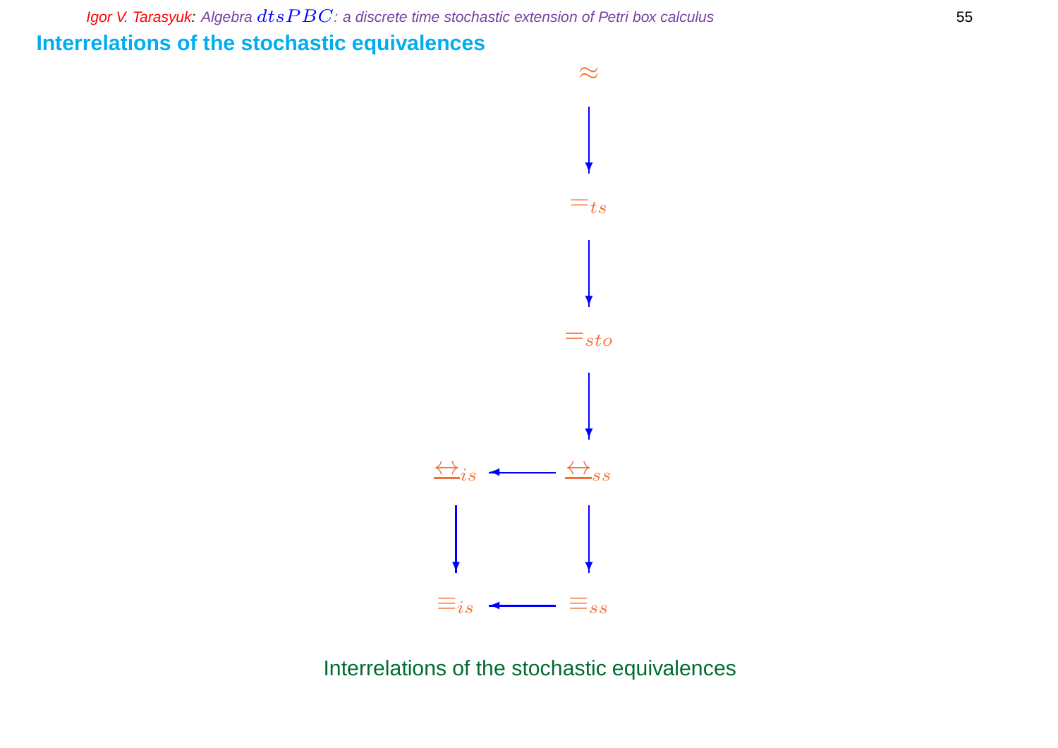## Interrelations of the stochastic equivalences

$$
\begin{array}{ccc}
 & & \approx \\
 & & \downarrow \\
 & & =_{ts} \\
 & & \downarrow \\
 & & =_{sto} \\
 & & \downarrow \\
\underline{\leftrightarrow}_{is} & \leftarrow & \underline{\leftrightarrow}_{ss} \\
\downarrow & & \downarrow \\
\equiv_{is} & \leftarrow & \equiv_{ss}
\end{array}
$$

Interrelations of the stochastic equivalences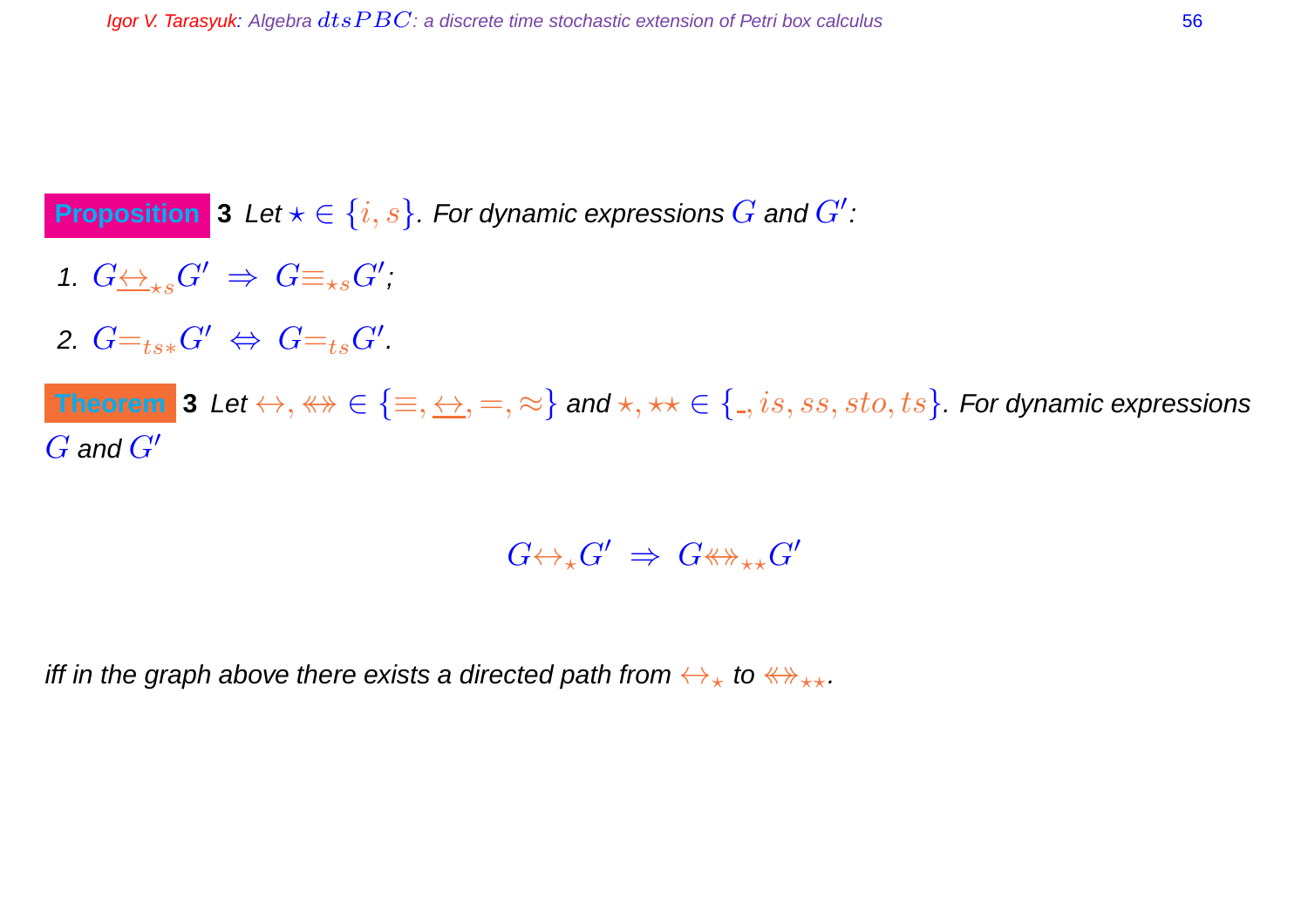**Proposition 3** Let $\star \in \{i, s\}$. For dynamic expressions $G$ and $G'$:

1. $G \underline{\leftrightarrow}_{\star s} G' \;\Rightarrow\; G \equiv_{\star s} G'$;
2. $G =_{ts*} G' \;\Leftrightarrow\; G =_{ts} G'$.

**Theorem 3** Let $\leftrightarrow, \twoheadleftarrow\!\!\twoheadrightarrow \in \{\equiv, \underline{\leftrightarrow}, =, \approx\}$ and $\star, \star\star \in \{\_, is, ss, sto, ts\}$. For dynamic expressions $G$ and $G'$

$$G \leftrightarrow_{\star} G' \;\Rightarrow\; G \twoheadleftarrow\!\!\twoheadrightarrow_{\star\star} G'$$

iff in the graph above there exists a directed path from $\leftrightarrow_{\star}$ to $\twoheadleftarrow\!\!\twoheadrightarrow_{\star\star}$.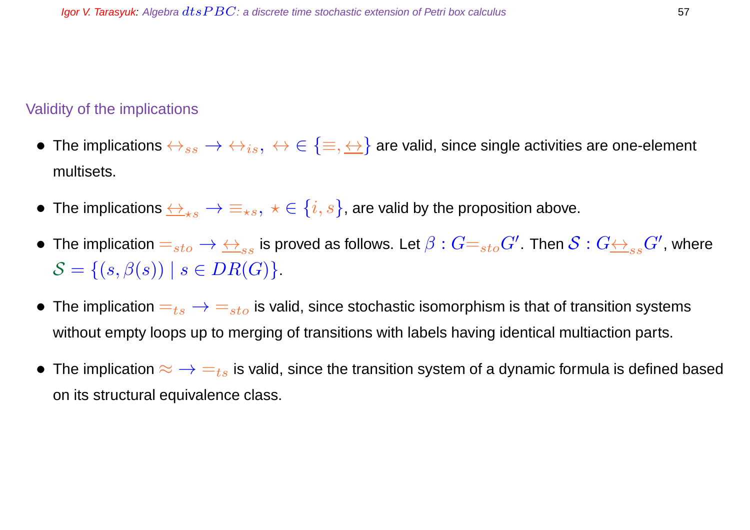## Validity of the implications

- The implications $\leftrightarrow_{ss} \rightarrow \leftrightarrow_{is},\ \leftrightarrow \in \{\equiv, \underline{\leftrightarrow}\}$ are valid, since single activities are one-element multisets.
- The implications $\underline{\leftrightarrow}_{\star s} \rightarrow \equiv_{\star s},\ \star \in \{i, s\}$, are valid by the proposition above.
- The implication $=_{sto} \rightarrow \underline{\leftrightarrow}_{ss}$ is proved as follows. Let $\beta : G{=_{sto}}G'$. Then $\mathcal{S} : G\underline{\leftrightarrow}_{ss}G'$, where $\mathcal{S} = \{(s, \beta(s)) \mid s \in DR(G)\}$.
- The implication $=_{ts} \rightarrow =_{sto}$ is valid, since stochastic isomorphism is that of transition systems without empty loops up to merging of transitions with labels having identical multiaction parts.
- The implication $\approx \rightarrow =_{ts}$ is valid, since the transition system of a dynamic formula is defined based on its structural equivalence class.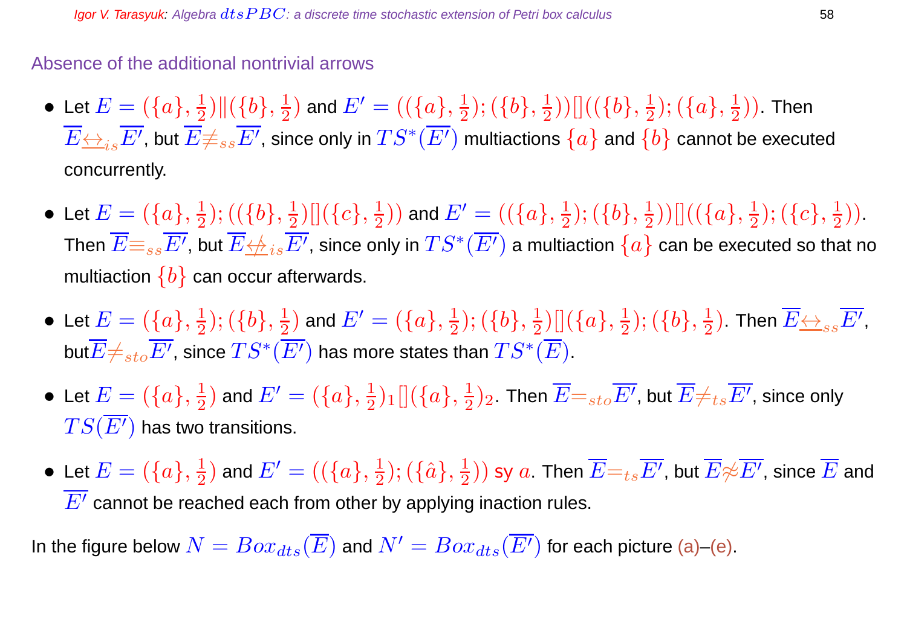## Absence of the additional nontrivial arrows

- Let $E = (\{a\}, \frac{1}{2}) \| (\{b\}, \frac{1}{2})$ and $E' = ((\{a\}, \frac{1}{2}); (\{b\}, \frac{1}{2}))[]((\{b\}, \frac{1}{2}); (\{a\}, \frac{1}{2}))$. Then $\overline{E} \underline{\leftrightarrow}_{is} \overline{E'}$, but $\overline{E} \not\equiv_{ss} \overline{E'}$, since only in $TS^*(\overline{E'})$ multiactions $\{a\}$ and $\{b\}$ cannot be executed concurrently.

- Let $E = (\{a\}, \frac{1}{2}); ((\{b\}, \frac{1}{2})[](\{c\}, \frac{1}{2}))$ and $E' = ((\{a\}, \frac{1}{2}); (\{b\}, \frac{1}{2}))[]((\{a\}, \frac{1}{2}); (\{c\}, \frac{1}{2}))$. Then $\overline{E} \equiv_{ss} \overline{E'}$, but $\overline{E} \underline{\not\leftrightarrow}_{is} \overline{E'}$, since only in $TS^*(\overline{E'})$ a multiaction $\{a\}$ can be executed so that no multiaction $\{b\}$ can occur afterwards.

- Let $E = (\{a\}, \frac{1}{2}); (\{b\}, \frac{1}{2})$ and $E' = (\{a\}, \frac{1}{2}); (\{b\}, \frac{1}{2})[](\{a\}, \frac{1}{2}); (\{b\}, \frac{1}{2})$. Then $\overline{E} \underline{\leftrightarrow}_{ss} \overline{E'}$, but $\overline{E} \neq_{sto} \overline{E'}$, since $TS^*(\overline{E'})$ has more states than $TS^*(\overline{E})$.

- Let $E = (\{a\}, \frac{1}{2})$ and $E' = (\{a\}, \frac{1}{2})_1[](\{a\}, \frac{1}{2})_2$. Then $\overline{E} =_{sto} \overline{E'}$, but $\overline{E} \neq_{ts} \overline{E'}$, since only $TS(\overline{E'})$ has two transitions.

- Let $E = (\{a\}, \frac{1}{2})$ and $E' = ((\{a\}, \frac{1}{2}); (\{\hat{a}\}, \frac{1}{2}))$ sy $a$. Then $\overline{E} =_{ts} \overline{E'}$, but $\overline{E} \not\approx \overline{E'}$, since $\overline{E}$ and $\overline{E'}$ cannot be reached each from other by applying inaction rules.

In the figure below $N = Box_{dts}(\overline{E})$ and $N' = Box_{dts}(\overline{E'})$ for each picture (a)–(e).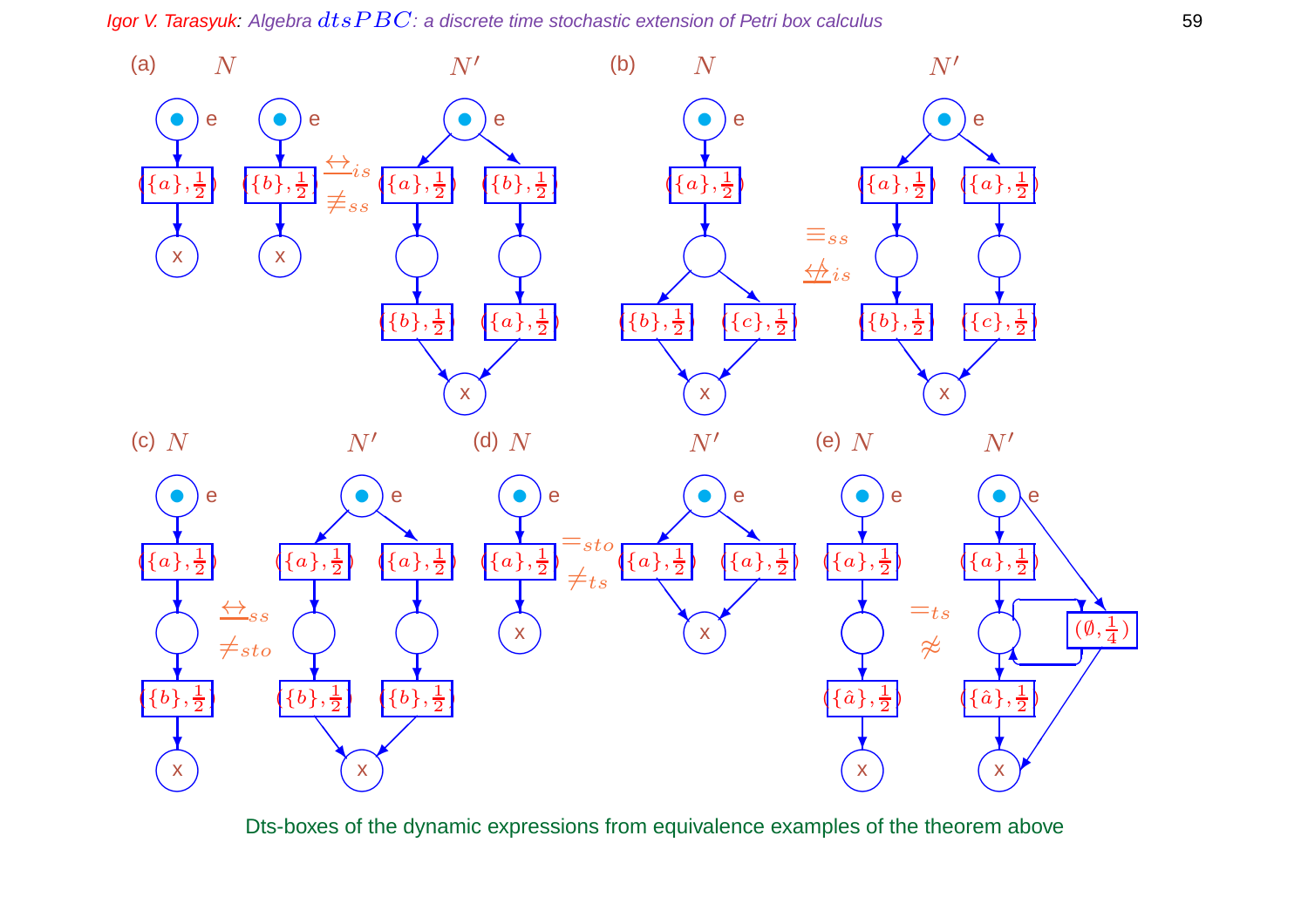(a) $N$ $\underline{\leftrightarrow}_{is}$ $\not\equiv_{ss}$ $N'$

(b) $N$ $\equiv_{ss}$ $\underline{\not\leftrightarrow}_{is}$ $N'$

(c) $N$ $\underline{\leftrightarrow}_{ss}$ $\neq_{sto}$ $N'$

(d) $N$ $=_{sto}$ $\neq_{ts}$ $N'$

(e) $N$ $=_{ts}$ $\not\approx$ $N'$

Dts-boxes of the dynamic expressions from equivalence examples of the theorem above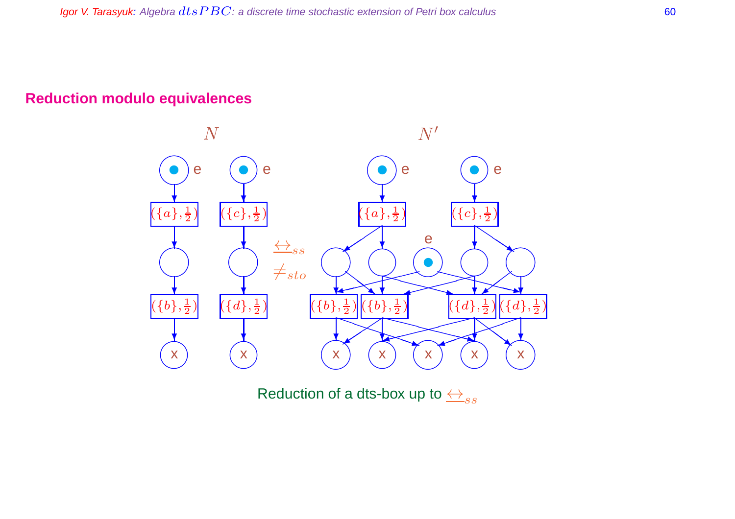## Reduction modulo equivalences

$N$ $\quad\quad\quad\quad$ $N'$

$\underline{\leftrightarrow}_{ss}$

$\neq_{sto}$

Reduction of a dts-box up to $\underline{\leftrightarrow}_{ss}$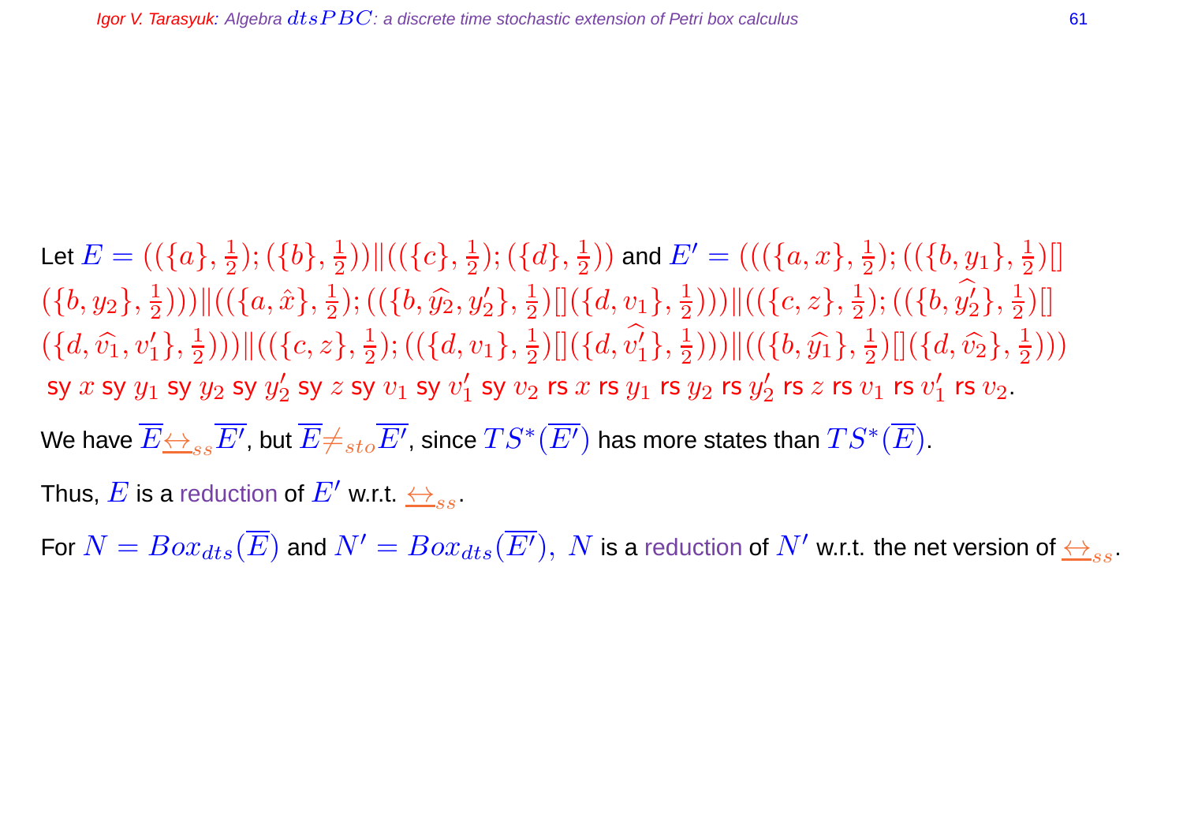Let $E = ((\{a\}, \frac{1}{2}); (\{b\}, \frac{1}{2}))\|((\{c\}, \frac{1}{2}); (\{d\}, \frac{1}{2}))$ and $E' = ((((\{a, x\}, \frac{1}{2}); ((\{b, y_1\}, \frac{1}{2})[]$ $(\{b, y_2\}, \frac{1}{2})))\|((\{a, \hat{x}\}, \frac{1}{2}); ((\{b, \widehat{y_2}, y_2'\}, \frac{1}{2})[](\{d, v_1\}, \frac{1}{2})))\|((\{c, z\}, \frac{1}{2}); ((\{b, \widehat{y_2'}\}, \frac{1}{2})[]$ $(\{d, \widehat{v_1}, v_1'\}, \frac{1}{2})))\|((\{c, z\}, \frac{1}{2}); ((\{d, v_1\}, \frac{1}{2})[](\{d, \widehat{v_1'}\}, \frac{1}{2})))\|((\{b, \widehat{y_1}\}, \frac{1}{2})[](\{d, \widehat{v_2}\}, \frac{1}{2})))$ sy $x$ sy $y_1$ sy $y_2$ sy $y_2'$ sy $z$ sy $v_1$ sy $v_1'$ sy $v_2$ rs $x$ rs $y_1$ rs $y_2$ rs $y_2'$ rs $z$ rs $v_1$ rs $v_1'$ rs $v_2$.

We have $\overline{E}\underline{\leftrightarrow}_{ss}\overline{E'}$, but $\overline{E}\neq_{sto}\overline{E'}$, since $TS^*(\overline{E'})$ has more states than $TS^*(\overline{E})$.

Thus, $E$ is a reduction of $E'$ w.r.t. $\underline{\leftrightarrow}_{ss}$.

For $N = Box_{dts}(\overline{E})$ and $N' = Box_{dts}(\overline{E'}),\ N$ is a reduction of $N'$ w.r.t. the net version of $\underline{\leftrightarrow}_{ss}$.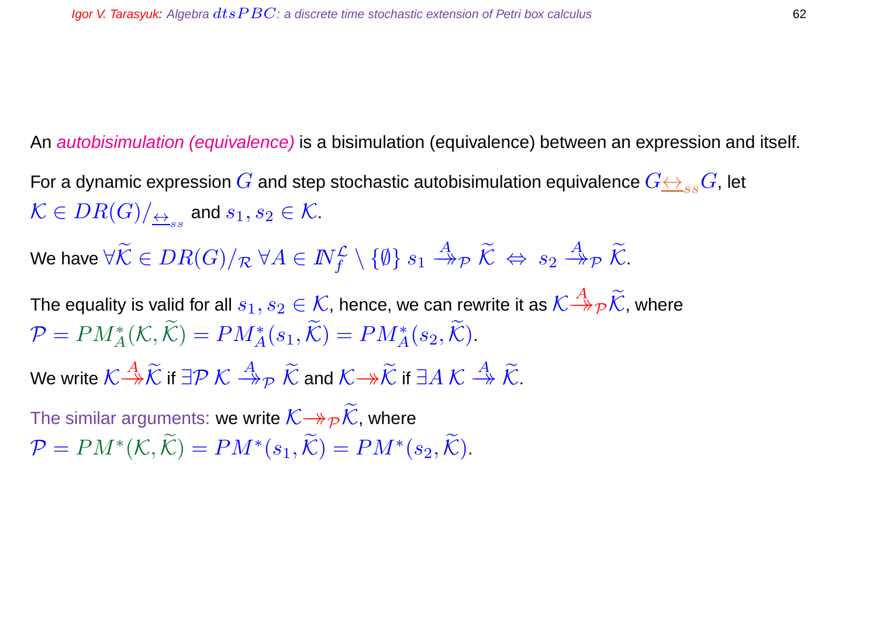An *autobisimulation (equivalence)* is a bisimulation (equivalence) between an expression and itself.

For a dynamic expression $G$ and step stochastic autobisimulation equivalence $G\underline{\leftrightarrow}_{ss}G$, let $\mathcal{K} \in DR(G)/_{\underline{\leftrightarrow}_{ss}}$ and $s_1, s_2 \in \mathcal{K}$.

We have $\forall \widetilde{\mathcal{K}} \in DR(G)/_{\mathcal{R}}\ \forall A \in I\!N_f^{\mathcal{L}} \setminus \{\emptyset\}\ s_1 \stackrel{A}{\twoheadrightarrow}_{\mathcal{P}} \widetilde{\mathcal{K}} \ \Leftrightarrow\ s_2 \stackrel{A}{\twoheadrightarrow}_{\mathcal{P}} \widetilde{\mathcal{K}}$.

The equality is valid for all $s_1, s_2 \in \mathcal{K}$, hence, we can rewrite it as $\mathcal{K} \stackrel{A}{\twoheadrightarrow}_{\mathcal{P}} \widetilde{\mathcal{K}}$, where $\mathcal{P} = PM_A^*(\mathcal{K}, \widetilde{\mathcal{K}}) = PM_A^*(s_1, \widetilde{\mathcal{K}}) = PM_A^*(s_2, \widetilde{\mathcal{K}})$.

We write $\mathcal{K} \stackrel{A}{\twoheadrightarrow} \widetilde{\mathcal{K}}$ if $\exists \mathcal{P}\ \mathcal{K} \stackrel{A}{\twoheadrightarrow}_{\mathcal{P}} \widetilde{\mathcal{K}}$ and $\mathcal{K} \twoheadrightarrow \widetilde{\mathcal{K}}$ if $\exists A\ \mathcal{K} \stackrel{A}{\twoheadrightarrow} \widetilde{\mathcal{K}}$.

The similar arguments: we write $\mathcal{K} \twoheadrightarrow_{\mathcal{P}} \widetilde{\mathcal{K}}$, where $\mathcal{P} = PM^*(\mathcal{K}, \widetilde{\mathcal{K}}) = PM^*(s_1, \widetilde{\mathcal{K}}) = PM^*(s_2, \widetilde{\mathcal{K}})$.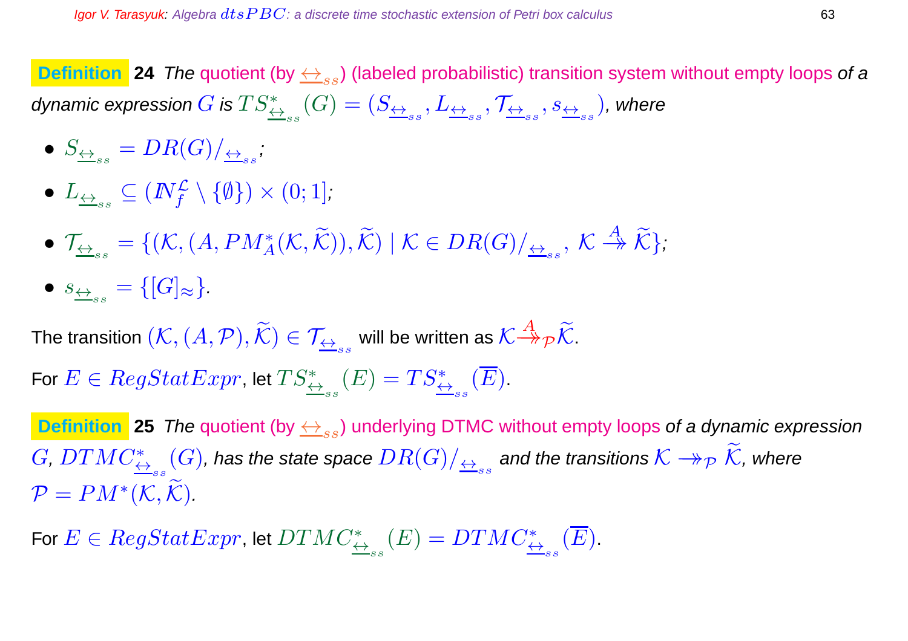**Definition 24** *The* quotient (by $\underline{\leftrightarrow}_{ss}$) (labeled probabilistic) transition system without empty loops *of a dynamic expression* $G$ *is* $TS^*_{\underline{\leftrightarrow}_{ss}}(G) = (S_{\underline{\leftrightarrow}_{ss}}, L_{\underline{\leftrightarrow}_{ss}}, \mathcal{T}_{\underline{\leftrightarrow}_{ss}}, s_{\underline{\leftrightarrow}_{ss}})$, *where*

- $S_{\underline{\leftrightarrow}_{ss}} = DR(G)/_{\underline{\leftrightarrow}_{ss}}$;
- $L_{\underline{\leftrightarrow}_{ss}} \subseteq (I\!N_f^{\mathcal{L}} \setminus \{\emptyset\}) \times (0;1]$;
- $\mathcal{T}_{\underline{\leftrightarrow}_{ss}} = \{(\mathcal{K}, (A, PM_A^*(\mathcal{K}, \widetilde{\mathcal{K}})), \widetilde{\mathcal{K}}) \mid \mathcal{K} \in DR(G)/_{\underline{\leftrightarrow}_{ss}},\ \mathcal{K} \stackrel{A}{\twoheadrightarrow} \widetilde{\mathcal{K}}\}$;
- $s_{\underline{\leftrightarrow}_{ss}} = \{[G]_\approx\}$.

The transition $(\mathcal{K}, (A, \mathcal{P}), \widetilde{\mathcal{K}}) \in \mathcal{T}_{\underline{\leftrightarrow}_{ss}}$ will be written as $\mathcal{K} \stackrel{A}{\twoheadrightarrow}_{\mathcal{P}} \widetilde{\mathcal{K}}$.

For $E \in RegStatExpr$, let $TS^*_{\underline{\leftrightarrow}_{ss}}(E) = TS^*_{\underline{\leftrightarrow}_{ss}}(\overline{E})$.

**Definition 25** *The* quotient (by $\underline{\leftrightarrow}_{ss}$) underlying DTMC without empty loops *of a dynamic expression* $G$, $DTMC^*_{\underline{\leftrightarrow}_{ss}}(G)$, *has the state space* $DR(G)/_{\underline{\leftrightarrow}_{ss}}$ *and the transitions* $\mathcal{K} \twoheadrightarrow_{\mathcal{P}} \widetilde{\mathcal{K}}$, *where* $\mathcal{P} = PM^*(\mathcal{K}, \widetilde{\mathcal{K}})$.

For $E \in RegStatExpr$, let $DTMC^*_{\underline{\leftrightarrow}_{ss}}(E) = DTMC^*_{\underline{\leftrightarrow}_{ss}}(\overline{E})$.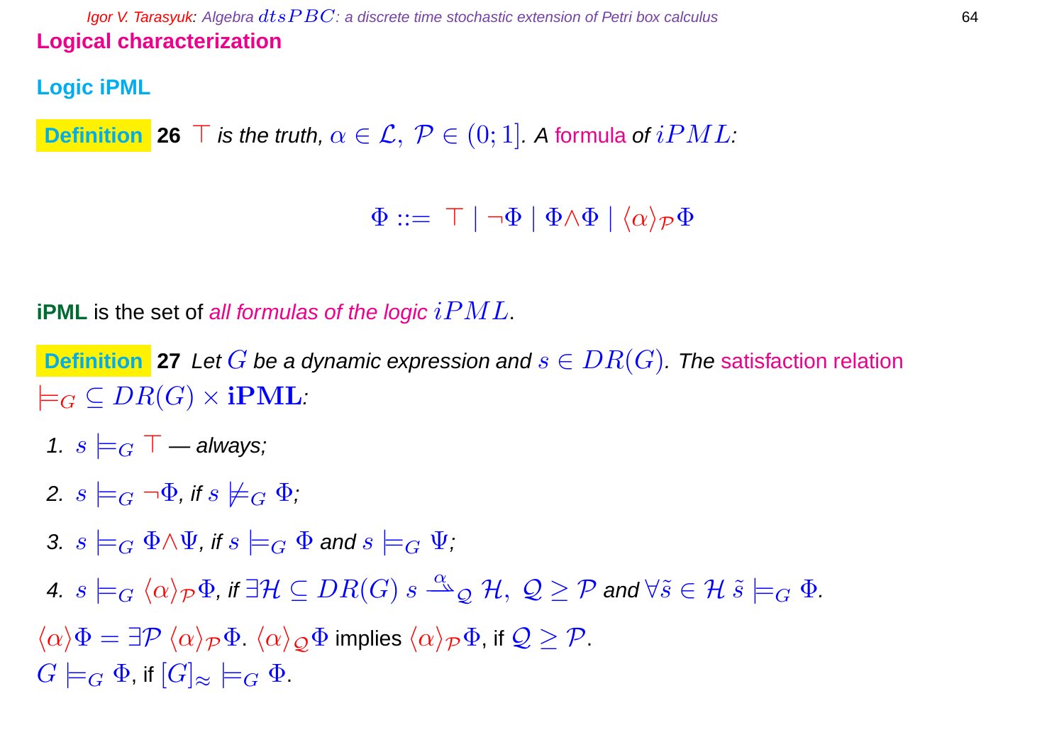## Logical characterization

### Logic iPML

**Definition 26** $\top$ *is the truth,* $\alpha \in \mathcal{L},\ \mathcal{P} \in (0;1]$*. A* formula *of* $iPML$*:*

$$\Phi ::= \ \top \mid \neg\Phi \mid \Phi\wedge\Phi \mid \langle\alpha\rangle_{\mathcal{P}}\Phi$$

**iPML** is the set of *all formulas of the logic* $iPML$.

**Definition 27** *Let* $G$ *be a dynamic expression and* $s \in DR(G)$*. The* satisfaction relation $\models_G \subseteq DR(G) \times \mathbf{iPML}$*:*

1. $s \models_G \top$ *— always;*
2. $s \models_G \neg\Phi$*, if* $s \not\models_G \Phi$*;*
3. $s \models_G \Phi\wedge\Psi$*, if* $s \models_G \Phi$ *and* $s \models_G \Psi$*;*
4. $s \models_G \langle\alpha\rangle_{\mathcal{P}}\Phi$*, if* $\exists\mathcal{H} \subseteq DR(G)\ s \xrightarrow{\alpha}_{\mathcal{Q}} \mathcal{H},\ \mathcal{Q} \geq \mathcal{P}$ *and* $\forall\tilde{s} \in \mathcal{H}\ \tilde{s} \models_G \Phi$*.*

$\langle\alpha\rangle\Phi = \exists\mathcal{P}\ \langle\alpha\rangle_{\mathcal{P}}\Phi$. $\langle\alpha\rangle_{\mathcal{Q}}\Phi$ implies $\langle\alpha\rangle_{\mathcal{P}}\Phi$, if $\mathcal{Q} \geq \mathcal{P}$.
$G \models_G \Phi$, if $[G]_\approx \models_G \Phi$.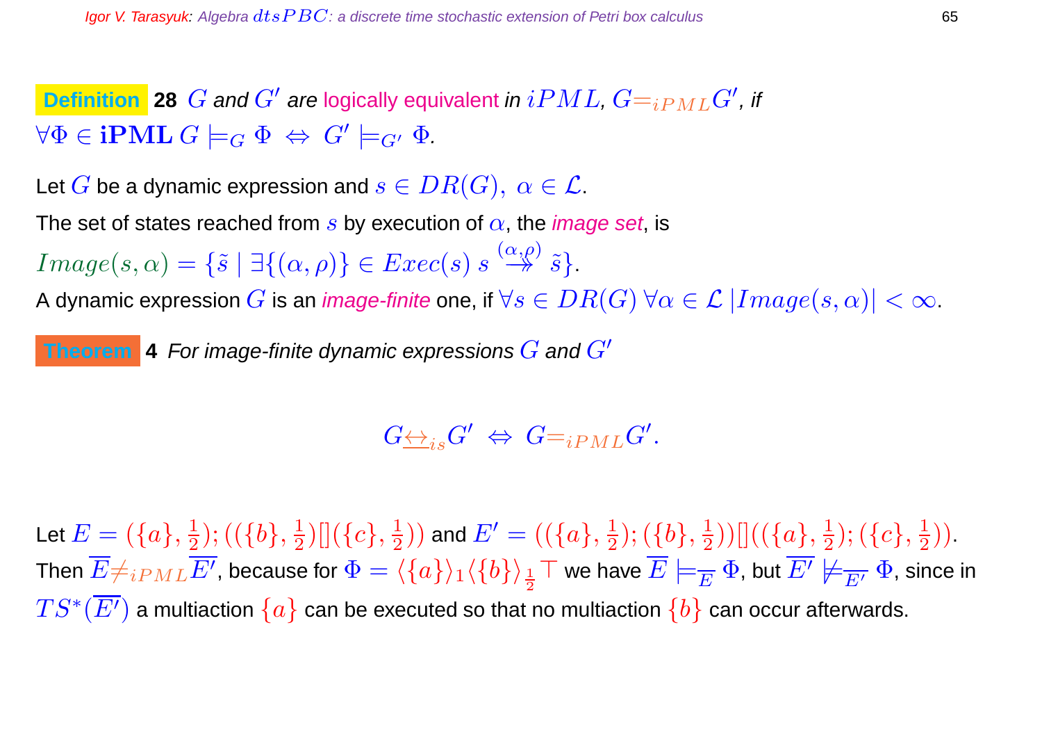**Definition 28** $G$ *and* $G'$ *are* logically equivalent *in* $iPML$, $G =_{iPML} G'$, *if* $\forall \Phi \in \mathbf{iPML}\ G \models_G \Phi \ \Leftrightarrow\ G' \models_{G'} \Phi$.

Let $G$ be a dynamic expression and $s \in DR(G),\ \alpha \in \mathcal{L}$.

The set of states reached from $s$ by execution of $\alpha$, the *image set*, is

$Image(s, \alpha) = \{\tilde{s} \mid \exists \{(\alpha, \rho)\} \in Exec(s)\ s \stackrel{(\alpha,\rho)}{\twoheadrightarrow} \tilde{s}\}$.

A dynamic expression $G$ is an *image-finite* one, if $\forall s \in DR(G)\ \forall \alpha \in \mathcal{L}\ |Image(s, \alpha)| < \infty$.

**Theorem 4** *For image-finite dynamic expressions* $G$ *and* $G'$

$$G \underline{\leftrightarrow}_{is} G' \ \Leftrightarrow\ G =_{iPML} G'.$$

Let $E = (\{a\}, \frac{1}{2}); ((\{b\}, \frac{1}{2})[](\{c\}, \frac{1}{2}))$ and $E' = ((\{a\}, \frac{1}{2}); (\{b\}, \frac{1}{2}))[]((\{a\}, \frac{1}{2}); (\{c\}, \frac{1}{2}))$. Then $\overline{E} \neq_{iPML} \overline{E'}$, because for $\Phi = \langle \{a\} \rangle_1 \langle \{b\} \rangle_{\frac{1}{2}} \top$ we have $\overline{E} \models_{\overline{E}} \Phi$, but $\overline{E'} \not\models_{\overline{E'}} \Phi$, since in $TS^*(\overline{E'})$ a multiaction $\{a\}$ can be executed so that no multiaction $\{b\}$ can occur afterwards.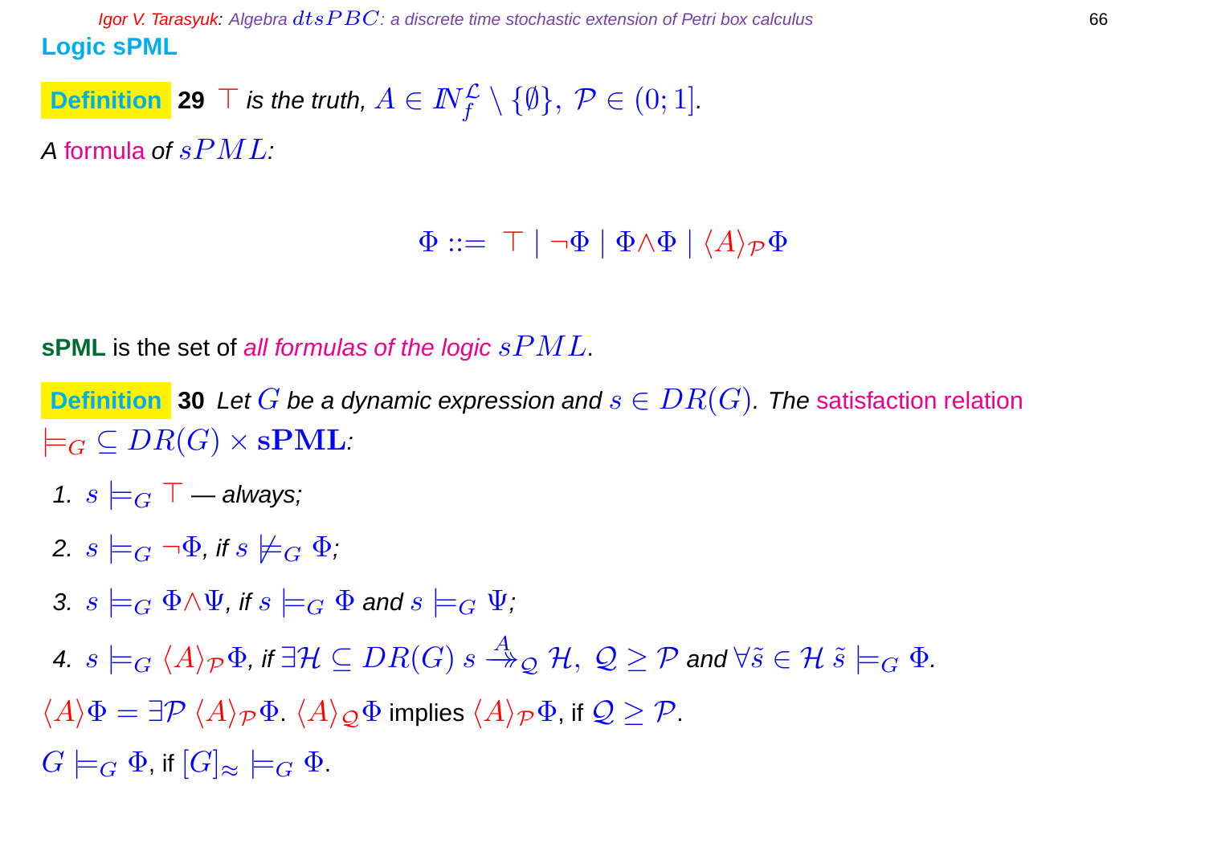## Logic sPML

**Definition 29** $\top$ *is the truth,* $A \in I\!N_f^{\mathcal{L}} \setminus \{\emptyset\},\ \mathcal{P} \in (0;1]$*.*

*A* formula *of* $sPML$*:*

$$\Phi ::= \top \mid \neg\Phi \mid \Phi \wedge \Phi \mid \langle A \rangle_{\mathcal{P}} \Phi$$

**sPML** is the set of *all formulas of the logic* $sPML$.

**Definition 30** *Let* $G$ *be a dynamic expression and* $s \in DR(G)$*. The* satisfaction relation $\models_G \subseteq DR(G) \times \mathbf{sPML}$*:*

1. $s \models_G \top$ *— always;*
2. $s \models_G \neg\Phi$*, if* $s \not\models_G \Phi$*;*
3. $s \models_G \Phi \wedge \Psi$*, if* $s \models_G \Phi$ *and* $s \models_G \Psi$*;*
4. $s \models_G \langle A \rangle_{\mathcal{P}} \Phi$*, if* $\exists \mathcal{H} \subseteq DR(G)\ s \xrightarrow{A}_{\mathcal{Q}} \mathcal{H},\ \mathcal{Q} \geq \mathcal{P}$ *and* $\forall \tilde{s} \in \mathcal{H}\ \tilde{s} \models_G \Phi$*.*

$\langle A \rangle \Phi = \exists \mathcal{P}\ \langle A \rangle_{\mathcal{P}} \Phi$. $\langle A \rangle_{\mathcal{Q}} \Phi$ implies $\langle A \rangle_{\mathcal{P}} \Phi$, if $\mathcal{Q} \geq \mathcal{P}$.

$G \models_G \Phi$, if $[G]_{\approx} \models_G \Phi$.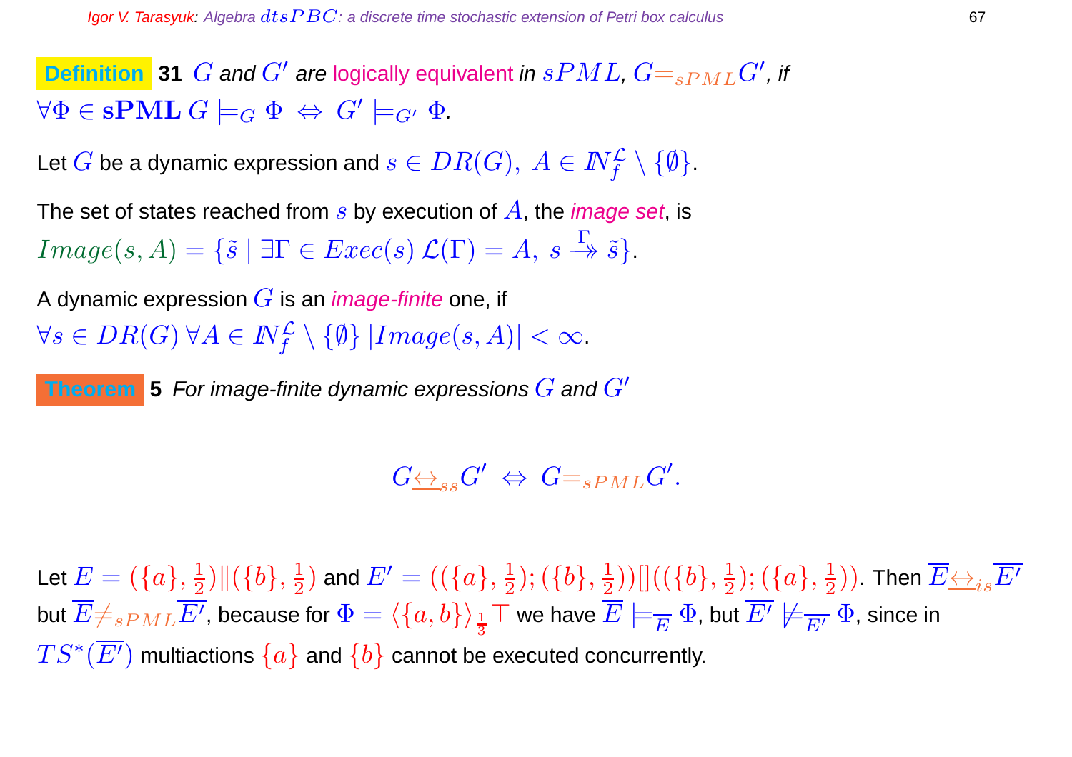**Definition 31** $G$ *and* $G'$ *are* logically equivalent *in* $sPML$, $G =_{sPML} G'$, *if* $\forall \Phi \in \mathbf{sPML}\ G \models_G \Phi \ \Leftrightarrow\ G' \models_{G'} \Phi$.

Let $G$ be a dynamic expression and $s \in DR(G),\ A \in I\!N_f^{\mathcal{L}} \setminus \{\emptyset\}$.

The set of states reached from $s$ by execution of $A$, the *image set*, is $Image(s, A) = \{\tilde{s} \mid \exists \Gamma \in Exec(s)\ \mathcal{L}(\Gamma) = A,\ s \stackrel{\Gamma}{\twoheadrightarrow} \tilde{s}\}$.

A dynamic expression $G$ is an *image-finite* one, if $\forall s \in DR(G)\, \forall A \in I\!N_f^{\mathcal{L}} \setminus \{\emptyset\}\ |Image(s, A)| < \infty$.

**Theorem 5** *For image-finite dynamic expressions* $G$ *and* $G'$

$$G \underline{\leftrightarrow}_{ss} G' \ \Leftrightarrow\ G =_{sPML} G'.$$

Let $E = (\{a\}, \frac{1}{2}) \| (\{b\}, \frac{1}{2})$ and $E' = ((\{a\}, \frac{1}{2}); (\{b\}, \frac{1}{2}))[]((\{b\}, \frac{1}{2}); (\{a\}, \frac{1}{2}))$. Then $\overline{E} \underline{\leftrightarrow}_{is} \overline{E'}$ but $\overline{E} \neq_{sPML} \overline{E'}$, because for $\Phi = \langle \{a, b\} \rangle_{\frac{1}{3}} \top$ we have $\overline{E} \models_{\overline{E}} \Phi$, but $\overline{E'} \not\models_{\overline{E'}} \Phi$, since in $TS^*(\overline{E'})$ multiactions $\{a\}$ and $\{b\}$ cannot be executed concurrently.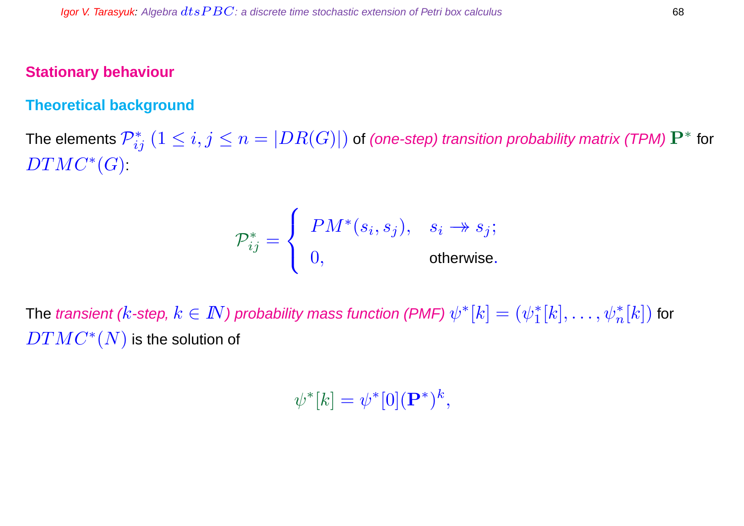## Stationary behaviour

### Theoretical background

The elements $\mathcal{P}^*_{ij}$ $(1 \leq i, j \leq n = |DR(G)|)$ of *(one-step) transition probability matrix (TPM)* $\mathbf{P}^*$ for $DTMC^*(G)$:

$$\mathcal{P}^*_{ij} = \begin{cases} PM^*(s_i, s_j), & s_i \twoheadrightarrow s_j; \\ 0, & \text{otherwise}. \end{cases}$$

The *transient ($k$-step, $k \in I\!N$) probability mass function (PMF)* $\psi^*[k] = (\psi^*_1[k], \ldots, \psi^*_n[k])$ for $DTMC^*(N)$ is the solution of

$$\psi^*[k] = \psi^*[0](\mathbf{P}^*)^k,$$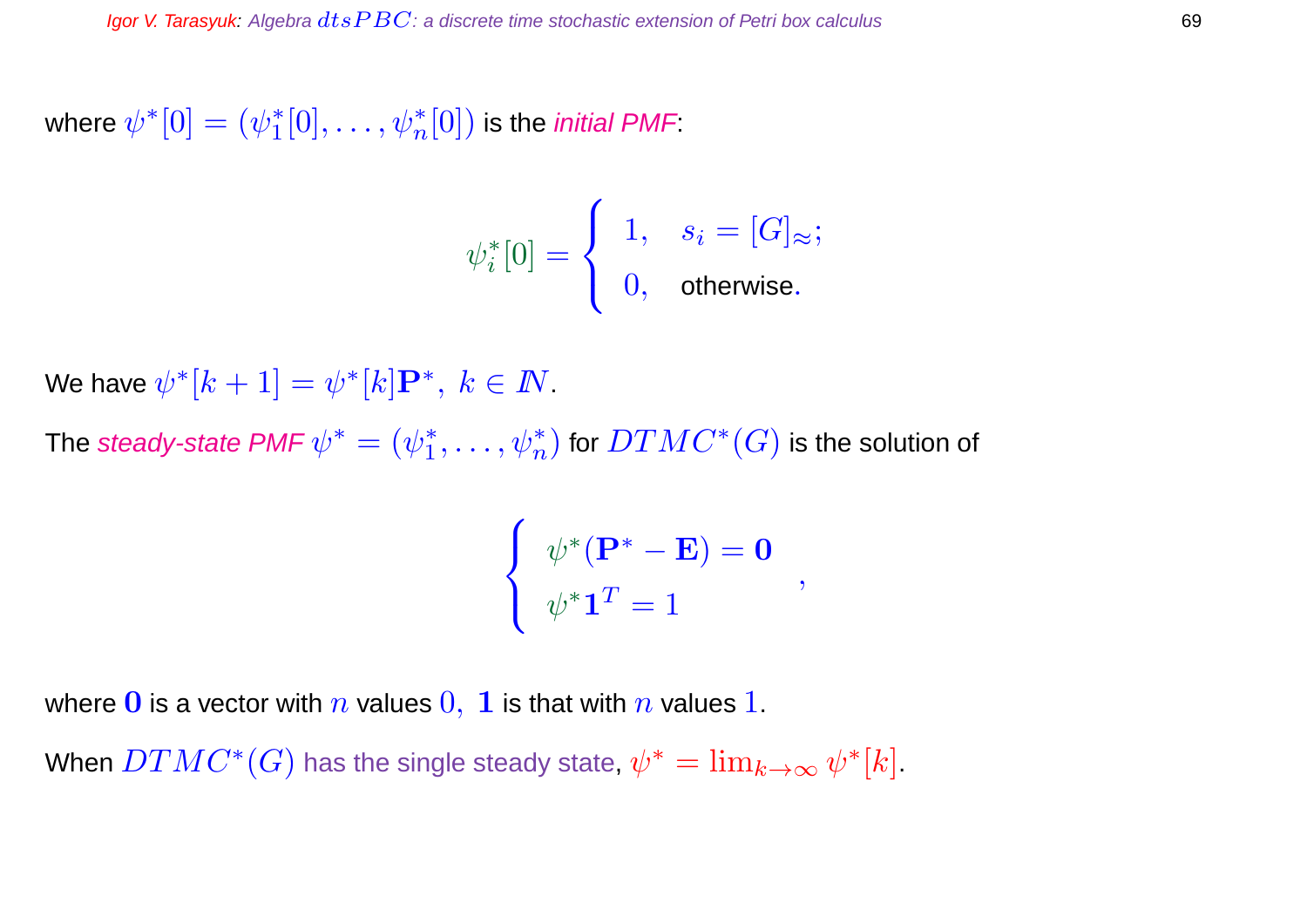where $\psi^*[0] = (\psi_1^*[0], \ldots, \psi_n^*[0])$ is the *initial PMF*:

$$\psi_i^*[0] = \begin{cases} 1, & s_i = [G]_{\approx}; \\ 0, & \text{otherwise.} \end{cases}$$

We have $\psi^*[k+1] = \psi^*[k]\mathbf{P}^*,\ k \in I\!N$.

The *steady-state PMF* $\psi^* = (\psi_1^*, \ldots, \psi_n^*)$ for $DTMC^*(G)$ is the solution of

$$\begin{cases} \psi^*(\mathbf{P}^* - \mathbf{E}) = \mathbf{0} \\ \psi^* \mathbf{1}^T = 1 \end{cases},$$

where $\mathbf{0}$ is a vector with $n$ values $0,\ \mathbf{1}$ is that with $n$ values $1$.

When $DTMC^*(G)$ has the single steady state, $\psi^* = \lim_{k \to \infty} \psi^*[k]$.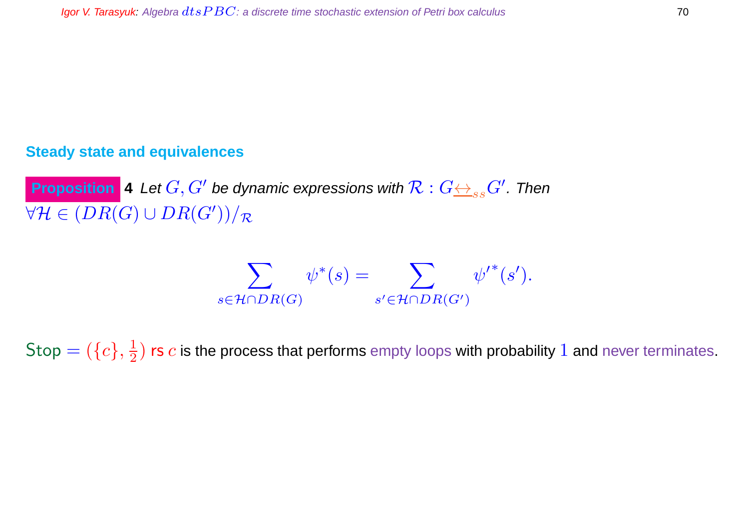## Steady state and equivalences

**Proposition 4** *Let $G, G'$ be dynamic expressions with $\mathcal{R} : G \underline{\leftrightarrow}_{ss} G'$. Then $\forall \mathcal{H} \in (DR(G) \cup DR(G'))/_{\mathcal{R}}$*

$$\sum_{s \in \mathcal{H} \cap DR(G)} \psi^*(s) = \sum_{s' \in \mathcal{H} \cap DR(G')} {\psi'}^*(s').$$

$\mathsf{Stop} = (\{c\}, \frac{1}{2})$ rs $c$ is the process that performs empty loops with probability $1$ and never terminates.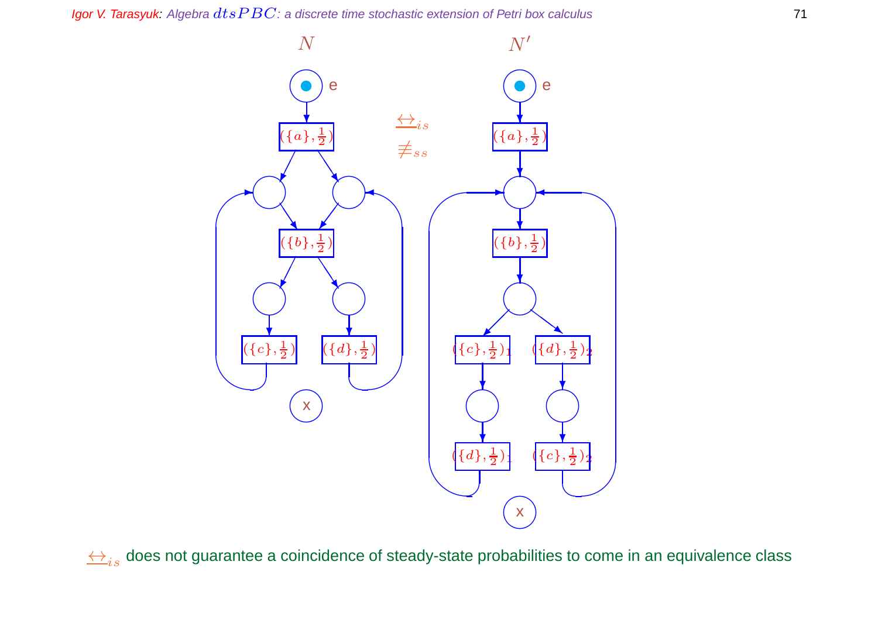$N$ $\quad$ $N'$

$\underline{\leftrightarrow}_{is}$

$\not\equiv_{ss}$

$(\{a\}, \frac{1}{2})$ $\quad$ $(\{a\}, \frac{1}{2})$

$(\{b\}, \frac{1}{2})$ $\quad$ $(\{b\}, \frac{1}{2})$

$(\{c\}, \frac{1}{2})$ $\quad$ $(\{d\}, \frac{1}{2})$ $\quad$ $(\{c\}, \frac{1}{2})_1$ $\quad$ $(\{d\}, \frac{1}{2})_2$

$(\{d\}, \frac{1}{2})_1$ $\quad$ $(\{c\}, \frac{1}{2})_2$

$\underline{\leftrightarrow}_{is}$ does not guarantee a coincidence of steady-state probabilities to come in an equivalence class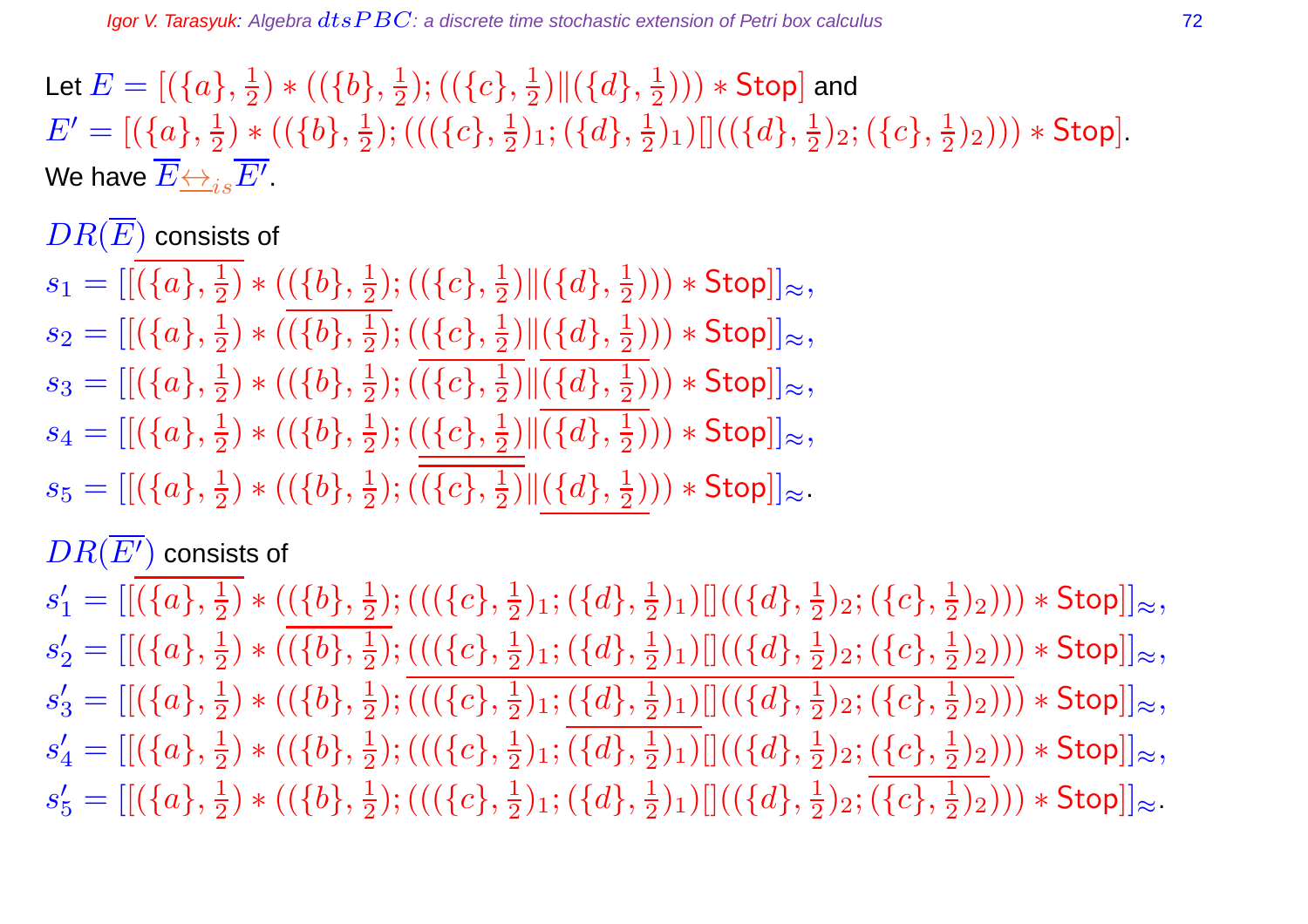Let $E = [(\{a\}, \frac{1}{2}) * ((\{b\}, \frac{1}{2}); ((\{c\}, \frac{1}{2}) \| (\{d\}, \frac{1}{2}))) * \mathsf{Stop}]$ and
$E' = [(\{a\}, \frac{1}{2}) * ((\{b\}, \frac{1}{2}); (((\{c\}, \frac{1}{2})_1; (\{d\}, \frac{1}{2})_1) [] ((\{d\}, \frac{1}{2})_2; (\{c\}, \frac{1}{2})_2))) * \mathsf{Stop}]$.
We have $\overline{E} \underline{\leftrightarrow}_{is} \overline{E'}$.

$DR(\overline{E})$ consists of

$s_1 = [[\overline{(\{a\}, \frac{1}{2})} * ((\{b\}, \frac{1}{2}); ((\{c\}, \frac{1}{2}) \| (\{d\}, \frac{1}{2}))) * \mathsf{Stop}]]_{\approx}$,

$s_2 = [[(\{a\}, \frac{1}{2}) * (\overline{(\{b\}, \frac{1}{2})}; ((\{c\}, \frac{1}{2}) \| (\{d\}, \frac{1}{2}))) * \mathsf{Stop}]]_{\approx}$,

$s_3 = [[(\{a\}, \frac{1}{2}) * ((\{b\}, \frac{1}{2}); (\overline{(\{c\}, \frac{1}{2})} \| \overline{(\{d\}, \frac{1}{2})})) * \mathsf{Stop}]]_{\approx}$,

$s_4 = [[(\{a\}, \frac{1}{2}) * ((\{b\}, \frac{1}{2}); (\underline{(\{c\}, \frac{1}{2})} \| \overline{(\{d\}, \frac{1}{2})})) * \mathsf{Stop}]]_{\approx}$,

$s_5 = [[(\{a\}, \frac{1}{2}) * ((\{b\}, \frac{1}{2}); (\overline{(\{c\}, \frac{1}{2})} \| \underline{(\{d\}, \frac{1}{2})})) * \mathsf{Stop}]]_{\approx}$.

$DR(\overline{E'})$ consists of

$s'_1 = [[\overline{(\{a\}, \frac{1}{2})} * ((\{b\}, \frac{1}{2}); (((\{c\}, \frac{1}{2})_1; (\{d\}, \frac{1}{2})_1) [] ((\{d\}, \frac{1}{2})_2; (\{c\}, \frac{1}{2})_2))) * \mathsf{Stop}]]_{\approx}$,

$s'_2 = [[(\{a\}, \frac{1}{2}) * (\overline{(\{b\}, \frac{1}{2})}; (((\{c\}, \frac{1}{2})_1; (\{d\}, \frac{1}{2})_1) [] ((\{d\}, \frac{1}{2})_2; (\{c\}, \frac{1}{2})_2))) * \mathsf{Stop}]]_{\approx}$,

$s'_3 = [[(\{a\}, \frac{1}{2}) * ((\{b\}, \frac{1}{2}); \overline{(((\{c\}, \frac{1}{2})_1; (\{d\}, \frac{1}{2})_1) [] ((\{d\}, \frac{1}{2})_2; (\{c\}, \frac{1}{2})_2))}) * \mathsf{Stop}]]_{\approx}$,

$s'_4 = [[(\{a\}, \frac{1}{2}) * ((\{b\}, \frac{1}{2}); (((\{c\}, \frac{1}{2})_1; \overline{(\{d\}, \frac{1}{2})_1}) [] ((\{d\}, \frac{1}{2})_2; (\{c\}, \frac{1}{2})_2))) * \mathsf{Stop}]]_{\approx}$,

$s'_5 = [[(\{a\}, \frac{1}{2}) * ((\{b\}, \frac{1}{2}); (((\{c\}, \frac{1}{2})_1; (\{d\}, \frac{1}{2})_1) [] ((\{d\}, \frac{1}{2})_2; \overline{(\{c\}, \frac{1}{2})_2}))) * \mathsf{Stop}]]_{\approx}$.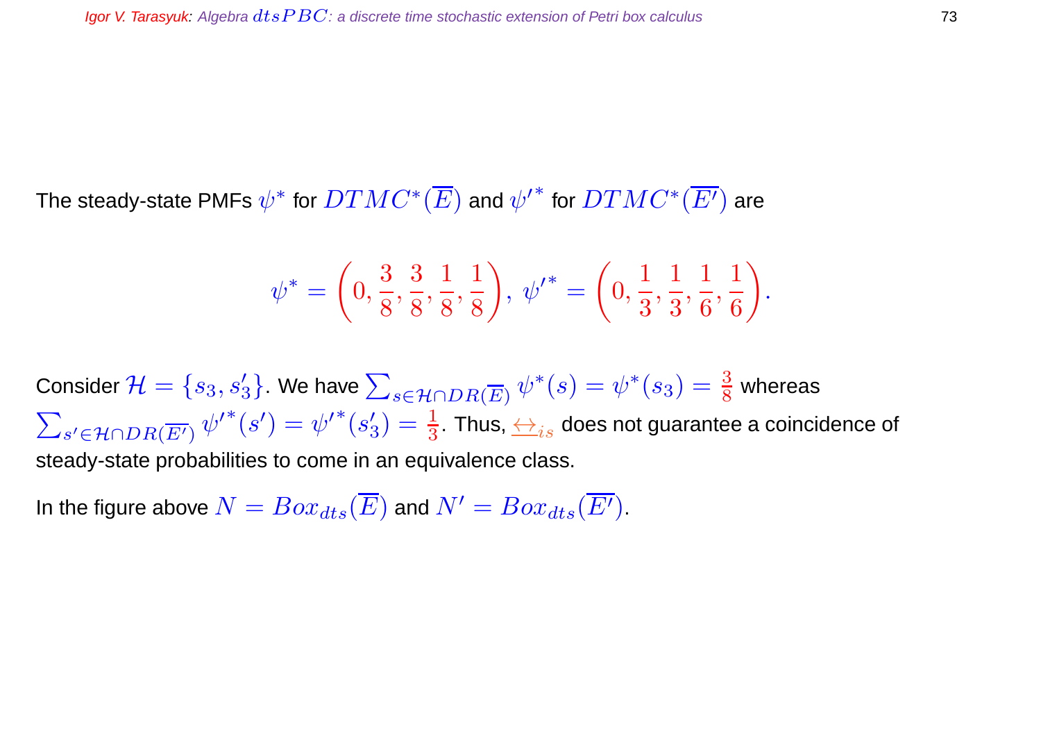The steady-state PMFs $\psi^*$ for $DTMC^*(\overline{E})$ and $\psi'^*$ for $DTMC^*(\overline{E'})$ are

$$\psi^* = \left(0, \frac{3}{8}, \frac{3}{8}, \frac{1}{8}, \frac{1}{8}\right),\ \psi'^* = \left(0, \frac{1}{3}, \frac{1}{3}, \frac{1}{6}, \frac{1}{6}\right).$$

Consider $\mathcal{H} = \{s_3, s_3'\}$. We have $\sum_{s \in \mathcal{H} \cap DR(\overline{E})} \psi^*(s) = \psi^*(s_3) = \frac{3}{8}$ whereas $\sum_{s' \in \mathcal{H} \cap DR(\overline{E'})} \psi'^*(s') = \psi'^*(s_3') = \frac{1}{3}$. Thus, $\underline{\leftrightarrow}_{is}$ does not guarantee a coincidence of steady-state probabilities to come in an equivalence class.

In the figure above $N = Box_{dts}(\overline{E})$ and $N' = Box_{dts}(\overline{E'})$.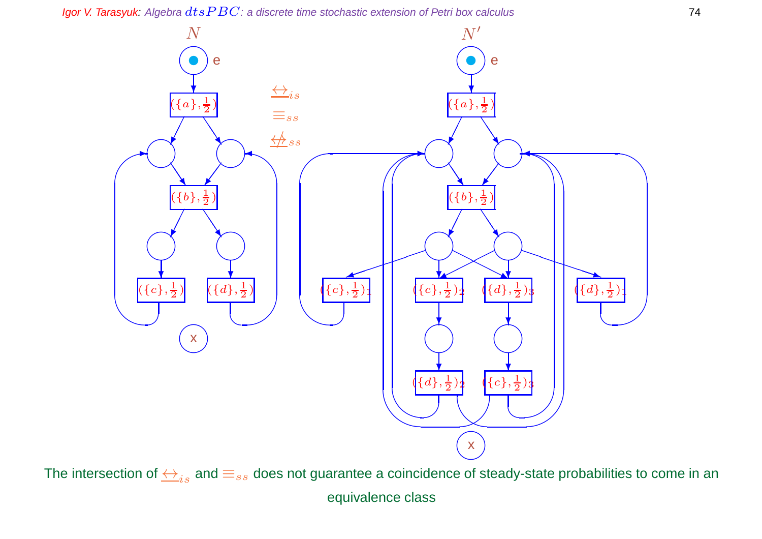$N$ $\underline{\leftrightarrow}_{is}$ $\equiv_{ss}$ $\underline{\not\leftrightarrow}_{ss}$ $N'$

The intersection of $\underline{\leftrightarrow}_{is}$ and $\equiv_{ss}$ does not guarantee a coincidence of steady-state probabilities to come in an equivalence class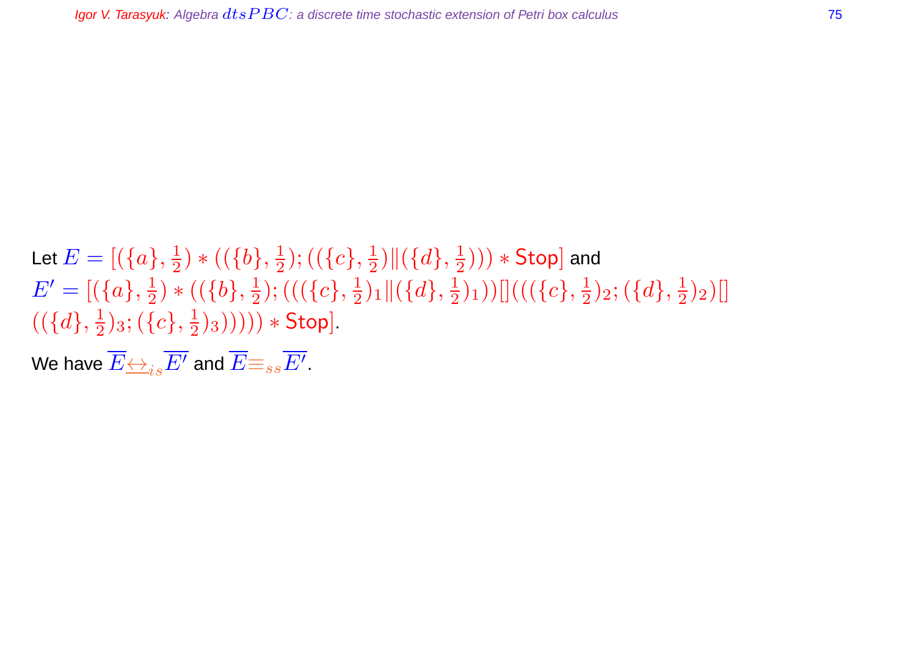Let $E = [(\{a\}, \frac{1}{2}) * ((\{b\}, \frac{1}{2}); ((\{c\}, \frac{1}{2}) \| (\{d\}, \frac{1}{2}))) * \mathsf{Stop}]$ and
$E' = [(\{a\}, \frac{1}{2}) * ((\{b\}, \frac{1}{2}); (((\{c\}, \frac{1}{2})_1 \| (\{d\}, \frac{1}{2})_1)) [] (((\{c\}, \frac{1}{2})_2; (\{d\}, \frac{1}{2})_2) []$
$((\{d\}, \frac{1}{2})_3; (\{c\}, \frac{1}{2})_3))))) * \mathsf{Stop}]$.

We have $\overline{E} \underline{\leftrightarrow}_{is} \overline{E'}$ and $\overline{E} \equiv_{ss} \overline{E'}$.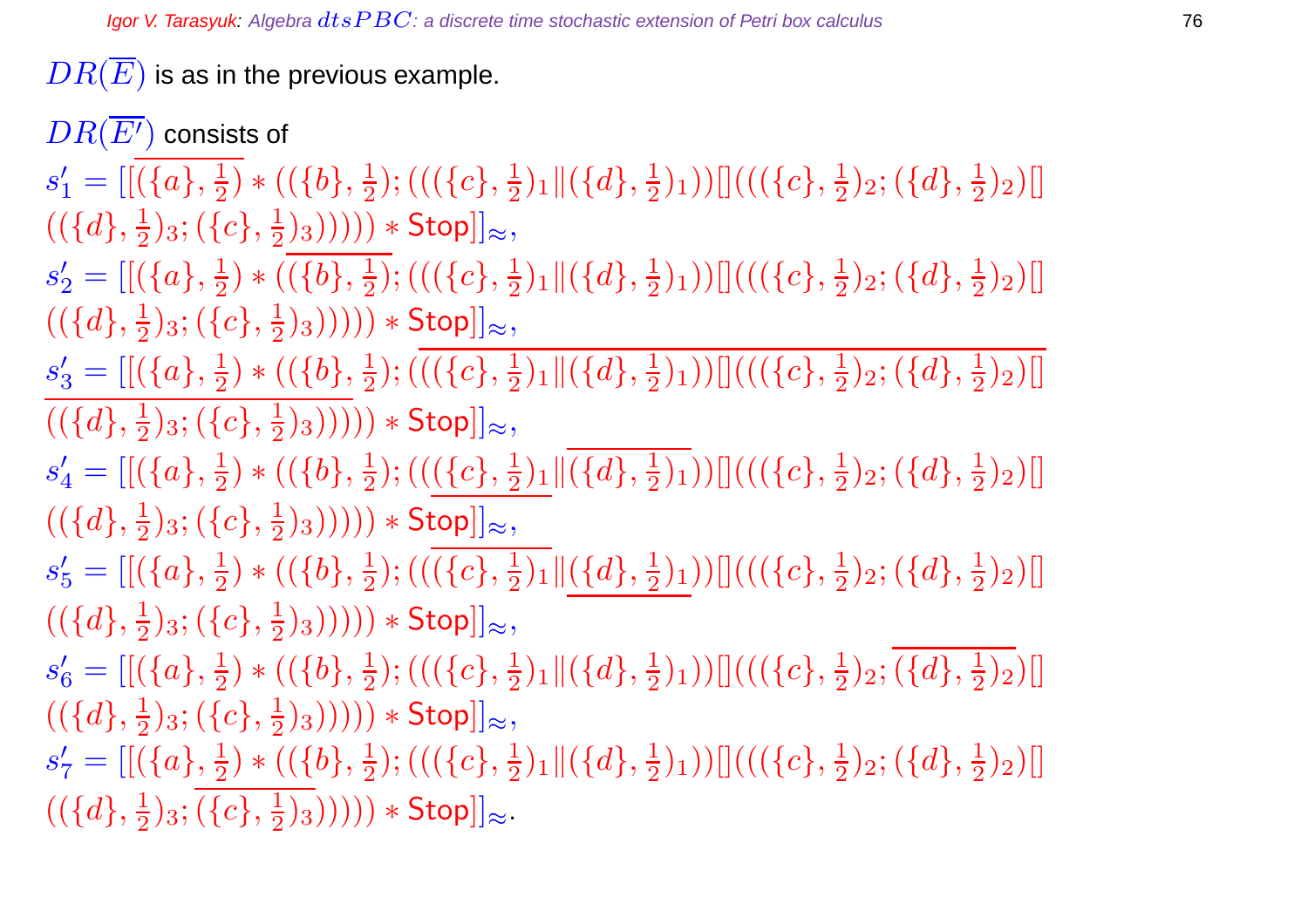$DR(\overline{E})$ is as in the previous example.

$DR(\overline{E'})$ consists of

$$s_1' = [[\overline{(\{a\}, \tfrac{1}{2})} * ((\{b\}, \tfrac{1}{2}); (((\{c\}, \tfrac{1}{2})_1 \| (\{d\}, \tfrac{1}{2})_1)) [] (((\{c\}, \tfrac{1}{2})_2; (\{d\}, \tfrac{1}{2})_2) [] ((\{d\}, \tfrac{1}{2})_3; (\{c\}, \tfrac{1}{2})_3))))) * \mathsf{Stop}]]_\approx,$$

$$s_2' = [[(\{a\}, \tfrac{1}{2}) * (\overline{(\{b\}, \tfrac{1}{2})}; (((\{c\}, \tfrac{1}{2})_1 \| (\{d\}, \tfrac{1}{2})_1)) [] (((\{c\}, \tfrac{1}{2})_2; (\{d\}, \tfrac{1}{2})_2) [] ((\{d\}, \tfrac{1}{2})_3; (\{c\}, \tfrac{1}{2})_3))))) * \mathsf{Stop}]]_\approx,$$

$$s_3' = [[(\{a\}, \tfrac{1}{2}) * ((\{b\}, \tfrac{1}{2}); \overline{(((\{c\}, \tfrac{1}{2})_1 \| (\{d\}, \tfrac{1}{2})_1)) [] (((\{c\}, \tfrac{1}{2})_2; (\{d\}, \tfrac{1}{2})_2) [] ((\{d\}, \tfrac{1}{2})_3; (\{c\}, \tfrac{1}{2})_3)))})) * \mathsf{Stop}]]_\approx,$$

$$s_4' = [[(\{a\}, \tfrac{1}{2}) * ((\{b\}, \tfrac{1}{2}); (((\underline{(\{c\}, \tfrac{1}{2})_1} \| \overline{(\{d\}, \tfrac{1}{2})_1})) [] (((\{c\}, \tfrac{1}{2})_2; (\{d\}, \tfrac{1}{2})_2) [] ((\{d\}, \tfrac{1}{2})_3; (\{c\}, \tfrac{1}{2})_3))))) * \mathsf{Stop}]]_\approx,$$

$$s_5' = [[(\{a\}, \tfrac{1}{2}) * ((\{b\}, \tfrac{1}{2}); (((\overline{(\{c\}, \tfrac{1}{2})_1} \| \underline{(\{d\}, \tfrac{1}{2})_1})) [] (((\{c\}, \tfrac{1}{2})_2; (\{d\}, \tfrac{1}{2})_2) [] ((\{d\}, \tfrac{1}{2})_3; (\{c\}, \tfrac{1}{2})_3))))) * \mathsf{Stop}]]_\approx,$$

$$s_6' = [[(\{a\}, \tfrac{1}{2}) * ((\{b\}, \tfrac{1}{2}); (((\{c\}, \tfrac{1}{2})_1 \| (\{d\}, \tfrac{1}{2})_1)) [] (((\{c\}, \tfrac{1}{2})_2; \overline{(\{d\}, \tfrac{1}{2})_2}) [] ((\{d\}, \tfrac{1}{2})_3; (\{c\}, \tfrac{1}{2})_3))))) * \mathsf{Stop}]]_\approx,$$

$$s_7' = [[(\{a\}, \tfrac{1}{2}) * ((\{b\}, \tfrac{1}{2}); (((\{c\}, \tfrac{1}{2})_1 \| (\{d\}, \tfrac{1}{2})_1)) [] (((\{c\}, \tfrac{1}{2})_2; (\{d\}, \tfrac{1}{2})_2) [] ((\{d\}, \tfrac{1}{2})_3; \overline{(\{c\}, \tfrac{1}{2})_3}))))) * \mathsf{Stop}]]_\approx.$$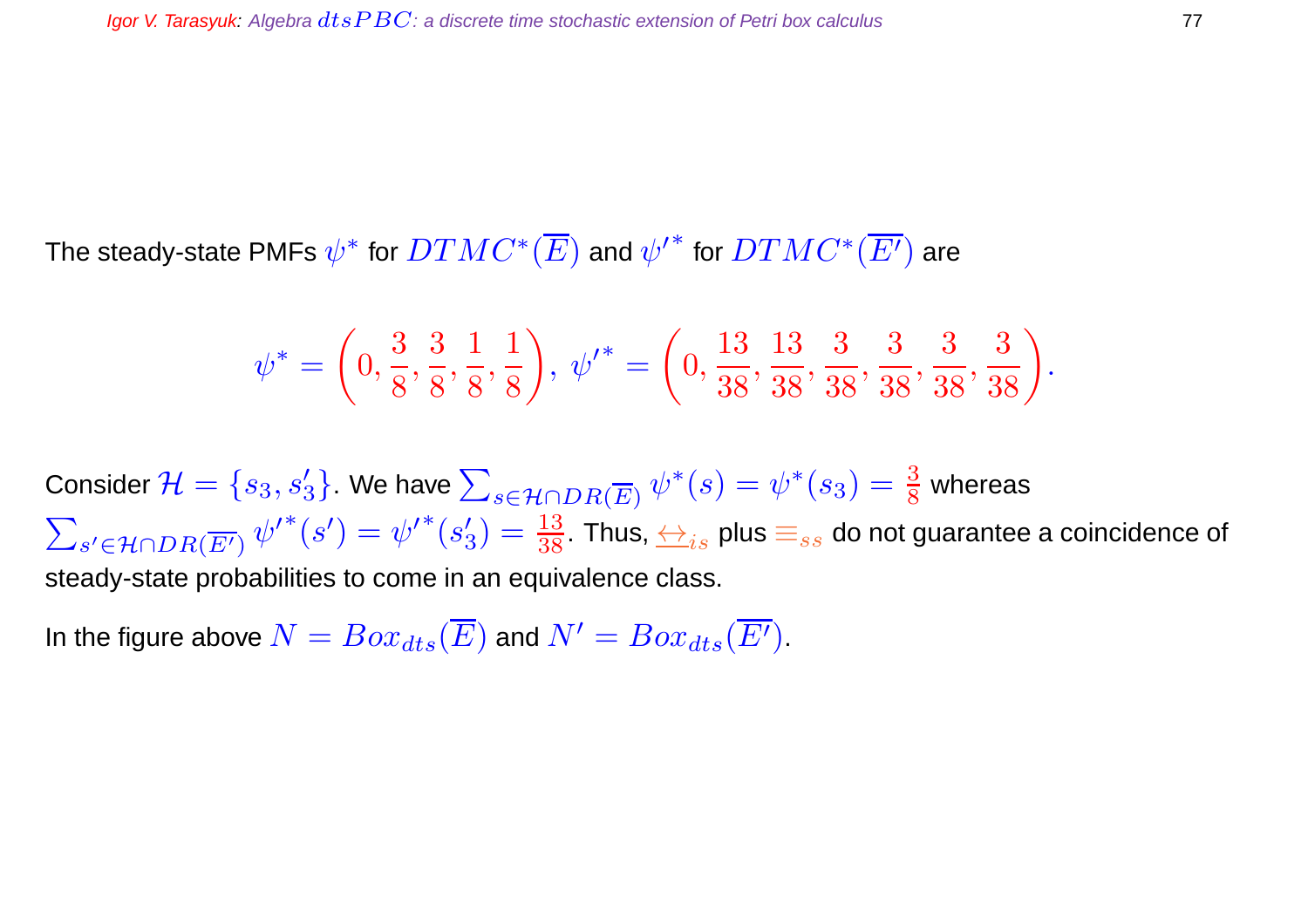The steady-state PMFs $\psi^*$ for $DTMC^*(\overline{E})$ and $\psi'^*$ for $DTMC^*(\overline{E'})$ are

$$\psi^* = \left(0, \frac{3}{8}, \frac{3}{8}, \frac{1}{8}, \frac{1}{8}\right),\ \psi'^* = \left(0, \frac{13}{38}, \frac{13}{38}, \frac{3}{38}, \frac{3}{38}, \frac{3}{38}, \frac{3}{38}\right).$$

Consider $\mathcal{H} = \{s_3, s'_3\}$. We have $\sum_{s \in \mathcal{H} \cap DR(\overline{E})} \psi^*(s) = \psi^*(s_3) = \frac{3}{8}$ whereas $\sum_{s' \in \mathcal{H} \cap DR(\overline{E'})} \psi'^*(s') = \psi'^*(s'_3) = \frac{13}{38}$. Thus, $\underline{\leftrightarrow}_{is}$ plus $\equiv_{ss}$ do not guarantee a coincidence of steady-state probabilities to come in an equivalence class.

In the figure above $N = Box_{dts}(\overline{E})$ and $N' = Box_{dts}(\overline{E'})$.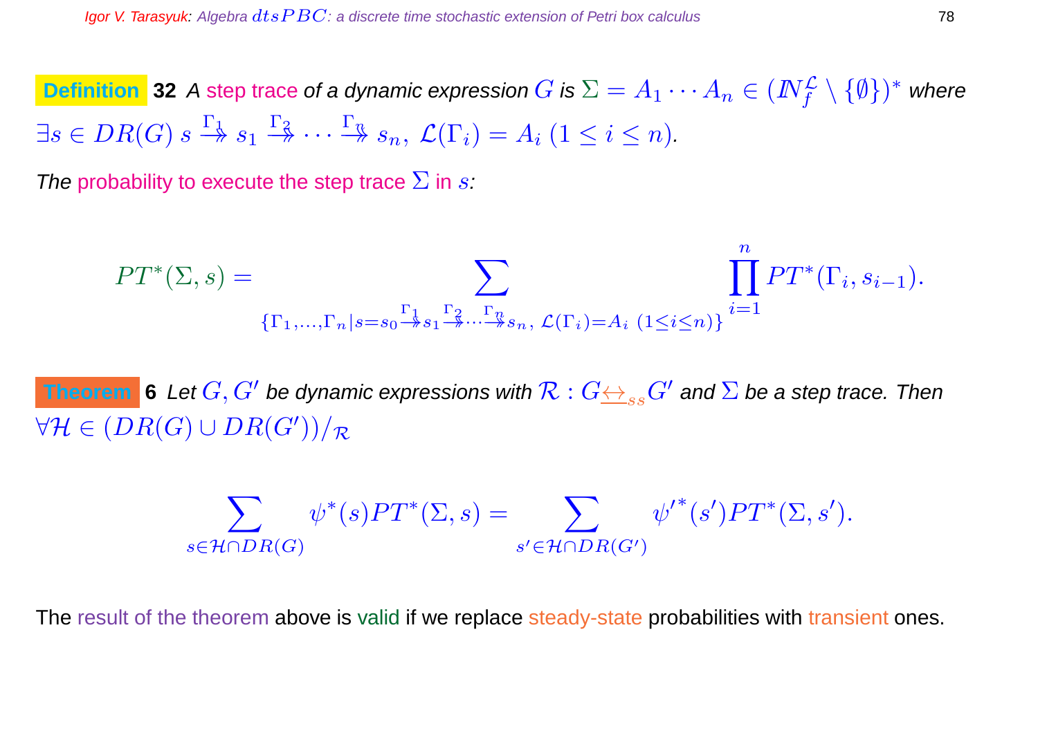**Definition 32** *A* step trace *of a dynamic expression* $G$ *is* $\Sigma = A_1 \cdots A_n \in (\mathbb{N}_f^{\mathcal{L}} \setminus \{\emptyset\})^*$ *where* $\exists s \in DR(G)\ s \stackrel{\Gamma_1}{\twoheadrightarrow} s_1 \stackrel{\Gamma_2}{\twoheadrightarrow} \cdots \stackrel{\Gamma_n}{\twoheadrightarrow} s_n,\ \mathcal{L}(\Gamma_i) = A_i\ (1 \leq i \leq n)$.

*The* probability to execute the step trace $\Sigma$ in $s$:

$$PT^*(\Sigma, s) = \sum_{\{\Gamma_1,\ldots,\Gamma_n \mid s=s_0 \stackrel{\Gamma_1}{\twoheadrightarrow} s_1 \stackrel{\Gamma_2}{\twoheadrightarrow} \cdots \stackrel{\Gamma_n}{\twoheadrightarrow} s_n,\ \mathcal{L}(\Gamma_i)=A_i\ (1\leq i\leq n)\}} \prod_{i=1}^{n} PT^*(\Gamma_i, s_{i-1}).$$

**Theorem 6** *Let* $G, G'$ *be dynamic expressions with* $\mathcal{R} : G \underline{\leftrightarrow}_{ss} G'$ *and* $\Sigma$ *be a step trace. Then* $\forall \mathcal{H} \in (DR(G) \cup DR(G'))/_{\mathcal{R}}$

$$\sum_{s \in \mathcal{H} \cap DR(G)} \psi^*(s) PT^*(\Sigma, s) = \sum_{s' \in \mathcal{H} \cap DR(G')} {\psi'}^*(s') PT^*(\Sigma, s').$$

The result of the theorem above is valid if we replace steady-state probabilities with transient ones.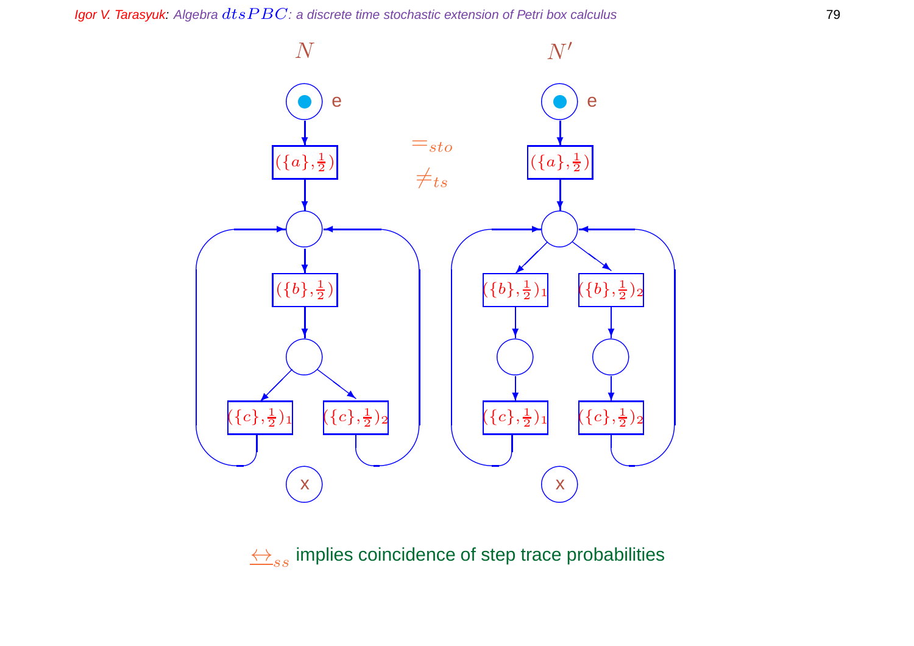$N$ $N'$

$=_{sto}$

$\neq_{ts}$

$\underline{\leftrightarrow}_{ss}$ implies coincidence of step trace probabilities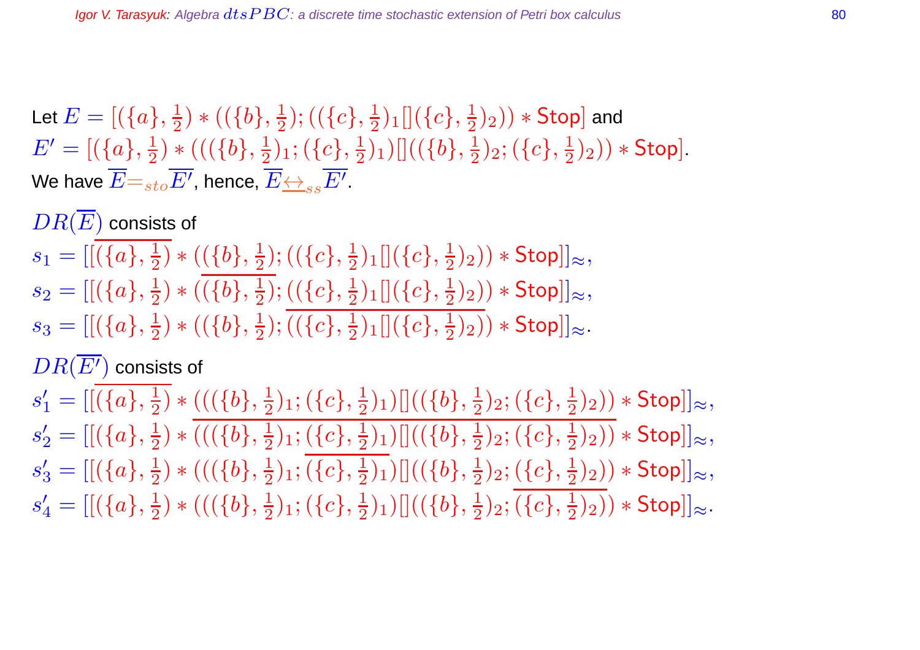Let $E = [(\{a\}, \frac{1}{2}) * ((\{b\}, \frac{1}{2}); ((\{c\}, \frac{1}{2})_1 [] (\{c\}, \frac{1}{2})_2)) * \mathsf{Stop}]$ and
$E' = [(\{a\}, \frac{1}{2}) * (((\{b\}, \frac{1}{2})_1; (\{c\}, \frac{1}{2})_1) [] ((\{b\}, \frac{1}{2})_2; (\{c\}, \frac{1}{2})_2)) * \mathsf{Stop}]$.
We have $\overline{E} =_{sto} \overline{E'}$, hence, $\overline{E} \underline{\leftrightarrow}_{ss} \overline{E'}$.

$DR(\overline{E})$ consists of

$s_1 = [[\overline{(\{a\}, \frac{1}{2})} * ((\{b\}, \frac{1}{2}); ((\{c\}, \frac{1}{2})_1 [] (\{c\}, \frac{1}{2})_2)) * \mathsf{Stop}]]_\approx$,
$s_2 = [[(\{a\}, \frac{1}{2}) * (\overline{(\{b\}, \frac{1}{2})}; ((\{c\}, \frac{1}{2})_1 [] (\{c\}, \frac{1}{2})_2)) * \mathsf{Stop}]]_\approx$,
$s_3 = [[(\{a\}, \frac{1}{2}) * ((\{b\}, \frac{1}{2}); \overline{((\{c\}, \frac{1}{2})_1 [] (\{c\}, \frac{1}{2})_2)}) * \mathsf{Stop}]]_\approx$.

$DR(\overline{E'})$ consists of

$s'_1 = [[\overline{(\{a\}, \frac{1}{2})} * (((\{b\}, \frac{1}{2})_1; (\{c\}, \frac{1}{2})_1) [] ((\{b\}, \frac{1}{2})_2; (\{c\}, \frac{1}{2})_2)) * \mathsf{Stop}]]_\approx$,
$s'_2 = [[(\{a\}, \frac{1}{2}) * \overline{(((\{b\}, \frac{1}{2})_1; (\{c\}, \frac{1}{2})_1) [] ((\{b\}, \frac{1}{2})_2; (\{c\}, \frac{1}{2})_2))} * \mathsf{Stop}]]_\approx$,
$s'_3 = [[(\{a\}, \frac{1}{2}) * (((\{b\}, \frac{1}{2})_1; \overline{(\{c\}, \frac{1}{2})_1}) [] ((\{b\}, \frac{1}{2})_2; (\{c\}, \frac{1}{2})_2)) * \mathsf{Stop}]]_\approx$,
$s'_4 = [[(\{a\}, \frac{1}{2}) * (((\{b\}, \frac{1}{2})_1; (\{c\}, \frac{1}{2})_1) [] ((\{b\}, \frac{1}{2})_2; \overline{(\{c\}, \frac{1}{2})_2})) * \mathsf{Stop}]]_\approx$.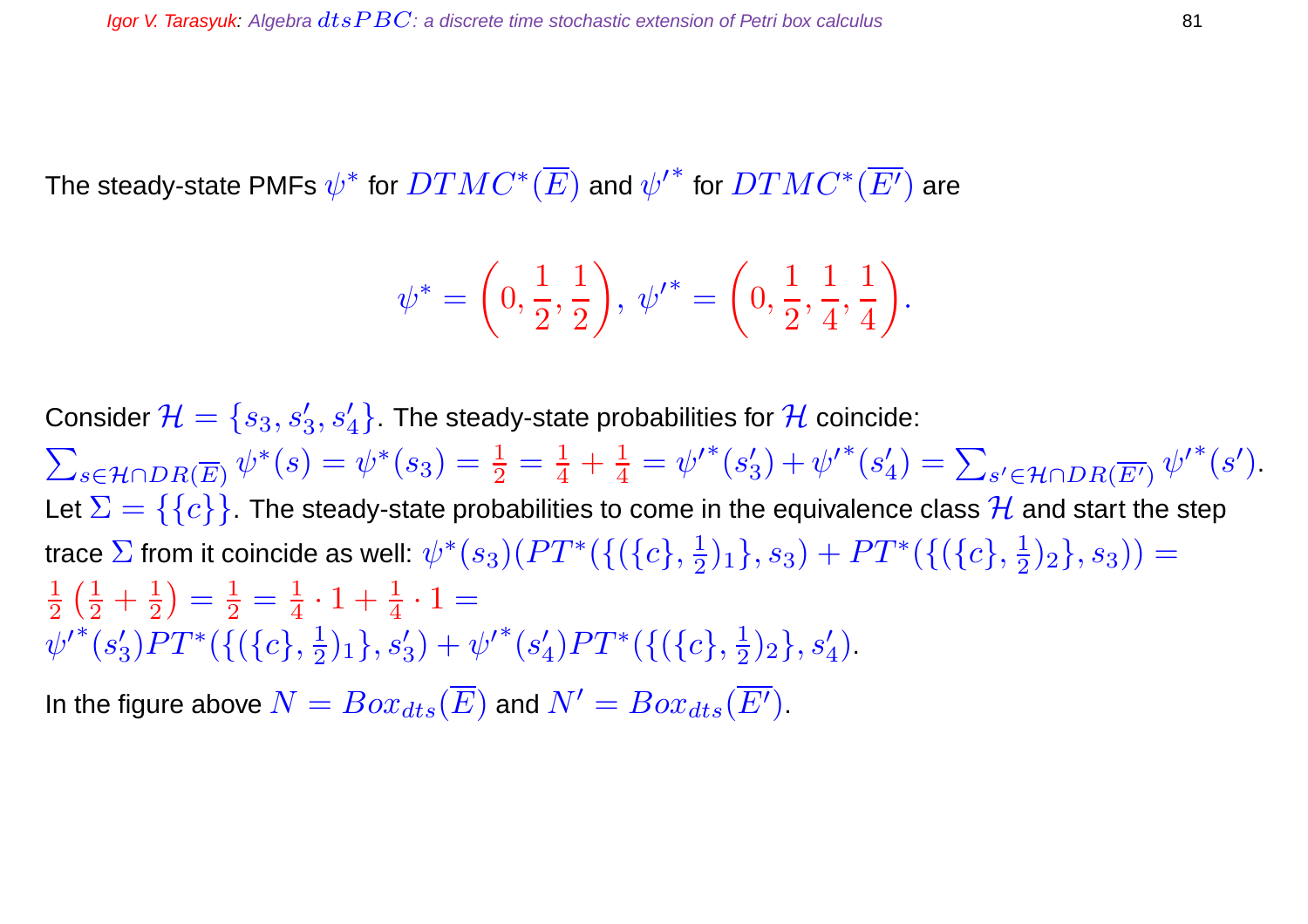The steady-state PMFs $\psi^*$ for $DTMC^*(\overline{E})$ and ${\psi'}^*$ for $DTMC^*(\overline{E'})$ are

$$\psi^* = \left(0, \frac{1}{2}, \frac{1}{2}\right),\ {\psi'}^* = \left(0, \frac{1}{2}, \frac{1}{4}, \frac{1}{4}\right).$$

Consider $\mathcal{H} = \{s_3, s_3', s_4'\}$. The steady-state probabilities for $\mathcal{H}$ coincide: $\sum_{s\in\mathcal{H}\cap DR(\overline{E})} \psi^*(s) = \psi^*(s_3) = \frac{1}{2} = \frac{1}{4} + \frac{1}{4} = {\psi'}^*(s_3') + {\psi'}^*(s_4') = \sum_{s'\in\mathcal{H}\cap DR(\overline{E'})} {\psi'}^*(s')$.
Let $\Sigma = \{\{c\}\}$. The steady-state probabilities to come in the equivalence class $\mathcal{H}$ and start the step trace $\Sigma$ from it coincide as well: $\psi^*(s_3)(PT^*(\{(\{c\}, \frac{1}{2})_1\}, s_3) + PT^*(\{(\{c\}, \frac{1}{2})_2\}, s_3)) =$
$\frac{1}{2}\left(\frac{1}{2} + \frac{1}{2}\right) = \frac{1}{2} = \frac{1}{4}\cdot 1 + \frac{1}{4}\cdot 1 =$
${\psi'}^*(s_3')PT^*(\{(\{c\}, \frac{1}{2})_1\}, s_3') + {\psi'}^*(s_4')PT^*(\{(\{c\}, \frac{1}{2})_2\}, s_4')$.

In the figure above $N = Box_{dts}(\overline{E})$ and $N' = Box_{dts}(\overline{E'})$.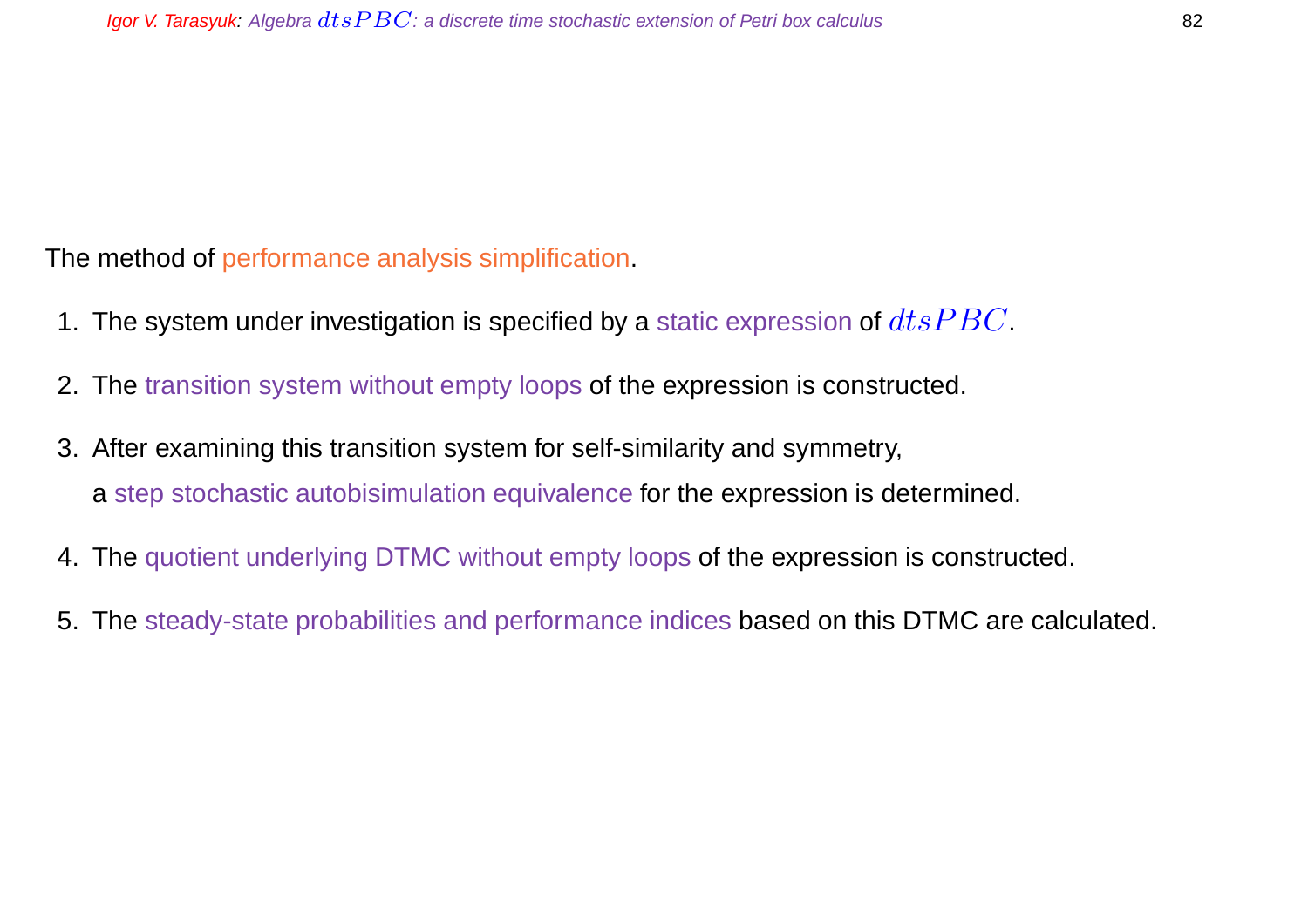The method of performance analysis simplification.

1. The system under investigation is specified by a static expression of $dtsPBC$.
2. The transition system without empty loops of the expression is constructed.
3. After examining this transition system for self-similarity and symmetry,
   a step stochastic autobisimulation equivalence for the expression is determined.
4. The quotient underlying DTMC without empty loops of the expression is constructed.
5. The steady-state probabilities and performance indices based on this DTMC are calculated.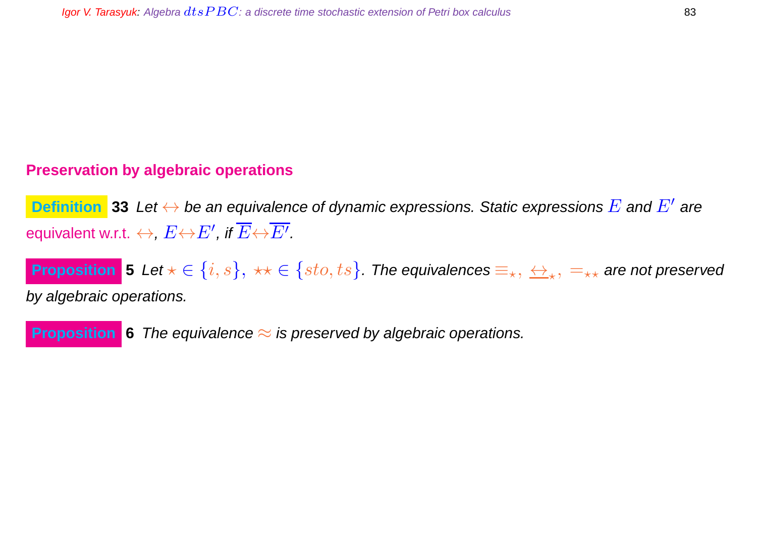## Preservation by algebraic operations

**Definition 33** *Let $\leftrightarrow$ be an equivalence of dynamic expressions. Static expressions $E$ and $E'$ are* equivalent w.r.t. $\leftrightarrow$, *$E \leftrightarrow E'$, if $\overline{E} \leftrightarrow \overline{E'}$.*

**Proposition 5** *Let $\star \in \{i, s\}, \ \star\star \in \{sto, ts\}$. The equivalences $\equiv_\star, \ \underline{\leftrightarrow}_\star, \ =_{\star\star}$ are not preserved by algebraic operations.*

**Proposition 6** *The equivalence $\approx$ is preserved by algebraic operations.*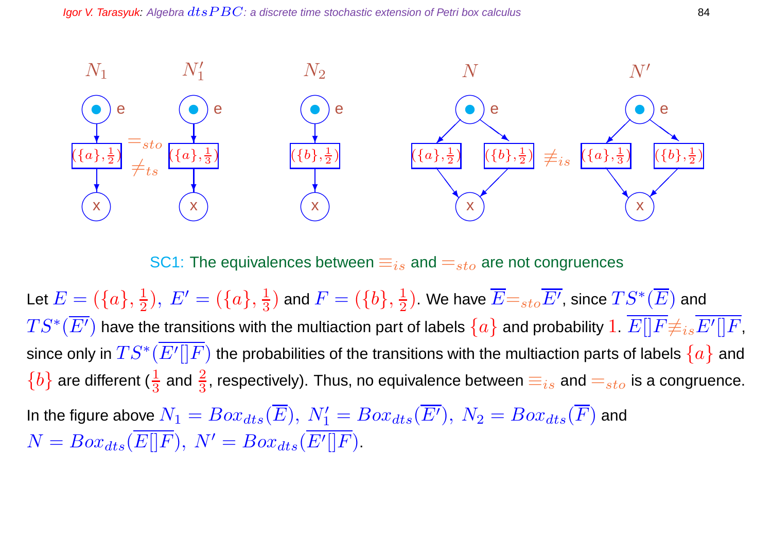$N_1$ $N_1'$ $N_2$ $N$ $N'$

$=_{sto}$ $\neq_{ts}$ $\not\equiv_{is}$

## SC1: The equivalences between $\equiv_{is}$ and $=_{sto}$ are not congruences

Let $E = (\{a\}, \frac{1}{2}),\ E' = (\{a\}, \frac{1}{3})$ and $F = (\{b\}, \frac{1}{2})$. We have $\overline{E} =_{sto} \overline{E'}$, since $TS^*(\overline{E})$ and $TS^*(\overline{E'})$ have the transitions with the multiaction part of labels $\{a\}$ and probability $1$. $\overline{E[]F} \not\equiv_{is} \overline{E'[]F}$, since only in $TS^*(\overline{E'[]F})$ the probabilities of the transitions with the multiaction parts of labels $\{a\}$ and $\{b\}$ are different ($\frac{1}{3}$ and $\frac{2}{3}$, respectively). Thus, no equivalence between $\equiv_{is}$ and $=_{sto}$ is a congruence.

In the figure above $N_1 = Box_{dts}(\overline{E}),\ N_1' = Box_{dts}(\overline{E'}),\ N_2 = Box_{dts}(\overline{F})$ and $N = Box_{dts}(\overline{E[]F}),\ N' = Box_{dts}(\overline{E'[]F})$.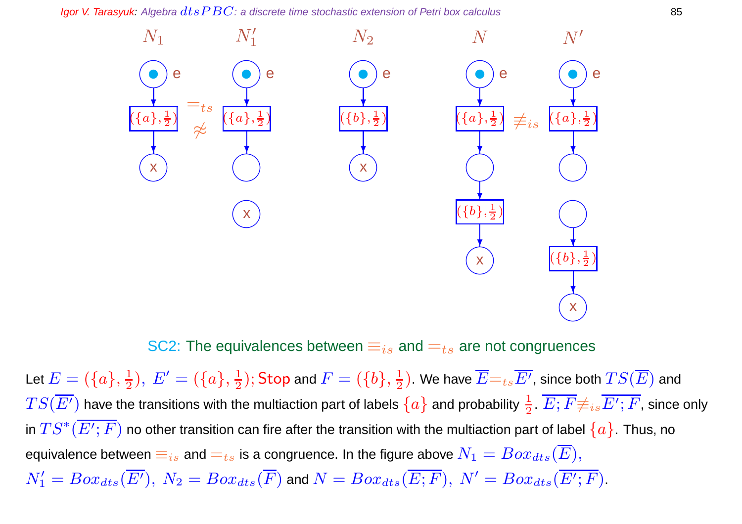$N_1$ $\quad$ $N_1'$ $\quad$ $N_2$ $\quad$ $N$ $\quad$ $N'$

$=_{ts}$ $\quad$ $\not\approx$ $\quad$ $\not\equiv_{is}$

## SC2: The equivalences between $\equiv_{is}$ and $=_{ts}$ are not congruences

Let $E = (\{a\}, \frac{1}{2}),\ E' = (\{a\}, \frac{1}{2});\mathsf{Stop}$ and $F = (\{b\}, \frac{1}{2})$. We have $\overline{E} =_{ts} \overline{E'}$, since both $TS(\overline{E})$ and $TS(\overline{E'})$ have the transitions with the multiaction part of labels $\{a\}$ and probability $\frac{1}{2}$. $\overline{E;F} \not\equiv_{is} \overline{E';F}$, since only in $TS^*(\overline{E';F})$ no other transition can fire after the transition with the multiaction part of label $\{a\}$. Thus, no equivalence between $\equiv_{is}$ and $=_{ts}$ is a congruence. In the figure above $N_1 = Box_{dts}(\overline{E})$, $N_1' = Box_{dts}(\overline{E'}),\ N_2 = Box_{dts}(\overline{F})$ and $N = Box_{dts}(\overline{E;F}),\ N' = Box_{dts}(\overline{E';F})$.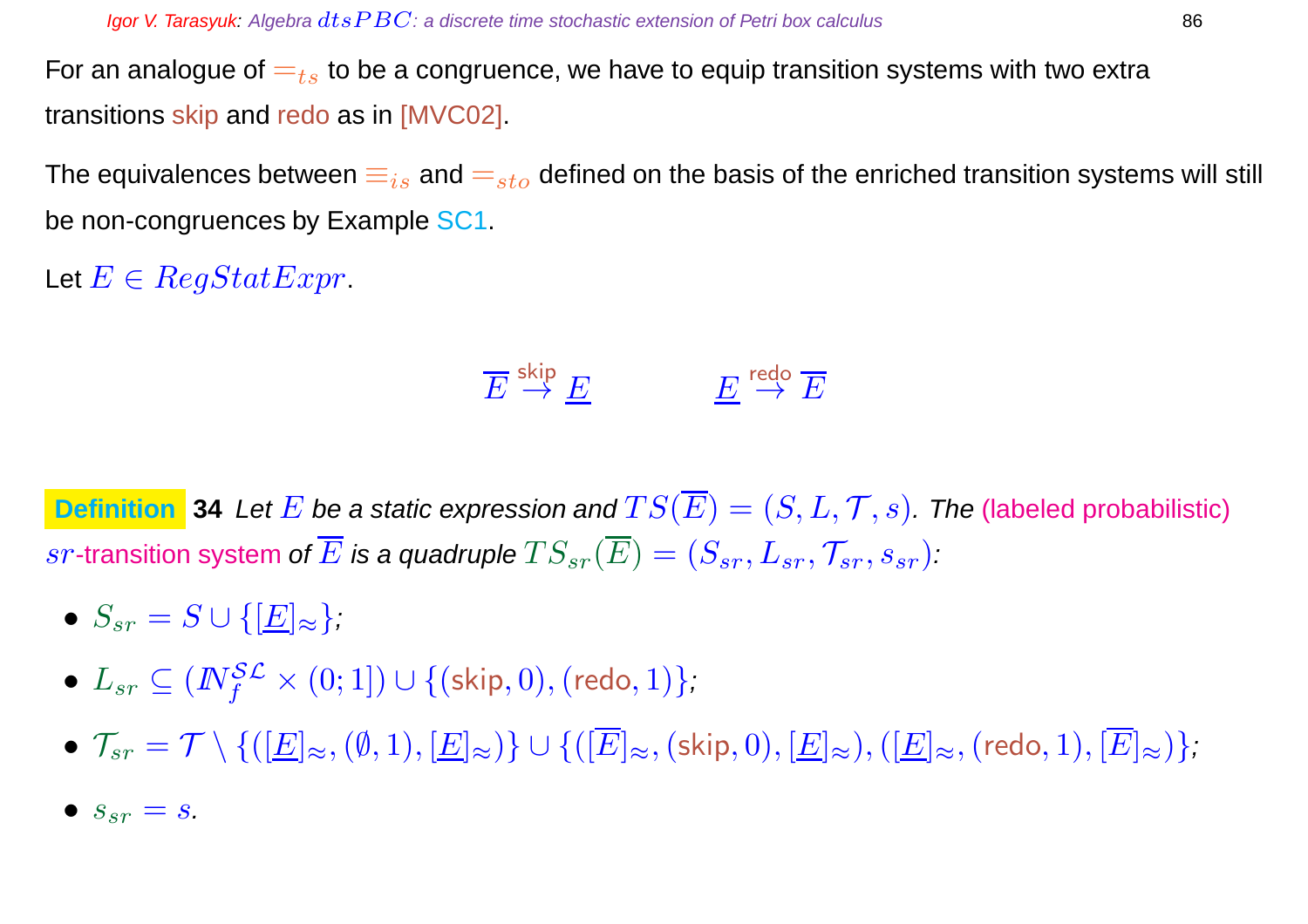For an analogue of $=_{ts}$ to be a congruence, we have to equip transition systems with two extra transitions skip and redo as in [MVC02].

The equivalences between $\equiv_{is}$ and $=_{sto}$ defined on the basis of the enriched transition systems will still be non-congruences by Example SC1.

Let $E \in RegStatExpr$.

$$\overline{E} \stackrel{\mathsf{skip}}{\rightarrow} \underline{E} \qquad\qquad \underline{E} \stackrel{\mathsf{redo}}{\rightarrow} \overline{E}$$

**Definition 34** *Let $E$ be a static expression and $TS(\overline{E}) = (S, L, \mathcal{T}, s)$. The (labeled probabilistic) $sr$-transition system of $\overline{E}$ is a quadruple $TS_{sr}(\overline{E}) = (S_{sr}, L_{sr}, \mathcal{T}_{sr}, s_{sr})$:*

- $S_{sr} = S \cup \{[\underline{E}]_\approx\}$;
- $L_{sr} \subseteq (I\!N_f^{\mathcal{SL}} \times (0;1]) \cup \{(\mathsf{skip}, 0), (\mathsf{redo}, 1)\}$;
- $\mathcal{T}_{sr} = \mathcal{T} \setminus \{([\underline{E}]_\approx, (\emptyset, 1), [\underline{E}]_\approx)\} \cup \{([\overline{E}]_\approx, (\mathsf{skip}, 0), [\underline{E}]_\approx), ([\underline{E}]_\approx, (\mathsf{redo}, 1), [\overline{E}]_\approx)\}$;
- $s_{sr} = s$.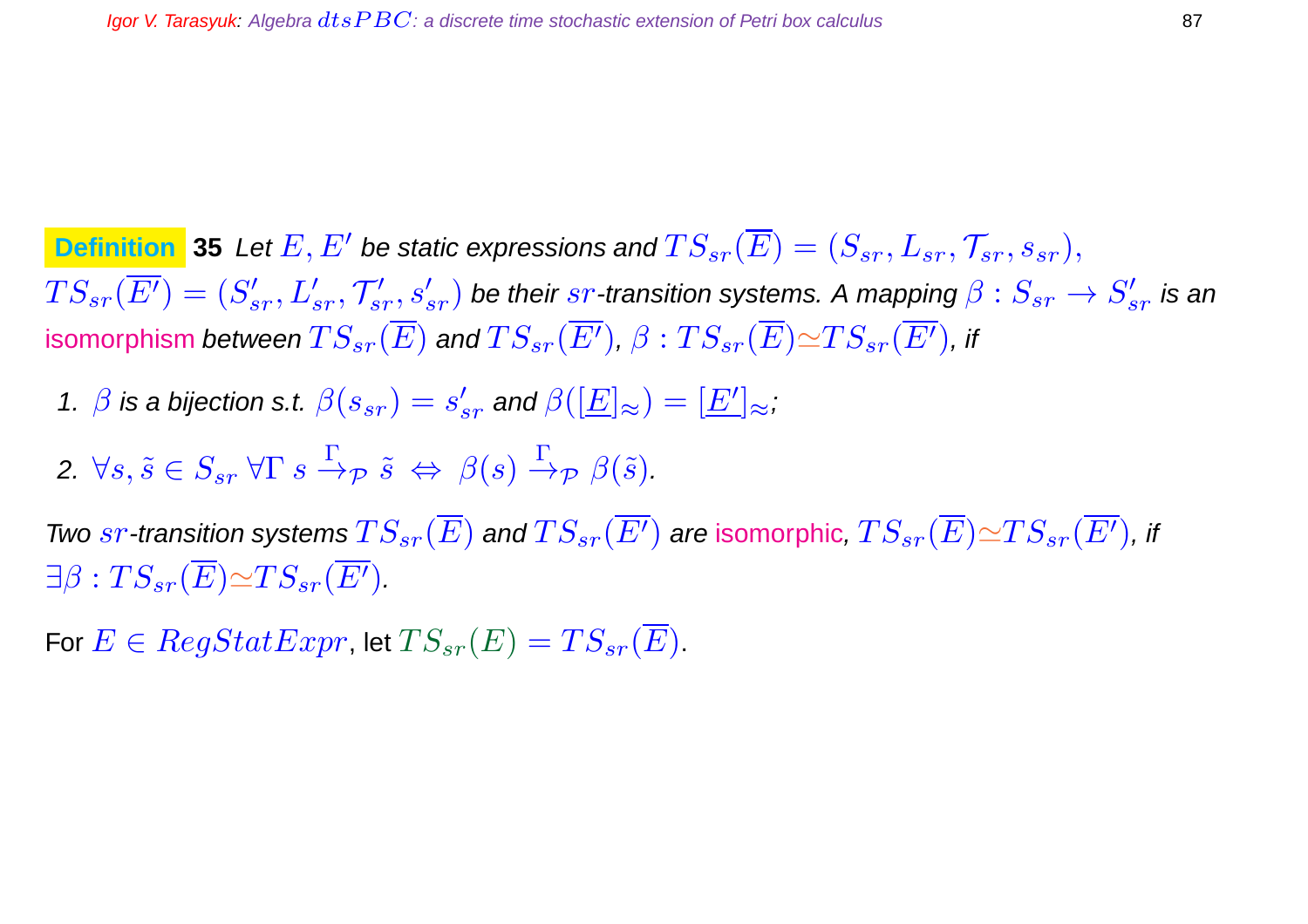**Definition 35** *Let $E, E'$ be static expressions and $TS_{sr}(\overline{E}) = (S_{sr}, L_{sr}, \mathcal{T}_{sr}, s_{sr})$, $TS_{sr}(\overline{E'}) = (S'_{sr}, L'_{sr}, \mathcal{T}'_{sr}, s'_{sr})$ be their $sr$-transition systems. A mapping $\beta : S_{sr} \rightarrow S'_{sr}$ is an* isomorphism *between $TS_{sr}(\overline{E})$ and $TS_{sr}(\overline{E'})$, $\beta : TS_{sr}(\overline{E}) \simeq TS_{sr}(\overline{E'})$, if*

1. *$\beta$ is a bijection s.t. $\beta(s_{sr}) = s'_{sr}$ and $\beta([\underline{E}]_{\approx}) = [\underline{E'}]_{\approx}$;*
2. *$\forall s, \tilde{s} \in S_{sr}\ \forall \Gamma\ s \xrightarrow{\Gamma}_{\mathcal{P}} \tilde{s} \ \Leftrightarrow\ \beta(s) \xrightarrow{\Gamma}_{\mathcal{P}} \beta(\tilde{s})$.*

*Two $sr$-transition systems $TS_{sr}(\overline{E})$ and $TS_{sr}(\overline{E'})$ are* isomorphic*, $TS_{sr}(\overline{E}) \simeq TS_{sr}(\overline{E'})$, if $\exists \beta : TS_{sr}(\overline{E}) \simeq TS_{sr}(\overline{E'})$.*

For $E \in RegStatExpr$, let $TS_{sr}(E) = TS_{sr}(\overline{E})$.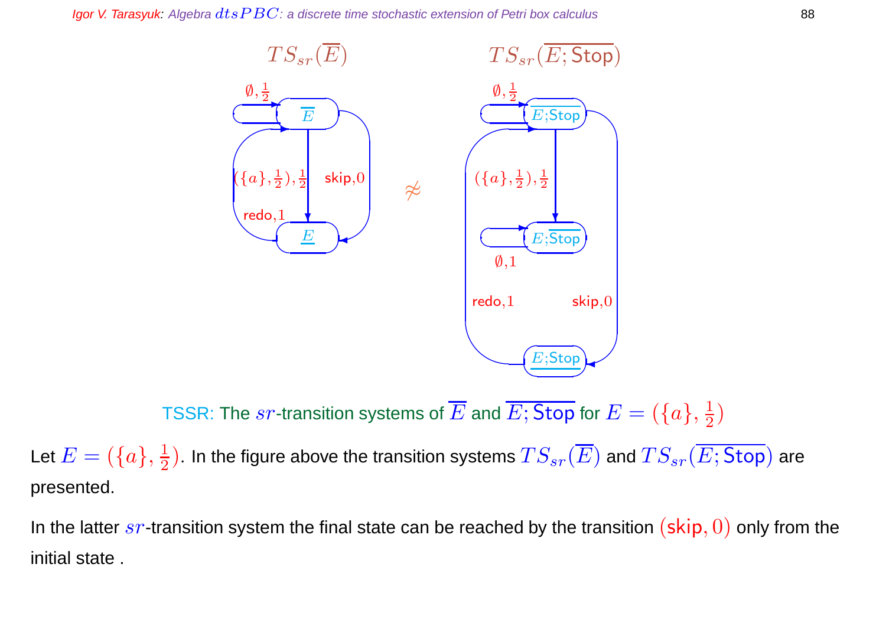TSSR: The $sr$-transition systems of $\overline{E}$ and $\overline{E;\mathsf{Stop}}$ for $E = (\{a\}, \frac{1}{2})$

Let $E = (\{a\}, \frac{1}{2})$. In the figure above the transition systems $TS_{sr}(\overline{E})$ and $TS_{sr}(\overline{E;\mathsf{Stop}})$ are presented.

In the latter $sr$-transition system the final state can be reached by the transition $(\mathsf{skip}, 0)$ only from the initial state .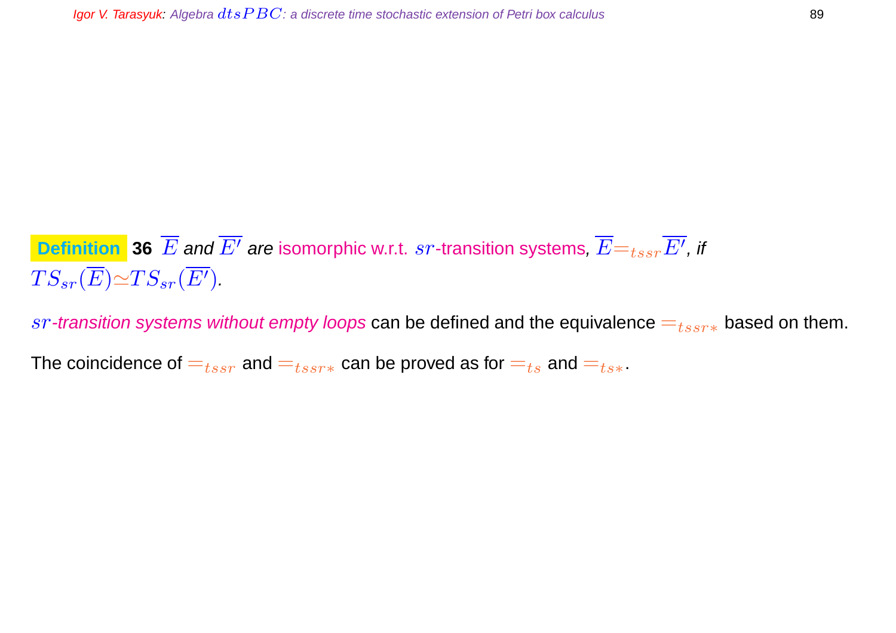**Definition 36** $\overline{E}$ *and* $\overline{E'}$ *are isomorphic w.r.t.* $sr$*-transition systems,* $\overline{E} =_{tssr} \overline{E'}$*, if* $TS_{sr}(\overline{E}) \simeq TS_{sr}(\overline{E'})$.

*$sr$-transition systems without empty loops* can be defined and the equivalence $=_{tssr*}$ based on them.

The coincidence of $=_{tssr}$ and $=_{tssr*}$ can be proved as for $=_{ts}$ and $=_{ts*}$.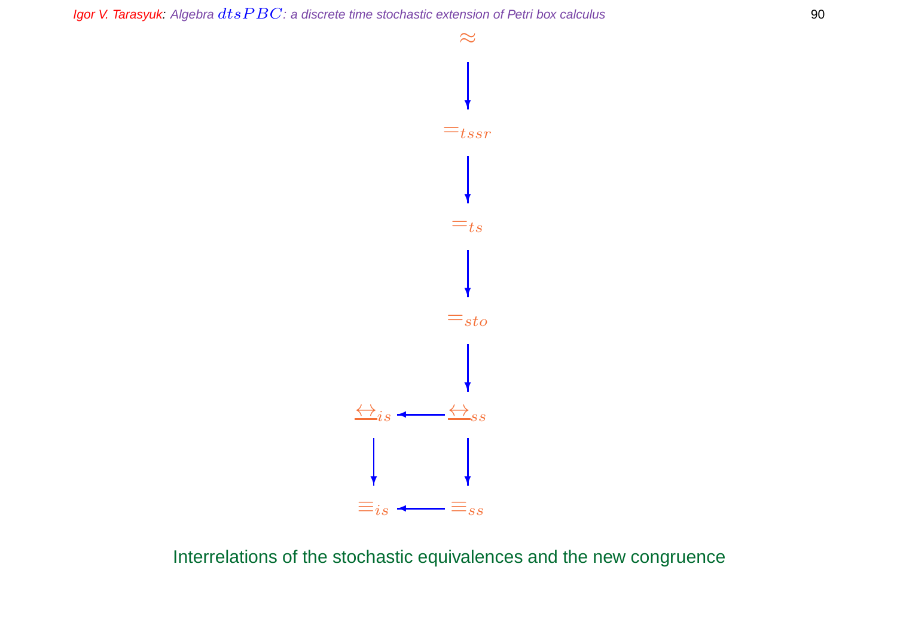$$\approx$$

$$\downarrow$$

$$=_{tssr}$$

$$\downarrow$$

$$=_{ts}$$

$$\downarrow$$

$$=_{sto}$$

$$\downarrow$$

$$\underline{\leftrightarrow}_{is} \leftarrow \underline{\leftrightarrow}_{ss}$$

$$\downarrow \qquad\qquad \downarrow$$

$$\equiv_{is} \leftarrow \equiv_{ss}$$

Interrelations of the stochastic equivalences and the new congruence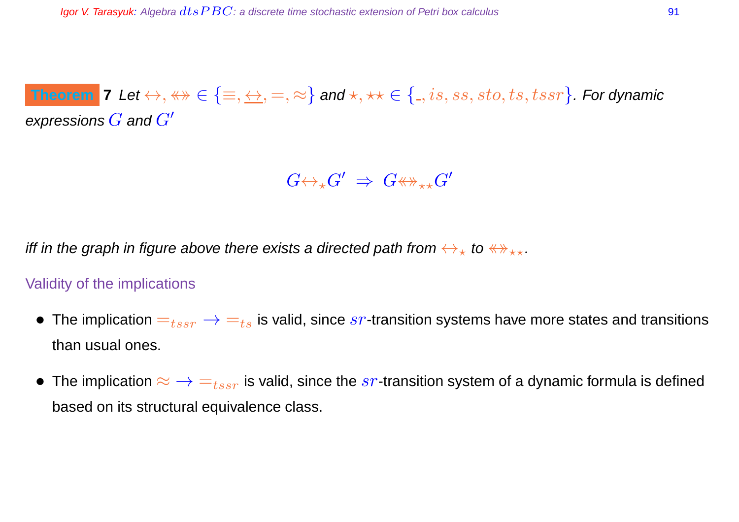**Theorem 7** *Let $\leftrightarrow, \twoheadleftarrow\!\!\!\twoheadrightarrow \in \{\equiv, \underline{\leftrightarrow}, =, \approx\}$ and $\star, \star\star \in \{\_, is, ss, sto, ts, tssr\}$. For dynamic expressions $G$ and $G'$*

$$G \leftrightarrow_\star G' \;\Rightarrow\; G \twoheadleftarrow\!\!\!\twoheadrightarrow_{\star\star} G'$$

*iff in the graph in figure above there exists a directed path from $\leftrightarrow_\star$ to $\twoheadleftarrow\!\!\!\twoheadrightarrow_{\star\star}$.*

Validity of the implications

- The implication $=_{tssr} \rightarrow =_{ts}$ is valid, since $sr$-transition systems have more states and transitions than usual ones.
- The implication $\approx \rightarrow =_{tssr}$ is valid, since the $sr$-transition system of a dynamic formula is defined based on its structural equivalence class.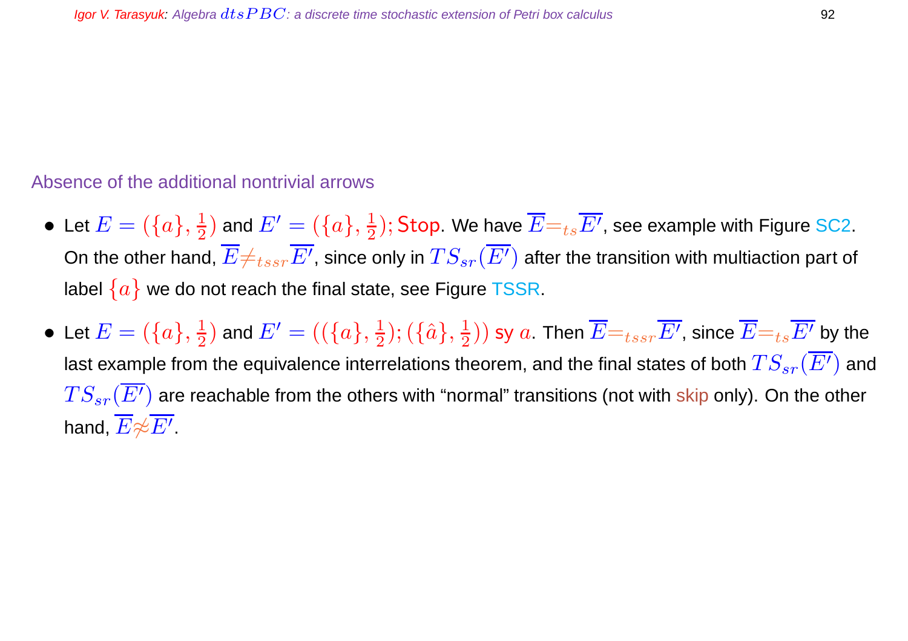## Absence of the additional nontrivial arrows

- Let $E = (\{a\}, \frac{1}{2})$ and $E' = (\{a\}, \frac{1}{2}); \mathsf{Stop}$. We have $\overline{E} =_{ts} \overline{E'}$, see example with Figure SC2. On the other hand, $\overline{E} \neq_{tssr} \overline{E'}$, since only in $TS_{sr}(\overline{E'})$ after the transition with multiaction part of label $\{a\}$ we do not reach the final state, see Figure TSSR.

- Let $E = (\{a\}, \frac{1}{2})$ and $E' = ((\{a\}, \frac{1}{2}); (\{\hat{a}\}, \frac{1}{2}))$ sy $a$. Then $\overline{E} =_{tssr} \overline{E'}$, since $\overline{E} =_{ts} \overline{E'}$ by the last example from the equivalence interrelations theorem, and the final states of both $TS_{sr}(\overline{E'})$ and $TS_{sr}(\overline{E'})$ are reachable from the others with "normal" transitions (not with skip only). On the other hand, $\overline{E} \not\approx \overline{E'}$.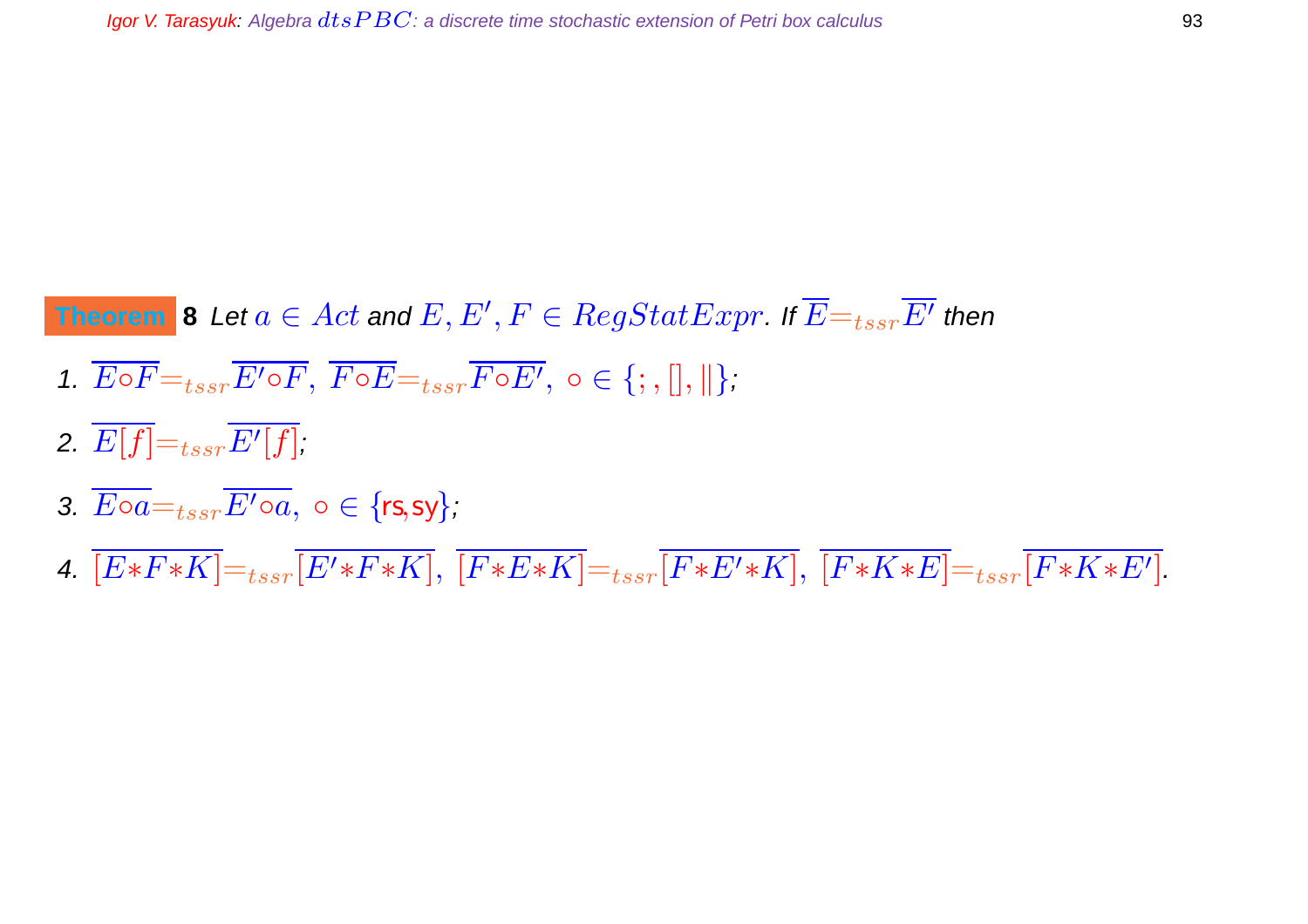**Theorem 8** *Let $a \in Act$ and $E, E', F \in RegStatExpr$. If $\overline{E} =_{tssr} \overline{E'}$ then*

1. $\overline{E \circ F} =_{tssr} \overline{E' \circ F},\ \overline{F \circ E} =_{tssr} \overline{F \circ E'},\ \circ \in \{;, [], \|\}$;
2. $\overline{E[f]} =_{tssr} \overline{E'[f]}$;
3. $\overline{E \circ a} =_{tssr} \overline{E' \circ a},\ \circ \in \{\mathsf{rs}, \mathsf{sy}\}$;
4. $\overline{[E * F * K]} =_{tssr} \overline{[E' * F * K]},\ \overline{[F * E * K]} =_{tssr} \overline{[F * E' * K]},\ \overline{[F * K * E]} =_{tssr} \overline{[F * K * E']}$.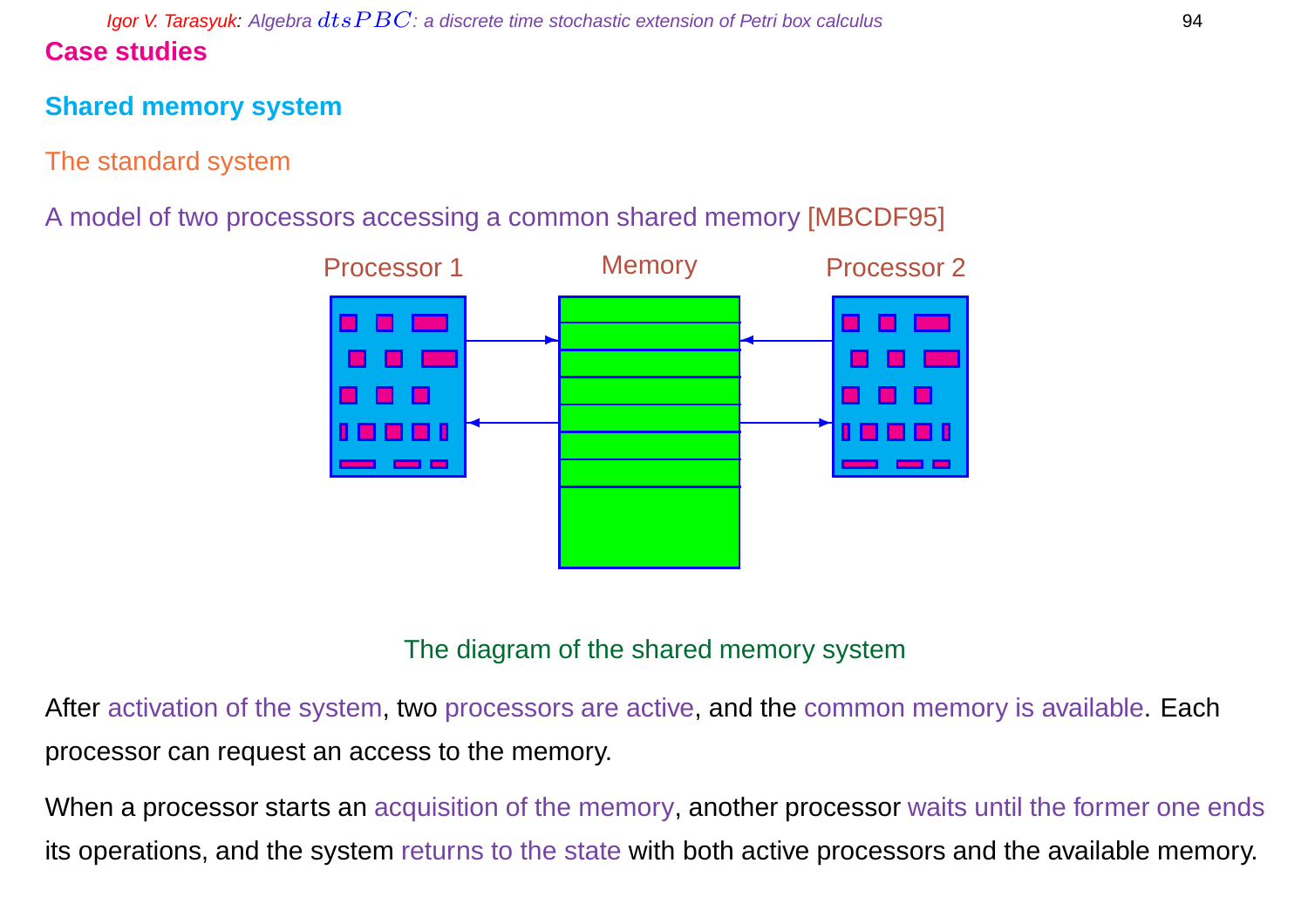# Case studies

## Shared memory system

### The standard system

A model of two processors accessing a common shared memory [MBCDF95]

The diagram of the shared memory system

After activation of the system, two processors are active, and the common memory is available. Each processor can request an access to the memory.

When a processor starts an acquisition of the memory, another processor waits until the former one ends its operations, and the system returns to the state with both active processors and the available memory.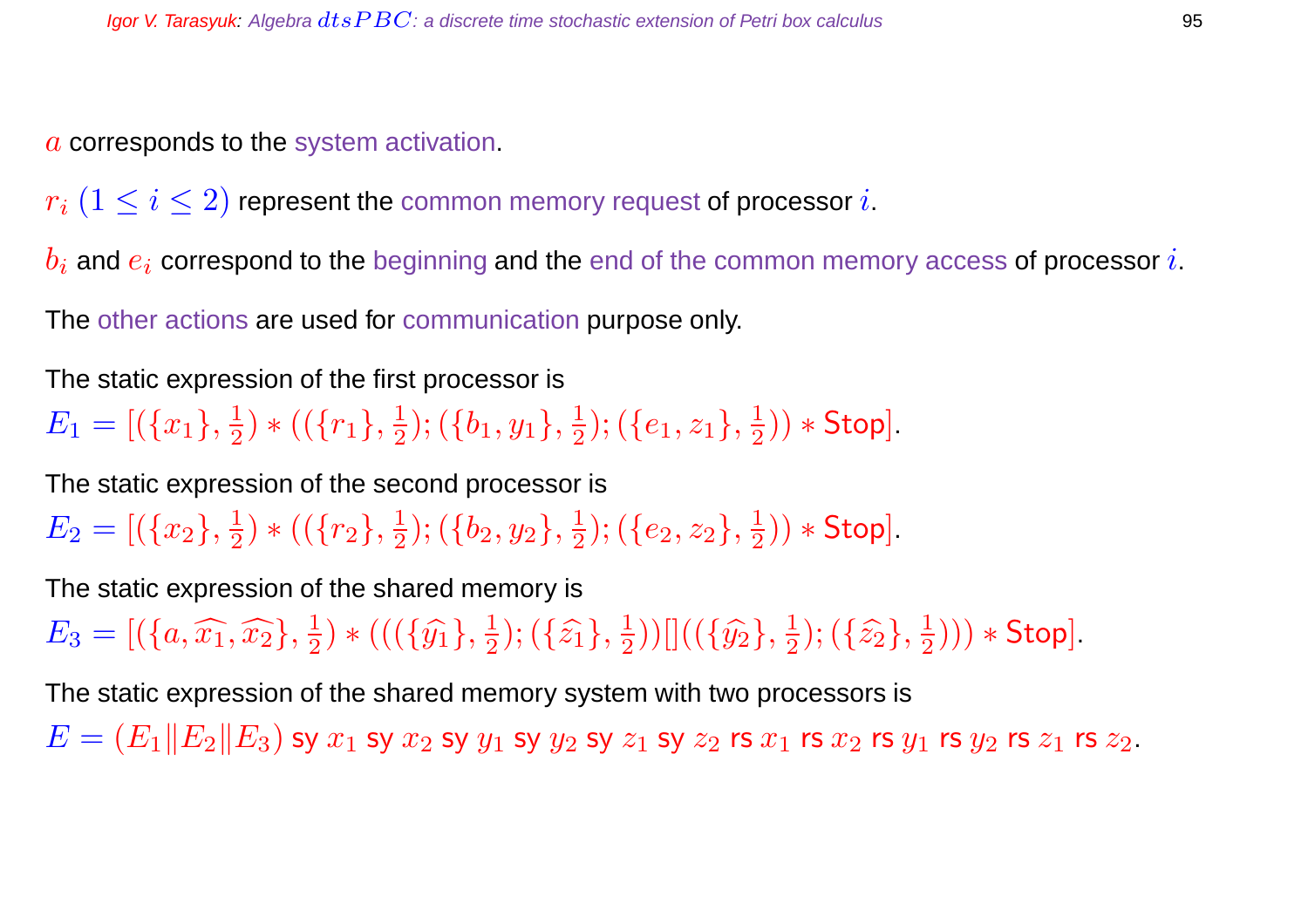$a$ corresponds to the system activation.

$r_i$ $(1 \leq i \leq 2)$ represent the common memory request of processor $i$.

$b_i$ and $e_i$ correspond to the beginning and the end of the common memory access of processor $i$.

The other actions are used for communication purpose only.

The static expression of the first processor is

$E_1 = [(\{x_1\}, \frac{1}{2}) * ((\{r_1\}, \frac{1}{2}); (\{b_1, y_1\}, \frac{1}{2}); (\{e_1, z_1\}, \frac{1}{2})) * \mathsf{Stop}]$.

The static expression of the second processor is

$E_2 = [(\{x_2\}, \frac{1}{2}) * ((\{r_2\}, \frac{1}{2}); (\{b_2, y_2\}, \frac{1}{2}); (\{e_2, z_2\}, \frac{1}{2})) * \mathsf{Stop}]$.

The static expression of the shared memory is

$E_3 = [(\{a, \widehat{x_1}, \widehat{x_2}\}, \frac{1}{2}) * (((\{\widehat{y_1}\}, \frac{1}{2}); (\{\widehat{z_1}\}, \frac{1}{2}))[]((\{\widehat{y_2}\}, \frac{1}{2}); (\{\widehat{z_2}\}, \frac{1}{2}))) * \mathsf{Stop}]$.

The static expression of the shared memory system with two processors is

$E = (E_1 \| E_2 \| E_3)$ $\mathsf{sy}$ $x_1$ $\mathsf{sy}$ $x_2$ $\mathsf{sy}$ $y_1$ $\mathsf{sy}$ $y_2$ $\mathsf{sy}$ $z_1$ $\mathsf{sy}$ $z_2$ $\mathsf{rs}$ $x_1$ $\mathsf{rs}$ $x_2$ $\mathsf{rs}$ $y_1$ $\mathsf{rs}$ $y_2$ $\mathsf{rs}$ $z_1$ $\mathsf{rs}$ $z_2$.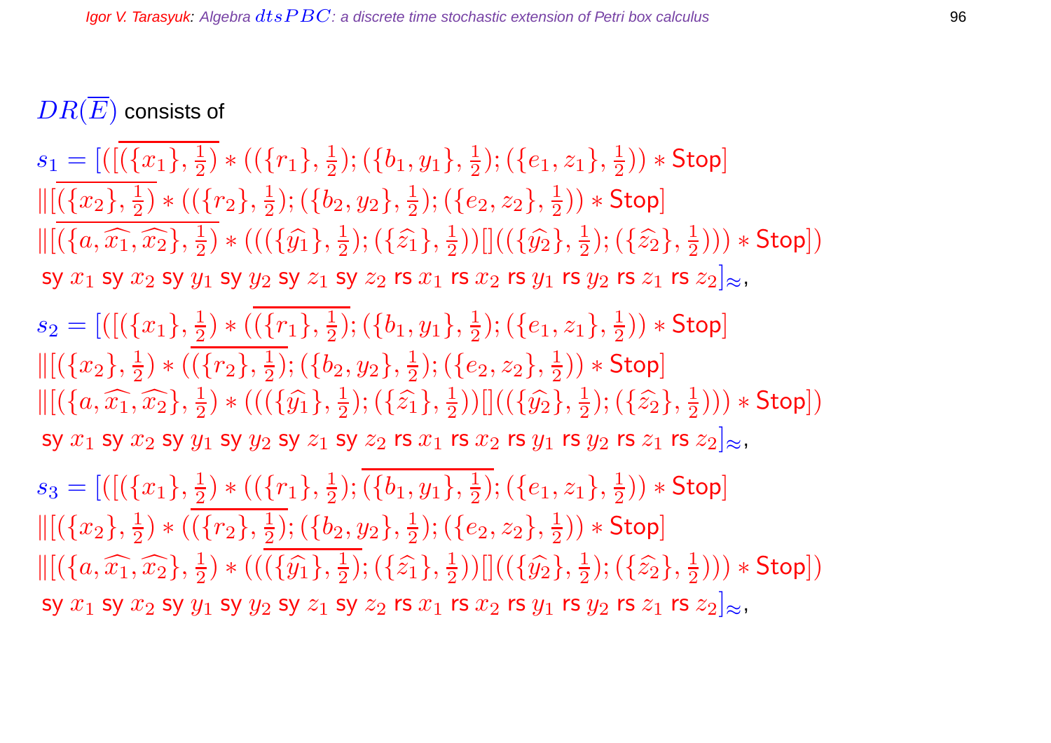$DR(\overline{E})$ consists of

$$s_1 = [([\overline{(\{x_1\}, \tfrac{1}{2})} * ((\{r_1\}, \tfrac{1}{2}); (\{b_1, y_1\}, \tfrac{1}{2}); (\{e_1, z_1\}, \tfrac{1}{2})) * \mathsf{Stop}]$$
$$\|[\overline{(\{x_2\}, \tfrac{1}{2})} * ((\{r_2\}, \tfrac{1}{2}); (\{b_2, y_2\}, \tfrac{1}{2}); (\{e_2, z_2\}, \tfrac{1}{2})) * \mathsf{Stop}]$$
$$\|[\overline{(\{a, \widehat{x_1}, \widehat{x_2}\}, \tfrac{1}{2})} * (((\{\widehat{y_1}\}, \tfrac{1}{2}); (\{\widehat{z_1}\}, \tfrac{1}{2}))[](((\{\widehat{y_2}\}, \tfrac{1}{2}); (\{\widehat{z_2}\}, \tfrac{1}{2}))) * \mathsf{Stop}])$$
$$\mathsf{sy}\ x_1\ \mathsf{sy}\ x_2\ \mathsf{sy}\ y_1\ \mathsf{sy}\ y_2\ \mathsf{sy}\ z_1\ \mathsf{sy}\ z_2\ \mathsf{rs}\ x_1\ \mathsf{rs}\ x_2\ \mathsf{rs}\ y_1\ \mathsf{rs}\ y_2\ \mathsf{rs}\ z_1\ \mathsf{rs}\ z_2]_\approx,$$

$$s_2 = [([(\{x_1\}, \tfrac{1}{2}) * (\overline{(\{r_1\}, \tfrac{1}{2})}; (\{b_1, y_1\}, \tfrac{1}{2}); (\{e_1, z_1\}, \tfrac{1}{2})) * \mathsf{Stop}]$$
$$\|[(\{x_2\}, \tfrac{1}{2}) * (\overline{(\{r_2\}, \tfrac{1}{2})}; (\{b_2, y_2\}, \tfrac{1}{2}); (\{e_2, z_2\}, \tfrac{1}{2})) * \mathsf{Stop}]$$
$$\|[(\{a, \widehat{x_1}, \widehat{x_2}\}, \tfrac{1}{2}) * (((\{\widehat{y_1}\}, \tfrac{1}{2}); (\{\widehat{z_1}\}, \tfrac{1}{2}))[](((\{\widehat{y_2}\}, \tfrac{1}{2}); (\{\widehat{z_2}\}, \tfrac{1}{2}))) * \mathsf{Stop}])$$
$$\mathsf{sy}\ x_1\ \mathsf{sy}\ x_2\ \mathsf{sy}\ y_1\ \mathsf{sy}\ y_2\ \mathsf{sy}\ z_1\ \mathsf{sy}\ z_2\ \mathsf{rs}\ x_1\ \mathsf{rs}\ x_2\ \mathsf{rs}\ y_1\ \mathsf{rs}\ y_2\ \mathsf{rs}\ z_1\ \mathsf{rs}\ z_2]_\approx,$$

$$s_3 = [([(\{x_1\}, \tfrac{1}{2}) * ((\{r_1\}, \tfrac{1}{2}); \overline{(\{b_1, y_1\}, \tfrac{1}{2})}; (\{e_1, z_1\}, \tfrac{1}{2})) * \mathsf{Stop}]$$
$$\|[(\{x_2\}, \tfrac{1}{2}) * (\overline{(\{r_2\}, \tfrac{1}{2})}; (\{b_2, y_2\}, \tfrac{1}{2}); (\{e_2, z_2\}, \tfrac{1}{2})) * \mathsf{Stop}]$$
$$\|[(\{a, \widehat{x_1}, \widehat{x_2}\}, \tfrac{1}{2}) * (((\overline{\{\widehat{y_1}\}, \tfrac{1}{2})}; (\{\widehat{z_1}\}, \tfrac{1}{2}))[](((\{\widehat{y_2}\}, \tfrac{1}{2}); (\{\widehat{z_2}\}, \tfrac{1}{2}))) * \mathsf{Stop}])$$
$$\mathsf{sy}\ x_1\ \mathsf{sy}\ x_2\ \mathsf{sy}\ y_1\ \mathsf{sy}\ y_2\ \mathsf{sy}\ z_1\ \mathsf{sy}\ z_2\ \mathsf{rs}\ x_1\ \mathsf{rs}\ x_2\ \mathsf{rs}\ y_1\ \mathsf{rs}\ y_2\ \mathsf{rs}\ z_1\ \mathsf{rs}\ z_2]_\approx,$$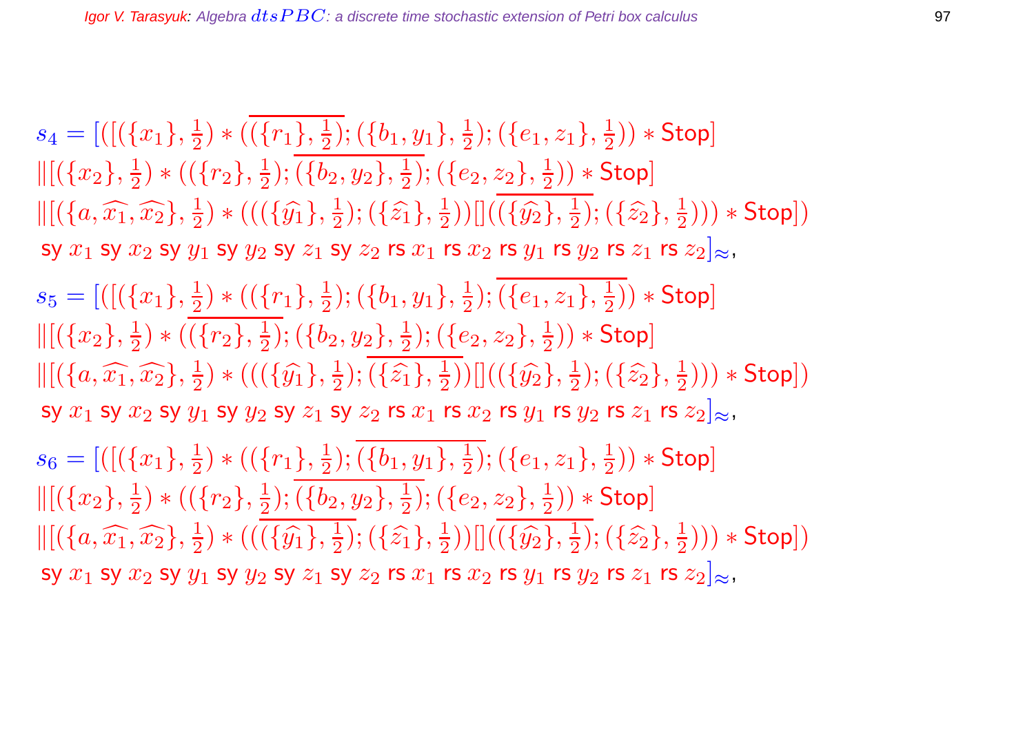$$
\begin{aligned}
s_4 = [(&[(\{x_1\}, \tfrac{1}{2}) * (\overline{(\{r_1\}, \tfrac{1}{2})}; (\{b_1, y_1\}, \tfrac{1}{2}); (\{e_1, z_1\}, \tfrac{1}{2})) * \mathsf{Stop}] \\
&\| [(\{x_2\}, \tfrac{1}{2}) * ((\{r_2\}, \tfrac{1}{2}); \overline{(\{b_2, y_2\}, \tfrac{1}{2})}; (\{e_2, z_2\}, \tfrac{1}{2})) * \mathsf{Stop}] \\
&\| [(\{a, \widehat{x_1}, \widehat{x_2}\}, \tfrac{1}{2}) * (((\{\widehat{y_1}\}, \tfrac{1}{2}); (\{\widehat{z_1}\}, \tfrac{1}{2}))[](\overline{(\{\widehat{y_2}\}, \tfrac{1}{2})}; (\{\widehat{z_2}\}, \tfrac{1}{2}))) * \mathsf{Stop}]) \\
&\mathsf{sy}\ x_1\ \mathsf{sy}\ x_2\ \mathsf{sy}\ y_1\ \mathsf{sy}\ y_2\ \mathsf{sy}\ z_1\ \mathsf{sy}\ z_2\ \mathsf{rs}\ x_1\ \mathsf{rs}\ x_2\ \mathsf{rs}\ y_1\ \mathsf{rs}\ y_2\ \mathsf{rs}\ z_1\ \mathsf{rs}\ z_2]_{\approx},
\end{aligned}
$$

$$
\begin{aligned}
s_5 = [(&[(\{x_1\}, \tfrac{1}{2}) * ((\{r_1\}, \tfrac{1}{2}); (\{b_1, y_1\}, \tfrac{1}{2}); \overline{(\{e_1, z_1\}, \tfrac{1}{2})}) * \mathsf{Stop}] \\
&\| [(\{x_2\}, \tfrac{1}{2}) * (\overline{(\{r_2\}, \tfrac{1}{2})}; (\{b_2, y_2\}, \tfrac{1}{2}); (\{e_2, z_2\}, \tfrac{1}{2})) * \mathsf{Stop}] \\
&\| [(\{a, \widehat{x_1}, \widehat{x_2}\}, \tfrac{1}{2}) * (((\{\widehat{y_1}\}, \tfrac{1}{2}); \overline{(\{\widehat{z_1}\}, \tfrac{1}{2})})[]((\{\widehat{y_2}\}, \tfrac{1}{2}); (\{\widehat{z_2}\}, \tfrac{1}{2}))) * \mathsf{Stop}]) \\
&\mathsf{sy}\ x_1\ \mathsf{sy}\ x_2\ \mathsf{sy}\ y_1\ \mathsf{sy}\ y_2\ \mathsf{sy}\ z_1\ \mathsf{sy}\ z_2\ \mathsf{rs}\ x_1\ \mathsf{rs}\ x_2\ \mathsf{rs}\ y_1\ \mathsf{rs}\ y_2\ \mathsf{rs}\ z_1\ \mathsf{rs}\ z_2]_{\approx},
\end{aligned}
$$

$$
\begin{aligned}
s_6 = [(&[(\{x_1\}, \tfrac{1}{2}) * ((\{r_1\}, \tfrac{1}{2}); \overline{(\{b_1, y_1\}, \tfrac{1}{2})}; (\{e_1, z_1\}, \tfrac{1}{2})) * \mathsf{Stop}] \\
&\| [(\{x_2\}, \tfrac{1}{2}) * ((\{r_2\}, \tfrac{1}{2}); \overline{(\{b_2, y_2\}, \tfrac{1}{2})}; (\{e_2, z_2\}, \tfrac{1}{2})) * \mathsf{Stop}] \\
&\| [(\{a, \widehat{x_1}, \widehat{x_2}\}, \tfrac{1}{2}) * ((\overline{(\{\widehat{y_1}\}, \tfrac{1}{2})}; (\{\widehat{z_1}\}, \tfrac{1}{2}))[](\overline{(\{\widehat{y_2}\}, \tfrac{1}{2})}; (\{\widehat{z_2}\}, \tfrac{1}{2}))) * \mathsf{Stop}]) \\
&\mathsf{sy}\ x_1\ \mathsf{sy}\ x_2\ \mathsf{sy}\ y_1\ \mathsf{sy}\ y_2\ \mathsf{sy}\ z_1\ \mathsf{sy}\ z_2\ \mathsf{rs}\ x_1\ \mathsf{rs}\ x_2\ \mathsf{rs}\ y_1\ \mathsf{rs}\ y_2\ \mathsf{rs}\ z_1\ \mathsf{rs}\ z_2]_{\approx},
\end{aligned}
$$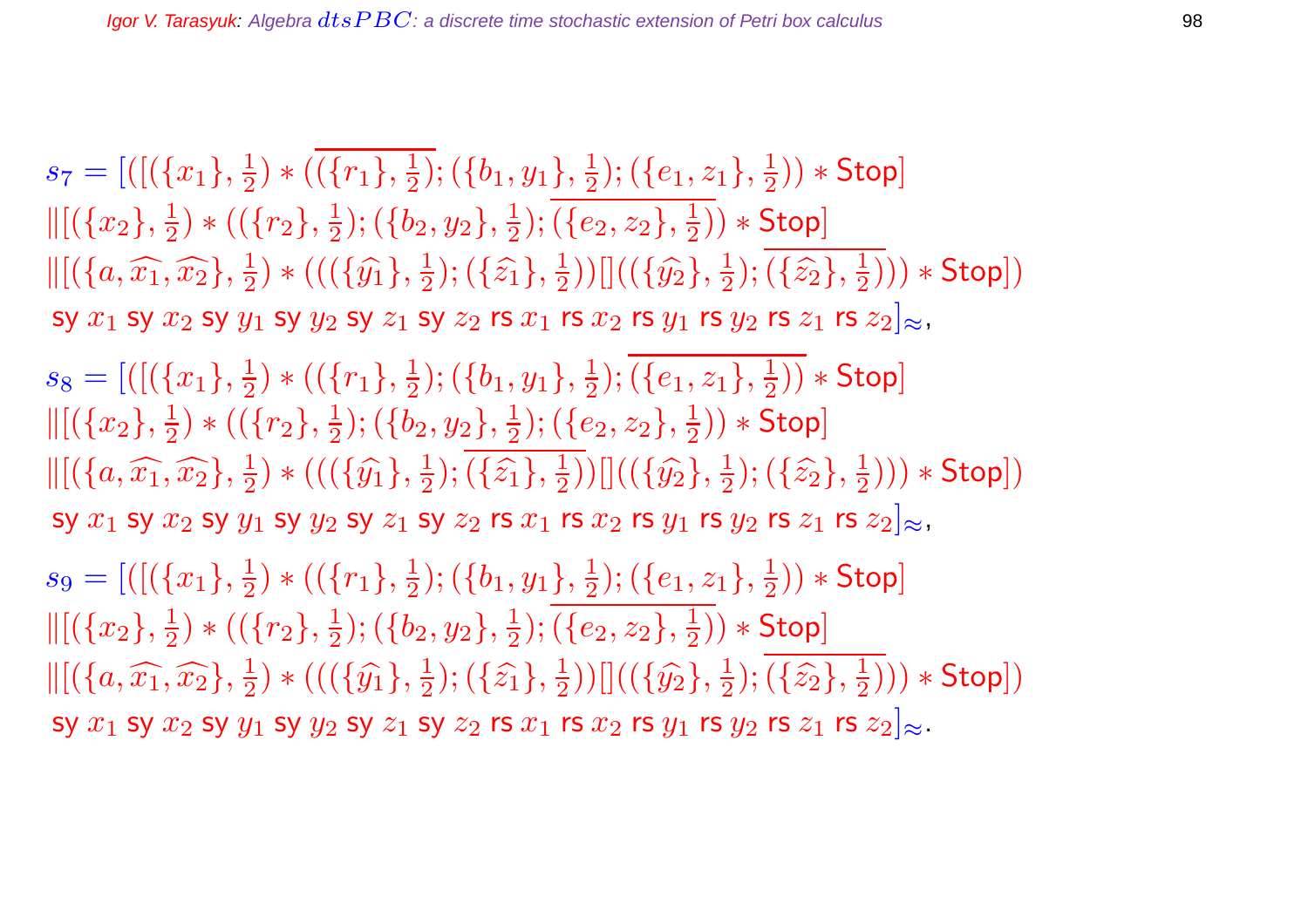$$s_7 = [([(\{x_1\}, \tfrac{1}{2}) * (\overline{(\{r_1\}, \tfrac{1}{2})}; (\{b_1, y_1\}, \tfrac{1}{2}); (\{e_1, z_1\}, \tfrac{1}{2})) * \mathsf{Stop}]$$
$$\|[(\{x_2\}, \tfrac{1}{2}) * ((\{r_2\}, \tfrac{1}{2}); (\{b_2, y_2\}, \tfrac{1}{2}); \overline{(\{e_2, z_2\}, \tfrac{1}{2})}) * \mathsf{Stop}]$$
$$\|[(\{a, \widehat{x_1}, \widehat{x_2}\}, \tfrac{1}{2}) * (((\{\widehat{y_1}\}, \tfrac{1}{2}); (\{\widehat{z_1}\}, \tfrac{1}{2}))[]((\{\widehat{y_2}\}, \tfrac{1}{2}); \overline{(\{\widehat{z_2}\}, \tfrac{1}{2})})) * \mathsf{Stop}])$$
$$\mathsf{sy}\ x_1\ \mathsf{sy}\ x_2\ \mathsf{sy}\ y_1\ \mathsf{sy}\ y_2\ \mathsf{sy}\ z_1\ \mathsf{sy}\ z_2\ \mathsf{rs}\ x_1\ \mathsf{rs}\ x_2\ \mathsf{rs}\ y_1\ \mathsf{rs}\ y_2\ \mathsf{rs}\ z_1\ \mathsf{rs}\ z_2]_{\approx},$$

$$s_8 = [([(\{x_1\}, \tfrac{1}{2}) * ((\{r_1\}, \tfrac{1}{2}); (\{b_1, y_1\}, \tfrac{1}{2}); \overline{(\{e_1, z_1\}, \tfrac{1}{2})}) * \mathsf{Stop}]$$
$$\|[(\{x_2\}, \tfrac{1}{2}) * ((\{r_2\}, \tfrac{1}{2}); (\{b_2, y_2\}, \tfrac{1}{2}); (\{e_2, z_2\}, \tfrac{1}{2})) * \mathsf{Stop}]$$
$$\|[(\{a, \widehat{x_1}, \widehat{x_2}\}, \tfrac{1}{2}) * (((\{\widehat{y_1}\}, \tfrac{1}{2}); \overline{(\{\widehat{z_1}\}, \tfrac{1}{2})})[]((\{\widehat{y_2}\}, \tfrac{1}{2}); (\{\widehat{z_2}\}, \tfrac{1}{2}))) * \mathsf{Stop}])$$
$$\mathsf{sy}\ x_1\ \mathsf{sy}\ x_2\ \mathsf{sy}\ y_1\ \mathsf{sy}\ y_2\ \mathsf{sy}\ z_1\ \mathsf{sy}\ z_2\ \mathsf{rs}\ x_1\ \mathsf{rs}\ x_2\ \mathsf{rs}\ y_1\ \mathsf{rs}\ y_2\ \mathsf{rs}\ z_1\ \mathsf{rs}\ z_2]_{\approx},$$

$$s_9 = [([(\{x_1\}, \tfrac{1}{2}) * ((\{r_1\}, \tfrac{1}{2}); (\{b_1, y_1\}, \tfrac{1}{2}); (\{e_1, z_1\}, \tfrac{1}{2})) * \mathsf{Stop}]$$
$$\|[(\{x_2\}, \tfrac{1}{2}) * ((\{r_2\}, \tfrac{1}{2}); (\{b_2, y_2\}, \tfrac{1}{2}); \overline{(\{e_2, z_2\}, \tfrac{1}{2})}) * \mathsf{Stop}]$$
$$\|[(\{a, \widehat{x_1}, \widehat{x_2}\}, \tfrac{1}{2}) * (((\{\widehat{y_1}\}, \tfrac{1}{2}); (\{\widehat{z_1}\}, \tfrac{1}{2}))[]((\{\widehat{y_2}\}, \tfrac{1}{2}); \overline{(\{\widehat{z_2}\}, \tfrac{1}{2})})) * \mathsf{Stop}])$$
$$\mathsf{sy}\ x_1\ \mathsf{sy}\ x_2\ \mathsf{sy}\ y_1\ \mathsf{sy}\ y_2\ \mathsf{sy}\ z_1\ \mathsf{sy}\ z_2\ \mathsf{rs}\ x_1\ \mathsf{rs}\ x_2\ \mathsf{rs}\ y_1\ \mathsf{rs}\ y_2\ \mathsf{rs}\ z_1\ \mathsf{rs}\ z_2]_{\approx}.$$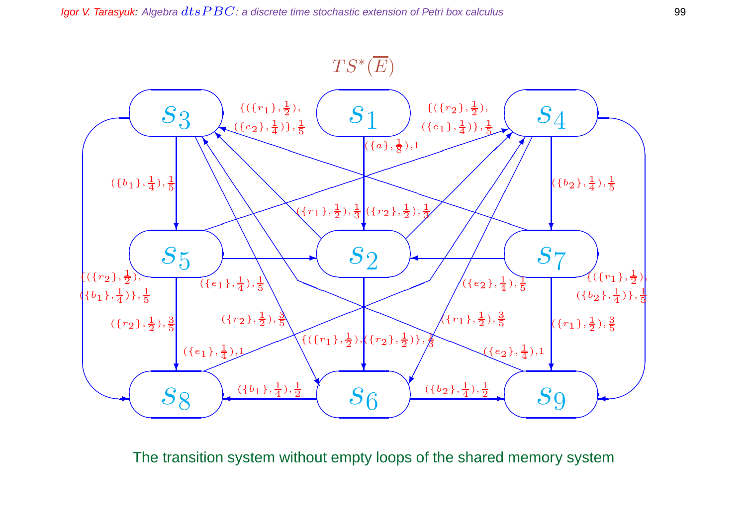$TS^*(\overline{E})$

| From | To | Label |
| --- | --- | --- |
| $s_1$ | $s_2$ | $(\{a\}, \frac{1}{8}), 1$ |
| $s_2$ | $s_3$ | $(\{r_1\}, \frac{1}{2}), \frac{1}{3}$ |
| $s_2$ | $s_4$ | $(\{r_2\}, \frac{1}{2}), \frac{1}{3}$ |
| $s_2$ | $s_6$ | $\{(\{r_1\}, \frac{1}{2}), (\{r_2\}, \frac{1}{2})\}, \frac{1}{3}$ |
| $s_3$ | $s_5$ | $(\{b_1\}, \frac{1}{4}), \frac{1}{5}$ |
| $s_3$ | $s_6$ | $(\{r_2\}, \frac{1}{2}), \frac{3}{5}$ |
| $s_3$ | $s_8$ | $\{(\{r_2\}, \frac{1}{2}), (\{b_1\}, \frac{1}{4})\}, \frac{1}{5}$ |
| $s_4$ | $s_6$ | $(\{r_1\}, \frac{1}{2}), \frac{3}{5}$ |
| $s_4$ | $s_7$ | $(\{b_2\}, \frac{1}{4}), \frac{1}{5}$ |
| $s_4$ | $s_9$ | $\{(\{r_1\}, \frac{1}{2}), (\{b_2\}, \frac{1}{4})\}, \frac{1}{5}$ |
| $s_5$ | $s_2$ | $(\{e_1\}, \frac{1}{4}), \frac{1}{5}$ |
| $s_5$ | $s_4$ | $\{(\{r_2\}, \frac{1}{2}), (\{e_1\}, \frac{1}{4})\}, \frac{1}{5}$ |
| $s_5$ | $s_8$ | $(\{r_2\}, \frac{1}{2}), \frac{3}{5}$ |
| $s_6$ | $s_8$ | $(\{b_1\}, \frac{1}{4}), \frac{1}{2}$ |
| $s_6$ | $s_9$ | $(\{b_2\}, \frac{1}{4}), \frac{1}{2}$ |
| $s_7$ | $s_2$ | $(\{e_2\}, \frac{1}{4}), \frac{1}{5}$ |
| $s_7$ | $s_3$ | $\{(\{r_1\}, \frac{1}{2}), (\{e_2\}, \frac{1}{4})\}, \frac{1}{5}$ |
| $s_7$ | $s_9$ | $(\{r_1\}, \frac{1}{2}), \frac{3}{5}$ |
| $s_8$ | $s_4$ | $(\{e_1\}, \frac{1}{4}), 1$ |
| $s_9$ | $s_3$ | $(\{e_2\}, \frac{1}{4}), 1$ |

The transition system without empty loops of the shared memory system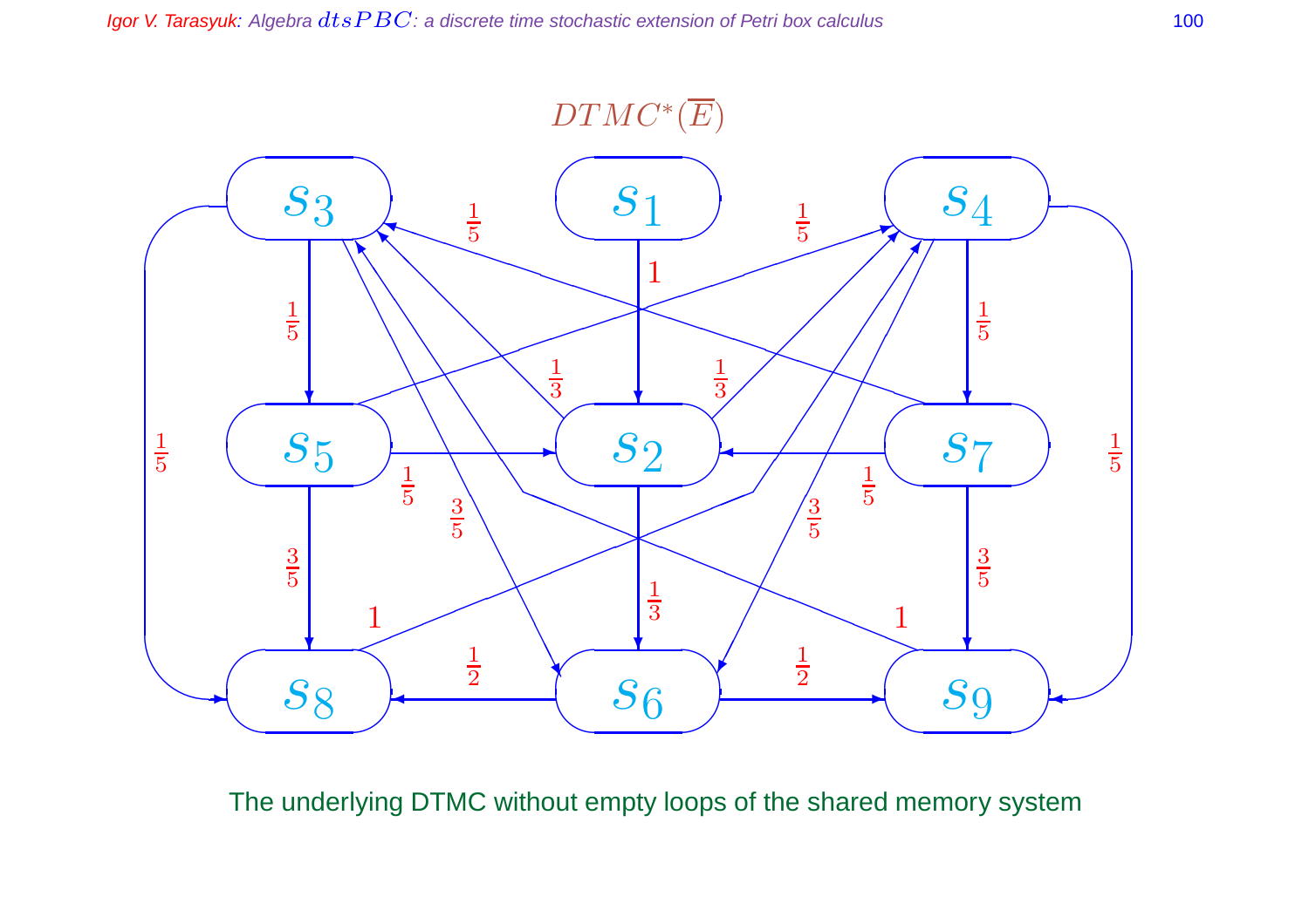## $DTMC^*(\overline{E})$

The underlying DTMC without empty loops of the shared memory system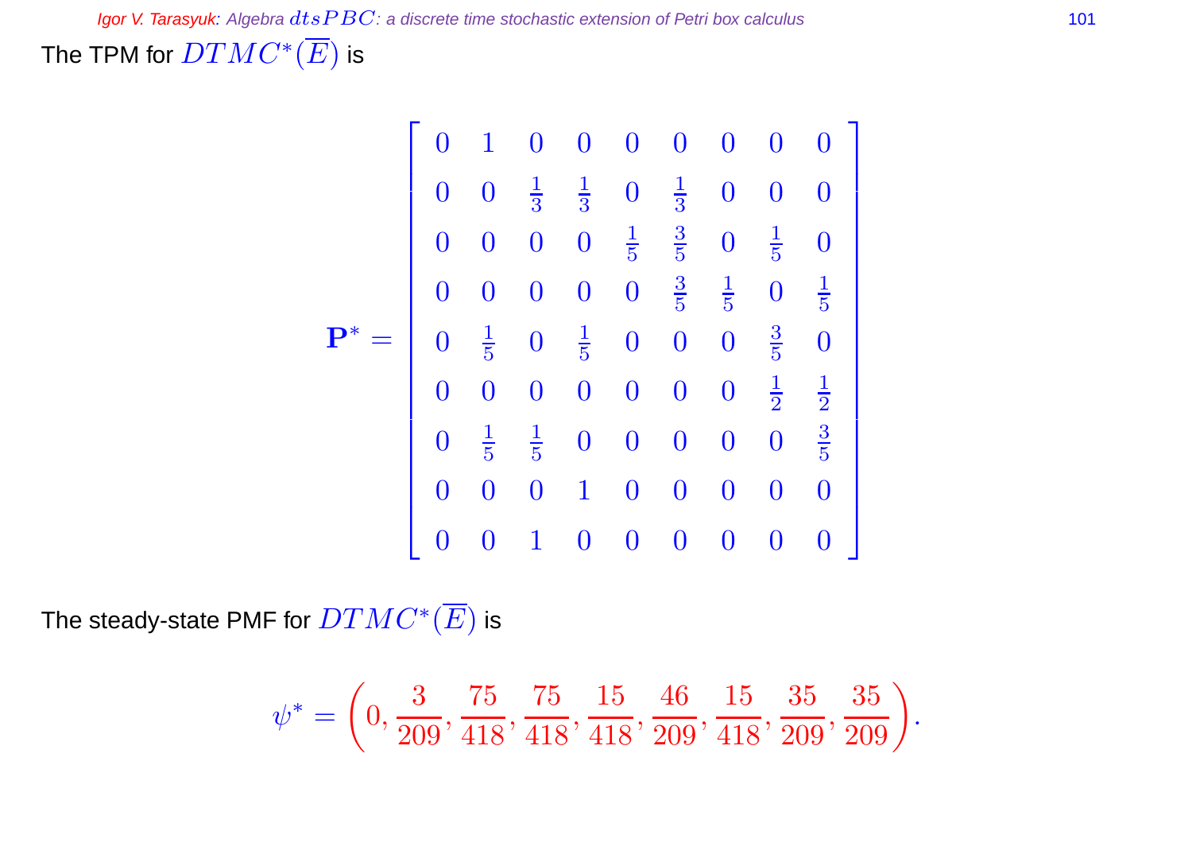The TPM for $DTMC^*(\overline{E})$ is

$$\mathbf{P}^* = \begin{bmatrix} 0 & 1 & 0 & 0 & 0 & 0 & 0 & 0 & 0 \\ 0 & 0 & \frac{1}{3} & \frac{1}{3} & 0 & \frac{1}{3} & 0 & 0 & 0 \\ 0 & 0 & 0 & 0 & \frac{1}{5} & \frac{3}{5} & 0 & \frac{1}{5} & 0 \\ 0 & 0 & 0 & 0 & 0 & \frac{3}{5} & \frac{1}{5} & 0 & \frac{1}{5} \\ 0 & \frac{1}{5} & 0 & \frac{1}{5} & 0 & 0 & 0 & \frac{3}{5} & 0 \\ 0 & 0 & 0 & 0 & 0 & 0 & 0 & \frac{1}{2} & \frac{1}{2} \\ 0 & \frac{1}{5} & \frac{1}{5} & 0 & 0 & 0 & 0 & 0 & \frac{3}{5} \\ 0 & 0 & 0 & 1 & 0 & 0 & 0 & 0 & 0 \\ 0 & 0 & 1 & 0 & 0 & 0 & 0 & 0 & 0 \end{bmatrix}$$

The steady-state PMF for $DTMC^*(\overline{E})$ is

$$\psi^* = \left(0, \frac{3}{209}, \frac{75}{418}, \frac{75}{418}, \frac{15}{418}, \frac{46}{209}, \frac{15}{418}, \frac{35}{209}, \frac{35}{209}\right).$$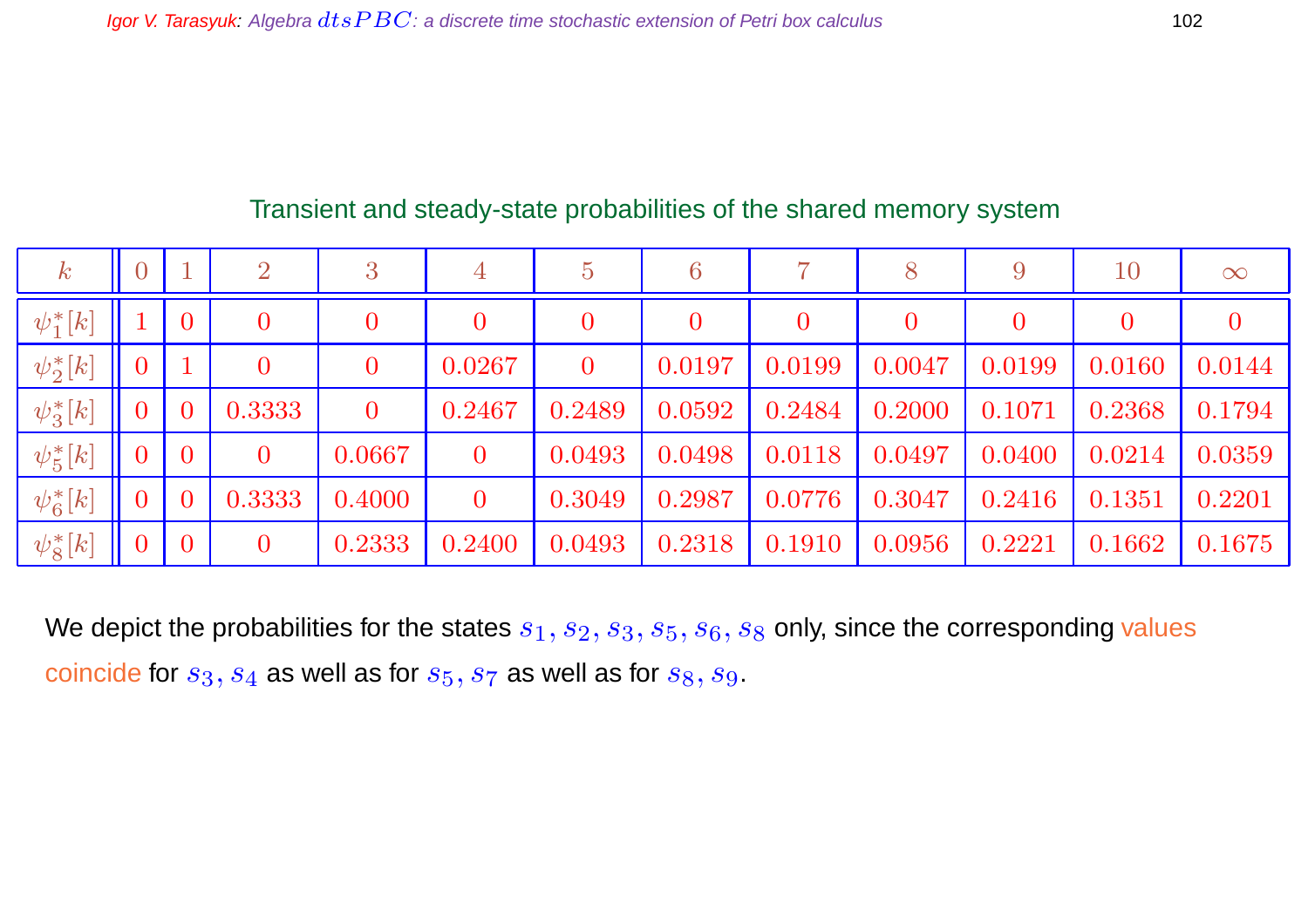## Transient and steady-state probabilities of the shared memory system

| $k$ | 0 | 1 | 2 | 3 | 4 | 5 | 6 | 7 | 8 | 9 | 10 | $\infty$ |
|---|---|---|---|---|---|---|---|---|---|---|---|---|
| $\psi_1^*[k]$ | 1 | 0 | 0 | 0 | 0 | 0 | 0 | 0 | 0 | 0 | 0 | 0 |
| $\psi_2^*[k]$ | 0 | 1 | 0 | 0 | 0.0267 | 0 | 0.0197 | 0.0199 | 0.0047 | 0.0199 | 0.0160 | 0.0144 |
| $\psi_3^*[k]$ | 0 | 0 | 0.3333 | 0 | 0.2467 | 0.2489 | 0.0592 | 0.2484 | 0.2000 | 0.1071 | 0.2368 | 0.1794 |
| $\psi_5^*[k]$ | 0 | 0 | 0 | 0.0667 | 0 | 0.0493 | 0.0498 | 0.0118 | 0.0497 | 0.0400 | 0.0214 | 0.0359 |
| $\psi_6^*[k]$ | 0 | 0 | 0.3333 | 0.4000 | 0 | 0.3049 | 0.2987 | 0.0776 | 0.3047 | 0.2416 | 0.1351 | 0.2201 |
| $\psi_8^*[k]$ | 0 | 0 | 0 | 0.2333 | 0.2400 | 0.0493 | 0.2318 | 0.1910 | 0.0956 | 0.2221 | 0.1662 | 0.1675 |

We depict the probabilities for the states $s_1, s_2, s_3, s_5, s_6, s_8$ only, since the corresponding values coincide for $s_3, s_4$ as well as for $s_5, s_7$ as well as for $s_8, s_9$.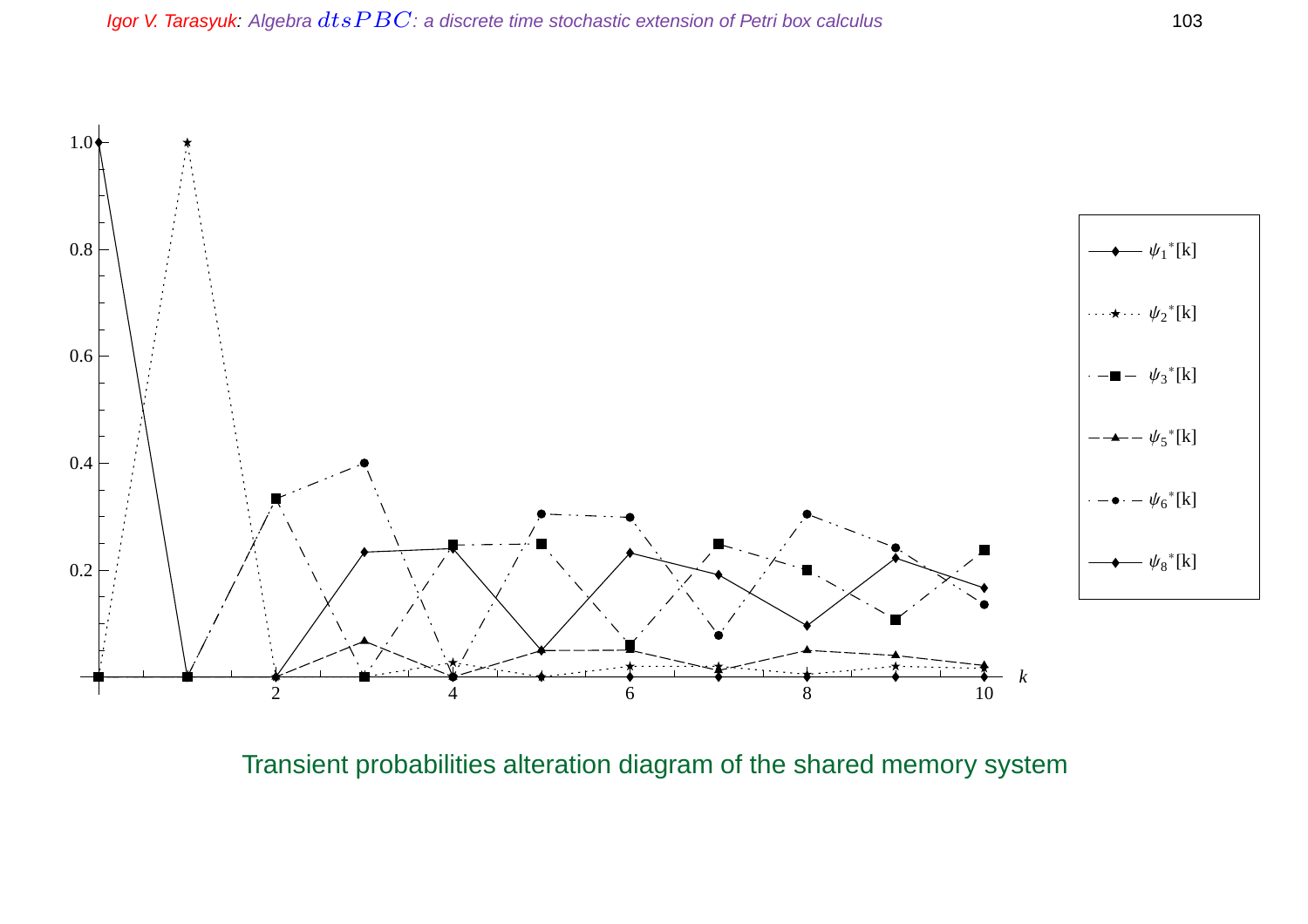Transient probabilities alteration diagram of the shared memory system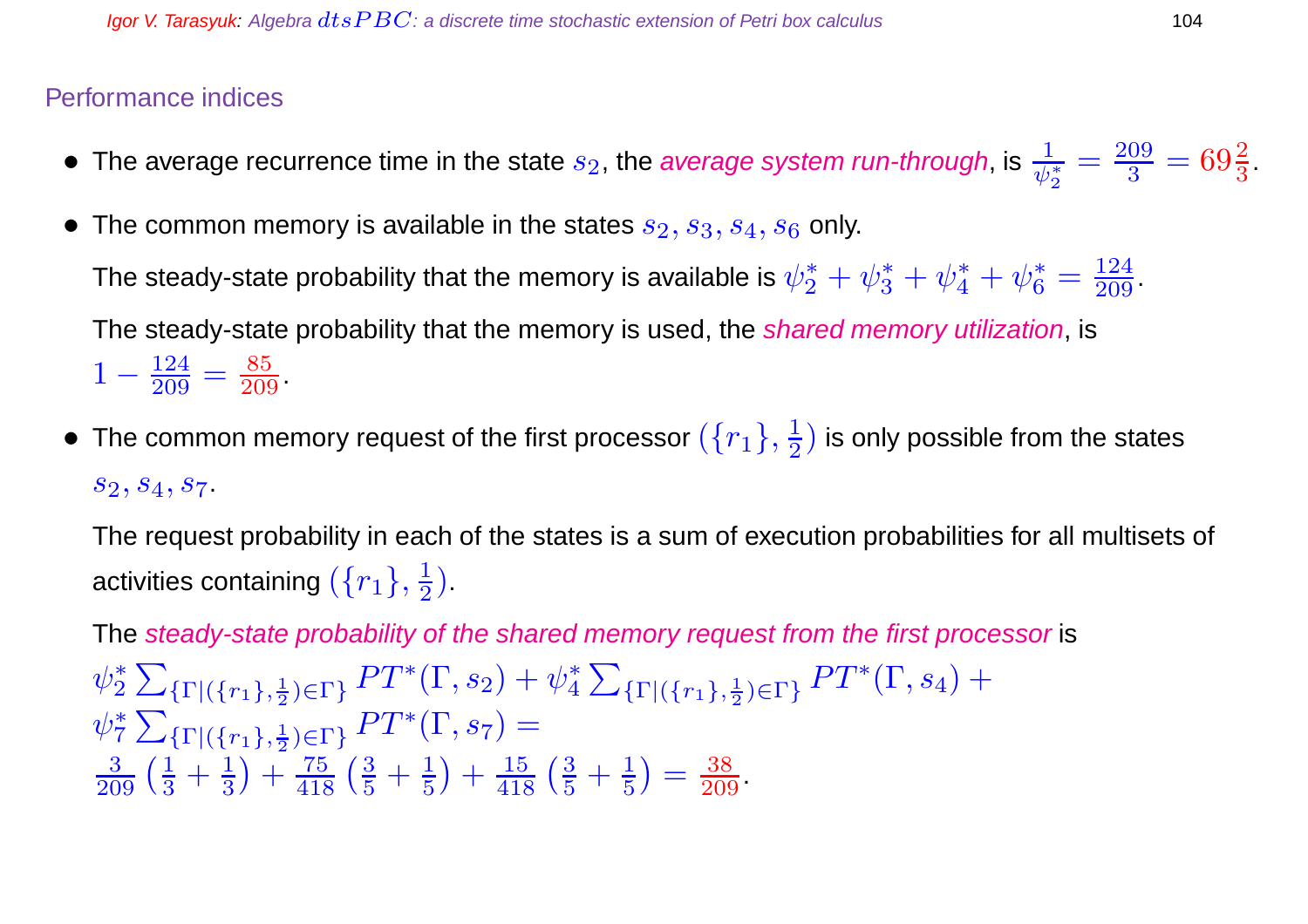## Performance indices

- The average recurrence time in the state $s_2$, the *average system run-through*, is $\frac{1}{\psi_2^*} = \frac{209}{3} = 69\frac{2}{3}$.

- The common memory is available in the states $s_2, s_3, s_4, s_6$ only.

  The steady-state probability that the memory is available is $\psi_2^* + \psi_3^* + \psi_4^* + \psi_6^* = \frac{124}{209}$.

  The steady-state probability that the memory is used, the *shared memory utilization*, is $1 - \frac{124}{209} = \frac{85}{209}$.

- The common memory request of the first processor $(\{r_1\}, \frac{1}{2})$ is only possible from the states $s_2, s_4, s_7$.

  The request probability in each of the states is a sum of execution probabilities for all multisets of activities containing $(\{r_1\}, \frac{1}{2})$.

  The *steady-state probability of the shared memory request from the first processor* is

  $$\psi_2^* \sum_{\{\Gamma|(\{r_1\},\frac{1}{2})\in\Gamma\}} PT^*(\Gamma, s_2) + \psi_4^* \sum_{\{\Gamma|(\{r_1\},\frac{1}{2})\in\Gamma\}} PT^*(\Gamma, s_4) +$$
  $$\psi_7^* \sum_{\{\Gamma|(\{r_1\},\frac{1}{2})\in\Gamma\}} PT^*(\Gamma, s_7) =$$
  $$\frac{3}{209}\left(\frac{1}{3} + \frac{1}{3}\right) + \frac{75}{418}\left(\frac{3}{5} + \frac{1}{5}\right) + \frac{15}{418}\left(\frac{3}{5} + \frac{1}{5}\right) = \frac{38}{209}.$$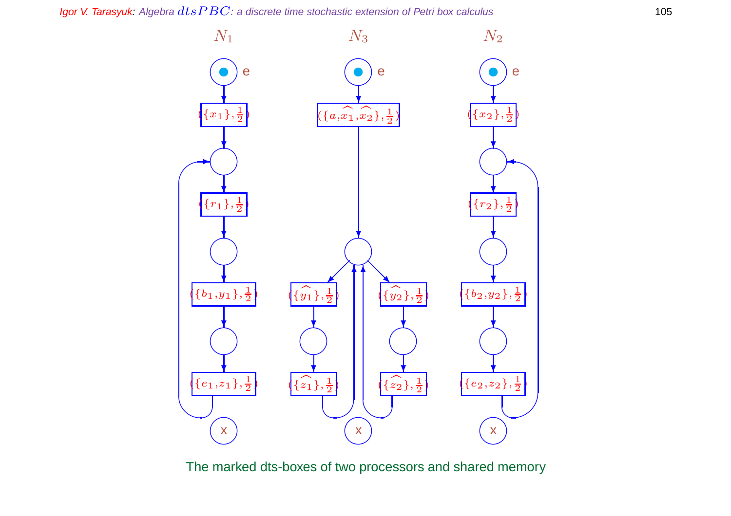$N_1$ $N_3$ $N_2$

$(\{x_1\}, \frac{1}{2})$ $(\{a, \widehat{x_1}, \widehat{x_2}\}, \frac{1}{2})$ $(\{x_2\}, \frac{1}{2})$

$(\{r_1\}, \frac{1}{2})$ $(\{r_2\}, \frac{1}{2})$

$(\{b_1, y_1\}, \frac{1}{2})$ $(\{\widehat{y_1}\}, \frac{1}{2})$ $(\{\widehat{y_2}\}, \frac{1}{2})$ $(\{b_2, y_2\}, \frac{1}{2})$

$(\{e_1, z_1\}, \frac{1}{2})$ $(\{\widehat{z_1}\}, \frac{1}{2})$ $(\{\widehat{z_2}\}, \frac{1}{2})$ $(\{e_2, z_2\}, \frac{1}{2})$

The marked dts-boxes of two processors and shared memory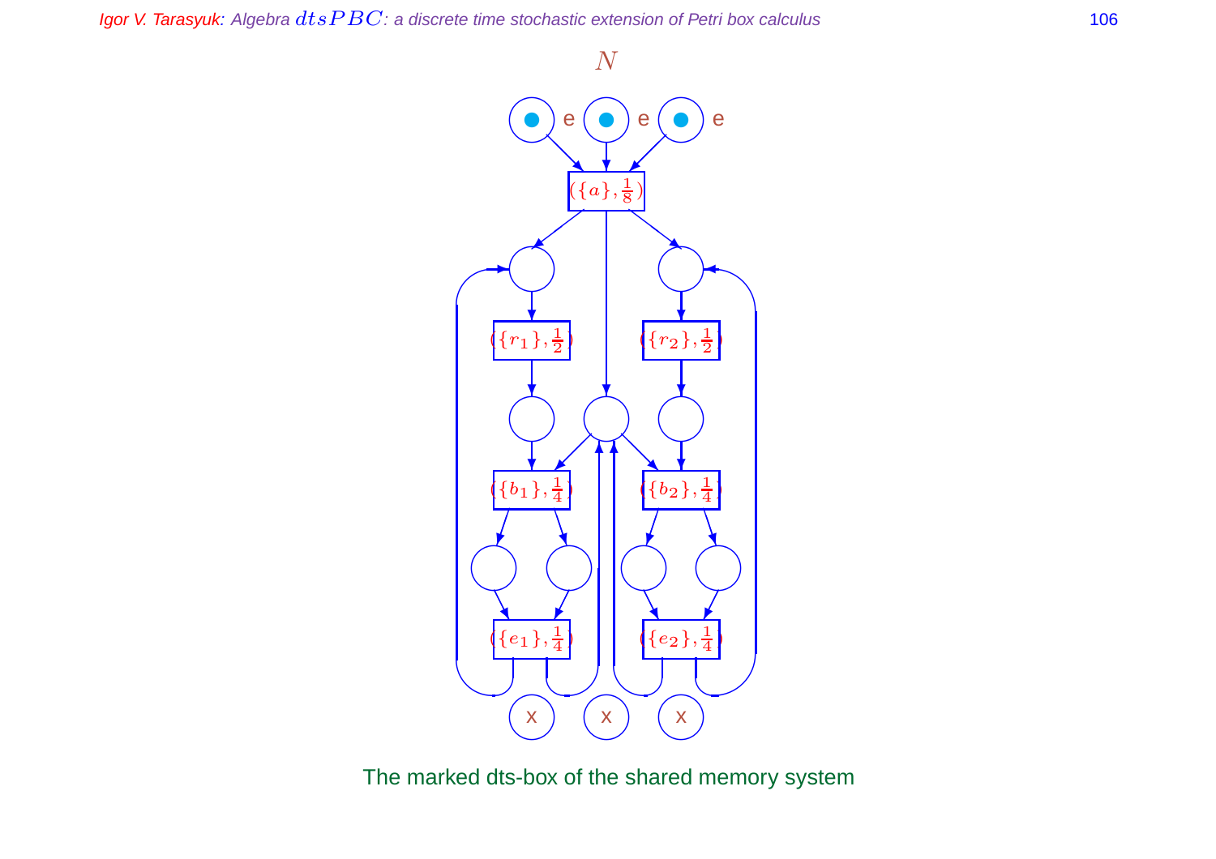$N$

The marked dts-box of the shared memory system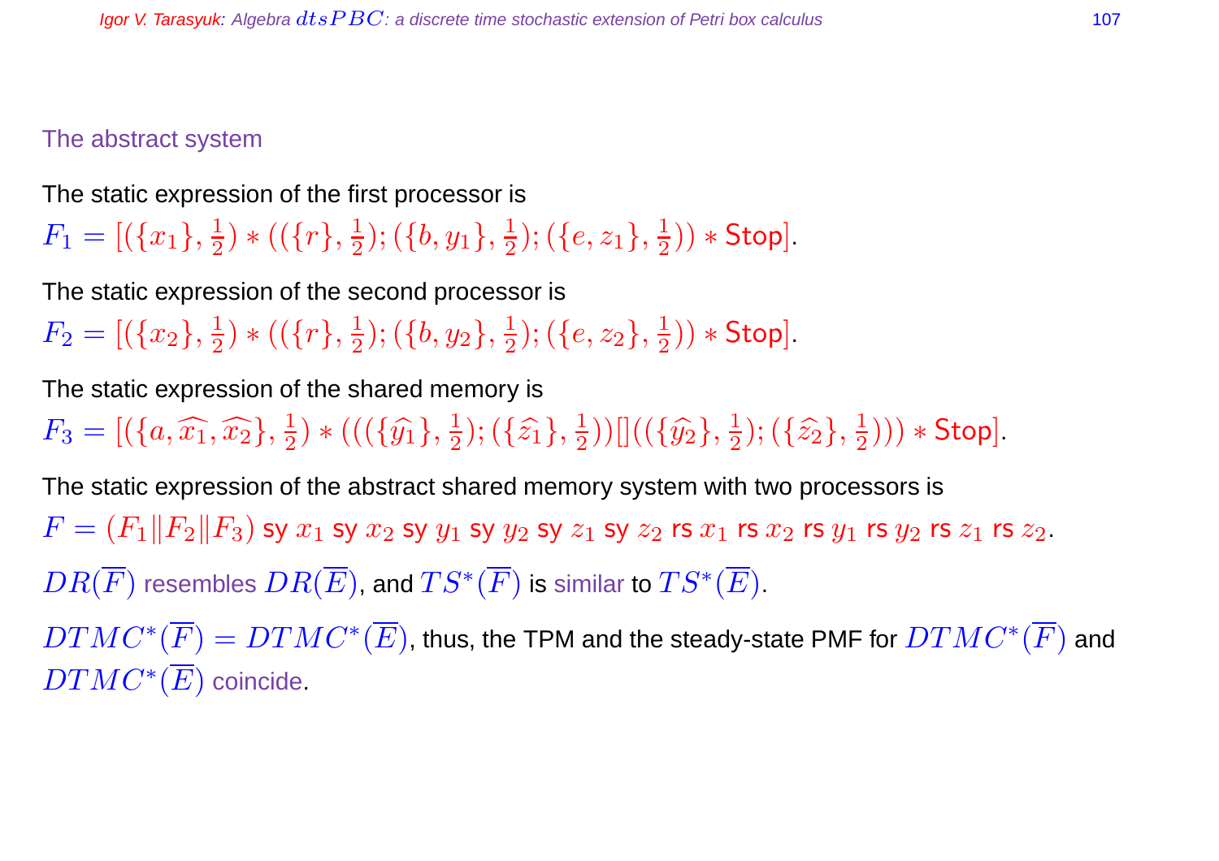## The abstract system

The static expression of the first processor is

$F_1 = [(\{x_1\}, \frac{1}{2}) * ((\{r\}, \frac{1}{2}); (\{b, y_1\}, \frac{1}{2}); (\{e, z_1\}, \frac{1}{2})) * \mathsf{Stop}]$.

The static expression of the second processor is

$F_2 = [(\{x_2\}, \frac{1}{2}) * ((\{r\}, \frac{1}{2}); (\{b, y_2\}, \frac{1}{2}); (\{e, z_2\}, \frac{1}{2})) * \mathsf{Stop}]$.

The static expression of the shared memory is

$F_3 = [(\{a, \widehat{x_1}, \widehat{x_2}\}, \frac{1}{2}) * (((\{\widehat{y_1}\}, \frac{1}{2}); (\{\widehat{z_1}\}, \frac{1}{2}))[]((\{\widehat{y_2}\}, \frac{1}{2}); (\{\widehat{z_2}\}, \frac{1}{2}))) * \mathsf{Stop}]$.

The static expression of the abstract shared memory system with two processors is

$F = (F_1 \| F_2 \| F_3)$ sy $x_1$ sy $x_2$ sy $y_1$ sy $y_2$ sy $z_1$ sy $z_2$ rs $x_1$ rs $x_2$ rs $y_1$ rs $y_2$ rs $z_1$ rs $z_2$.

$DR(\overline{F})$ resembles $DR(\overline{E})$, and $TS^*(\overline{F})$ is similar to $TS^*(\overline{E})$.

$DTMC^*(\overline{F}) = DTMC^*(\overline{E})$, thus, the TPM and the steady-state PMF for $DTMC^*(\overline{F})$ and $DTMC^*(\overline{E})$ coincide.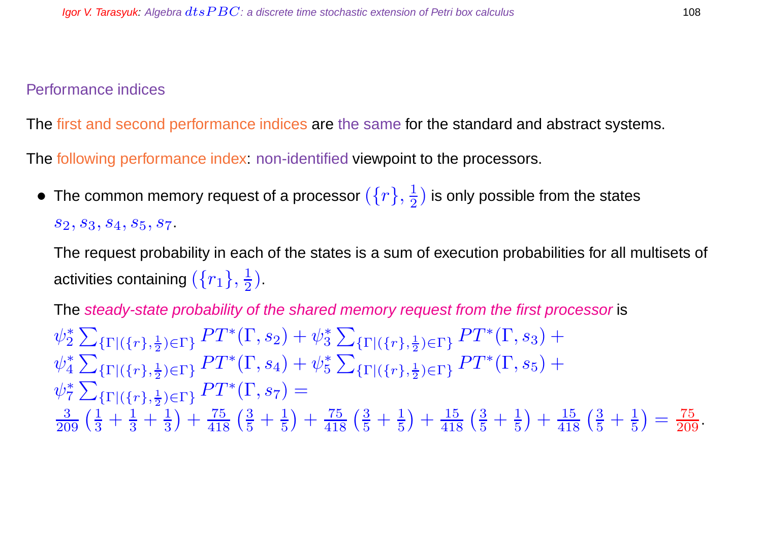## Performance indices

The first and second performance indices are the same for the standard and abstract systems.

The following performance index: non-identified viewpoint to the processors.

- The common memory request of a processor $(\{r\}, \frac{1}{2})$ is only possible from the states $s_2, s_3, s_4, s_5, s_7$.

  The request probability in each of the states is a sum of execution probabilities for all multisets of activities containing $(\{r_1\}, \frac{1}{2})$.

  The *steady-state probability of the shared memory request from the first processor* is

  $$\psi_2^* \sum_{\{\Gamma|(\{r\},\frac{1}{2})\in\Gamma\}} PT^*(\Gamma, s_2) + \psi_3^* \sum_{\{\Gamma|(\{r\},\frac{1}{2})\in\Gamma\}} PT^*(\Gamma, s_3) +$$
  $$\psi_4^* \sum_{\{\Gamma|(\{r\},\frac{1}{2})\in\Gamma\}} PT^*(\Gamma, s_4) + \psi_5^* \sum_{\{\Gamma|(\{r\},\frac{1}{2})\in\Gamma\}} PT^*(\Gamma, s_5) +$$
  $$\psi_7^* \sum_{\{\Gamma|(\{r\},\frac{1}{2})\in\Gamma\}} PT^*(\Gamma, s_7) =$$
  $$\frac{3}{209}\left(\frac{1}{3}+\frac{1}{3}+\frac{1}{3}\right) + \frac{75}{418}\left(\frac{3}{5}+\frac{1}{5}\right) + \frac{75}{418}\left(\frac{3}{5}+\frac{1}{5}\right) + \frac{15}{418}\left(\frac{3}{5}+\frac{1}{5}\right) + \frac{15}{418}\left(\frac{3}{5}+\frac{1}{5}\right) = \frac{75}{209}.$$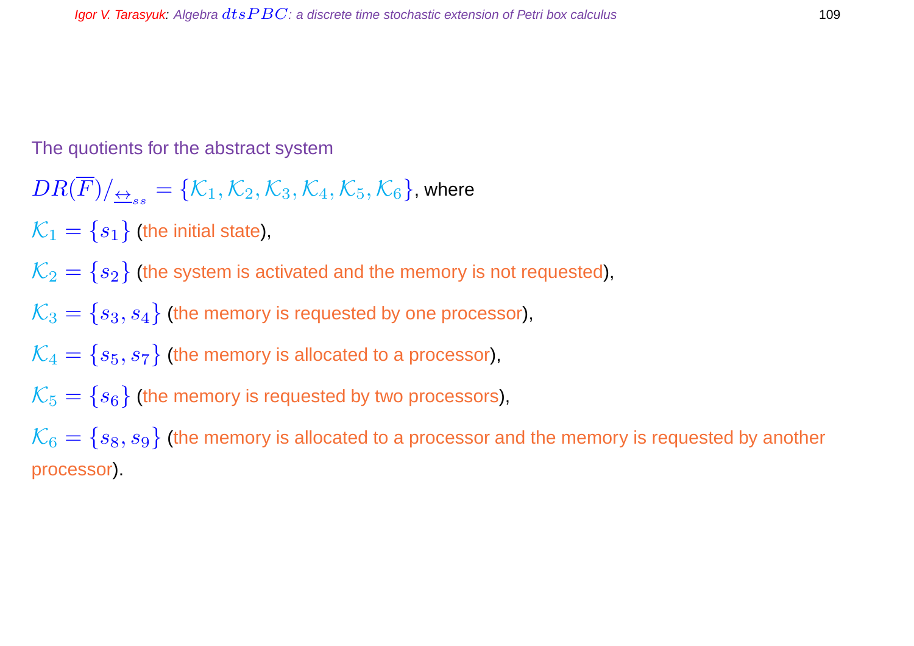The quotients for the abstract system

$DR(\overline{F})/_{\underline{\leftrightarrow}_{ss}} = \{\mathcal{K}_1, \mathcal{K}_2, \mathcal{K}_3, \mathcal{K}_4, \mathcal{K}_5, \mathcal{K}_6\}$, where

$\mathcal{K}_1 = \{s_1\}$ (the initial state),

$\mathcal{K}_2 = \{s_2\}$ (the system is activated and the memory is not requested),

$\mathcal{K}_3 = \{s_3, s_4\}$ (the memory is requested by one processor),

$\mathcal{K}_4 = \{s_5, s_7\}$ (the memory is allocated to a processor),

$\mathcal{K}_5 = \{s_6\}$ (the memory is requested by two processors),

$\mathcal{K}_6 = \{s_8, s_9\}$ (the memory is allocated to a processor and the memory is requested by another processor).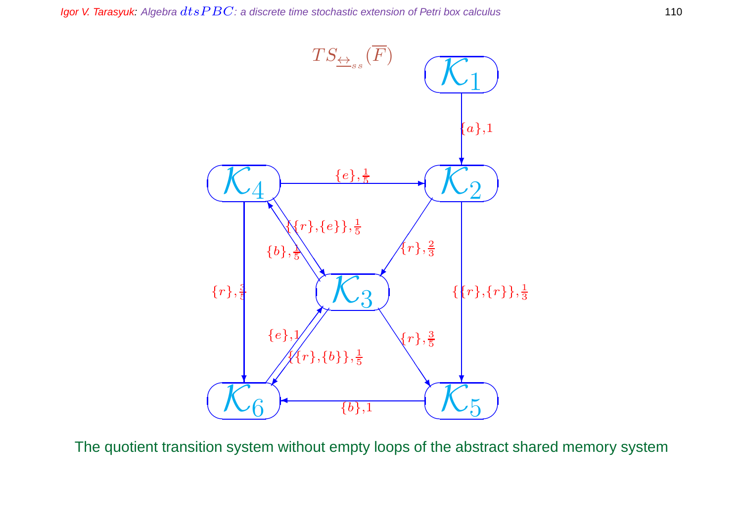$TS_{\underline{\leftrightarrow}_{ss}}(\overline{F})$

$\mathcal{K}_1 \xrightarrow{\{a\},1} \mathcal{K}_2$

$\mathcal{K}_2 \xrightarrow{\{r\},\frac{2}{3}} \mathcal{K}_3$

$\mathcal{K}_2 \xrightarrow{\{\{r\},\{r\}\},\frac{1}{3}} \mathcal{K}_5$

$\mathcal{K}_3 \xrightarrow{\{b\},\frac{1}{5}} \mathcal{K}_4$

$\mathcal{K}_3 \xrightarrow{\{r\},\frac{3}{5}} \mathcal{K}_5$

$\mathcal{K}_3 \xrightarrow{\{\{r\},\{b\}\},\frac{1}{5}} \mathcal{K}_6$

$\mathcal{K}_4 \xrightarrow{\{e\},\frac{1}{5}} \mathcal{K}_2$

$\mathcal{K}_4 \xrightarrow{\{\{r\},\{e\}\},\frac{1}{5}} \mathcal{K}_3$

$\mathcal{K}_4 \xrightarrow{\{r\},\frac{3}{5}} \mathcal{K}_6$

$\mathcal{K}_5 \xrightarrow{\{b\},1} \mathcal{K}_6$

$\mathcal{K}_6 \xrightarrow{\{e\},1} \mathcal{K}_3$

The quotient transition system without empty loops of the abstract shared memory system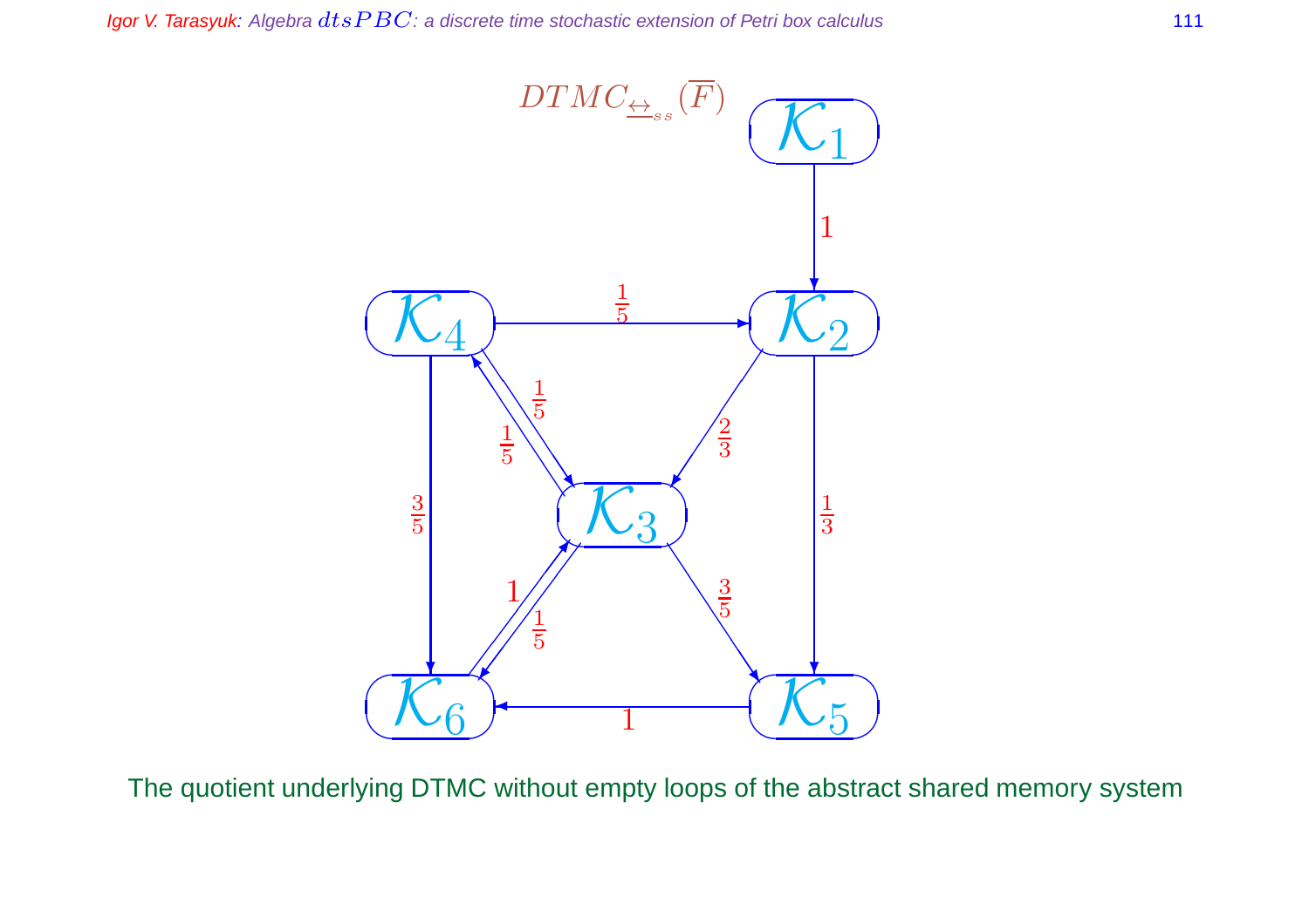$DTMC_{\underline{\leftrightarrow}_{ss}}(\overline{F})$

The quotient underlying DTMC without empty loops of the abstract shared memory system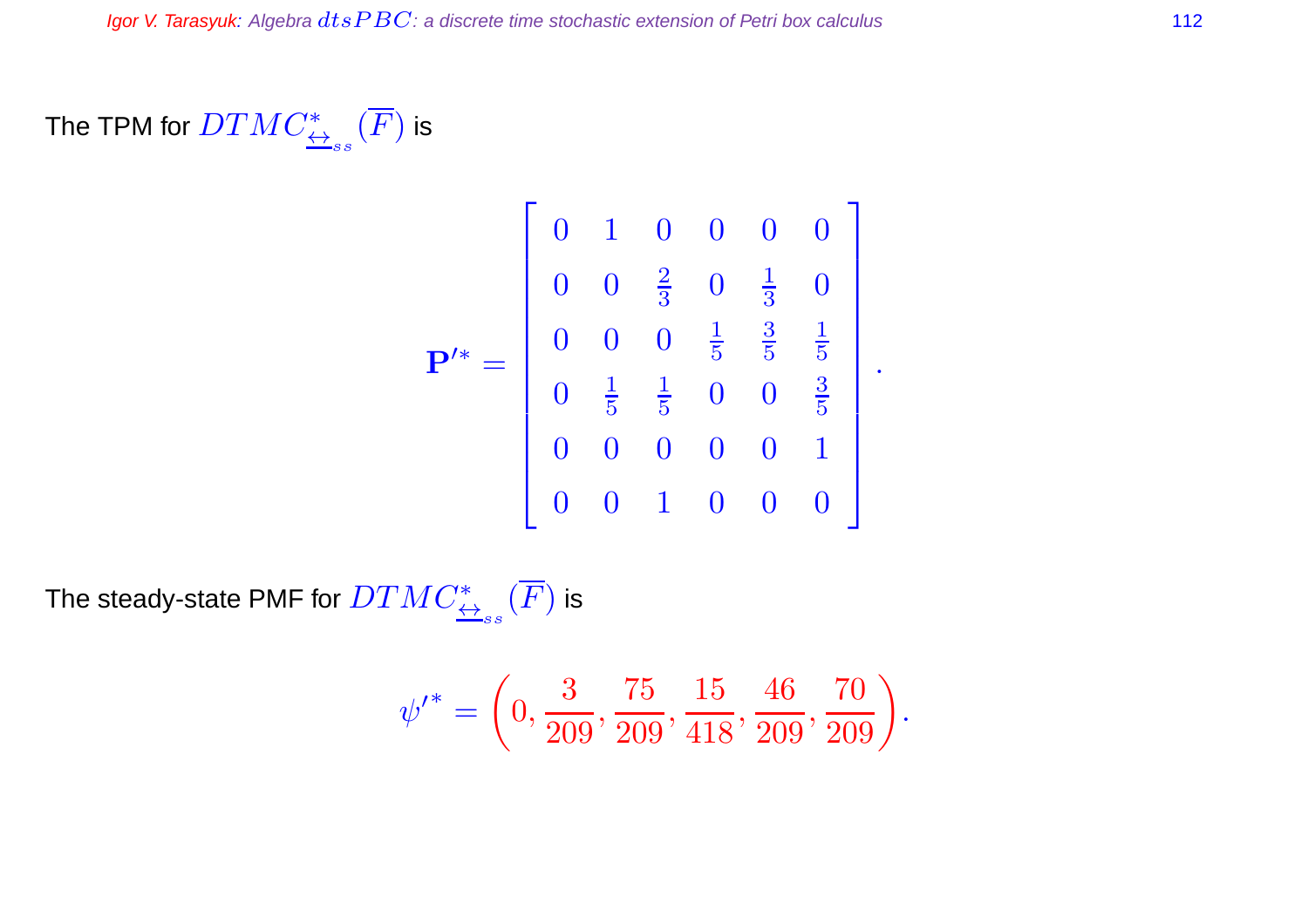The TPM for $DTMC^{*}_{\underline{\leftrightarrow}_{ss}}(\overline{F})$ is

$$\mathbf{P}'^{*} = \begin{bmatrix} 0 & 1 & 0 & 0 & 0 & 0 \\ 0 & 0 & \frac{2}{3} & 0 & \frac{1}{3} & 0 \\ 0 & 0 & 0 & \frac{1}{5} & \frac{3}{5} & \frac{1}{5} \\ 0 & \frac{1}{5} & \frac{1}{5} & 0 & 0 & \frac{3}{5} \\ 0 & 0 & 0 & 0 & 0 & 1 \\ 0 & 0 & 1 & 0 & 0 & 0 \end{bmatrix}.$$

The steady-state PMF for $DTMC^{*}_{\underline{\leftrightarrow}_{ss}}(\overline{F})$ is

$$\psi'^{*} = \left(0, \frac{3}{209}, \frac{75}{209}, \frac{15}{418}, \frac{46}{209}, \frac{70}{209}\right).$$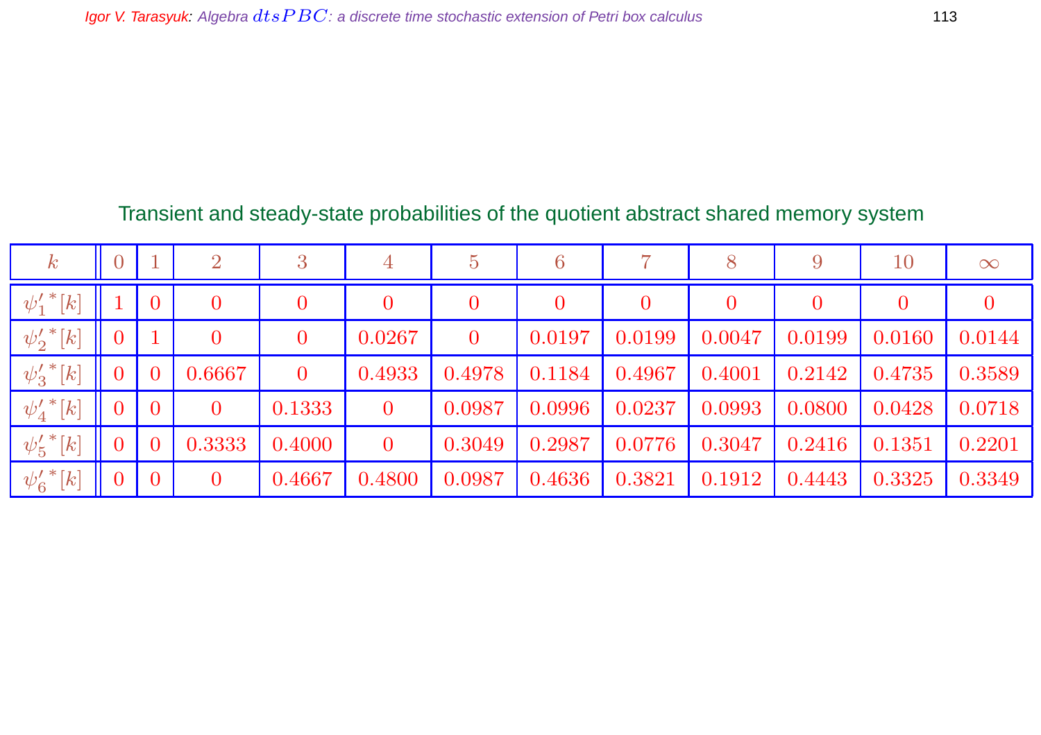## Transient and steady-state probabilities of the quotient abstract shared memory system

| $k$ | 0 | 1 | 2 | 3 | 4 | 5 | 6 | 7 | 8 | 9 | 10 | $\infty$ |
|---|---|---|---|---|---|---|---|---|---|---|---|---|
| $\psi_1'^*[k]$ | 1 | 0 | 0 | 0 | 0 | 0 | 0 | 0 | 0 | 0 | 0 | 0 |
| $\psi_2'^*[k]$ | 0 | 1 | 0 | 0 | 0.0267 | 0 | 0.0197 | 0.0199 | 0.0047 | 0.0199 | 0.0160 | 0.0144 |
| $\psi_3'^*[k]$ | 0 | 0 | 0.6667 | 0 | 0.4933 | 0.4978 | 0.1184 | 0.4967 | 0.4001 | 0.2142 | 0.4735 | 0.3589 |
| $\psi_4'^*[k]$ | 0 | 0 | 0 | 0.1333 | 0 | 0.0987 | 0.0996 | 0.0237 | 0.0993 | 0.0800 | 0.0428 | 0.0718 |
| $\psi_5'^*[k]$ | 0 | 0 | 0.3333 | 0.4000 | 0 | 0.3049 | 0.2987 | 0.0776 | 0.3047 | 0.2416 | 0.1351 | 0.2201 |
| $\psi_6'^*[k]$ | 0 | 0 | 0 | 0.4667 | 0.4800 | 0.0987 | 0.4636 | 0.3821 | 0.1912 | 0.4443 | 0.3325 | 0.3349 |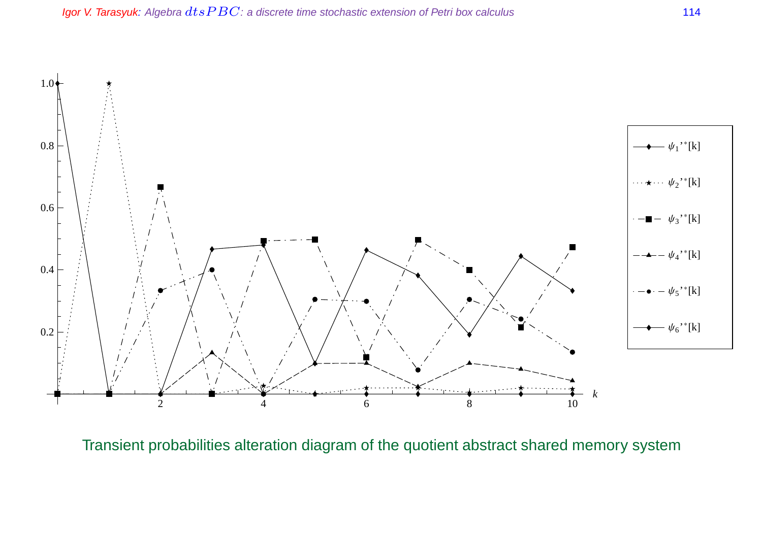Transient probabilities alteration diagram of the quotient abstract shared memory system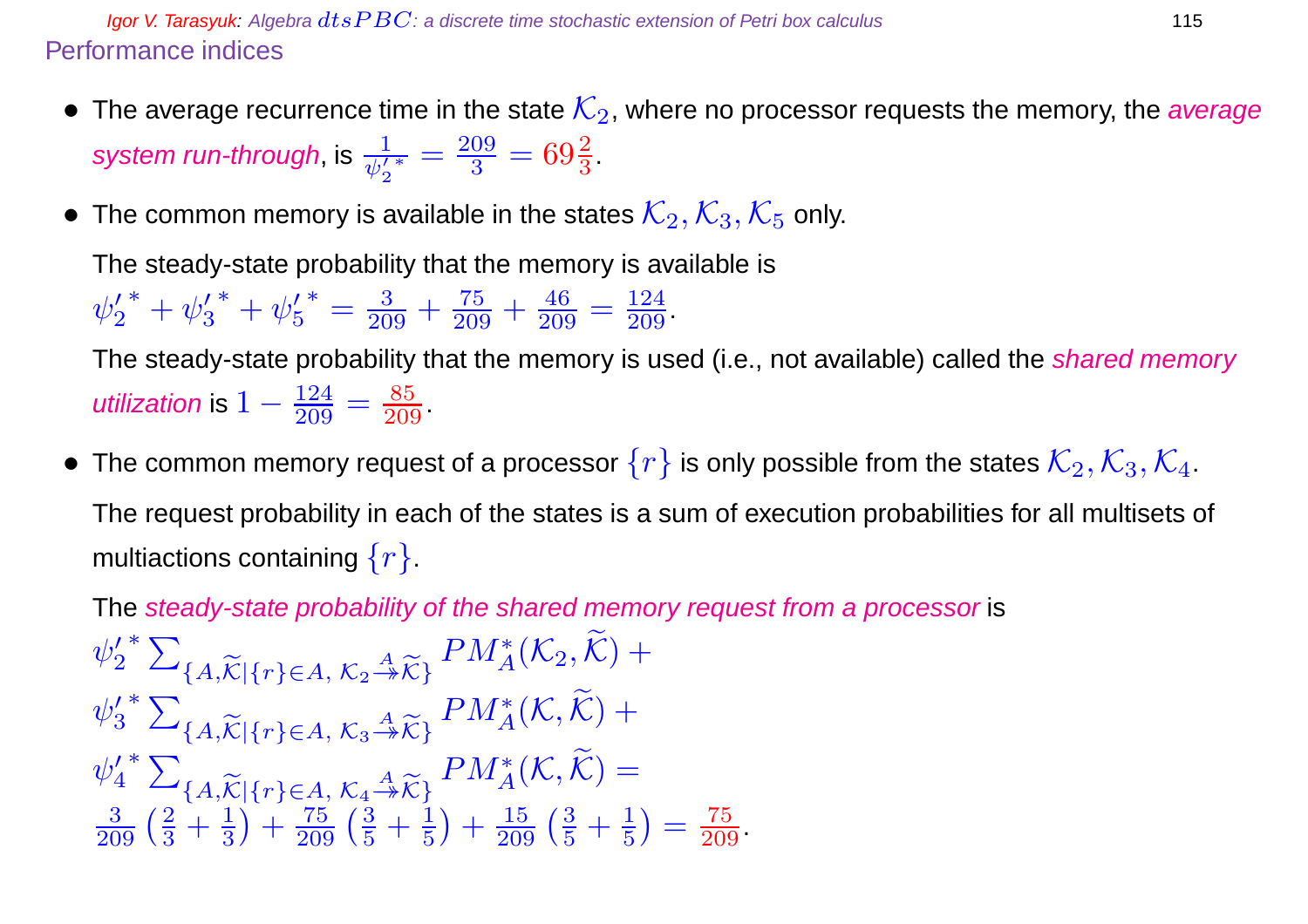## Performance indices

- The average recurrence time in the state $\mathcal{K}_2$, where no processor requests the memory, the *average system run-through*, is $\frac{1}{{\psi'_2}^*} = \frac{209}{3} = 69\frac{2}{3}$.

- The common memory is available in the states $\mathcal{K}_2, \mathcal{K}_3, \mathcal{K}_5$ only.

  The steady-state probability that the memory is available is
  ${\psi'_2}^* + {\psi'_3}^* + {\psi'_5}^* = \frac{3}{209} + \frac{75}{209} + \frac{46}{209} = \frac{124}{209}$.

  The steady-state probability that the memory is used (i.e., not available) called the *shared memory utilization* is $1 - \frac{124}{209} = \frac{85}{209}$.

- The common memory request of a processor $\{r\}$ is only possible from the states $\mathcal{K}_2, \mathcal{K}_3, \mathcal{K}_4$.

  The request probability in each of the states is a sum of execution probabilities for all multisets of multiactions containing $\{r\}$.

  The *steady-state probability of the shared memory request from a processor* is

$$
\begin{aligned}
&{\psi'_2}^* \sum_{\{A, \widetilde{\mathcal{K}} | \{r\} \in A,\ \mathcal{K}_2 \stackrel{A}{\twoheadrightarrow} \widetilde{\mathcal{K}}\}} PM_A^*(\mathcal{K}_2, \widetilde{\mathcal{K}}) + \\
&{\psi'_3}^* \sum_{\{A, \widetilde{\mathcal{K}} | \{r\} \in A,\ \mathcal{K}_3 \stackrel{A}{\twoheadrightarrow} \widetilde{\mathcal{K}}\}} PM_A^*(\mathcal{K}, \widetilde{\mathcal{K}}) + \\
&{\psi'_4}^* \sum_{\{A, \widetilde{\mathcal{K}} | \{r\} \in A,\ \mathcal{K}_4 \stackrel{A}{\twoheadrightarrow} \widetilde{\mathcal{K}}\}} PM_A^*(\mathcal{K}, \widetilde{\mathcal{K}}) = \\
&\frac{3}{209}\left(\frac{2}{3} + \frac{1}{3}\right) + \frac{75}{209}\left(\frac{3}{5} + \frac{1}{5}\right) + \frac{15}{209}\left(\frac{3}{5} + \frac{1}{5}\right) = \frac{75}{209}.
\end{aligned}
$$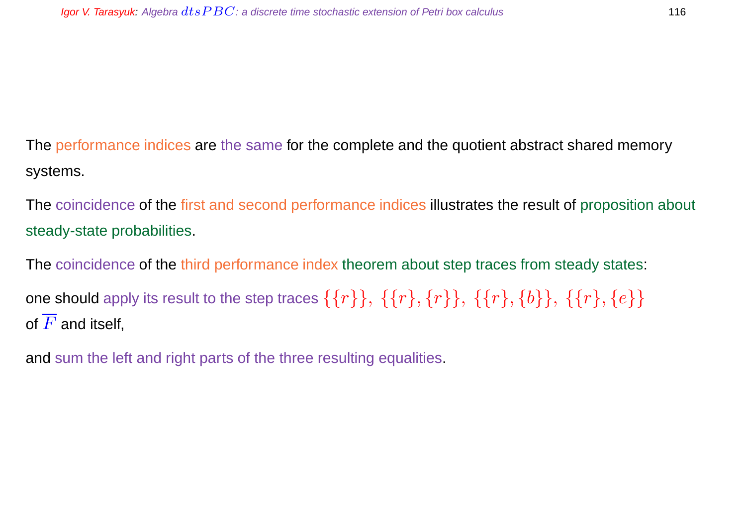The performance indices are the same for the complete and the quotient abstract shared memory systems.

The coincidence of the first and second performance indices illustrates the result of proposition about steady-state probabilities.

The coincidence of the third performance index theorem about step traces from steady states:

one should apply its result to the step traces $\{\{r\}\},\ \{\{r\},\{r\}\},\ \{\{r\},\{b\}\},\ \{\{r\},\{e\}\}$ of $\overline{F}$ and itself,

and sum the left and right parts of the three resulting equalities.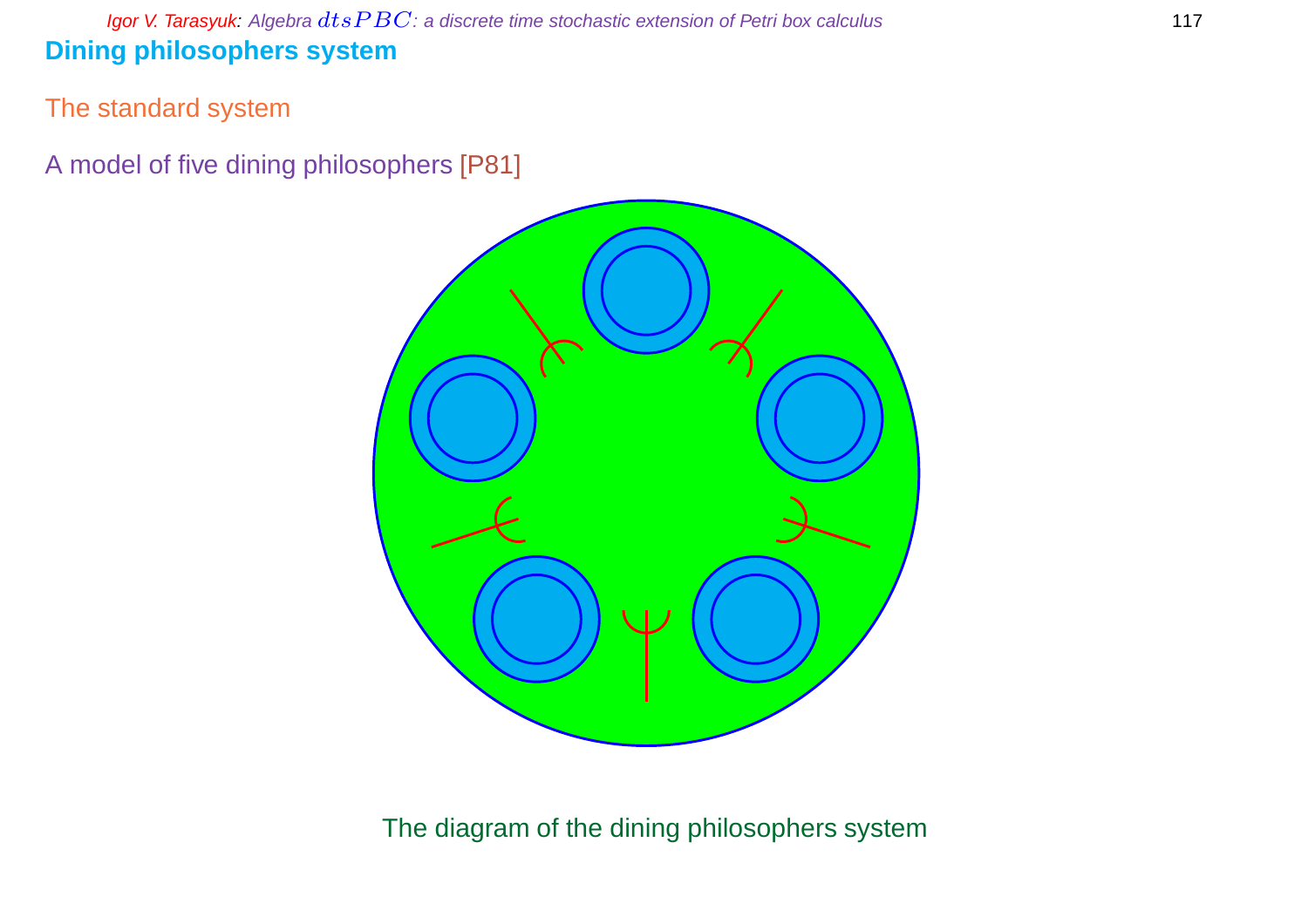## Dining philosophers system

The standard system

A model of five dining philosophers [P81]

The diagram of the dining philosophers system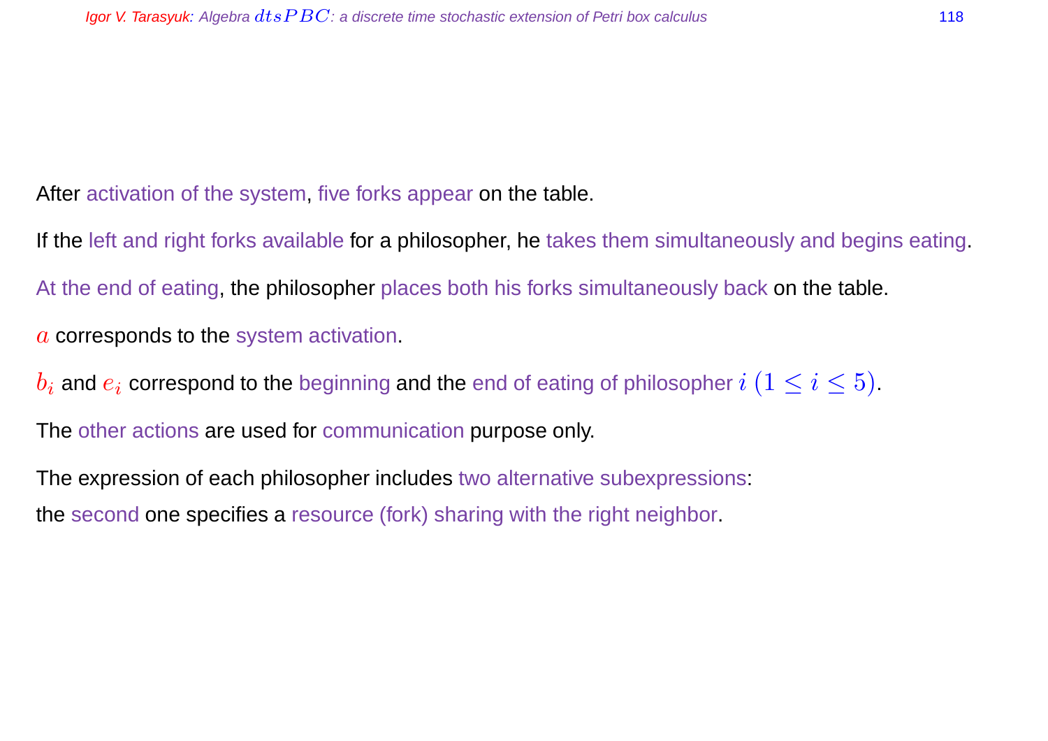After activation of the system, five forks appear on the table.

If the left and right forks available for a philosopher, he takes them simultaneously and begins eating.

At the end of eating, the philosopher places both his forks simultaneously back on the table.

$a$ corresponds to the system activation.

$b_i$ and $e_i$ correspond to the beginning and the end of eating of philosopher $i$ $(1 \leq i \leq 5)$.

The other actions are used for communication purpose only.

The expression of each philosopher includes two alternative subexpressions:
the second one specifies a resource (fork) sharing with the right neighbor.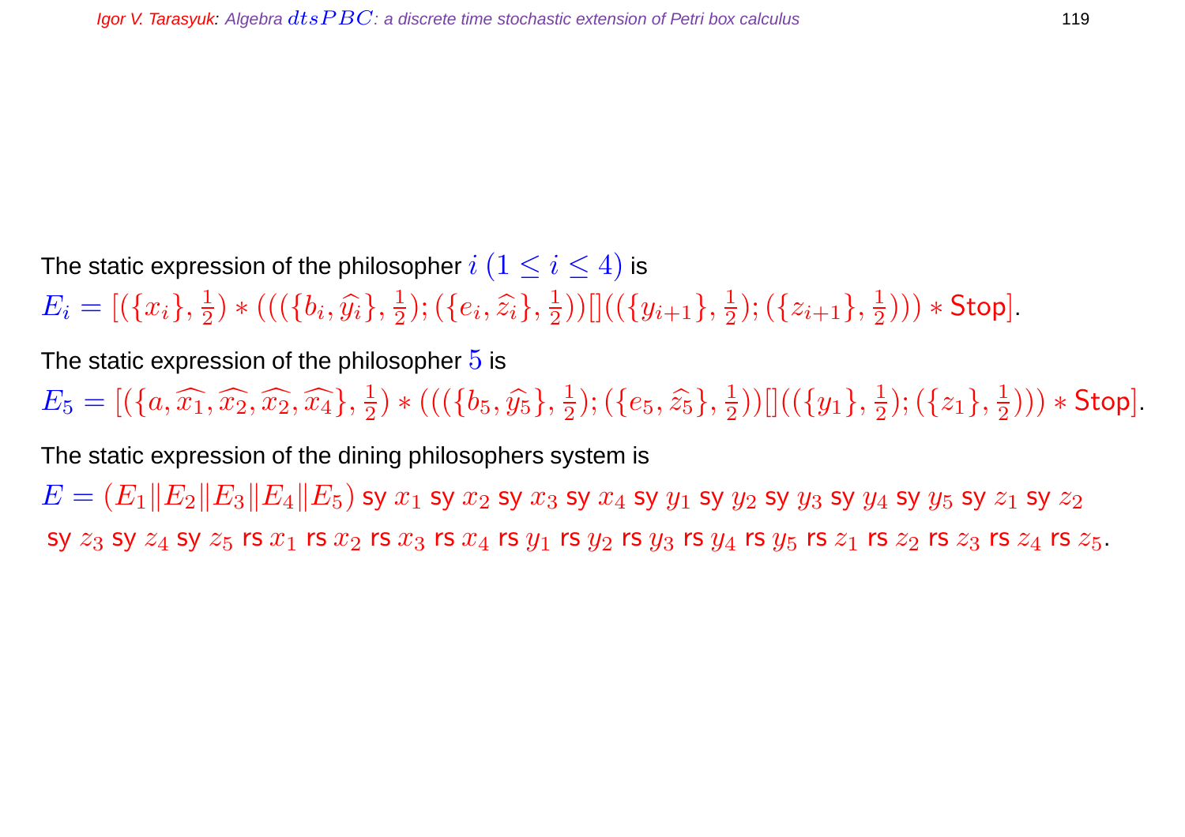The static expression of the philosopher $i \ (1 \le i \le 4)$ is

$E_i = [(\{x_i\}, \frac{1}{2}) * (((\{b_i, \widehat{y_i}\}, \frac{1}{2}); (\{e_i, \widehat{z_i}\}, \frac{1}{2}))[]((\{y_{i+1}\}, \frac{1}{2}); (\{z_{i+1}\}, \frac{1}{2}))) * \mathsf{Stop}]$.

The static expression of the philosopher $5$ is

$E_5 = [(\{a, \widehat{x_1}, \widehat{x_2}, \widehat{x_2}, \widehat{x_4}\}, \frac{1}{2}) * (((\{b_5, \widehat{y_5}\}, \frac{1}{2}); (\{e_5, \widehat{z_5}\}, \frac{1}{2}))[]((\{y_1\}, \frac{1}{2}); (\{z_1\}, \frac{1}{2}))) * \mathsf{Stop}]$.

The static expression of the dining philosophers system is

$E = (E_1 \| E_2 \| E_3 \| E_4 \| E_5)$ sy $x_1$ sy $x_2$ sy $x_3$ sy $x_4$ sy $y_1$ sy $y_2$ sy $y_3$ sy $y_4$ sy $y_5$ sy $z_1$ sy $z_2$ sy $z_3$ sy $z_4$ sy $z_5$ rs $x_1$ rs $x_2$ rs $x_3$ rs $x_4$ rs $y_1$ rs $y_2$ rs $y_3$ rs $y_4$ rs $y_5$ rs $z_1$ rs $z_2$ rs $z_3$ rs $z_4$ rs $z_5$.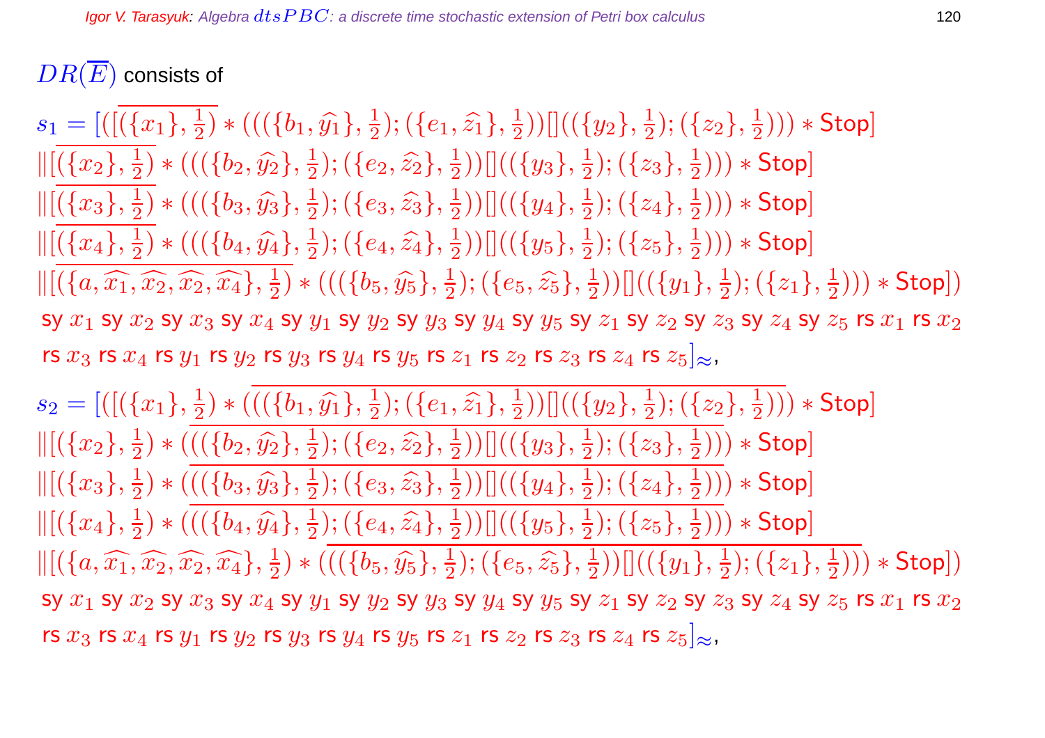$DR(\overline{E})$ consists of

$$s_1 = [([\overline{(\{x_1\}, \tfrac{1}{2})} * (((\{b_1, \widehat{y_1}\}, \tfrac{1}{2}); (\{e_1, \widehat{z_1}\}, \tfrac{1}{2}))[]((\{y_2\}, \tfrac{1}{2}); (\{z_2\}, \tfrac{1}{2}))) * \mathsf{Stop}]$$
$$\|[\overline{(\{x_2\}, \tfrac{1}{2})} * (((\{b_2, \widehat{y_2}\}, \tfrac{1}{2}); (\{e_2, \widehat{z_2}\}, \tfrac{1}{2}))[]((\{y_3\}, \tfrac{1}{2}); (\{z_3\}, \tfrac{1}{2}))) * \mathsf{Stop}]$$
$$\|[\overline{(\{x_3\}, \tfrac{1}{2})} * (((\{b_3, \widehat{y_3}\}, \tfrac{1}{2}); (\{e_3, \widehat{z_3}\}, \tfrac{1}{2}))[]((\{y_4\}, \tfrac{1}{2}); (\{z_4\}, \tfrac{1}{2}))) * \mathsf{Stop}]$$
$$\|[\overline{(\{x_4\}, \tfrac{1}{2})} * (((\{b_4, \widehat{y_4}\}, \tfrac{1}{2}); (\{e_4, \widehat{z_4}\}, \tfrac{1}{2}))[]((\{y_5\}, \tfrac{1}{2}); (\{z_5\}, \tfrac{1}{2}))) * \mathsf{Stop}]$$
$$\|[\overline{(\{a, \widehat{x_1}, \widehat{x_2}, \widehat{x_2}, \widehat{x_4}\}, \tfrac{1}{2})} * (((\{b_5, \widehat{y_5}\}, \tfrac{1}{2}); (\{e_5, \widehat{z_5}\}, \tfrac{1}{2}))[]((\{y_1\}, \tfrac{1}{2}); (\{z_1\}, \tfrac{1}{2}))) * \mathsf{Stop}])$$
$$\mathsf{sy}\ x_1\ \mathsf{sy}\ x_2\ \mathsf{sy}\ x_3\ \mathsf{sy}\ x_4\ \mathsf{sy}\ y_1\ \mathsf{sy}\ y_2\ \mathsf{sy}\ y_3\ \mathsf{sy}\ y_4\ \mathsf{sy}\ y_5\ \mathsf{sy}\ z_1\ \mathsf{sy}\ z_2\ \mathsf{sy}\ z_3\ \mathsf{sy}\ z_4\ \mathsf{sy}\ z_5\ \mathsf{rs}\ x_1\ \mathsf{rs}\ x_2$$
$$\mathsf{rs}\ x_3\ \mathsf{rs}\ x_4\ \mathsf{rs}\ y_1\ \mathsf{rs}\ y_2\ \mathsf{rs}\ y_3\ \mathsf{rs}\ y_4\ \mathsf{rs}\ y_5\ \mathsf{rs}\ z_1\ \mathsf{rs}\ z_2\ \mathsf{rs}\ z_3\ \mathsf{rs}\ z_4\ \mathsf{rs}\ z_5]_{\approx},$$

$$s_2 = [([(\{x_1\}, \tfrac{1}{2}) * \overline{(((\{b_1, \widehat{y_1}\}, \tfrac{1}{2}); (\{e_1, \widehat{z_1}\}, \tfrac{1}{2}))[]((\{y_2\}, \tfrac{1}{2}); (\{z_2\}, \tfrac{1}{2})))} * \mathsf{Stop}]$$
$$\|[(\{x_2\}, \tfrac{1}{2}) * \overline{(((\{b_2, \widehat{y_2}\}, \tfrac{1}{2}); (\{e_2, \widehat{z_2}\}, \tfrac{1}{2}))[]((\{y_3\}, \tfrac{1}{2}); (\{z_3\}, \tfrac{1}{2})))} * \mathsf{Stop}]$$
$$\|[(\{x_3\}, \tfrac{1}{2}) * \overline{(((\{b_3, \widehat{y_3}\}, \tfrac{1}{2}); (\{e_3, \widehat{z_3}\}, \tfrac{1}{2}))[]((\{y_4\}, \tfrac{1}{2}); (\{z_4\}, \tfrac{1}{2})))} * \mathsf{Stop}]$$
$$\|[(\{x_4\}, \tfrac{1}{2}) * \overline{(((\{b_4, \widehat{y_4}\}, \tfrac{1}{2}); (\{e_4, \widehat{z_4}\}, \tfrac{1}{2}))[]((\{y_5\}, \tfrac{1}{2}); (\{z_5\}, \tfrac{1}{2})))} * \mathsf{Stop}]$$
$$\|[(\{a, \widehat{x_1}, \widehat{x_2}, \widehat{x_2}, \widehat{x_4}\}, \tfrac{1}{2}) * \overline{(((\{b_5, \widehat{y_5}\}, \tfrac{1}{2}); (\{e_5, \widehat{z_5}\}, \tfrac{1}{2}))[]((\{y_1\}, \tfrac{1}{2}); (\{z_1\}, \tfrac{1}{2})))} * \mathsf{Stop}])$$
$$\mathsf{sy}\ x_1\ \mathsf{sy}\ x_2\ \mathsf{sy}\ x_3\ \mathsf{sy}\ x_4\ \mathsf{sy}\ y_1\ \mathsf{sy}\ y_2\ \mathsf{sy}\ y_3\ \mathsf{sy}\ y_4\ \mathsf{sy}\ y_5\ \mathsf{sy}\ z_1\ \mathsf{sy}\ z_2\ \mathsf{sy}\ z_3\ \mathsf{sy}\ z_4\ \mathsf{sy}\ z_5\ \mathsf{rs}\ x_1\ \mathsf{rs}\ x_2$$
$$\mathsf{rs}\ x_3\ \mathsf{rs}\ x_4\ \mathsf{rs}\ y_1\ \mathsf{rs}\ y_2\ \mathsf{rs}\ y_3\ \mathsf{rs}\ y_4\ \mathsf{rs}\ y_5\ \mathsf{rs}\ z_1\ \mathsf{rs}\ z_2\ \mathsf{rs}\ z_3\ \mathsf{rs}\ z_4\ \mathsf{rs}\ z_5]_{\approx},$$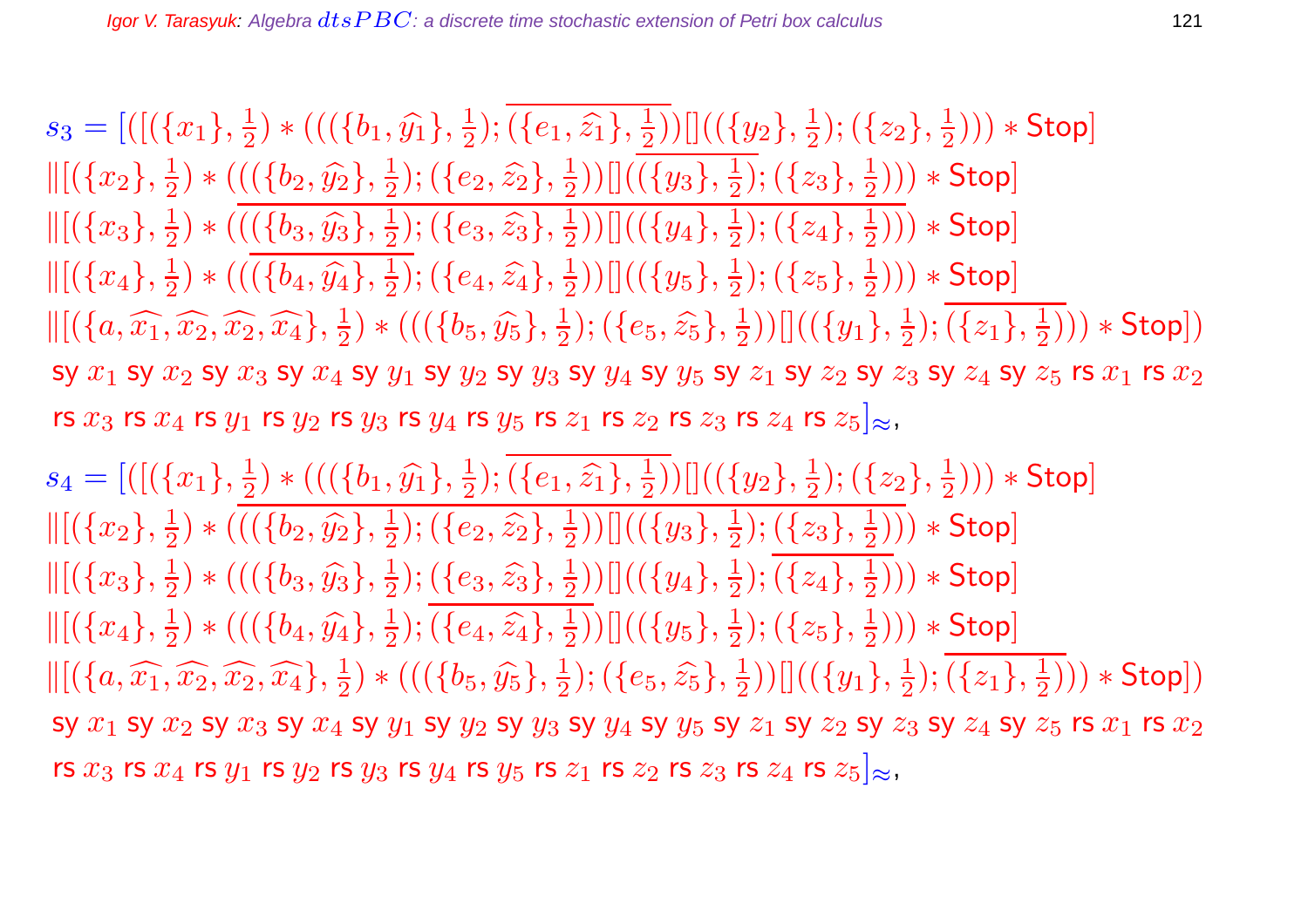$s_3 = [([(\{x_1\}, \frac{1}{2}) * (((\{b_1, \widehat{y_1}\}, \frac{1}{2}); \overline{(\{e_1, \widehat{z_1}\}, \frac{1}{2})})[]((\{y_2\}, \frac{1}{2}); (\{z_2\}, \frac{1}{2}))) * \mathsf{Stop}]$
$\|[(\{x_2\}, \frac{1}{2}) * (((\{b_2, \widehat{y_2}\}, \frac{1}{2}); (\{e_2, \widehat{z_2}\}, \frac{1}{2}))[](\overline{(\{y_3\}, \frac{1}{2})}; (\{z_3\}, \frac{1}{2}))) * \mathsf{Stop}]$
$\|[(\{x_3\}, \frac{1}{2}) * \overline{(((\{b_3, \widehat{y_3}\}, \frac{1}{2}); (\{e_3, \widehat{z_3}\}, \frac{1}{2}))[]((\{y_4\}, \frac{1}{2}); (\{z_4\}, \frac{1}{2})))} * \mathsf{Stop}]$
$\|[(\{x_4\}, \frac{1}{2}) * ((\overline{(\{b_4, \widehat{y_4}\}, \frac{1}{2})}; (\{e_4, \widehat{z_4}\}, \frac{1}{2}))[]((\{y_5\}, \frac{1}{2}); (\{z_5\}, \frac{1}{2}))) * \mathsf{Stop}]$
$\|[(\{a, \widehat{x_1}, \widehat{x_2}, \widehat{x_2}, \widehat{x_4}\}, \frac{1}{2}) * (((\{b_5, \widehat{y_5}\}, \frac{1}{2}); (\{e_5, \widehat{z_5}\}, \frac{1}{2}))[]((\{y_1\}, \frac{1}{2}); \overline{(\{z_1\}, \frac{1}{2})})) * \mathsf{Stop}])$
$\mathsf{sy}\ x_1\ \mathsf{sy}\ x_2\ \mathsf{sy}\ x_3\ \mathsf{sy}\ x_4\ \mathsf{sy}\ y_1\ \mathsf{sy}\ y_2\ \mathsf{sy}\ y_3\ \mathsf{sy}\ y_4\ \mathsf{sy}\ y_5\ \mathsf{sy}\ z_1\ \mathsf{sy}\ z_2\ \mathsf{sy}\ z_3\ \mathsf{sy}\ z_4\ \mathsf{sy}\ z_5\ \mathsf{rs}\ x_1\ \mathsf{rs}\ x_2$
$\mathsf{rs}\ x_3\ \mathsf{rs}\ x_4\ \mathsf{rs}\ y_1\ \mathsf{rs}\ y_2\ \mathsf{rs}\ y_3\ \mathsf{rs}\ y_4\ \mathsf{rs}\ y_5\ \mathsf{rs}\ z_1\ \mathsf{rs}\ z_2\ \mathsf{rs}\ z_3\ \mathsf{rs}\ z_4\ \mathsf{rs}\ z_5]_\approx$,

$s_4 = [([(\{x_1\}, \frac{1}{2}) * (((\{b_1, \widehat{y_1}\}, \frac{1}{2}); \overline{(\{e_1, \widehat{z_1}\}, \frac{1}{2})})[]((\{y_2\}, \frac{1}{2}); (\{z_2\}, \frac{1}{2}))) * \mathsf{Stop}]$
$\|[(\{x_2\}, \frac{1}{2}) * \overline{(((\{b_2, \widehat{y_2}\}, \frac{1}{2}); (\{e_2, \widehat{z_2}\}, \frac{1}{2}))[]((\{y_3\}, \frac{1}{2}); (\{z_3\}, \frac{1}{2})))} * \mathsf{Stop}]$
$\|[(\{x_3\}, \frac{1}{2}) * (((\{b_3, \widehat{y_3}\}, \frac{1}{2}); (\{e_3, \widehat{z_3}\}, \frac{1}{2}))[]((\{y_4\}, \frac{1}{2}); \overline{(\{z_4\}, \frac{1}{2})})) * \mathsf{Stop}]$
$\|[(\{x_4\}, \frac{1}{2}) * (((\{b_4, \widehat{y_4}\}, \frac{1}{2}); \overline{(\{e_4, \widehat{z_4}\}, \frac{1}{2})})[]((\{y_5\}, \frac{1}{2}); (\{z_5\}, \frac{1}{2}))) * \mathsf{Stop}]$
$\|[(\{a, \widehat{x_1}, \widehat{x_2}, \widehat{x_2}, \widehat{x_4}\}, \frac{1}{2}) * (((\{b_5, \widehat{y_5}\}, \frac{1}{2}); (\{e_5, \widehat{z_5}\}, \frac{1}{2}))[]((\{y_1\}, \frac{1}{2}); \overline{(\{z_1\}, \frac{1}{2})})) * \mathsf{Stop}])$
$\mathsf{sy}\ x_1\ \mathsf{sy}\ x_2\ \mathsf{sy}\ x_3\ \mathsf{sy}\ x_4\ \mathsf{sy}\ y_1\ \mathsf{sy}\ y_2\ \mathsf{sy}\ y_3\ \mathsf{sy}\ y_4\ \mathsf{sy}\ y_5\ \mathsf{sy}\ z_1\ \mathsf{sy}\ z_2\ \mathsf{sy}\ z_3\ \mathsf{sy}\ z_4\ \mathsf{sy}\ z_5\ \mathsf{rs}\ x_1\ \mathsf{rs}\ x_2$
$\mathsf{rs}\ x_3\ \mathsf{rs}\ x_4\ \mathsf{rs}\ y_1\ \mathsf{rs}\ y_2\ \mathsf{rs}\ y_3\ \mathsf{rs}\ y_4\ \mathsf{rs}\ y_5\ \mathsf{rs}\ z_1\ \mathsf{rs}\ z_2\ \mathsf{rs}\ z_3\ \mathsf{rs}\ z_4\ \mathsf{rs}\ z_5]_\approx$,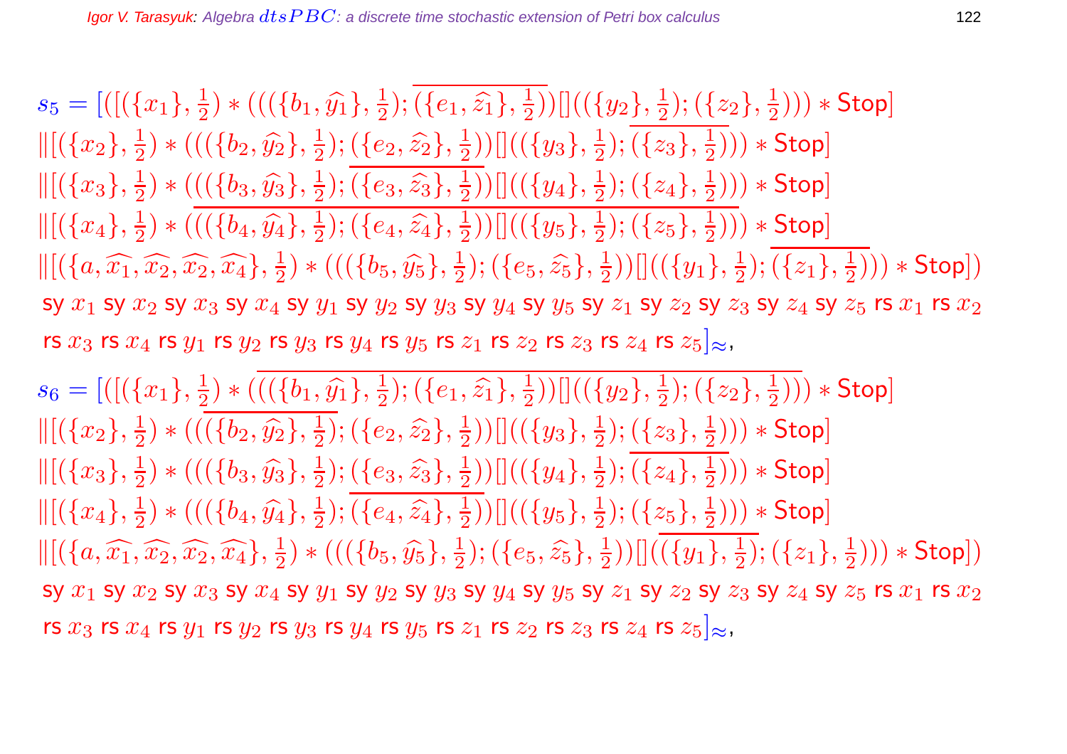$$s_5 = [([(\{x_1\}, \tfrac{1}{2}) * (((\{b_1, \widehat{y_1}\}, \tfrac{1}{2}); \overline{(\{e_1, \widehat{z_1}\}, \tfrac{1}{2})})[]((\{y_2\}, \tfrac{1}{2}); (\{z_2\}, \tfrac{1}{2}))) * \mathsf{Stop}]$$

$$\|[(\{x_2\}, \tfrac{1}{2}) * (((\{b_2, \widehat{y_2}\}, \tfrac{1}{2}); (\{e_2, \widehat{z_2}\}, \tfrac{1}{2}))[]((\{y_3\}, \tfrac{1}{2}); \overline{(\{z_3\}, \tfrac{1}{2})})) * \mathsf{Stop}]$$

$$\|[(\{x_3\}, \tfrac{1}{2}) * (((\{b_3, \widehat{y_3}\}, \tfrac{1}{2}); \overline{(\{e_3, \widehat{z_3}\}, \tfrac{1}{2})})[]((\{y_4\}, \tfrac{1}{2}); (\{z_4\}, \tfrac{1}{2}))) * \mathsf{Stop}]$$

$$\|[(\{x_4\}, \tfrac{1}{2}) * \overline{(((\{b_4, \widehat{y_4}\}, \tfrac{1}{2}); (\{e_4, \widehat{z_4}\}, \tfrac{1}{2}))[]((\{y_5\}, \tfrac{1}{2}); (\{z_5\}, \tfrac{1}{2})))} * \mathsf{Stop}]$$

$$\|[(\{a, \widehat{x_1}, \widehat{x_2}, \widehat{x_2}, \widehat{x_4}\}, \tfrac{1}{2}) * (((\{b_5, \widehat{y_5}\}, \tfrac{1}{2}); (\{e_5, \widehat{z_5}\}, \tfrac{1}{2}))[]((\{y_1\}, \tfrac{1}{2}); \overline{(\{z_1\}, \tfrac{1}{2})})) * \mathsf{Stop}])$$

$$\mathsf{sy}\ x_1\ \mathsf{sy}\ x_2\ \mathsf{sy}\ x_3\ \mathsf{sy}\ x_4\ \mathsf{sy}\ y_1\ \mathsf{sy}\ y_2\ \mathsf{sy}\ y_3\ \mathsf{sy}\ y_4\ \mathsf{sy}\ y_5\ \mathsf{sy}\ z_1\ \mathsf{sy}\ z_2\ \mathsf{sy}\ z_3\ \mathsf{sy}\ z_4\ \mathsf{sy}\ z_5\ \mathsf{rs}\ x_1\ \mathsf{rs}\ x_2$$

$$\mathsf{rs}\ x_3\ \mathsf{rs}\ x_4\ \mathsf{rs}\ y_1\ \mathsf{rs}\ y_2\ \mathsf{rs}\ y_3\ \mathsf{rs}\ y_4\ \mathsf{rs}\ y_5\ \mathsf{rs}\ z_1\ \mathsf{rs}\ z_2\ \mathsf{rs}\ z_3\ \mathsf{rs}\ z_4\ \mathsf{rs}\ z_5]_{\approx},$$

$$s_6 = [([(\{x_1\}, \tfrac{1}{2}) * \overline{(((\{b_1, \widehat{y_1}\}, \tfrac{1}{2}); (\{e_1, \widehat{z_1}\}, \tfrac{1}{2}))[]((\{y_2\}, \tfrac{1}{2}); (\{z_2\}, \tfrac{1}{2})))} * \mathsf{Stop}]$$

$$\|[(\{x_2\}, \tfrac{1}{2}) * ((\overline{(\{b_2, \widehat{y_2}\}, \tfrac{1}{2})}; (\{e_2, \widehat{z_2}\}, \tfrac{1}{2}))[]((\{y_3\}, \tfrac{1}{2}); (\{z_3\}, \tfrac{1}{2}))) * \mathsf{Stop}]$$

$$\|[(\{x_3\}, \tfrac{1}{2}) * (((\{b_3, \widehat{y_3}\}, \tfrac{1}{2}); (\{e_3, \widehat{z_3}\}, \tfrac{1}{2}))[]((\{y_4\}, \tfrac{1}{2}); \overline{(\{z_4\}, \tfrac{1}{2})})) * \mathsf{Stop}]$$

$$\|[(\{x_4\}, \tfrac{1}{2}) * (((\{b_4, \widehat{y_4}\}, \tfrac{1}{2}); \overline{(\{e_4, \widehat{z_4}\}, \tfrac{1}{2})})[]((\{y_5\}, \tfrac{1}{2}); (\{z_5\}, \tfrac{1}{2}))) * \mathsf{Stop}]$$

$$\|[(\{a, \widehat{x_1}, \widehat{x_2}, \widehat{x_2}, \widehat{x_4}\}, \tfrac{1}{2}) * (((\{b_5, \widehat{y_5}\}, \tfrac{1}{2}); (\{e_5, \widehat{z_5}\}, \tfrac{1}{2}))[](\overline{(\{y_1\}, \tfrac{1}{2})}; (\{z_1\}, \tfrac{1}{2}))) * \mathsf{Stop}])$$

$$\mathsf{sy}\ x_1\ \mathsf{sy}\ x_2\ \mathsf{sy}\ x_3\ \mathsf{sy}\ x_4\ \mathsf{sy}\ y_1\ \mathsf{sy}\ y_2\ \mathsf{sy}\ y_3\ \mathsf{sy}\ y_4\ \mathsf{sy}\ y_5\ \mathsf{sy}\ z_1\ \mathsf{sy}\ z_2\ \mathsf{sy}\ z_3\ \mathsf{sy}\ z_4\ \mathsf{sy}\ z_5\ \mathsf{rs}\ x_1\ \mathsf{rs}\ x_2$$

$$\mathsf{rs}\ x_3\ \mathsf{rs}\ x_4\ \mathsf{rs}\ y_1\ \mathsf{rs}\ y_2\ \mathsf{rs}\ y_3\ \mathsf{rs}\ y_4\ \mathsf{rs}\ y_5\ \mathsf{rs}\ z_1\ \mathsf{rs}\ z_2\ \mathsf{rs}\ z_3\ \mathsf{rs}\ z_4\ \mathsf{rs}\ z_5]_{\approx},$$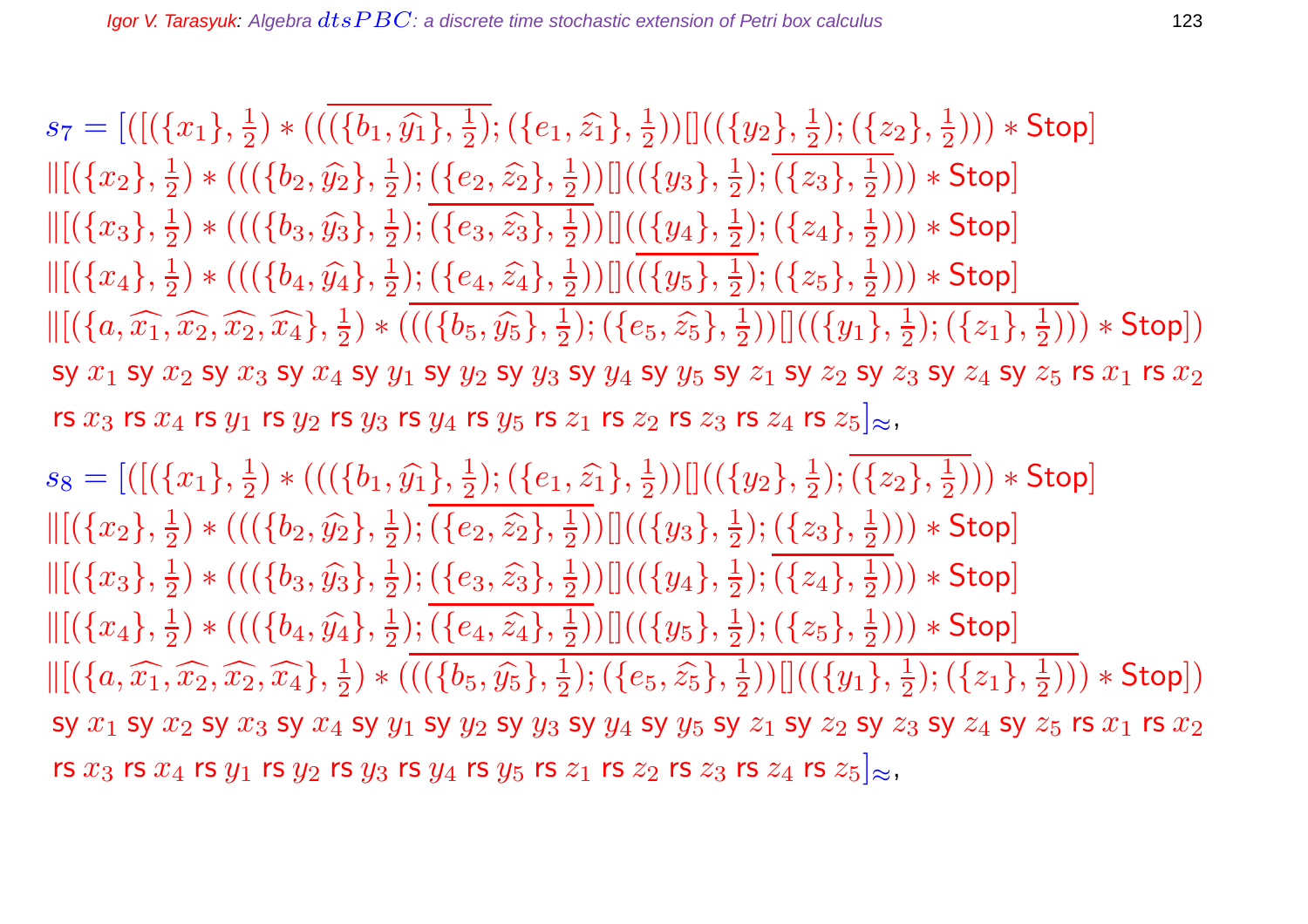$$
\begin{aligned}
s_7 = {} & [([(\{x_1\}, \tfrac{1}{2}) * ((\overline{(\{b_1, \widehat{y_1}\}, \tfrac{1}{2})}; (\{e_1, \widehat{z_1}\}, \tfrac{1}{2}))[]((\{y_2\}, \tfrac{1}{2}); (\{z_2\}, \tfrac{1}{2}))) * \mathsf{Stop}] \\
& \|[(\{x_2\}, \tfrac{1}{2}) * (((\{b_2, \widehat{y_2}\}, \tfrac{1}{2}); (\{e_2, \widehat{z_2}\}, \tfrac{1}{2}))[]((\{y_3\}, \tfrac{1}{2}); \overline{(\{z_3\}, \tfrac{1}{2})})) * \mathsf{Stop}] \\
& \|[(\{x_3\}, \tfrac{1}{2}) * (((\{b_3, \widehat{y_3}\}, \tfrac{1}{2}); \overline{(\{e_3, \widehat{z_3}\}, \tfrac{1}{2})})[]((\{y_4\}, \tfrac{1}{2}); (\{z_4\}, \tfrac{1}{2}))) * \mathsf{Stop}] \\
& \|[(\{x_4\}, \tfrac{1}{2}) * (((\{b_4, \widehat{y_4}\}, \tfrac{1}{2}); (\{e_4, \widehat{z_4}\}, \tfrac{1}{2}))[](\overline{(\{y_5\}, \tfrac{1}{2})}; (\{z_5\}, \tfrac{1}{2}))) * \mathsf{Stop}] \\
& \|[(\{a, \widehat{x_1}, \widehat{x_2}, \widehat{x_2}, \widehat{x_4}\}, \tfrac{1}{2}) * \overline{(((\{b_5, \widehat{y_5}\}, \tfrac{1}{2}); (\{e_5, \widehat{z_5}\}, \tfrac{1}{2}))[]((\{y_1\}, \tfrac{1}{2}); (\{z_1\}, \tfrac{1}{2})))} * \mathsf{Stop}]) \\
& \mathsf{sy}\ x_1\ \mathsf{sy}\ x_2\ \mathsf{sy}\ x_3\ \mathsf{sy}\ x_4\ \mathsf{sy}\ y_1\ \mathsf{sy}\ y_2\ \mathsf{sy}\ y_3\ \mathsf{sy}\ y_4\ \mathsf{sy}\ y_5\ \mathsf{sy}\ z_1\ \mathsf{sy}\ z_2\ \mathsf{sy}\ z_3\ \mathsf{sy}\ z_4\ \mathsf{sy}\ z_5\ \mathsf{rs}\ x_1\ \mathsf{rs}\ x_2 \\
& \mathsf{rs}\ x_3\ \mathsf{rs}\ x_4\ \mathsf{rs}\ y_1\ \mathsf{rs}\ y_2\ \mathsf{rs}\ y_3\ \mathsf{rs}\ y_4\ \mathsf{rs}\ y_5\ \mathsf{rs}\ z_1\ \mathsf{rs}\ z_2\ \mathsf{rs}\ z_3\ \mathsf{rs}\ z_4\ \mathsf{rs}\ z_5]_{\approx},
\end{aligned}
$$

$$
\begin{aligned}
s_8 = {} & [([(\{x_1\}, \tfrac{1}{2}) * (((\{b_1, \widehat{y_1}\}, \tfrac{1}{2}); (\{e_1, \widehat{z_1}\}, \tfrac{1}{2}))[]((\{y_2\}, \tfrac{1}{2}); \overline{(\{z_2\}, \tfrac{1}{2})})) * \mathsf{Stop}] \\
& \|[(\{x_2\}, \tfrac{1}{2}) * (((\{b_2, \widehat{y_2}\}, \tfrac{1}{2}); \overline{(\{e_2, \widehat{z_2}\}, \tfrac{1}{2})})[]((\{y_3\}, \tfrac{1}{2}); (\{z_3\}, \tfrac{1}{2}))) * \mathsf{Stop}] \\
& \|[(\{x_3\}, \tfrac{1}{2}) * (((\{b_3, \widehat{y_3}\}, \tfrac{1}{2}); (\{e_3, \widehat{z_3}\}, \tfrac{1}{2}))[]((\{y_4\}, \tfrac{1}{2}); \overline{(\{z_4\}, \tfrac{1}{2})})) * \mathsf{Stop}] \\
& \|[(\{x_4\}, \tfrac{1}{2}) * (((\{b_4, \widehat{y_4}\}, \tfrac{1}{2}); \overline{(\{e_4, \widehat{z_4}\}, \tfrac{1}{2})})[]((\{y_5\}, \tfrac{1}{2}); (\{z_5\}, \tfrac{1}{2}))) * \mathsf{Stop}] \\
& \|[(\{a, \widehat{x_1}, \widehat{x_2}, \widehat{x_2}, \widehat{x_4}\}, \tfrac{1}{2}) * \overline{(((\{b_5, \widehat{y_5}\}, \tfrac{1}{2}); (\{e_5, \widehat{z_5}\}, \tfrac{1}{2}))[]((\{y_1\}, \tfrac{1}{2}); (\{z_1\}, \tfrac{1}{2})))} * \mathsf{Stop}]) \\
& \mathsf{sy}\ x_1\ \mathsf{sy}\ x_2\ \mathsf{sy}\ x_3\ \mathsf{sy}\ x_4\ \mathsf{sy}\ y_1\ \mathsf{sy}\ y_2\ \mathsf{sy}\ y_3\ \mathsf{sy}\ y_4\ \mathsf{sy}\ y_5\ \mathsf{sy}\ z_1\ \mathsf{sy}\ z_2\ \mathsf{sy}\ z_3\ \mathsf{sy}\ z_4\ \mathsf{sy}\ z_5\ \mathsf{rs}\ x_1\ \mathsf{rs}\ x_2 \\
& \mathsf{rs}\ x_3\ \mathsf{rs}\ x_4\ \mathsf{rs}\ y_1\ \mathsf{rs}\ y_2\ \mathsf{rs}\ y_3\ \mathsf{rs}\ y_4\ \mathsf{rs}\ y_5\ \mathsf{rs}\ z_1\ \mathsf{rs}\ z_2\ \mathsf{rs}\ z_3\ \mathsf{rs}\ z_4\ \mathsf{rs}\ z_5]_{\approx},
\end{aligned}
$$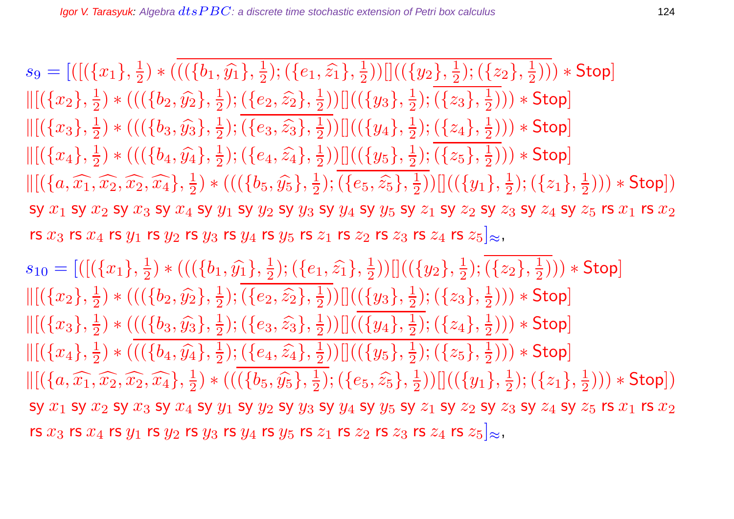$s_9 = [([(\{x_1\}, \frac{1}{2}) * \overline{((((\{b_1, \widehat{y_1}\}, \frac{1}{2}); (\{e_1, \widehat{z_1}\}, \frac{1}{2}))[]((\{y_2\}, \frac{1}{2}); (\{z_2\}, \frac{1}{2})))} * \mathsf{Stop}]$
$\|[(\{x_2\}, \frac{1}{2}) * (((\{b_2, \widehat{y_2}\}, \frac{1}{2}); (\{e_2, \widehat{z_2}\}, \frac{1}{2}))[]((\{y_3\}, \frac{1}{2}); \overline{(\{z_3\}, \frac{1}{2})})) * \mathsf{Stop}]$
$\|[(\{x_3\}, \frac{1}{2}) * (((\{b_3, \widehat{y_3}\}, \frac{1}{2}); \overline{(\{e_3, \widehat{z_3}\}, \frac{1}{2})})[]((\{y_4\}, \frac{1}{2}); (\{z_4\}, \frac{1}{2}))) * \mathsf{Stop}]$
$\|[(\{x_4\}, \frac{1}{2}) * (((\{b_4, \widehat{y_4}\}, \frac{1}{2}); (\{e_4, \widehat{z_4}\}, \frac{1}{2}))[]((\{y_5\}, \frac{1}{2}); \overline{(\{z_5\}, \frac{1}{2})})) * \mathsf{Stop}]$
$\|[(\{a, \widehat{x_1}, \widehat{x_2}, \widehat{x_2}, \widehat{x_4}\}, \frac{1}{2}) * (((\{b_5, \widehat{y_5}\}, \frac{1}{2}); \overline{(\{e_5, \widehat{z_5}\}, \frac{1}{2})})[]((\{y_1\}, \frac{1}{2}); (\{z_1\}, \frac{1}{2}))) * \mathsf{Stop}])$
$\mathsf{sy}\ x_1\ \mathsf{sy}\ x_2\ \mathsf{sy}\ x_3\ \mathsf{sy}\ x_4\ \mathsf{sy}\ y_1\ \mathsf{sy}\ y_2\ \mathsf{sy}\ y_3\ \mathsf{sy}\ y_4\ \mathsf{sy}\ y_5\ \mathsf{sy}\ z_1\ \mathsf{sy}\ z_2\ \mathsf{sy}\ z_3\ \mathsf{sy}\ z_4\ \mathsf{sy}\ z_5\ \mathsf{rs}\ x_1\ \mathsf{rs}\ x_2$
$\mathsf{rs}\ x_3\ \mathsf{rs}\ x_4\ \mathsf{rs}\ y_1\ \mathsf{rs}\ y_2\ \mathsf{rs}\ y_3\ \mathsf{rs}\ y_4\ \mathsf{rs}\ y_5\ \mathsf{rs}\ z_1\ \mathsf{rs}\ z_2\ \mathsf{rs}\ z_3\ \mathsf{rs}\ z_4\ \mathsf{rs}\ z_5]_\approx$,

$s_{10} = [([(\{x_1\}, \frac{1}{2}) * (((\{b_1, \widehat{y_1}\}, \frac{1}{2}); (\{e_1, \widehat{z_1}\}, \frac{1}{2}))[]((\{y_2\}, \frac{1}{2}); \overline{(\{z_2\}, \frac{1}{2})})) * \mathsf{Stop}]$
$\|[(\{x_2\}, \frac{1}{2}) * (((\{b_2, \widehat{y_2}\}, \frac{1}{2}); \overline{(\{e_2, \widehat{z_2}\}, \frac{1}{2})})[]((\{y_3\}, \frac{1}{2}); (\{z_3\}, \frac{1}{2}))) * \mathsf{Stop}]$
$\|[(\{x_3\}, \frac{1}{2}) * (((\{b_3, \widehat{y_3}\}, \frac{1}{2}); (\{e_3, \widehat{z_3}\}, \frac{1}{2}))[](\overline{(\{y_4\}, \frac{1}{2})}; (\{z_4\}, \frac{1}{2}))) * \mathsf{Stop}]$
$\|[(\{x_4\}, \frac{1}{2}) * \overline{(((\{b_4, \widehat{y_4}\}, \frac{1}{2}); (\{e_4, \widehat{z_4}\}, \frac{1}{2}))[]((\{y_5\}, \frac{1}{2}); (\{z_5\}, \frac{1}{2})))} * \mathsf{Stop}]$
$\|[(\{a, \widehat{x_1}, \widehat{x_2}, \widehat{x_2}, \widehat{x_4}\}, \frac{1}{2}) * ((\overline{(\{b_5, \widehat{y_5}\}, \frac{1}{2})}; (\{e_5, \widehat{z_5}\}, \frac{1}{2}))[]((\{y_1\}, \frac{1}{2}); (\{z_1\}, \frac{1}{2}))) * \mathsf{Stop}])$
$\mathsf{sy}\ x_1\ \mathsf{sy}\ x_2\ \mathsf{sy}\ x_3\ \mathsf{sy}\ x_4\ \mathsf{sy}\ y_1\ \mathsf{sy}\ y_2\ \mathsf{sy}\ y_3\ \mathsf{sy}\ y_4\ \mathsf{sy}\ y_5\ \mathsf{sy}\ z_1\ \mathsf{sy}\ z_2\ \mathsf{sy}\ z_3\ \mathsf{sy}\ z_4\ \mathsf{sy}\ z_5\ \mathsf{rs}\ x_1\ \mathsf{rs}\ x_2$
$\mathsf{rs}\ x_3\ \mathsf{rs}\ x_4\ \mathsf{rs}\ y_1\ \mathsf{rs}\ y_2\ \mathsf{rs}\ y_3\ \mathsf{rs}\ y_4\ \mathsf{rs}\ y_5\ \mathsf{rs}\ z_1\ \mathsf{rs}\ z_2\ \mathsf{rs}\ z_3\ \mathsf{rs}\ z_4\ \mathsf{rs}\ z_5]_\approx$,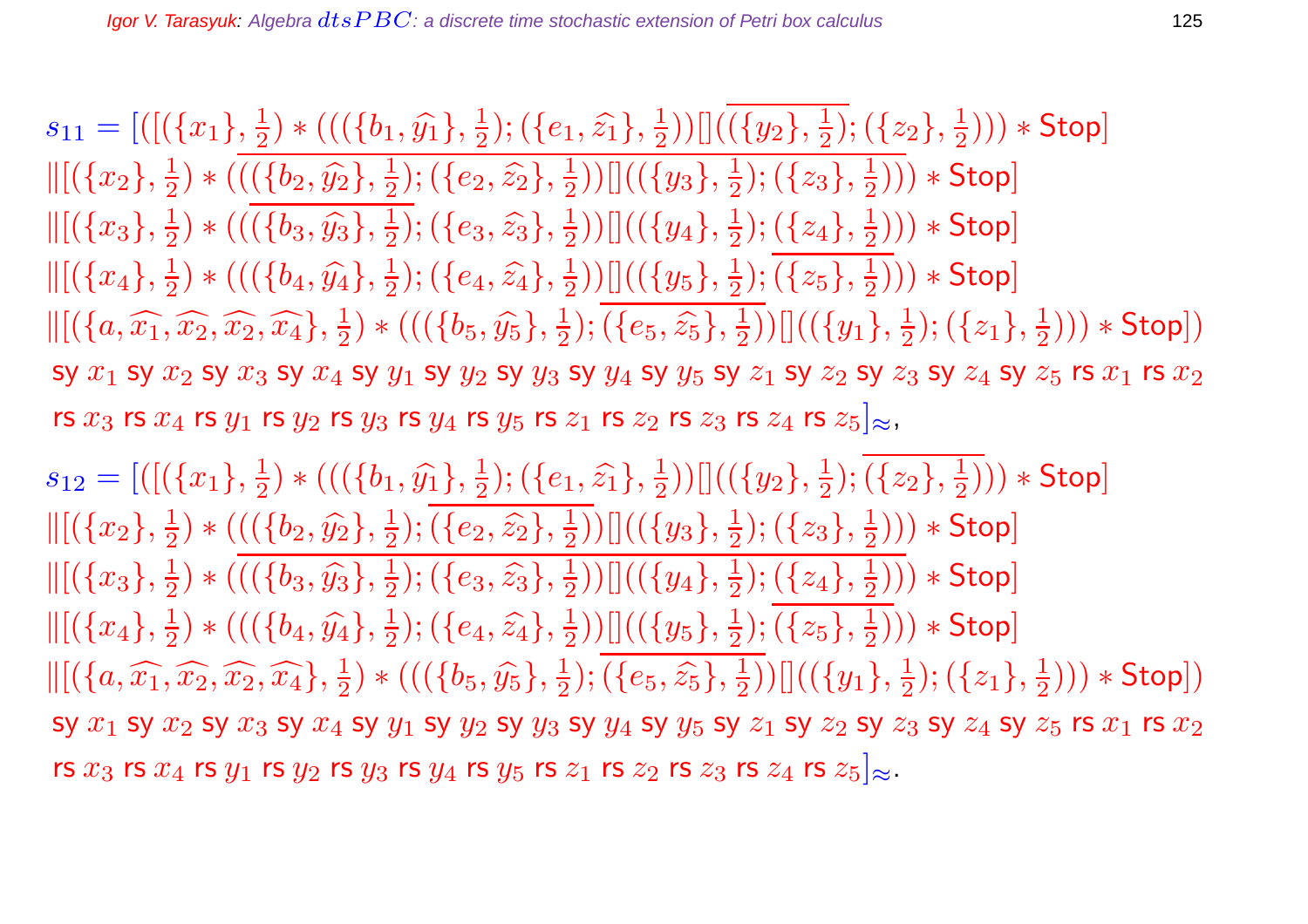$$
\begin{aligned}
s_{11} = [(&[(\{x_1\},\tfrac{1}{2}) * (\overline{((\{b_1,\widehat{y_1}\},\tfrac{1}{2});(\{e_1,\widehat{z_1}\},\tfrac{1}{2}))[](\overline{(\{y_2\},\tfrac{1}{2})}};(\{z_2\},\tfrac{1}{2}))) * \mathsf{Stop}] \\
\|&[(\{x_2\},\tfrac{1}{2}) * \overline{(((\{b_2,\widehat{y_2}\},\tfrac{1}{2});(\{e_2,\widehat{z_2}\},\tfrac{1}{2}))[]((\{y_3\},\tfrac{1}{2});(\{z_3\},\tfrac{1}{2})))} * \mathsf{Stop}] \\
\|&[(\{x_3\},\tfrac{1}{2}) * ((\overline{(\{b_3,\widehat{y_3}\},\tfrac{1}{2})};(\{e_3,\widehat{z_3}\},\tfrac{1}{2}))[]((\{y_4\},\tfrac{1}{2});(\{z_4\},\tfrac{1}{2}))) * \mathsf{Stop}] \\
\|&[(\{x_4\},\tfrac{1}{2}) * (((\{b_4,\widehat{y_4}\},\tfrac{1}{2});(\{e_4,\widehat{z_4}\},\tfrac{1}{2}))[]((\{y_5\},\tfrac{1}{2});\overline{(\{z_5\},\tfrac{1}{2})})) * \mathsf{Stop}] \\
\|&[(\{a,\widehat{x_1},\widehat{x_2},\widehat{x_2},\widehat{x_4}\},\tfrac{1}{2}) * (((\{b_5,\widehat{y_5}\},\tfrac{1}{2});\overline{(\{e_5,\widehat{z_5}\},\tfrac{1}{2})})[]((\{y_1\},\tfrac{1}{2});(\{z_1\},\tfrac{1}{2}))) * \mathsf{Stop}]) \\
&\mathsf{sy}\ x_1\ \mathsf{sy}\ x_2\ \mathsf{sy}\ x_3\ \mathsf{sy}\ x_4\ \mathsf{sy}\ y_1\ \mathsf{sy}\ y_2\ \mathsf{sy}\ y_3\ \mathsf{sy}\ y_4\ \mathsf{sy}\ y_5\ \mathsf{sy}\ z_1\ \mathsf{sy}\ z_2\ \mathsf{sy}\ z_3\ \mathsf{sy}\ z_4\ \mathsf{sy}\ z_5\ \mathsf{rs}\ x_1\ \mathsf{rs}\ x_2 \\
&\mathsf{rs}\ x_3\ \mathsf{rs}\ x_4\ \mathsf{rs}\ y_1\ \mathsf{rs}\ y_2\ \mathsf{rs}\ y_3\ \mathsf{rs}\ y_4\ \mathsf{rs}\ y_5\ \mathsf{rs}\ z_1\ \mathsf{rs}\ z_2\ \mathsf{rs}\ z_3\ \mathsf{rs}\ z_4\ \mathsf{rs}\ z_5]_\approx,
\end{aligned}
$$

$$
\begin{aligned}
s_{12} = [(&[(\{x_1\},\tfrac{1}{2}) * (((\{b_1,\widehat{y_1}\},\tfrac{1}{2});(\{e_1,\widehat{z_1}\},\tfrac{1}{2}))[]((\{y_2\},\tfrac{1}{2});\overline{(\{z_2\},\tfrac{1}{2})})) * \mathsf{Stop}] \\
\|&[(\{x_2\},\tfrac{1}{2}) * (((\{b_2,\widehat{y_2}\},\tfrac{1}{2});\overline{(\{e_2,\widehat{z_2}\},\tfrac{1}{2})})[]((\{y_3\},\tfrac{1}{2});(\{z_3\},\tfrac{1}{2}))) * \mathsf{Stop}] \\
\|&[(\{x_3\},\tfrac{1}{2}) * \overline{(((\{b_3,\widehat{y_3}\},\tfrac{1}{2});(\{e_3,\widehat{z_3}\},\tfrac{1}{2}))[]((\{y_4\},\tfrac{1}{2});(\{z_4\},\tfrac{1}{2})))} * \mathsf{Stop}] \\
\|&[(\{x_4\},\tfrac{1}{2}) * (((\{b_4,\widehat{y_4}\},\tfrac{1}{2});(\{e_4,\widehat{z_4}\},\tfrac{1}{2}))[]((\{y_5\},\tfrac{1}{2});\overline{(\{z_5\},\tfrac{1}{2})})) * \mathsf{Stop}] \\
\|&[(\{a,\widehat{x_1},\widehat{x_2},\widehat{x_2},\widehat{x_4}\},\tfrac{1}{2}) * (((\{b_5,\widehat{y_5}\},\tfrac{1}{2});\overline{(\{e_5,\widehat{z_5}\},\tfrac{1}{2})})[]((\{y_1\},\tfrac{1}{2});(\{z_1\},\tfrac{1}{2}))) * \mathsf{Stop}]) \\
&\mathsf{sy}\ x_1\ \mathsf{sy}\ x_2\ \mathsf{sy}\ x_3\ \mathsf{sy}\ x_4\ \mathsf{sy}\ y_1\ \mathsf{sy}\ y_2\ \mathsf{sy}\ y_3\ \mathsf{sy}\ y_4\ \mathsf{sy}\ y_5\ \mathsf{sy}\ z_1\ \mathsf{sy}\ z_2\ \mathsf{sy}\ z_3\ \mathsf{sy}\ z_4\ \mathsf{sy}\ z_5\ \mathsf{rs}\ x_1\ \mathsf{rs}\ x_2 \\
&\mathsf{rs}\ x_3\ \mathsf{rs}\ x_4\ \mathsf{rs}\ y_1\ \mathsf{rs}\ y_2\ \mathsf{rs}\ y_3\ \mathsf{rs}\ y_4\ \mathsf{rs}\ y_5\ \mathsf{rs}\ z_1\ \mathsf{rs}\ z_2\ \mathsf{rs}\ z_3\ \mathsf{rs}\ z_4\ \mathsf{rs}\ z_5]_\approx.
\end{aligned}
$$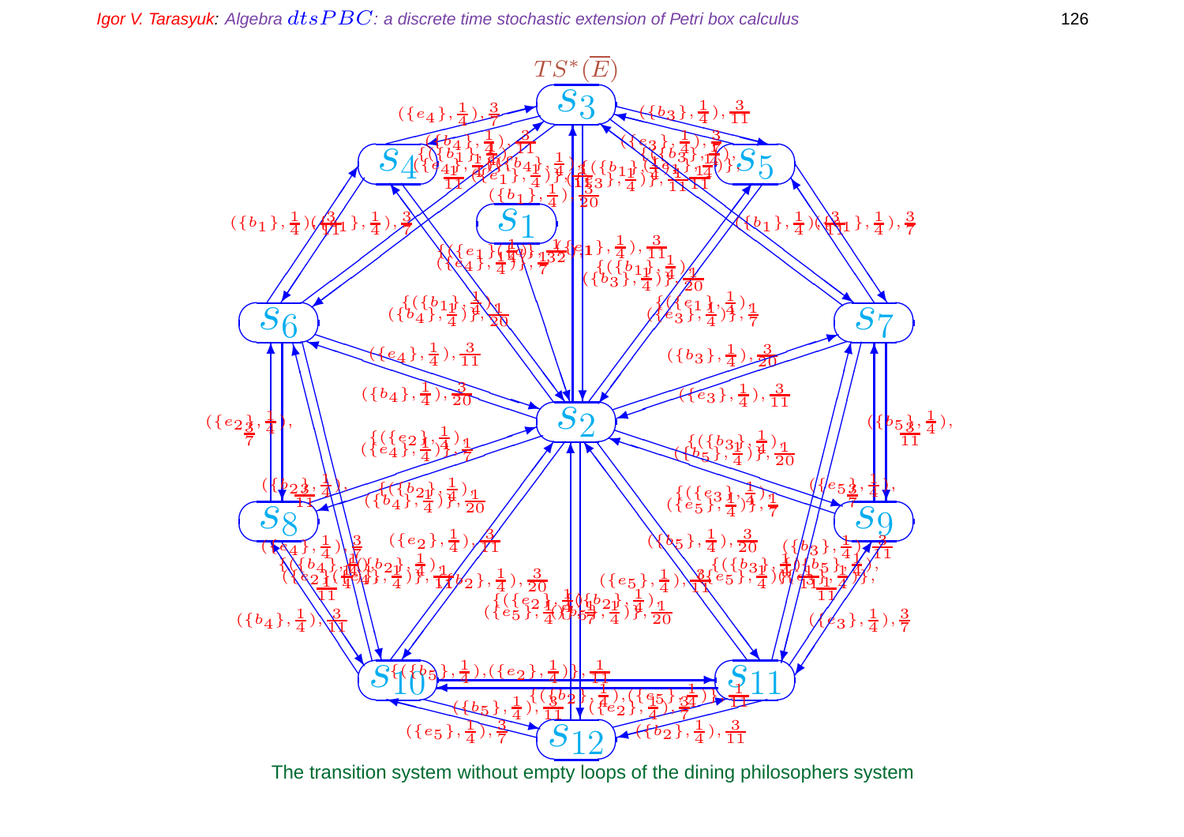$TS^*(\overline{E})$

The transition system without empty loops of the dining philosophers system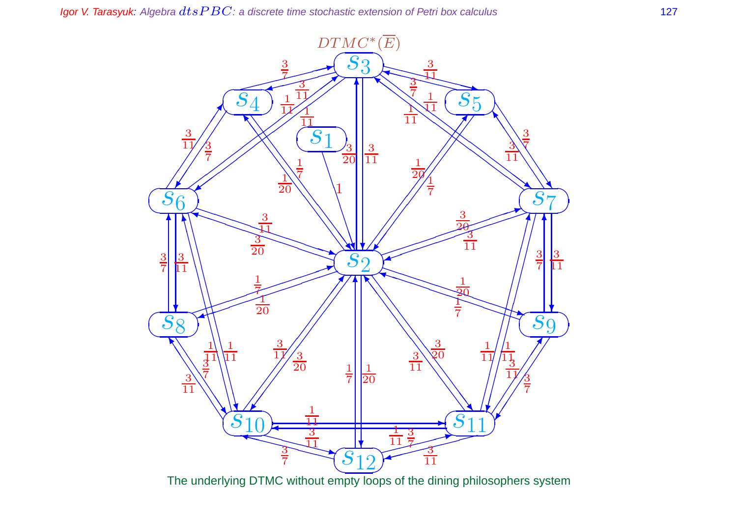$DTMC^*(\overline{E})$

The underlying DTMC without empty loops of the dining philosophers system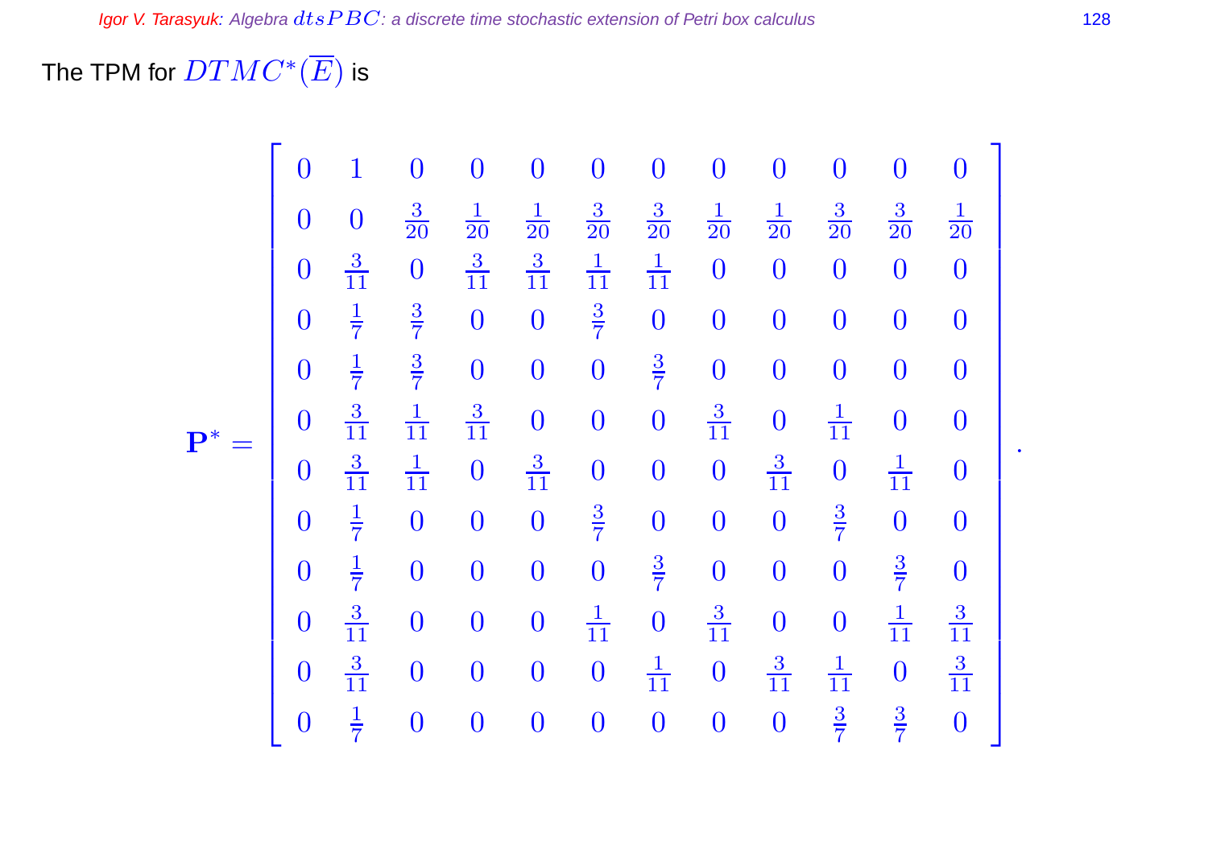The TPM for $DTMC^*(\overline{E})$ is

$$\mathbf{P}^* = \begin{bmatrix}
0 & 1 & 0 & 0 & 0 & 0 & 0 & 0 & 0 & 0 & 0 & 0 \\
0 & 0 & \frac{3}{20} & \frac{1}{20} & \frac{1}{20} & \frac{3}{20} & \frac{3}{20} & \frac{1}{20} & \frac{1}{20} & \frac{3}{20} & \frac{3}{20} & \frac{1}{20} \\
0 & \frac{3}{11} & 0 & \frac{3}{11} & \frac{3}{11} & \frac{1}{11} & \frac{1}{11} & 0 & 0 & 0 & 0 & 0 \\
0 & \frac{1}{7} & \frac{3}{7} & 0 & 0 & \frac{3}{7} & 0 & 0 & 0 & 0 & 0 & 0 \\
0 & \frac{1}{7} & \frac{3}{7} & 0 & 0 & 0 & \frac{3}{7} & 0 & 0 & 0 & 0 & 0 \\
0 & \frac{3}{11} & \frac{1}{11} & \frac{3}{11} & 0 & 0 & 0 & \frac{3}{11} & 0 & \frac{1}{11} & 0 & 0 \\
0 & \frac{3}{11} & \frac{1}{11} & 0 & \frac{3}{11} & 0 & 0 & 0 & \frac{3}{11} & 0 & \frac{1}{11} & 0 \\
0 & \frac{1}{7} & 0 & 0 & 0 & \frac{3}{7} & 0 & 0 & 0 & \frac{3}{7} & 0 & 0 \\
0 & \frac{1}{7} & 0 & 0 & 0 & 0 & \frac{3}{7} & 0 & 0 & 0 & \frac{3}{7} & 0 \\
0 & \frac{3}{11} & 0 & 0 & 0 & \frac{1}{11} & 0 & \frac{3}{11} & 0 & 0 & \frac{1}{11} & \frac{3}{11} \\
0 & \frac{3}{11} & 0 & 0 & 0 & 0 & \frac{1}{11} & 0 & \frac{3}{11} & \frac{1}{11} & 0 & \frac{3}{11} \\
0 & \frac{1}{7} & 0 & 0 & 0 & 0 & 0 & 0 & 0 & \frac{3}{7} & \frac{3}{7} & 0
\end{bmatrix}.$$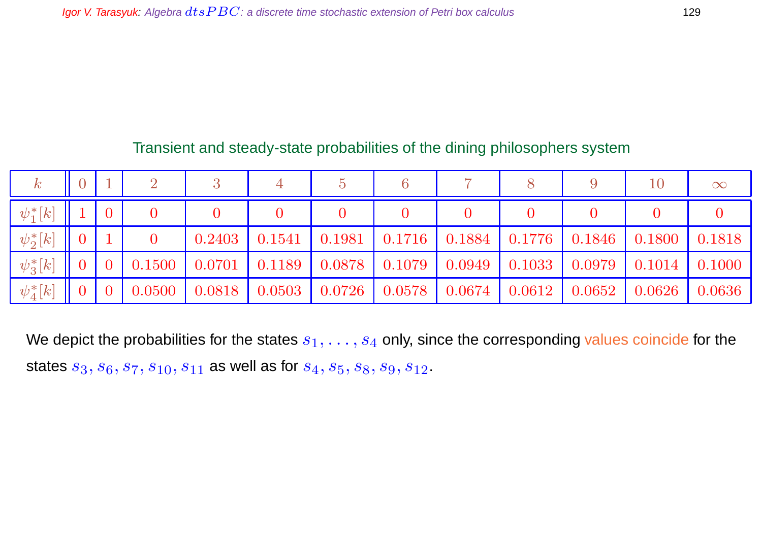Transient and steady-state probabilities of the dining philosophers system

| $k$ | 0 | 1 | 2 | 3 | 4 | 5 | 6 | 7 | 8 | 9 | 10 | $\infty$ |
|---|---|---|---|---|---|---|---|---|---|---|---|---|
| $\psi_1^*[k]$ | 1 | 0 | 0 | 0 | 0 | 0 | 0 | 0 | 0 | 0 | 0 | 0 |
| $\psi_2^*[k]$ | 0 | 1 | 0 | 0.2403 | 0.1541 | 0.1981 | 0.1716 | 0.1884 | 0.1776 | 0.1846 | 0.1800 | 0.1818 |
| $\psi_3^*[k]$ | 0 | 0 | 0.1500 | 0.0701 | 0.1189 | 0.0878 | 0.1079 | 0.0949 | 0.1033 | 0.0979 | 0.1014 | 0.1000 |
| $\psi_4^*[k]$ | 0 | 0 | 0.0500 | 0.0818 | 0.0503 | 0.0726 | 0.0578 | 0.0674 | 0.0612 | 0.0652 | 0.0626 | 0.0636 |

We depict the probabilities for the states $s_1, \ldots, s_4$ only, since the corresponding values coincide for the states $s_3, s_6, s_7, s_{10}, s_{11}$ as well as for $s_4, s_5, s_8, s_9, s_{12}$.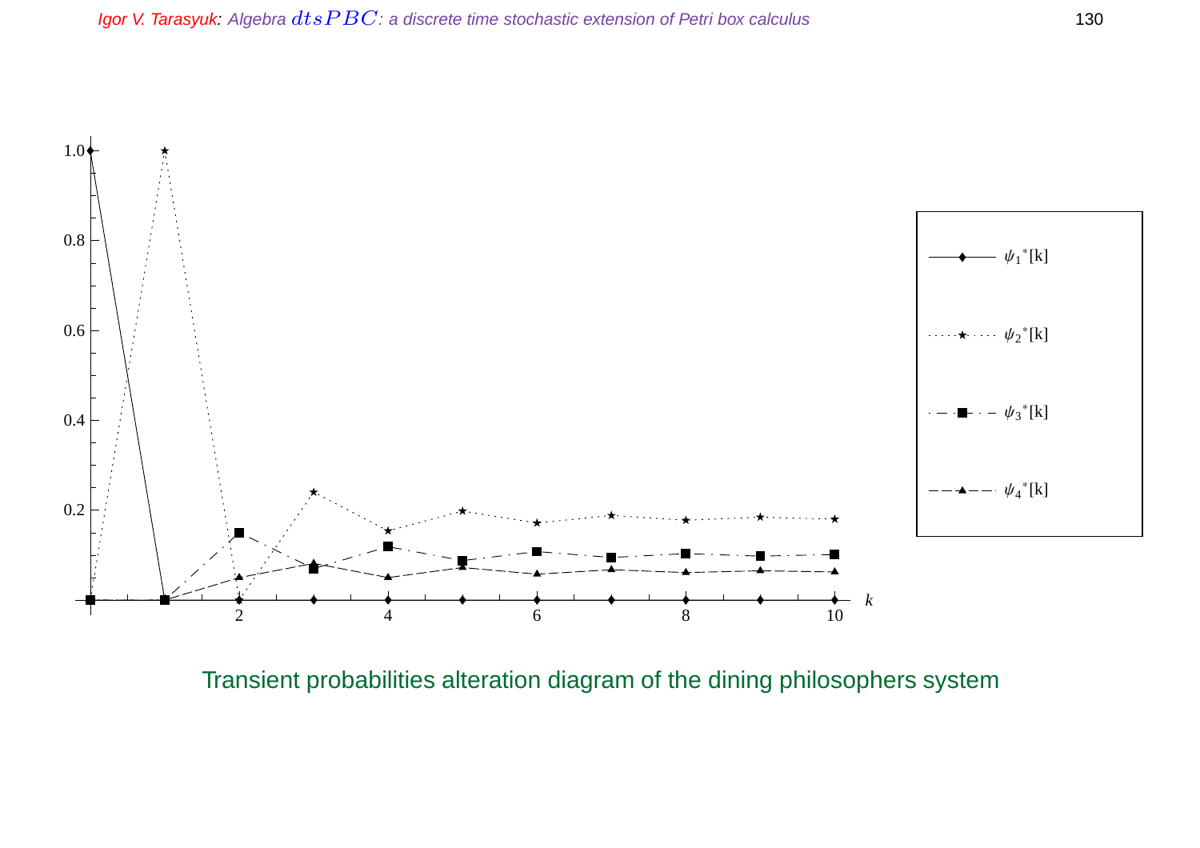Transient probabilities alteration diagram of the dining philosophers system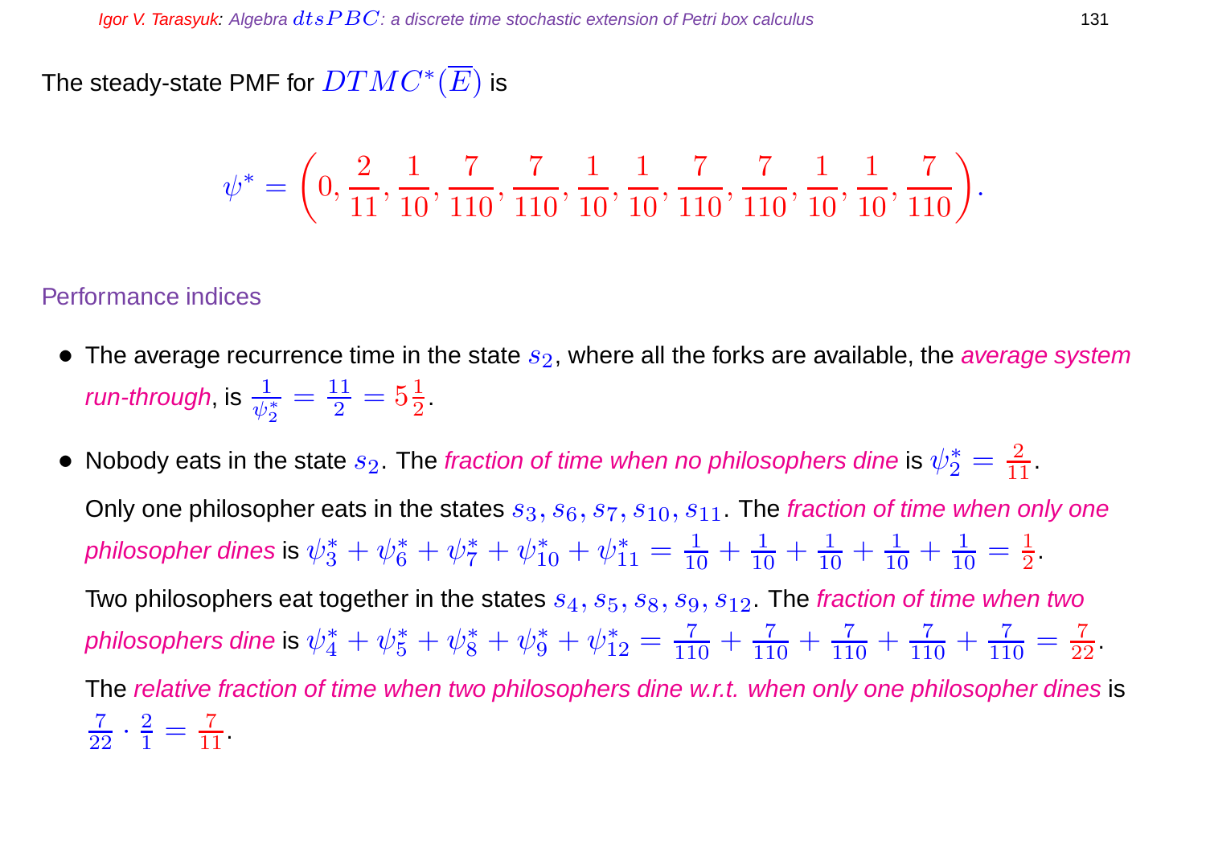The steady-state PMF for $DTMC^*(\overline{E})$ is

$$\psi^* = \left(0, \frac{2}{11}, \frac{1}{10}, \frac{7}{110}, \frac{7}{110}, \frac{1}{10}, \frac{1}{10}, \frac{7}{110}, \frac{7}{110}, \frac{1}{10}, \frac{1}{10}, \frac{7}{110}\right).$$

## Performance indices

- The average recurrence time in the state $s_2$, where all the forks are available, the *average system run-through*, is $\frac{1}{\psi_2^*} = \frac{11}{2} = 5\frac{1}{2}$.

- Nobody eats in the state $s_2$. The *fraction of time when no philosophers dine* is $\psi_2^* = \frac{2}{11}$.

  Only one philosopher eats in the states $s_3, s_6, s_7, s_{10}, s_{11}$. The *fraction of time when only one philosopher dines* is $\psi_3^* + \psi_6^* + \psi_7^* + \psi_{10}^* + \psi_{11}^* = \frac{1}{10} + \frac{1}{10} + \frac{1}{10} + \frac{1}{10} + \frac{1}{10} = \frac{1}{2}$.

  Two philosophers eat together in the states $s_4, s_5, s_8, s_9, s_{12}$. The *fraction of time when two philosophers dine* is $\psi_4^* + \psi_5^* + \psi_8^* + \psi_9^* + \psi_{12}^* = \frac{7}{110} + \frac{7}{110} + \frac{7}{110} + \frac{7}{110} + \frac{7}{110} = \frac{7}{22}$.

  The *relative fraction of time when two philosophers dine w.r.t. when only one philosopher dines* is $\frac{7}{22} \cdot \frac{2}{1} = \frac{7}{11}$.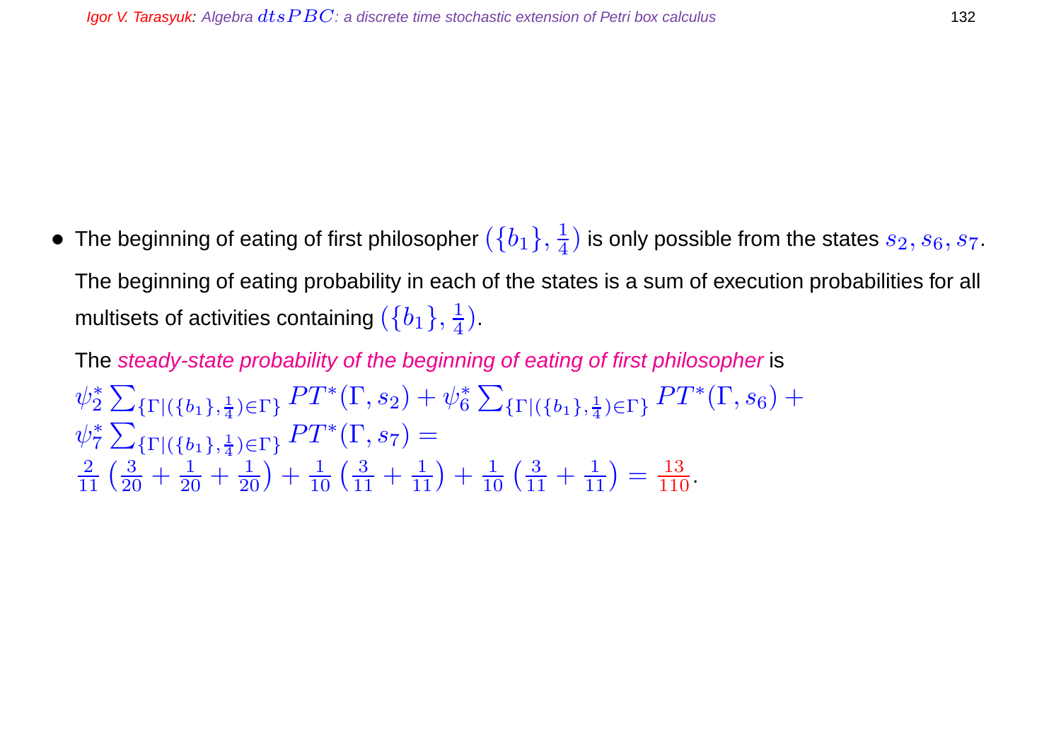- The beginning of eating of first philosopher $(\{b_1\}, \frac{1}{4})$ is only possible from the states $s_2, s_6, s_7$.

  The beginning of eating probability in each of the states is a sum of execution probabilities for all multisets of activities containing $(\{b_1\}, \frac{1}{4})$.

  The *steady-state probability of the beginning of eating of first philosopher* is

$$\psi_2^* \sum_{\{\Gamma \mid (\{b_1\}, \frac{1}{4}) \in \Gamma\}} PT^*(\Gamma, s_2) + \psi_6^* \sum_{\{\Gamma \mid (\{b_1\}, \frac{1}{4}) \in \Gamma\}} PT^*(\Gamma, s_6) +$$
$$\psi_7^* \sum_{\{\Gamma \mid (\{b_1\}, \frac{1}{4}) \in \Gamma\}} PT^*(\Gamma, s_7) =$$
$$\frac{2}{11}\left(\frac{3}{20} + \frac{1}{20} + \frac{1}{20}\right) + \frac{1}{10}\left(\frac{3}{11} + \frac{1}{11}\right) + \frac{1}{10}\left(\frac{3}{11} + \frac{1}{11}\right) = \frac{13}{110}.$$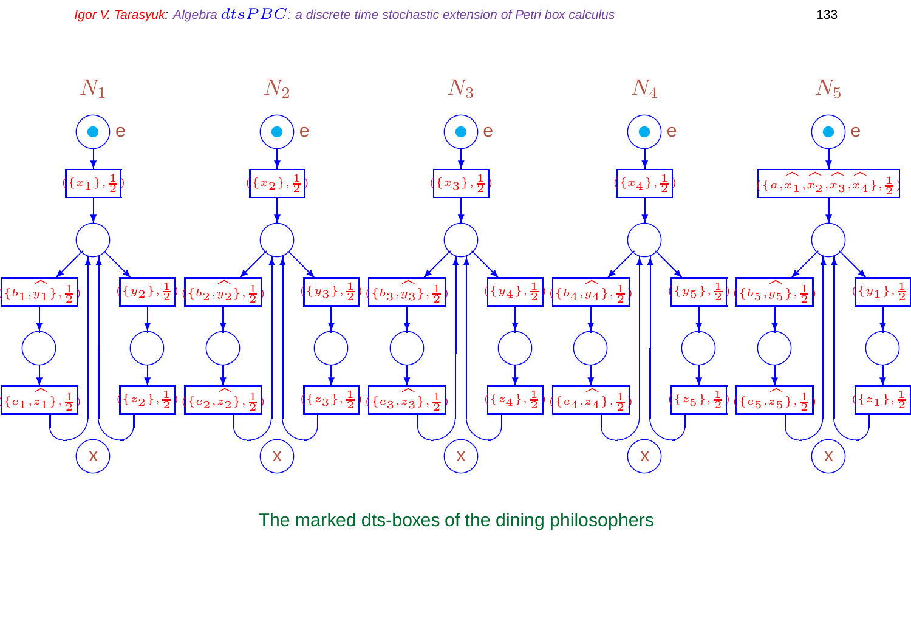$N_1$ $N_2$ $N_3$ $N_4$ $N_5$

$(\{x_1\}, \frac{1}{2})$ $(\{x_2\}, \frac{1}{2})$ $(\{x_3\}, \frac{1}{2})$ $(\{x_4\}, \frac{1}{2})$ $(\{a, \widehat{x_1}, \widehat{x_2}, \widehat{x_3}, \widehat{x_4}\}, \frac{1}{2})$

$(\{b_1, \widehat{y_1}\}, \frac{1}{2})$ $(\{y_2\}, \frac{1}{2})$ $(\{b_2, \widehat{y_2}\}, \frac{1}{2})$ $(\{y_3\}, \frac{1}{2})$ $(\{b_3, \widehat{y_3}\}, \frac{1}{2})$ $(\{y_4\}, \frac{1}{2})$ $(\{b_4, \widehat{y_4}\}, \frac{1}{2})$ $(\{y_5\}, \frac{1}{2})$ $(\{b_5, \widehat{y_5}\}, \frac{1}{2})$ $(\{y_1\}, \frac{1}{2})$

$(\{e_1, \widehat{z_1}\}, \frac{1}{2})$ $(\{z_2\}, \frac{1}{2})$ $(\{e_2, \widehat{z_2}\}, \frac{1}{2})$ $(\{z_3\}, \frac{1}{2})$ $(\{e_3, \widehat{z_3}\}, \frac{1}{2})$ $(\{z_4\}, \frac{1}{2})$ $(\{e_4, \widehat{z_4}\}, \frac{1}{2})$ $(\{z_5\}, \frac{1}{2})$ $(\{e_5, \widehat{z_5}\}, \frac{1}{2})$ $(\{z_1\}, \frac{1}{2})$

The marked dts-boxes of the dining philosophers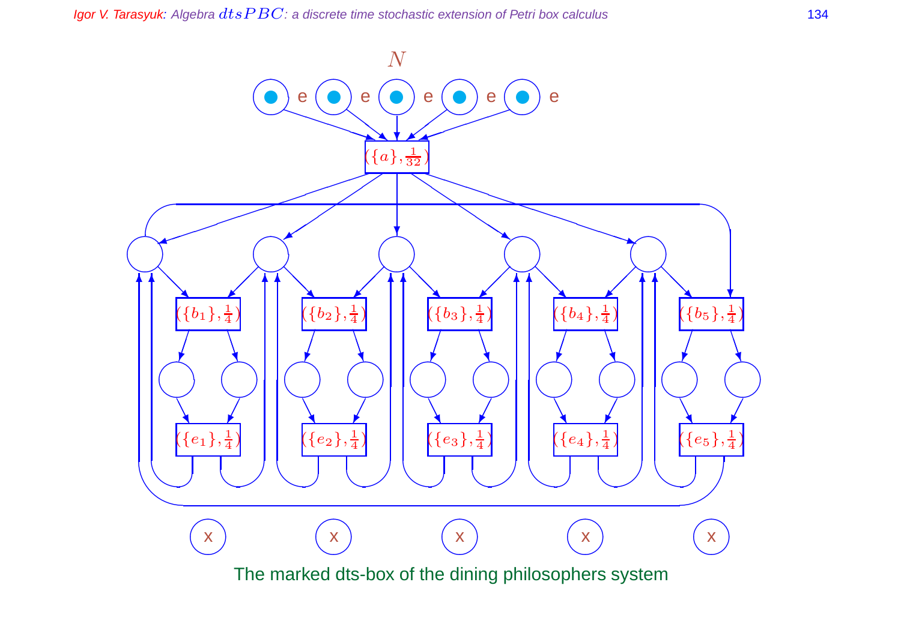$N$

e e e e e

$(\{a\}, \frac{1}{32})$

$(\{b_1\}, \frac{1}{4})$ $(\{b_2\}, \frac{1}{4})$ $(\{b_3\}, \frac{1}{4})$ $(\{b_4\}, \frac{1}{4})$ $(\{b_5\}, \frac{1}{4})$

$(\{e_1\}, \frac{1}{4})$ $(\{e_2\}, \frac{1}{4})$ $(\{e_3\}, \frac{1}{4})$ $(\{e_4\}, \frac{1}{4})$ $(\{e_5\}, \frac{1}{4})$

x x x x x

The marked dts-box of the dining philosophers system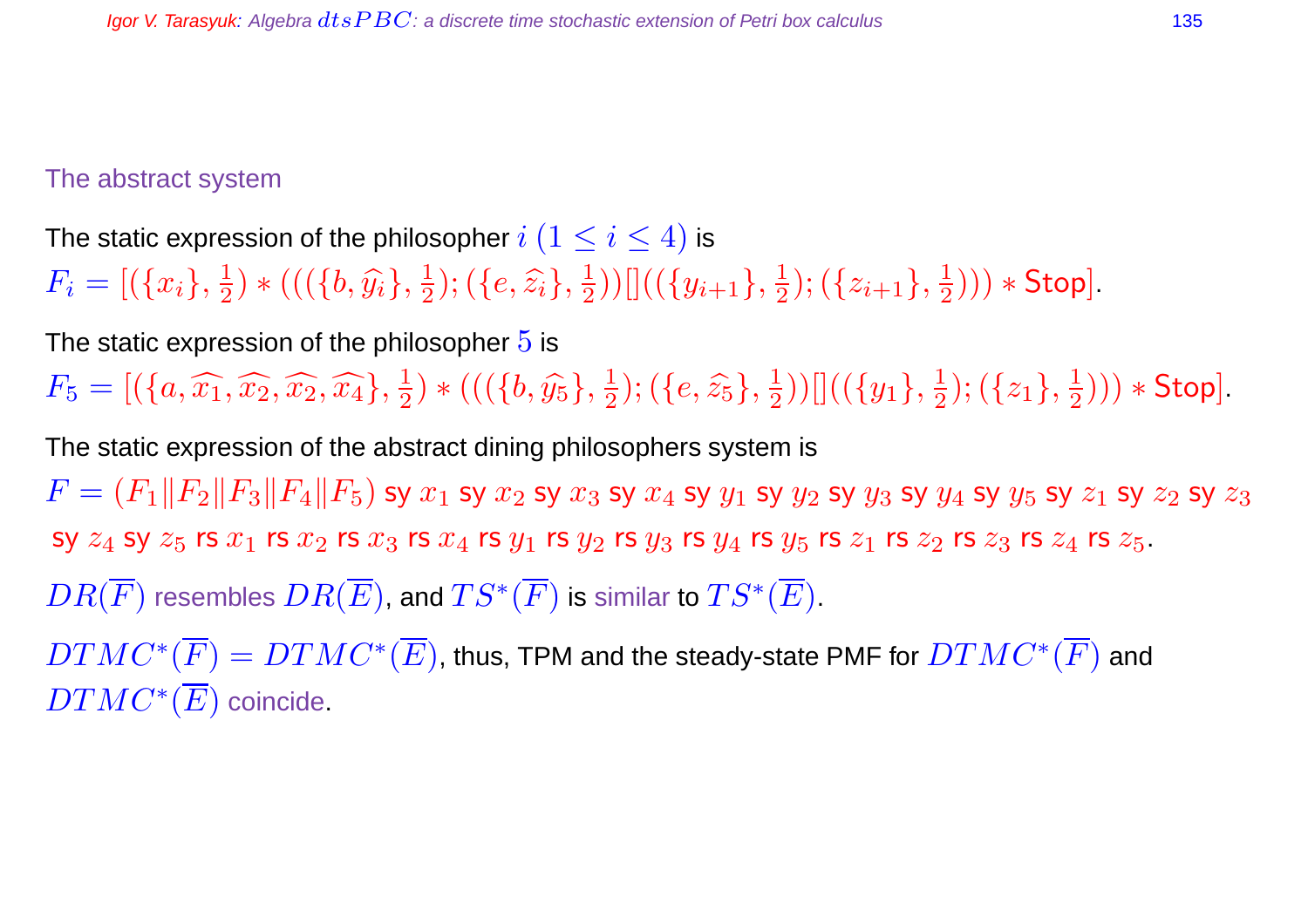## The abstract system

The static expression of the philosopher $i \ (1 \leq i \leq 4)$ is

$F_i = [(\{x_i\}, \frac{1}{2}) * (((\{b, \widehat{y_i}\}, \frac{1}{2}); (\{e, \widehat{z_i}\}, \frac{1}{2}))[]((\{y_{i+1}\}, \frac{1}{2}); (\{z_{i+1}\}, \frac{1}{2}))) * \mathsf{Stop}]$.

The static expression of the philosopher $5$ is

$F_5 = [(\{a, \widehat{x_1}, \widehat{x_2}, \widehat{x_2}, \widehat{x_4}\}, \frac{1}{2}) * (((\{b, \widehat{y_5}\}, \frac{1}{2}); (\{e, \widehat{z_5}\}, \frac{1}{2}))[]((\{y_1\}, \frac{1}{2}); (\{z_1\}, \frac{1}{2}))) * \mathsf{Stop}]$.

The static expression of the abstract dining philosophers system is

$F = (F_1 \| F_2 \| F_3 \| F_4 \| F_5)$ sy $x_1$ sy $x_2$ sy $x_3$ sy $x_4$ sy $y_1$ sy $y_2$ sy $y_3$ sy $y_4$ sy $y_5$ sy $z_1$ sy $z_2$ sy $z_3$ sy $z_4$ sy $z_5$ rs $x_1$ rs $x_2$ rs $x_3$ rs $x_4$ rs $y_1$ rs $y_2$ rs $y_3$ rs $y_4$ rs $y_5$ rs $z_1$ rs $z_2$ rs $z_3$ rs $z_4$ rs $z_5$.

$DR(\overline{F})$ resembles $DR(\overline{E})$, and $TS^*(\overline{F})$ is similar to $TS^*(\overline{E})$.

$DTMC^*(\overline{F}) = DTMC^*(\overline{E})$, thus, TPM and the steady-state PMF for $DTMC^*(\overline{F})$ and $DTMC^*(\overline{E})$ coincide.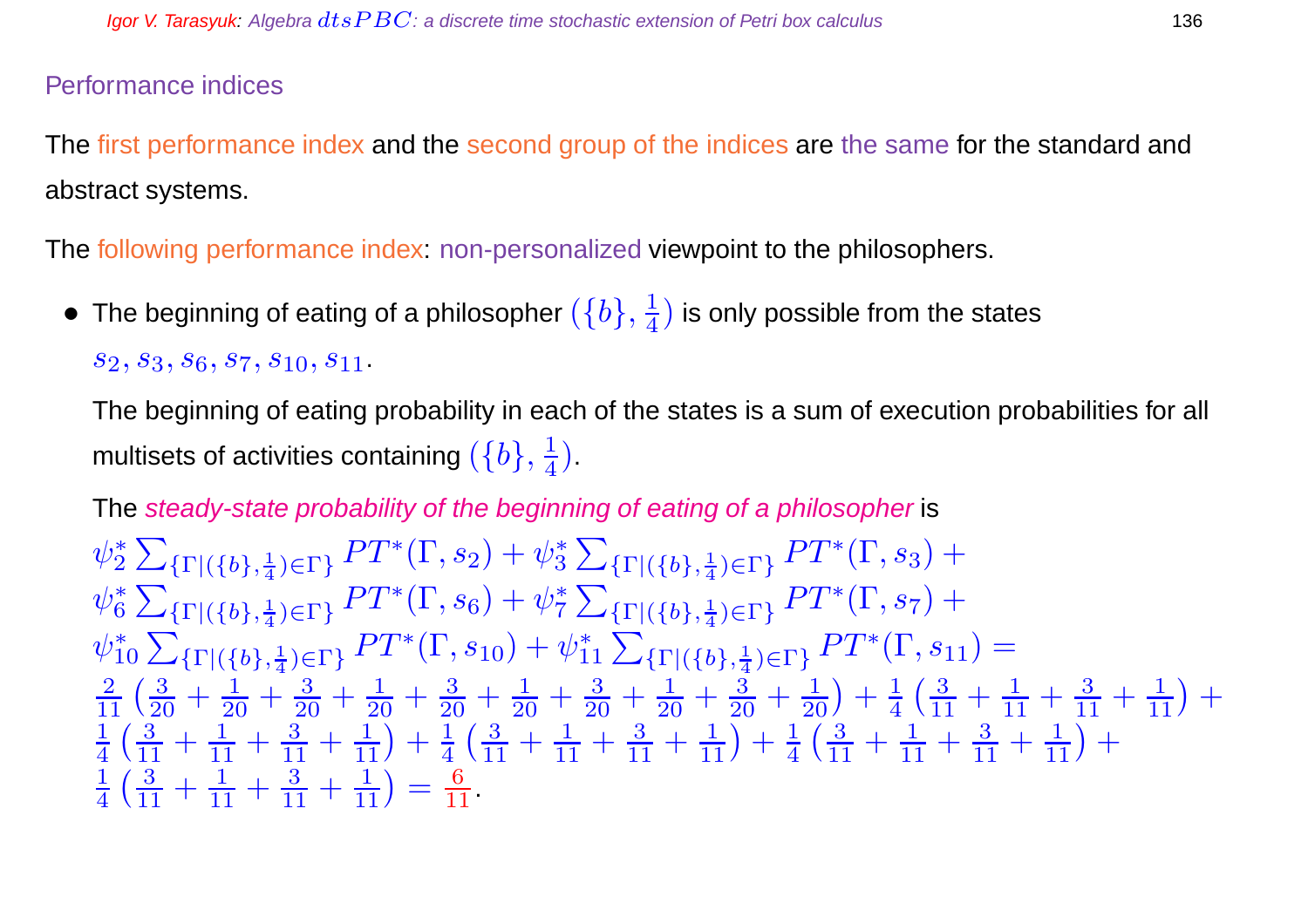## Performance indices

The first performance index and the second group of the indices are the same for the standard and abstract systems.

The following performance index: non-personalized viewpoint to the philosophers.

- The beginning of eating of a philosopher $(\{b\}, \frac{1}{4})$ is only possible from the states $s_2, s_3, s_6, s_7, s_{10}, s_{11}$.

  The beginning of eating probability in each of the states is a sum of execution probabilities for all multisets of activities containing $(\{b\}, \frac{1}{4})$.

  The *steady-state probability of the beginning of eating of a philosopher* is

$$
\psi_2^* \sum_{\{\Gamma|(\{b\},\frac{1}{4})\in\Gamma\}} PT^*(\Gamma, s_2) + \psi_3^* \sum_{\{\Gamma|(\{b\},\frac{1}{4})\in\Gamma\}} PT^*(\Gamma, s_3) +
\psi_6^* \sum_{\{\Gamma|(\{b\},\frac{1}{4})\in\Gamma\}} PT^*(\Gamma, s_6) + \psi_7^* \sum_{\{\Gamma|(\{b\},\frac{1}{4})\in\Gamma\}} PT^*(\Gamma, s_7) +
\psi_{10}^* \sum_{\{\Gamma|(\{b\},\frac{1}{4})\in\Gamma\}} PT^*(\Gamma, s_{10}) + \psi_{11}^* \sum_{\{\Gamma|(\{b\},\frac{1}{4})\in\Gamma\}} PT^*(\Gamma, s_{11}) =
\frac{2}{11}\left(\frac{3}{20} + \frac{1}{20} + \frac{3}{20} + \frac{1}{20} + \frac{3}{20} + \frac{1}{20} + \frac{3}{20} + \frac{1}{20} + \frac{3}{20} + \frac{1}{20}\right) + \frac{1}{4}\left(\frac{3}{11} + \frac{1}{11} + \frac{3}{11} + \frac{1}{11}\right) +
\frac{1}{4}\left(\frac{3}{11} + \frac{1}{11} + \frac{3}{11} + \frac{1}{11}\right) + \frac{1}{4}\left(\frac{3}{11} + \frac{1}{11} + \frac{3}{11} + \frac{1}{11}\right) + \frac{1}{4}\left(\frac{3}{11} + \frac{1}{11} + \frac{3}{11} + \frac{1}{11}\right) +
\frac{1}{4}\left(\frac{3}{11} + \frac{1}{11} + \frac{3}{11} + \frac{1}{11}\right) = \frac{6}{11}.
$$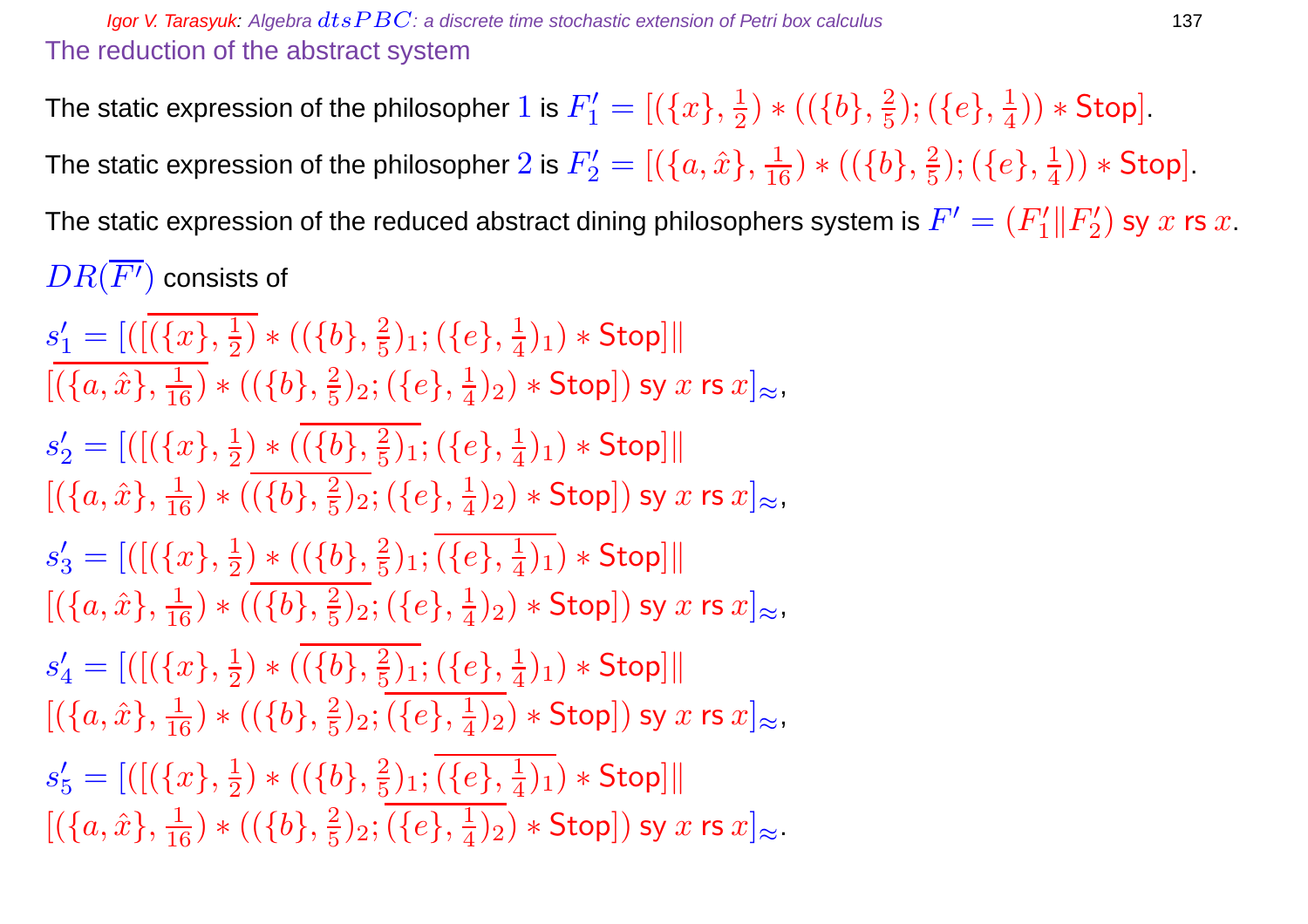## The reduction of the abstract system

The static expression of the philosopher $1$ is $F'_1 = [(\{x\}, \frac{1}{2}) * ((\{b\}, \frac{2}{5}); (\{e\}, \frac{1}{4})) * \mathsf{Stop}]$.

The static expression of the philosopher $2$ is $F'_2 = [(\{a, \hat{x}\}, \frac{1}{16}) * ((\{b\}, \frac{2}{5}); (\{e\}, \frac{1}{4})) * \mathsf{Stop}]$.

The static expression of the reduced abstract dining philosophers system is $F' = (F'_1 \| F'_2)$ sy $x$ rs $x$.

$DR(\overline{F'})$ consists of

$s'_1 = [([\overline{(\{x\}, \frac{1}{2})} * ((\{b\}, \frac{2}{5})_1; (\{e\}, \frac{1}{4})_1) * \mathsf{Stop}] \|$
$[\overline{(\{a, \hat{x}\}, \frac{1}{16})} * ((\{b\}, \frac{2}{5})_2; (\{e\}, \frac{1}{4})_2) * \mathsf{Stop}])$ sy $x$ rs $x]_{\approx}$,

$s'_2 = [([(\{x\}, \frac{1}{2}) * (\overline{(\{b\}, \frac{2}{5})_1}; (\{e\}, \frac{1}{4})_1) * \mathsf{Stop}] \|$
$[(\{a, \hat{x}\}, \frac{1}{16}) * (\overline{(\{b\}, \frac{2}{5})_2}; (\{e\}, \frac{1}{4})_2) * \mathsf{Stop}])$ sy $x$ rs $x]_{\approx}$,

$s'_3 = [([(\{x\}, \frac{1}{2}) * ((\{b\}, \frac{2}{5})_1; \overline{(\{e\}, \frac{1}{4})_1}) * \mathsf{Stop}] \|$
$[(\{a, \hat{x}\}, \frac{1}{16}) * (\overline{(\{b\}, \frac{2}{5})_2}; (\{e\}, \frac{1}{4})_2) * \mathsf{Stop}])$ sy $x$ rs $x]_{\approx}$,

$s'_4 = [([(\{x\}, \frac{1}{2}) * (\overline{(\{b\}, \frac{2}{5})_1}; (\{e\}, \frac{1}{4})_1) * \mathsf{Stop}] \|$
$[(\{a, \hat{x}\}, \frac{1}{16}) * ((\{b\}, \frac{2}{5})_2; \overline{(\{e\}, \frac{1}{4})_2}) * \mathsf{Stop}])$ sy $x$ rs $x]_{\approx}$,

$s'_5 = [([(\{x\}, \frac{1}{2}) * ((\{b\}, \frac{2}{5})_1; \overline{(\{e\}, \frac{1}{4})_1}) * \mathsf{Stop}] \|$
$[(\{a, \hat{x}\}, \frac{1}{16}) * ((\{b\}, \frac{2}{5})_2; \overline{(\{e\}, \frac{1}{4})_2}) * \mathsf{Stop}])$ sy $x$ rs $x]_{\approx}$.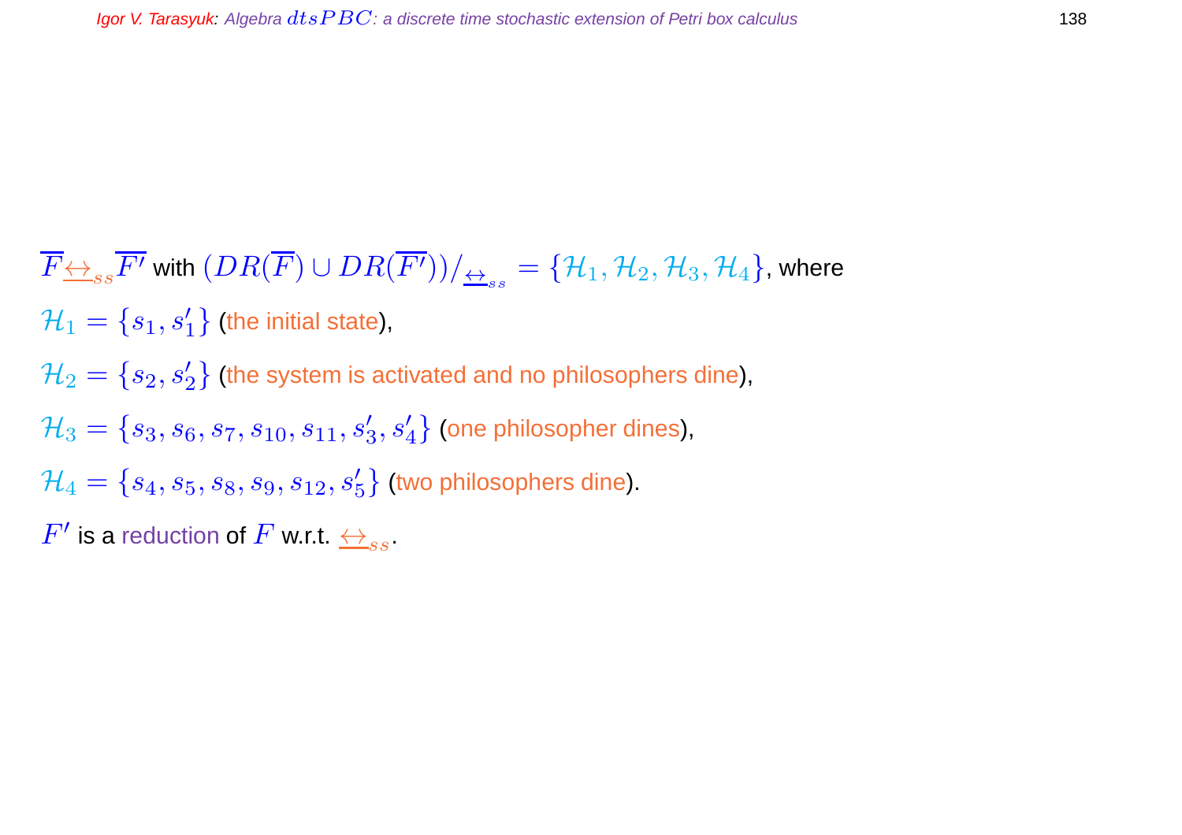$\overline{F} \underline{\leftrightarrow}_{ss} \overline{F'}$ with $(DR(\overline{F}) \cup DR(\overline{F'}))/_{\underline{\leftrightarrow}_{ss}} = \{\mathcal{H}_1, \mathcal{H}_2, \mathcal{H}_3, \mathcal{H}_4\}$, where

$\mathcal{H}_1 = \{s_1, s_1'\}$ (the initial state),

$\mathcal{H}_2 = \{s_2, s_2'\}$ (the system is activated and no philosophers dine),

$\mathcal{H}_3 = \{s_3, s_6, s_7, s_{10}, s_{11}, s_3', s_4'\}$ (one philosopher dines),

$\mathcal{H}_4 = \{s_4, s_5, s_8, s_9, s_{12}, s_5'\}$ (two philosophers dine).

$F'$ is a reduction of $F$ w.r.t. $\underline{\leftrightarrow}_{ss}$.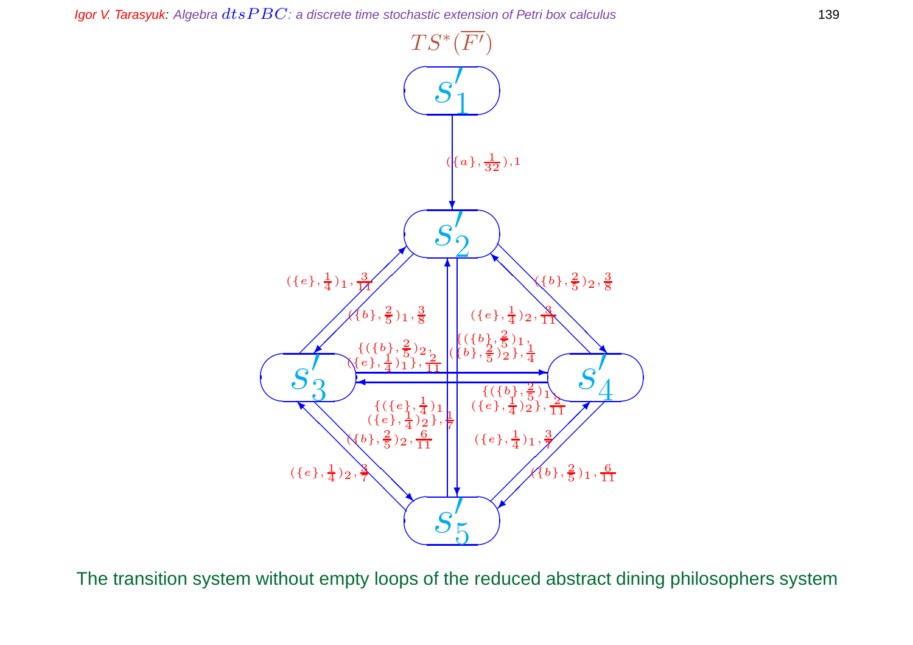$TS^*(\overline{F'})$

$s'_1$

$(\{a\}, \frac{1}{32}), 1$

$s'_2$

$(\{e\}, \frac{1}{4})_1, \frac{3}{11}$

$(\{b\}, \frac{2}{5})_1, \frac{3}{8}$

$(\{b\}, \frac{2}{5})_2, \frac{3}{8}$

$(\{e\}, \frac{1}{4})_2, \frac{3}{11}$

$\{(\{b\}, \frac{2}{5})_1, (\{b\}, \frac{2}{5})_2\}, \frac{1}{4}$

$\{(\{b\}, \frac{2}{5})_2, (\{e\}, \frac{1}{4})_1\}, \frac{2}{11}$

$s'_3$

$s'_4$

$\{(\{b\}, \frac{2}{5})_1, (\{e\}, \frac{1}{4})_2\}, \frac{2}{11}$

$\{(\{e\}, \frac{1}{4})_1, (\{e\}, \frac{1}{4})_2\}, \frac{1}{7}$

$(\{b\}, \frac{2}{5})_2, \frac{6}{11}$

$(\{e\}, \frac{1}{4})_1, \frac{3}{7}$

$(\{e\}, \frac{1}{4})_2, \frac{3}{7}$

$(\{b\}, \frac{2}{5})_1, \frac{6}{11}$

$s'_5$

The transition system without empty loops of the reduced abstract dining philosophers system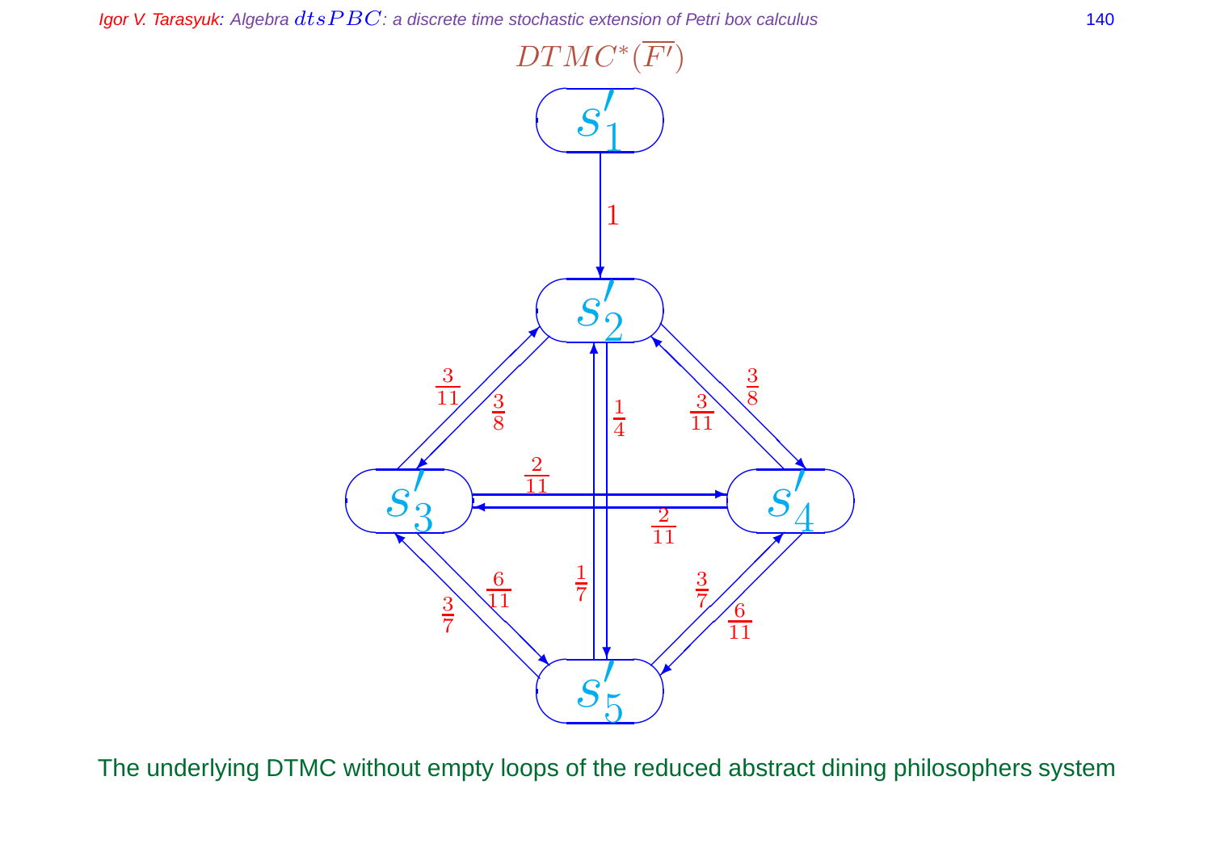$DTMC^*(\overline{F'})$

The underlying DTMC without empty loops of the reduced abstract dining philosophers system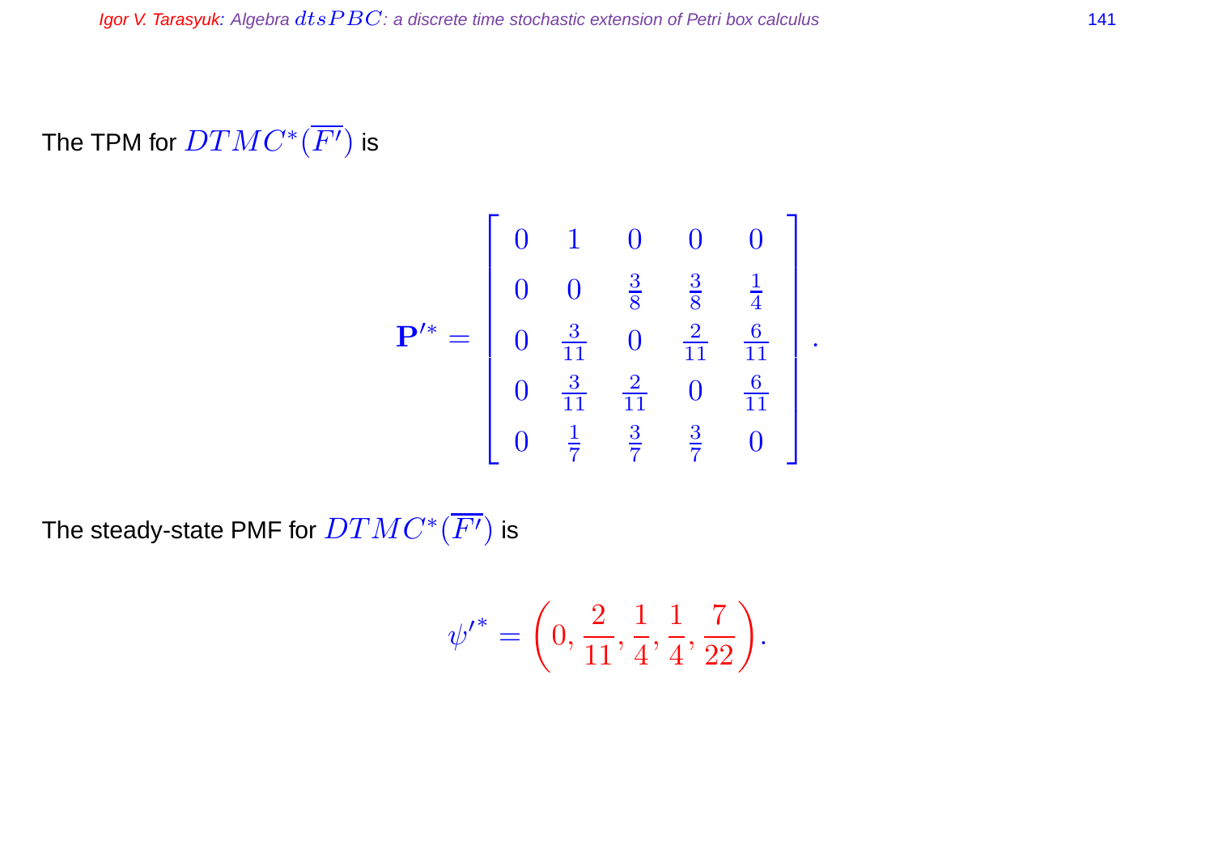The TPM for $DTMC^*(\overline{F'})$ is

$$\mathbf{P}'^* = \begin{bmatrix} 0 & 1 & 0 & 0 & 0 \\ 0 & 0 & \frac{3}{8} & \frac{3}{8} & \frac{1}{4} \\ 0 & \frac{3}{11} & 0 & \frac{2}{11} & \frac{6}{11} \\ 0 & \frac{3}{11} & \frac{2}{11} & 0 & \frac{6}{11} \\ 0 & \frac{1}{7} & \frac{3}{7} & \frac{3}{7} & 0 \end{bmatrix}.$$

The steady-state PMF for $DTMC^*(\overline{F'})$ is

$$\psi'^* = \left(0, \frac{2}{11}, \frac{1}{4}, \frac{1}{4}, \frac{7}{22}\right).$$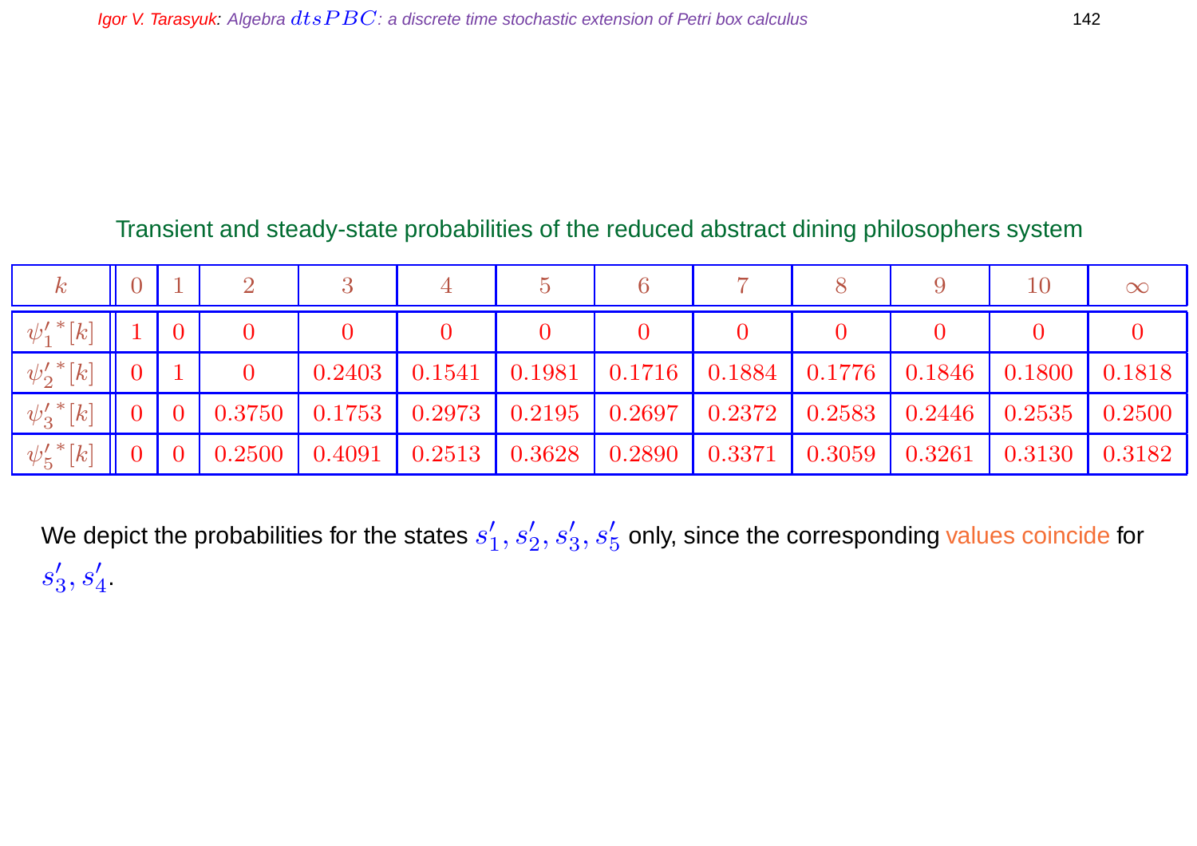Transient and steady-state probabilities of the reduced abstract dining philosophers system

| $k$ | 0 | 1 | 2 | 3 | 4 | 5 | 6 | 7 | 8 | 9 | 10 | $\infty$ |
|---|---|---|---|---|---|---|---|---|---|---|---|---|
| ${\psi'_1}^*[k]$ | 1 | 0 | 0 | 0 | 0 | 0 | 0 | 0 | 0 | 0 | 0 | 0 |
| ${\psi'_2}^*[k]$ | 0 | 1 | 0 | 0.2403 | 0.1541 | 0.1981 | 0.1716 | 0.1884 | 0.1776 | 0.1846 | 0.1800 | 0.1818 |
| ${\psi'_3}^*[k]$ | 0 | 0 | 0.3750 | 0.1753 | 0.2973 | 0.2195 | 0.2697 | 0.2372 | 0.2583 | 0.2446 | 0.2535 | 0.2500 |
| ${\psi'_5}^*[k]$ | 0 | 0 | 0.2500 | 0.4091 | 0.2513 | 0.3628 | 0.2890 | 0.3371 | 0.3059 | 0.3261 | 0.3130 | 0.3182 |

We depict the probabilities for the states $s'_1, s'_2, s'_3, s'_5$ only, since the corresponding values coincide for $s'_3, s'_4$.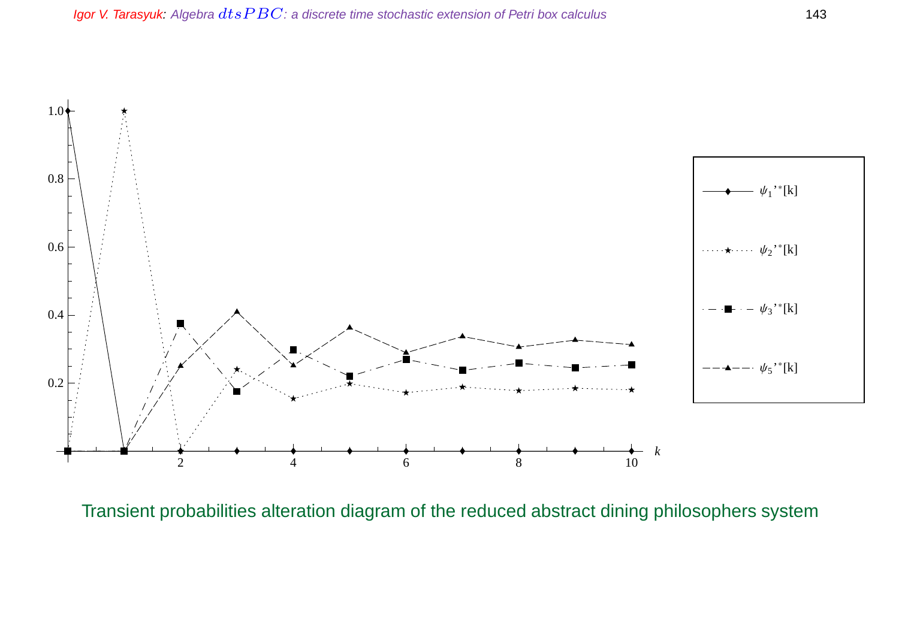Transient probabilities alteration diagram of the reduced abstract dining philosophers system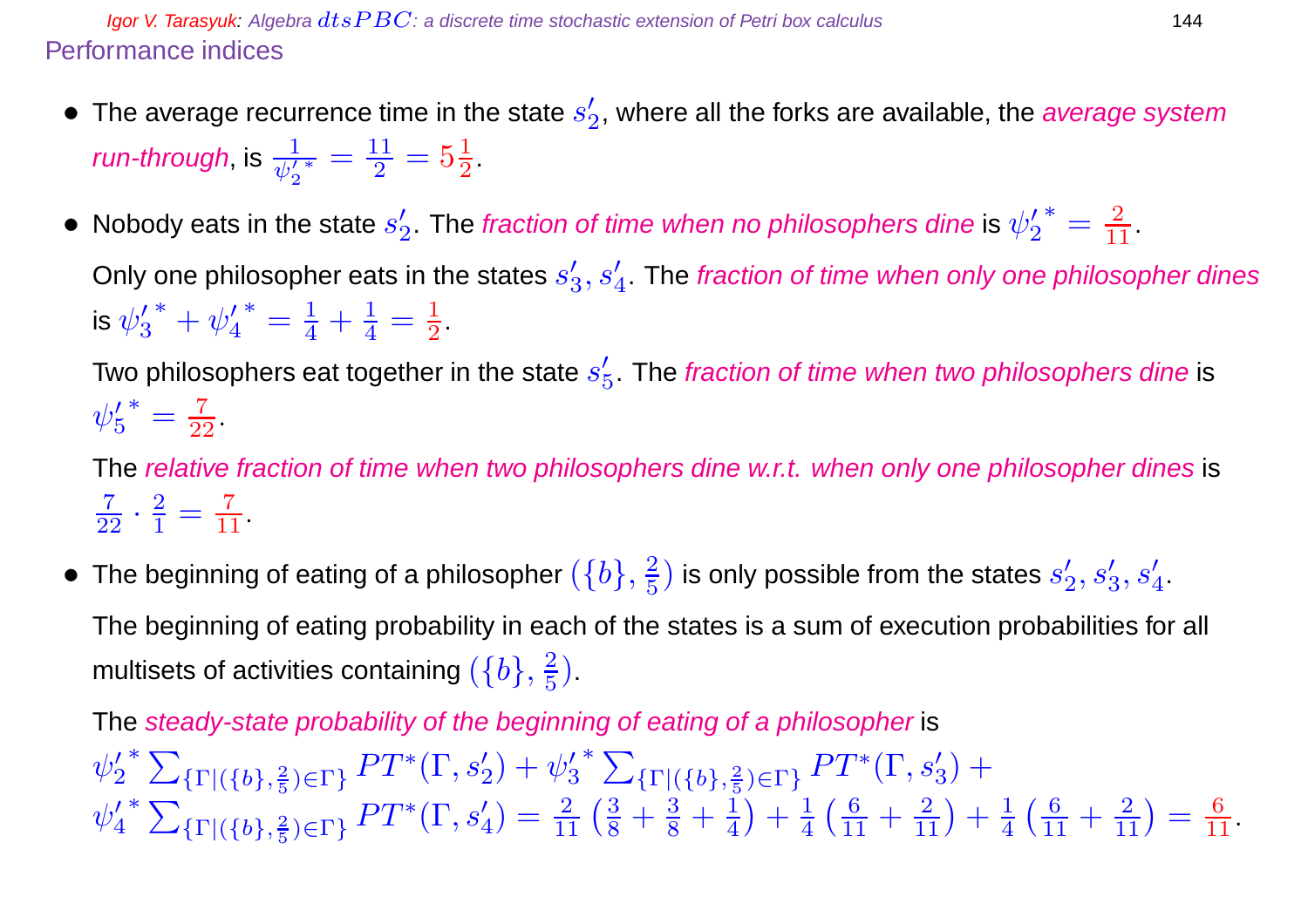## Performance indices

- The average recurrence time in the state $s'_2$, where all the forks are available, the *average system run-through*, is $\frac{1}{{\psi'_2}^*} = \frac{11}{2} = 5\frac{1}{2}$.
- Nobody eats in the state $s'_2$. The *fraction of time when no philosophers dine* is ${\psi'_2}^* = \frac{2}{11}$.

  Only one philosopher eats in the states $s'_3, s'_4$. The *fraction of time when only one philosopher dines* is ${\psi'_3}^* + {\psi'_4}^* = \frac{1}{4} + \frac{1}{4} = \frac{1}{2}$.

  Two philosophers eat together in the state $s'_5$. The *fraction of time when two philosophers dine* is ${\psi'_5}^* = \frac{7}{22}$.

  The *relative fraction of time when two philosophers dine w.r.t. when only one philosopher dines* is $\frac{7}{22} \cdot \frac{2}{1} = \frac{7}{11}$.
- The beginning of eating of a philosopher $(\{b\}, \frac{2}{5})$ is only possible from the states $s'_2, s'_3, s'_4$.

  The beginning of eating probability in each of the states is a sum of execution probabilities for all multisets of activities containing $(\{b\}, \frac{2}{5})$.

  The *steady-state probability of the beginning of eating of a philosopher* is

  ${\psi'_2}^* \sum_{\{\Gamma|(\{b\},\frac{2}{5})\in\Gamma\}} PT^*(\Gamma, s'_2) + {\psi'_3}^* \sum_{\{\Gamma|(\{b\},\frac{2}{5})\in\Gamma\}} PT^*(\Gamma, s'_3) +$
  ${\psi'_4}^* \sum_{\{\Gamma|(\{b\},\frac{2}{5})\in\Gamma\}} PT^*(\Gamma, s'_4) = \frac{2}{11}\left(\frac{3}{8} + \frac{3}{8} + \frac{1}{4}\right) + \frac{1}{4}\left(\frac{6}{11} + \frac{2}{11}\right) + \frac{1}{4}\left(\frac{6}{11} + \frac{2}{11}\right) = \frac{6}{11}$.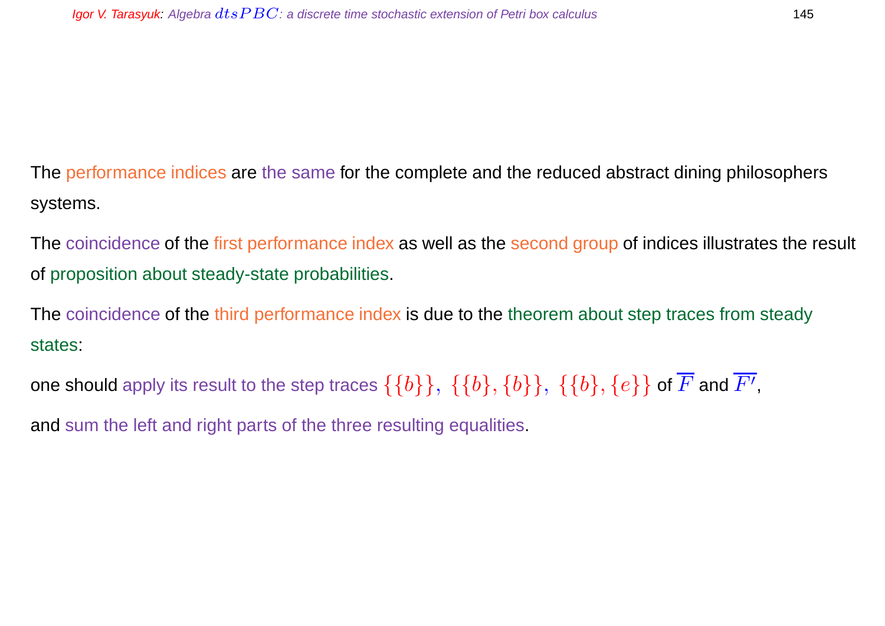The performance indices are the same for the complete and the reduced abstract dining philosophers systems.

The coincidence of the first performance index as well as the second group of indices illustrates the result of proposition about steady-state probabilities.

The coincidence of the third performance index is due to the theorem about step traces from steady states:

one should apply its result to the step traces $\{\{b\}\},\ \{\{b\},\{b\}\},\ \{\{b\},\{e\}\}$ of $\overline{F}$ and $\overline{F'}$,

and sum the left and right parts of the three resulting equalities.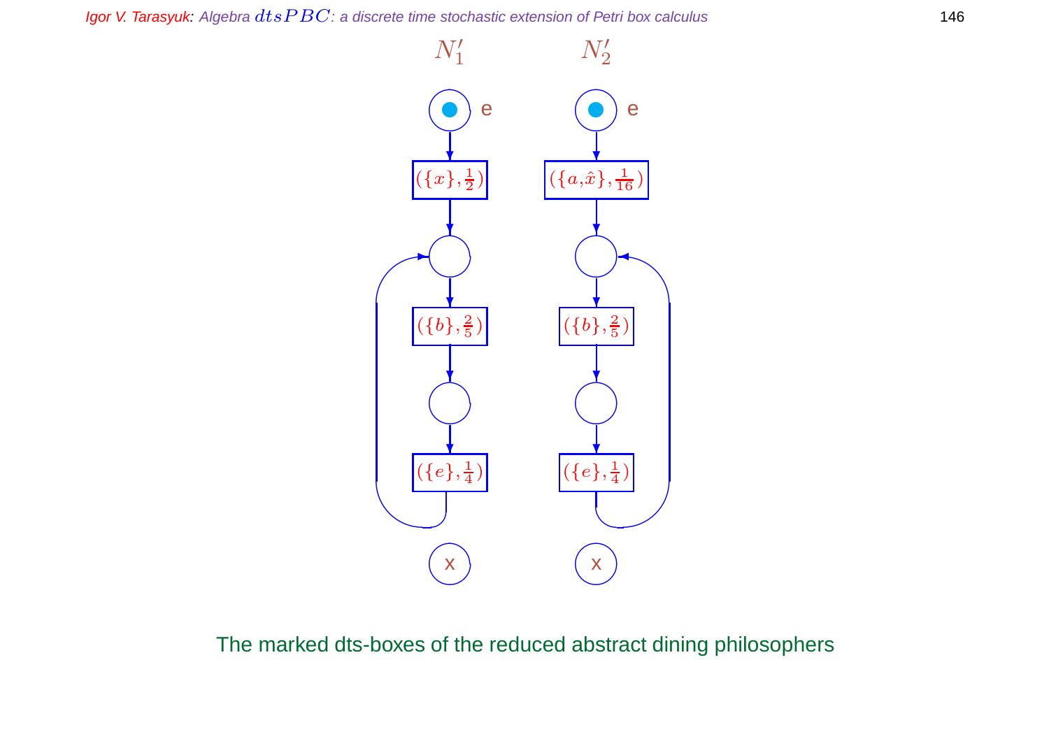$N_1'$ $N_2'$

e e

$(\{x\},\frac{1}{2})$ $(\{a,\hat{x}\},\frac{1}{16})$

$(\{b\},\frac{2}{5})$ $(\{b\},\frac{2}{5})$

$(\{e\},\frac{1}{4})$ $(\{e\},\frac{1}{4})$

x x

The marked dts-boxes of the reduced abstract dining philosophers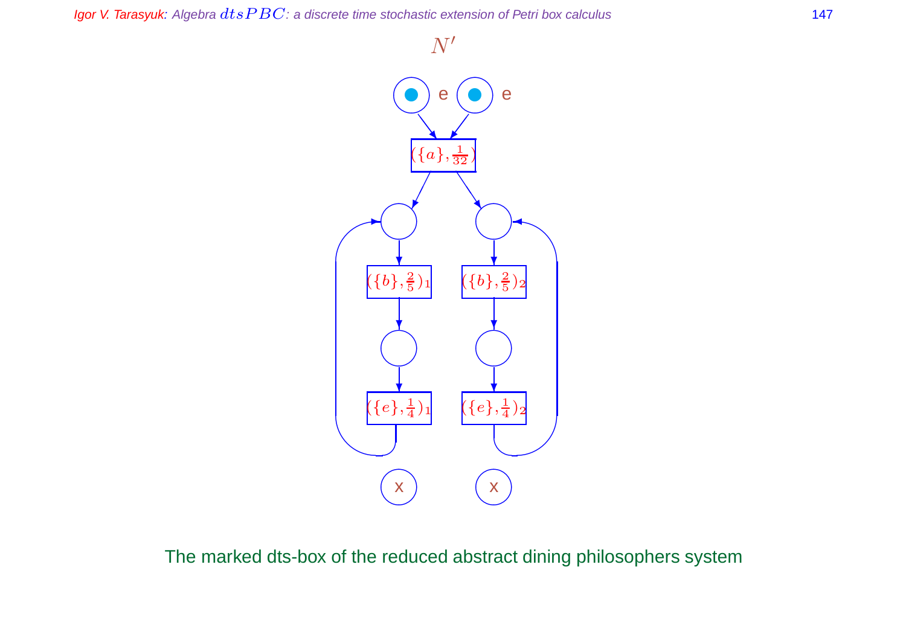$N'$

$(\{a\}, \frac{1}{32})$

$(\{b\}, \frac{2}{5})_1$ $(\{b\}, \frac{2}{5})_2$

$(\{e\}, \frac{1}{4})_1$ $(\{e\}, \frac{1}{4})_2$

The marked dts-box of the reduced abstract dining philosophers system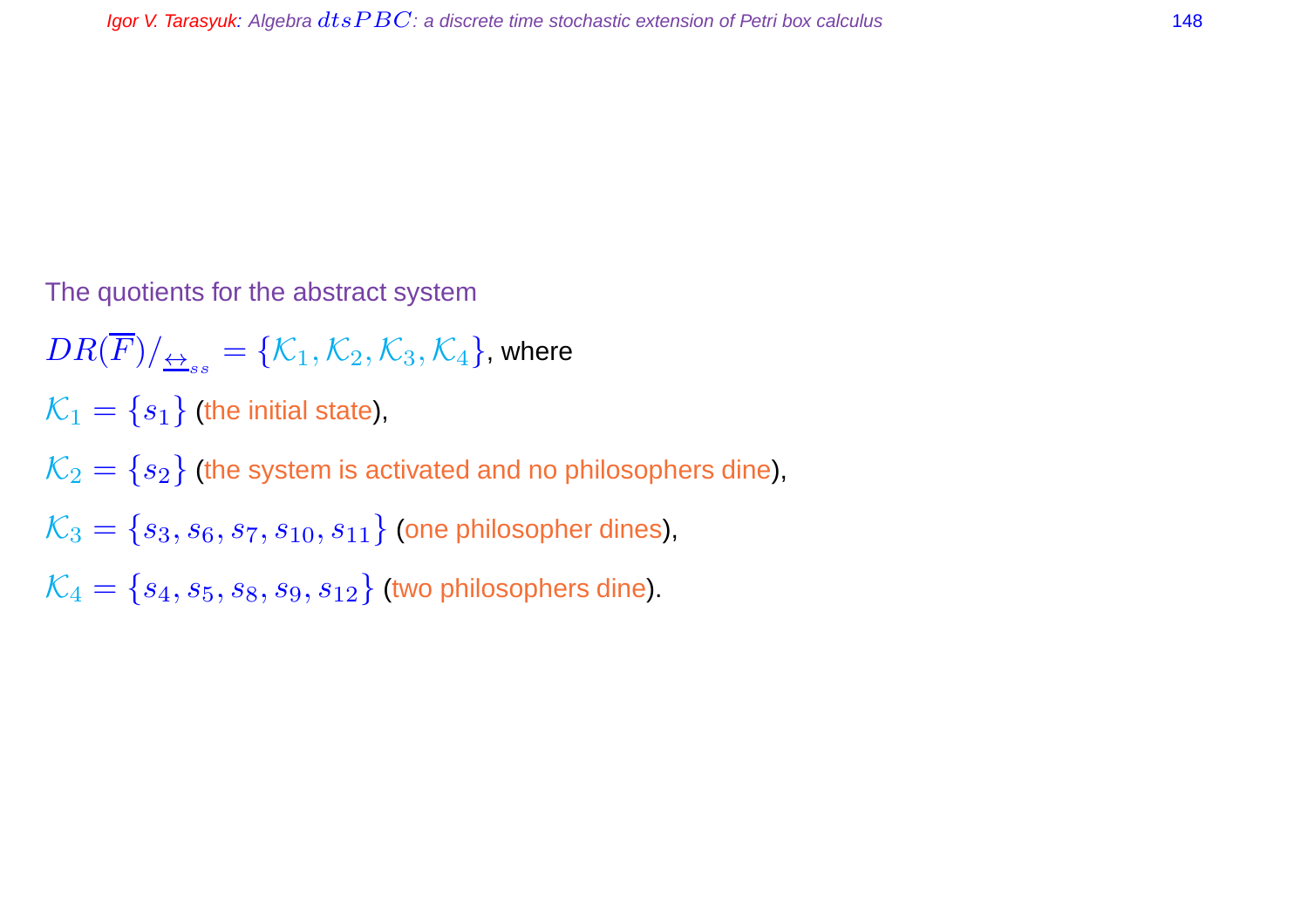The quotients for the abstract system

$DR(\overline{F})/_{\underline{\leftrightarrow}_{ss}} = \{\mathcal{K}_1, \mathcal{K}_2, \mathcal{K}_3, \mathcal{K}_4\}$, where

$\mathcal{K}_1 = \{s_1\}$ (the initial state),

$\mathcal{K}_2 = \{s_2\}$ (the system is activated and no philosophers dine),

$\mathcal{K}_3 = \{s_3, s_6, s_7, s_{10}, s_{11}\}$ (one philosopher dines),

$\mathcal{K}_4 = \{s_4, s_5, s_8, s_9, s_{12}\}$ (two philosophers dine).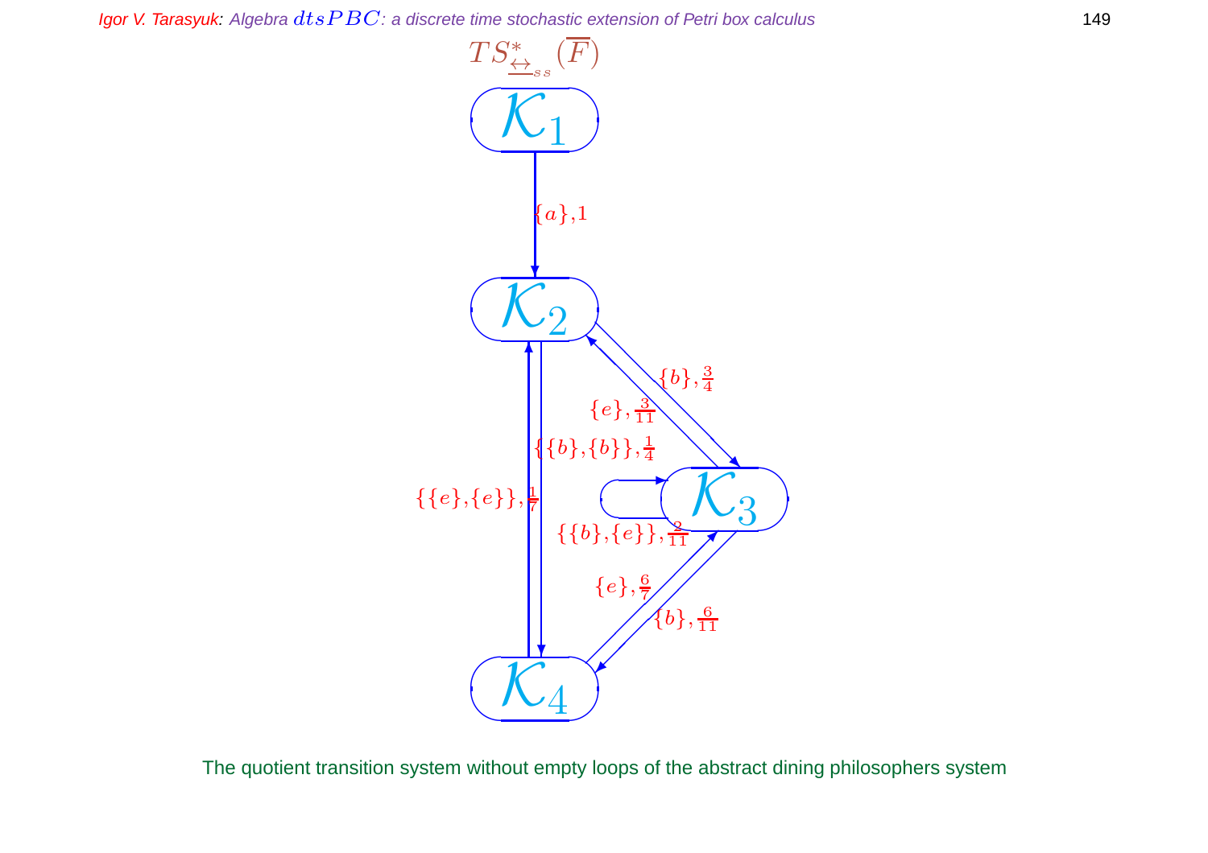$TS^*_{\underline{\leftrightarrow}_{ss}}(\overline{F})$

$\mathcal{K}_1$

$\{a\},1$

$\mathcal{K}_2$

$\{b\},\frac{3}{4}$

$\{e\},\frac{3}{11}$

$\{\{b\},\{b\}\},\frac{1}{4}$

$\{\{e\},\{e\}\},\frac{1}{7}$

$\mathcal{K}_3$

$\{\{b\},\{e\}\},\frac{2}{11}$

$\{e\},\frac{6}{7}$

$\{b\},\frac{6}{11}$

$\mathcal{K}_4$

The quotient transition system without empty loops of the abstract dining philosophers system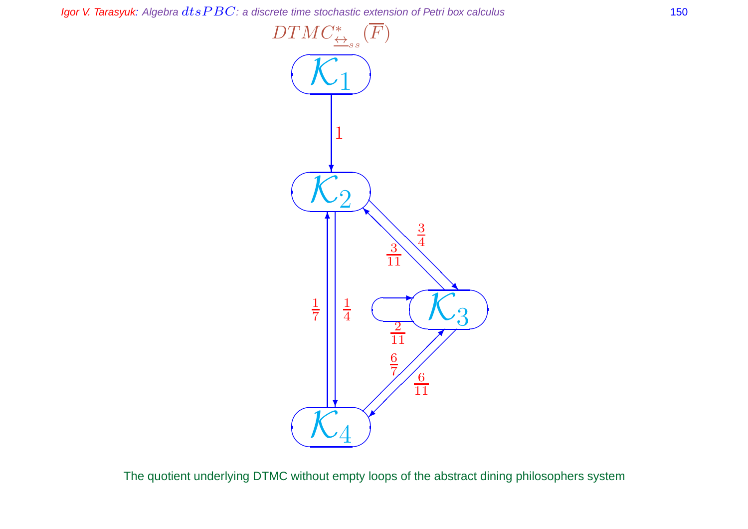$DTMC^*_{\underline{\leftrightarrow}_{ss}}(\overline{F})$

$\mathcal{K}_1$

$1$

$\mathcal{K}_2$

$\frac{3}{4}$

$\frac{3}{11}$

$\frac{1}{7}$ $\frac{1}{4}$

$\mathcal{K}_3$

$\frac{2}{11}$

$\frac{6}{7}$

$\frac{6}{11}$

$\mathcal{K}_4$

The quotient underlying DTMC without empty loops of the abstract dining philosophers system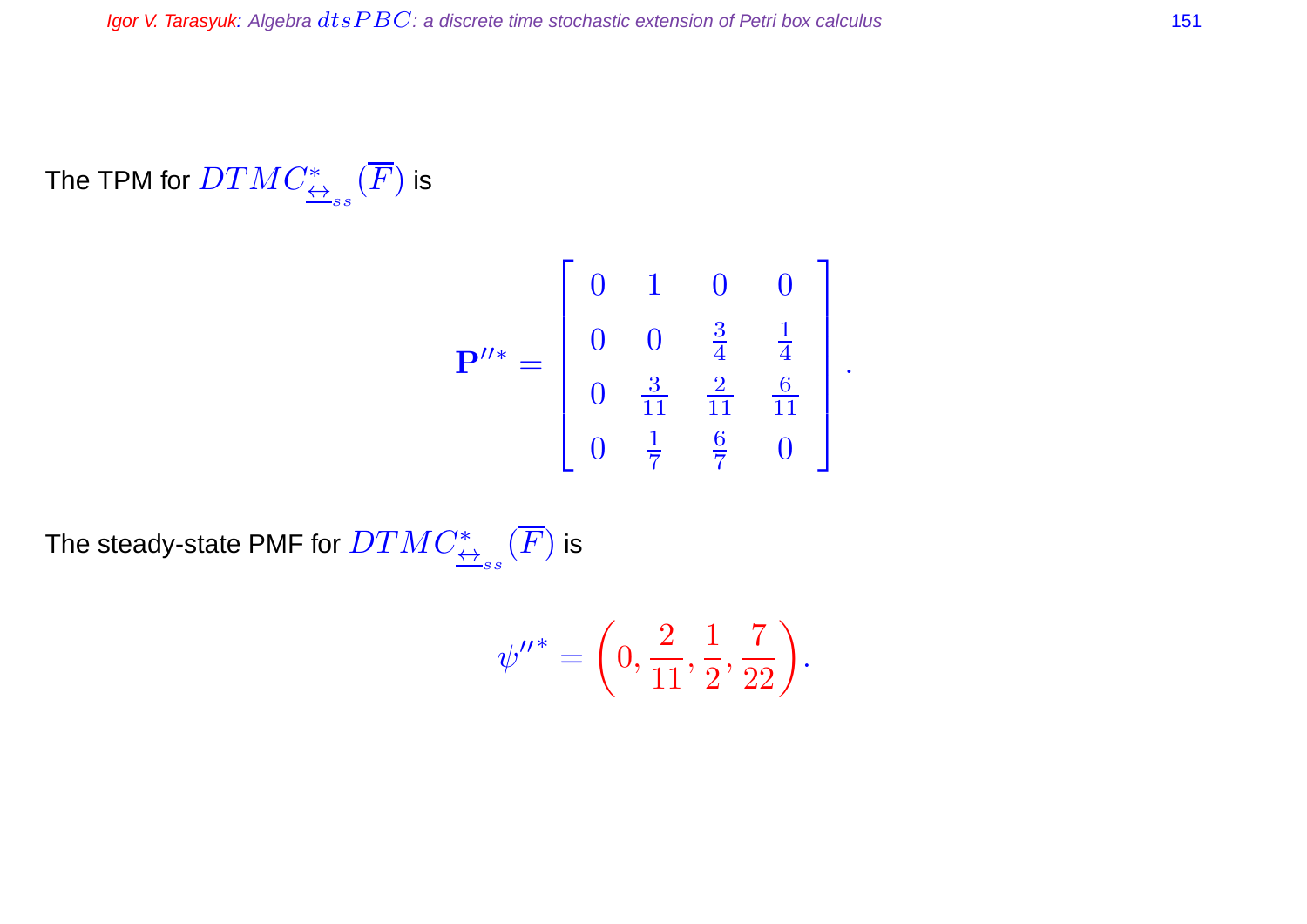The TPM for $DTMC^*_{\underline{\leftrightarrow}_{ss}}(\overline{F})$ is

$$\mathbf{P}''^* = \begin{bmatrix} 0 & 1 & 0 & 0 \\ 0 & 0 & \frac{3}{4} & \frac{1}{4} \\ 0 & \frac{3}{11} & \frac{2}{11} & \frac{6}{11} \\ 0 & \frac{1}{7} & \frac{6}{7} & 0 \end{bmatrix}.$$

The steady-state PMF for $DTMC^*_{\underline{\leftrightarrow}_{ss}}(\overline{F})$ is

$$\psi''^* = \left(0, \frac{2}{11}, \frac{1}{2}, \frac{7}{22}\right).$$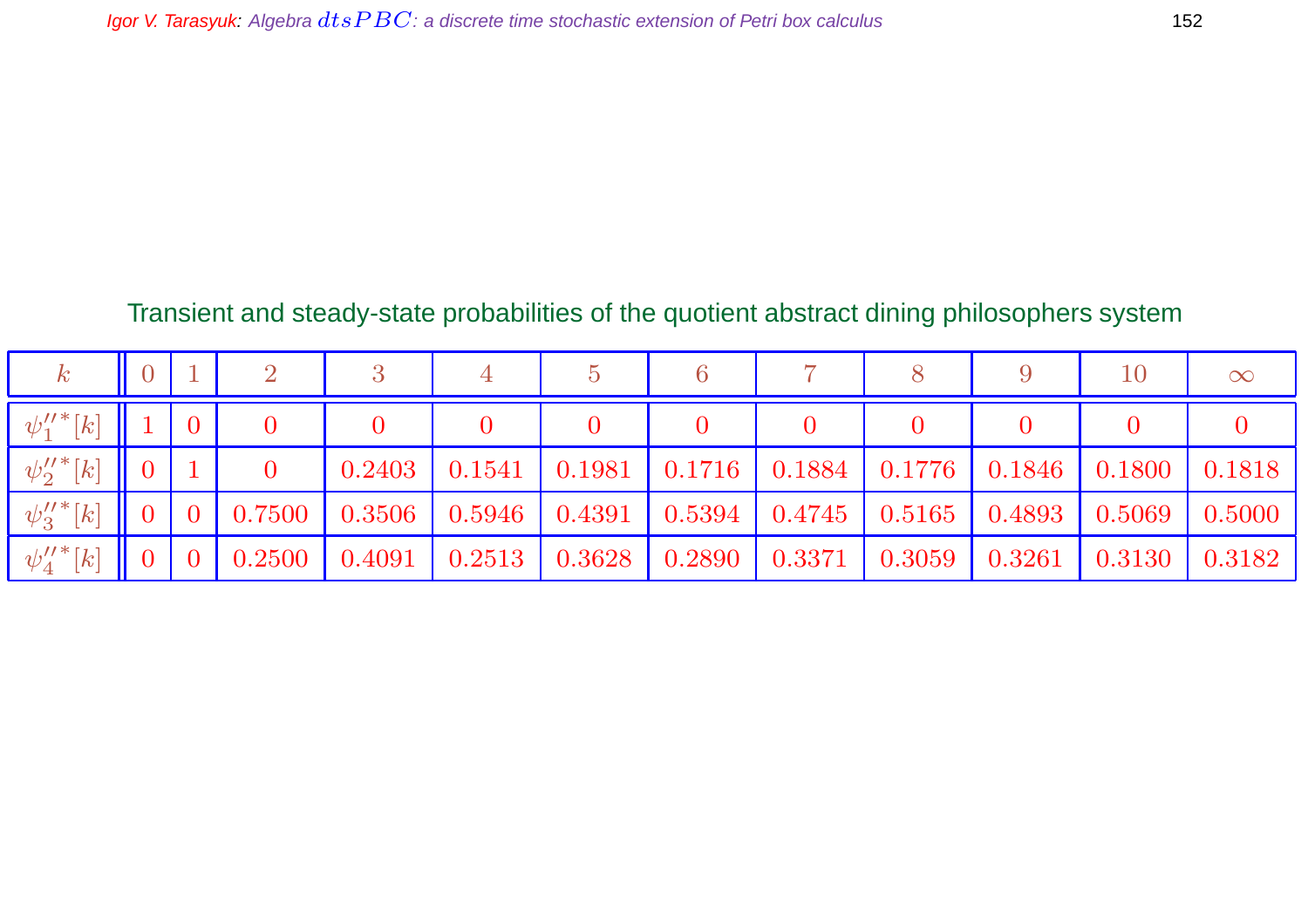Transient and steady-state probabilities of the quotient abstract dining philosophers system

| $k$ | 0 | 1 | 2 | 3 | 4 | 5 | 6 | 7 | 8 | 9 | 10 | $\infty$ |
|---|---|---|---|---|---|---|---|---|---|---|---|---|
| $\psi_1''^*[k]$ | 1 | 0 | 0 | 0 | 0 | 0 | 0 | 0 | 0 | 0 | 0 | 0 |
| $\psi_2''^*[k]$ | 0 | 1 | 0 | 0.2403 | 0.1541 | 0.1981 | 0.1716 | 0.1884 | 0.1776 | 0.1846 | 0.1800 | 0.1818 |
| $\psi_3''^*[k]$ | 0 | 0 | 0.7500 | 0.3506 | 0.5946 | 0.4391 | 0.5394 | 0.4745 | 0.5165 | 0.4893 | 0.5069 | 0.5000 |
| $\psi_4''^*[k]$ | 0 | 0 | 0.2500 | 0.4091 | 0.2513 | 0.3628 | 0.2890 | 0.3371 | 0.3059 | 0.3261 | 0.3130 | 0.3182 |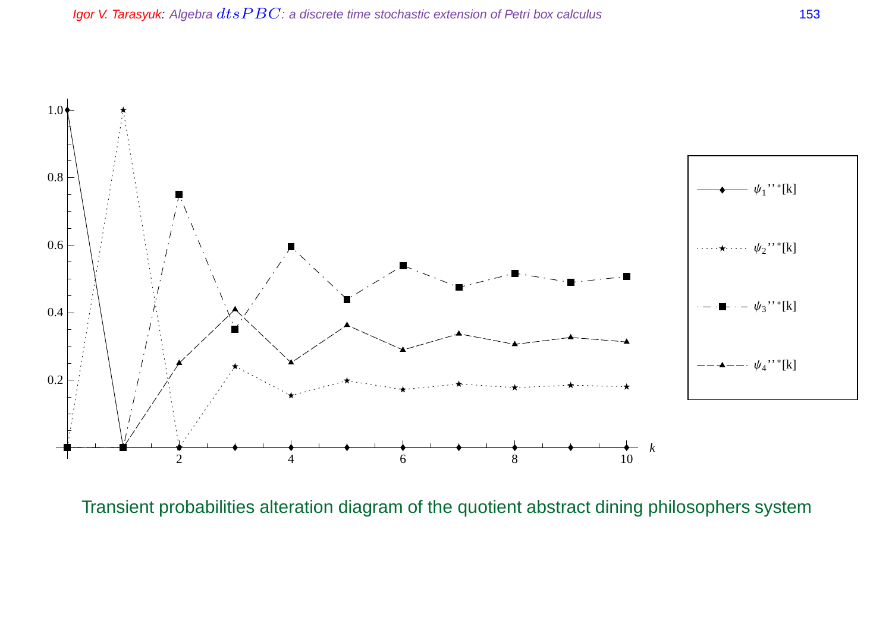Transient probabilities alteration diagram of the quotient abstract dining philosophers system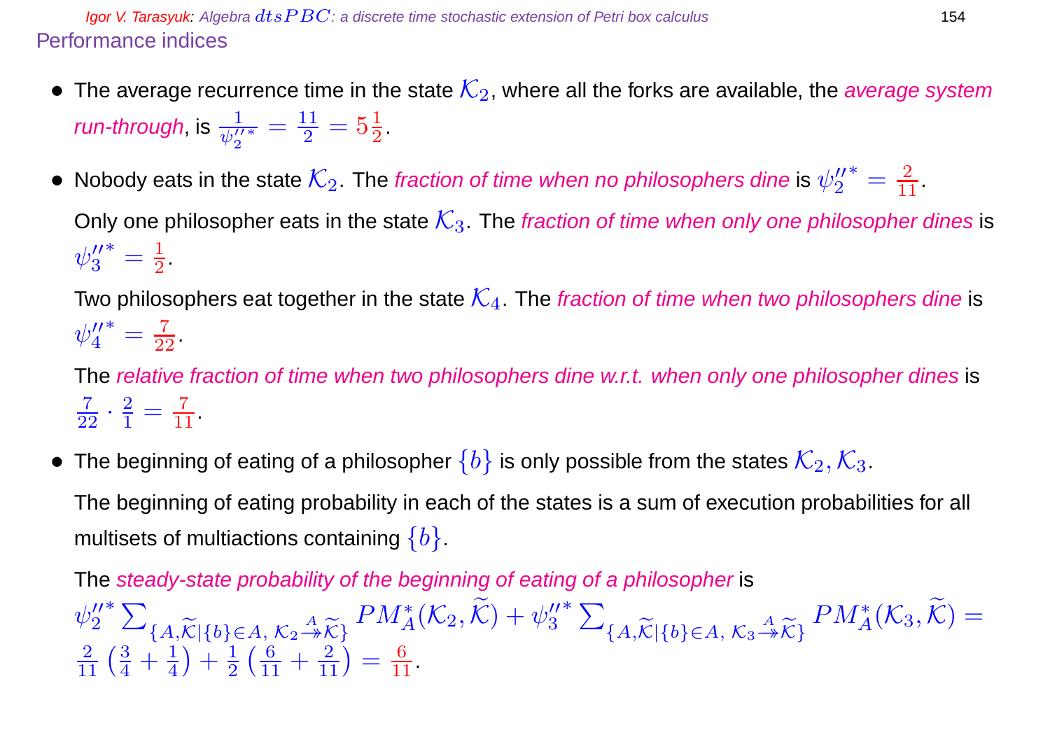## Performance indices

- The average recurrence time in the state $\mathcal{K}_2$, where all the forks are available, the *average system run-through*, is $\frac{1}{\psi_2''^*} = \frac{11}{2} = 5\frac{1}{2}$.

- Nobody eats in the state $\mathcal{K}_2$. The *fraction of time when no philosophers dine* is $\psi_2''^* = \frac{2}{11}$.

  Only one philosopher eats in the state $\mathcal{K}_3$. The *fraction of time when only one philosopher dines* is $\psi_3''^* = \frac{1}{2}$.

  Two philosophers eat together in the state $\mathcal{K}_4$. The *fraction of time when two philosophers dine* is $\psi_4''^* = \frac{7}{22}$.

  The *relative fraction of time when two philosophers dine w.r.t. when only one philosopher dines* is $\frac{7}{22} \cdot \frac{2}{1} = \frac{7}{11}$.

- The beginning of eating of a philosopher $\{b\}$ is only possible from the states $\mathcal{K}_2, \mathcal{K}_3$.

  The beginning of eating probability in each of the states is a sum of execution probabilities for all multisets of multiactions containing $\{b\}$.

  The *steady-state probability of the beginning of eating of a philosopher* is
  $\psi_2''^* \sum_{\{A,\widetilde{\mathcal{K}} \mid \{b\} \in A,\ \mathcal{K}_2 \stackrel{A}{\twoheadrightarrow} \widetilde{\mathcal{K}}\}} PM_A^*(\mathcal{K}_2, \widetilde{\mathcal{K}}) + \psi_3''^* \sum_{\{A,\widetilde{\mathcal{K}} \mid \{b\} \in A,\ \mathcal{K}_3 \stackrel{A}{\twoheadrightarrow} \widetilde{\mathcal{K}}\}} PM_A^*(\mathcal{K}_3, \widetilde{\mathcal{K}}) =$
  $\frac{2}{11}\left(\frac{3}{4} + \frac{1}{4}\right) + \frac{1}{2}\left(\frac{6}{11} + \frac{2}{11}\right) = \frac{6}{11}$.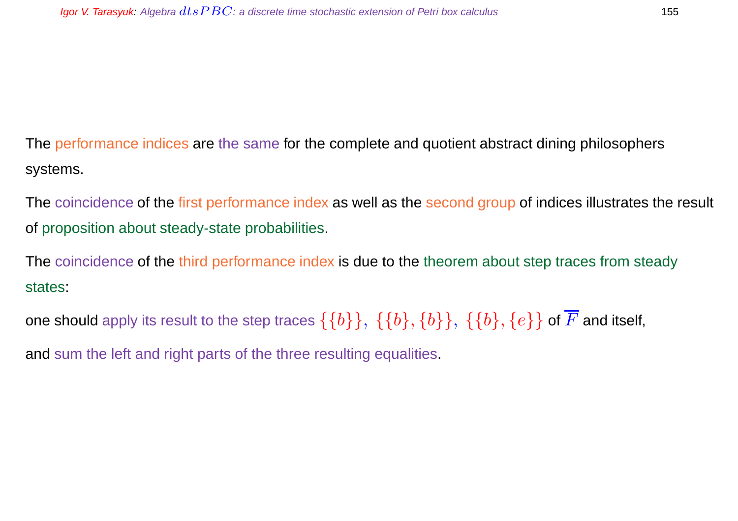The performance indices are the same for the complete and quotient abstract dining philosophers systems.

The coincidence of the first performance index as well as the second group of indices illustrates the result of proposition about steady-state probabilities.

The coincidence of the third performance index is due to the theorem about step traces from steady states:

one should apply its result to the step traces $\{\{b\}\},\ \{\{b\},\{b\}\},\ \{\{b\},\{e\}\}$ of $\overline{F}$ and itself,

and sum the left and right parts of the three resulting equalities.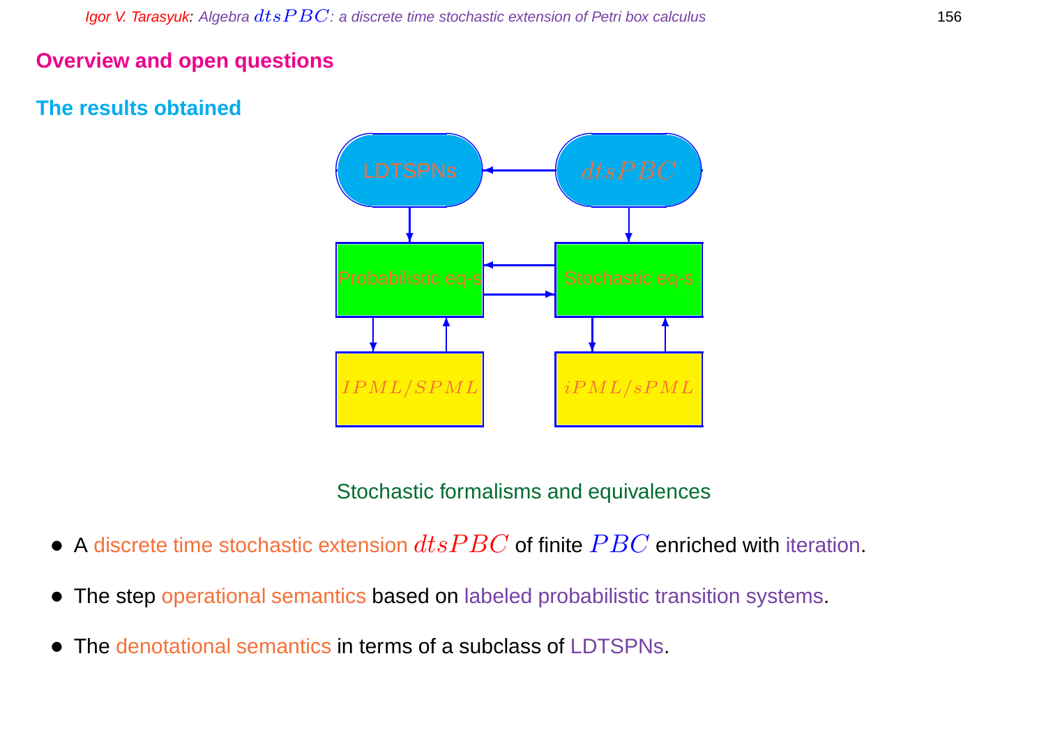## Overview and open questions

### The results obtained

LDTSPNs ← $dtsPBC$

Probabilistic eq-s ⇄ Stochastic eq-s

$IPML/SPML$ ⇄ Probabilistic eq-s; $iPML/sPML$ ⇄ Stochastic eq-s

Stochastic formalisms and equivalences

- A discrete time stochastic extension $dtsPBC$ of finite $PBC$ enriched with iteration.
- The step operational semantics based on labeled probabilistic transition systems.
- The denotational semantics in terms of a subclass of LDTSPNs.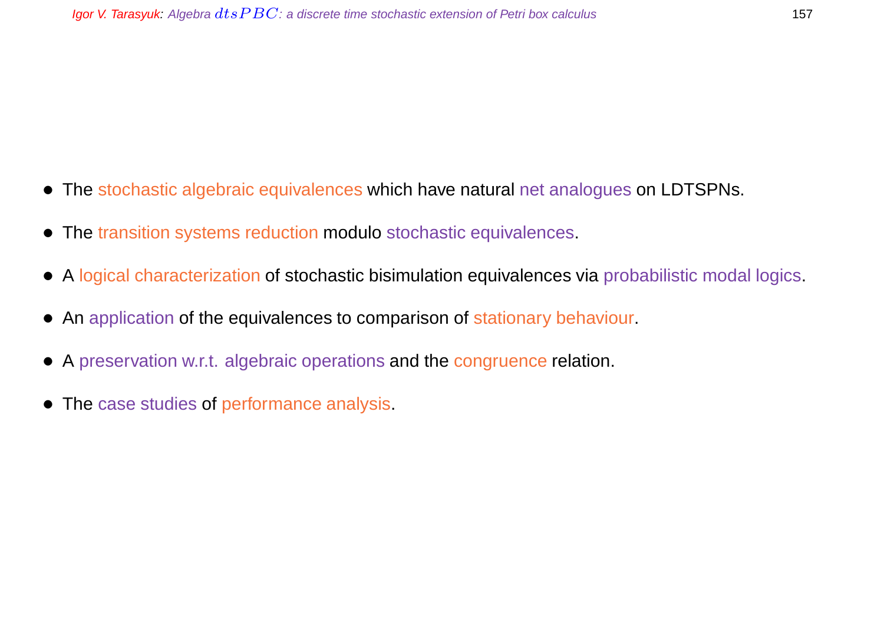- The stochastic algebraic equivalences which have natural net analogues on LDTSPNs.
- The transition systems reduction modulo stochastic equivalences.
- A logical characterization of stochastic bisimulation equivalences via probabilistic modal logics.
- An application of the equivalences to comparison of stationary behaviour.
- A preservation w.r.t. algebraic operations and the congruence relation.
- The case studies of performance analysis.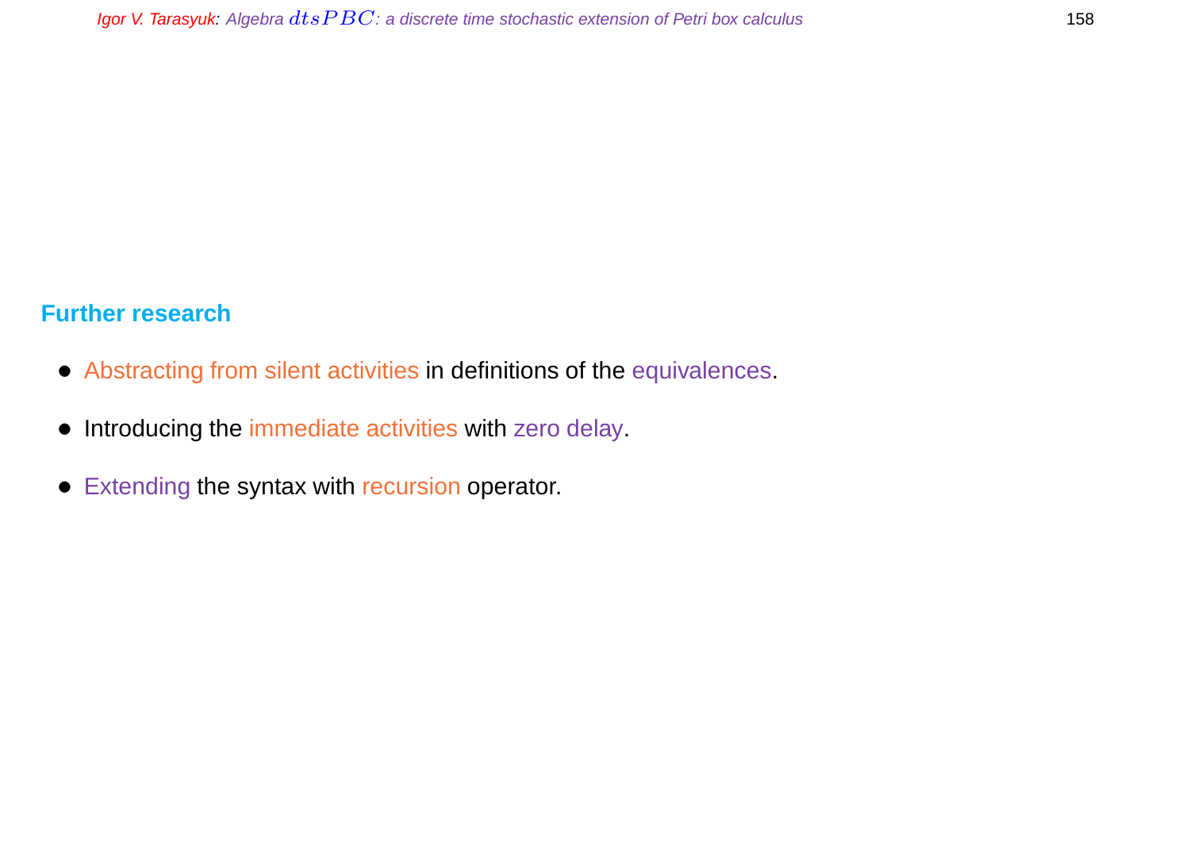## Further research

- Abstracting from silent activities in definitions of the equivalences.
- Introducing the immediate activities with zero delay.
- Extending the syntax with recursion operator.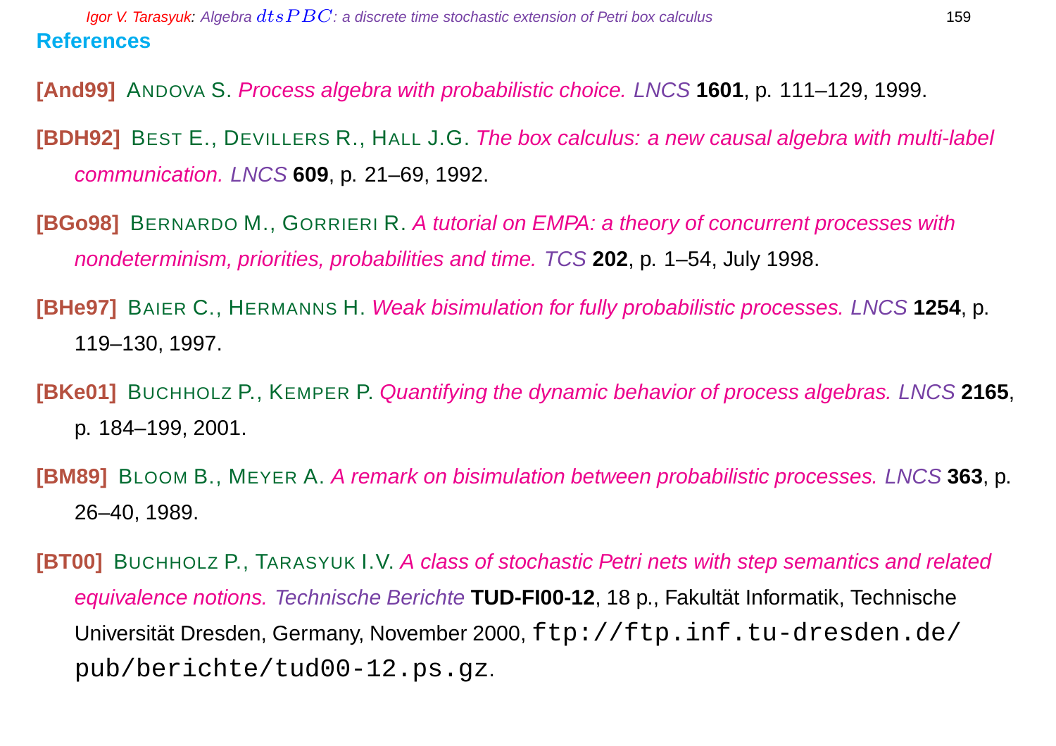## References

**[And99]** Andova S. *Process algebra with probabilistic choice.* *LNCS* **1601**, p. 111–129, 1999.

**[BDH92]** Best E., Devillers R., Hall J.G. *The box calculus: a new causal algebra with multi-label communication.* *LNCS* **609**, p. 21–69, 1992.

**[BGo98]** Bernardo M., Gorrieri R. *A tutorial on EMPA: a theory of concurrent processes with nondeterminism, priorities, probabilities and time.* *TCS* **202**, p. 1–54, July 1998.

**[BHe97]** Baier C., Hermanns H. *Weak bisimulation for fully probabilistic processes.* *LNCS* **1254**, p. 119–130, 1997.

**[BKe01]** Buchholz P., Kemper P. *Quantifying the dynamic behavior of process algebras.* *LNCS* **2165**, p. 184–199, 2001.

**[BM89]** Bloom B., Meyer A. *A remark on bisimulation between probabilistic processes.* *LNCS* **363**, p. 26–40, 1989.

**[BT00]** Buchholz P., Tarasyuk I.V. *A class of stochastic Petri nets with step semantics and related equivalence notions.* *Technische Berichte* **TUD-FI00-12**, 18 p., Fakultät Informatik, Technische Universität Dresden, Germany, November 2000, `ftp://ftp.inf.tu-dresden.de/pub/berichte/tud00-12.ps.gz`.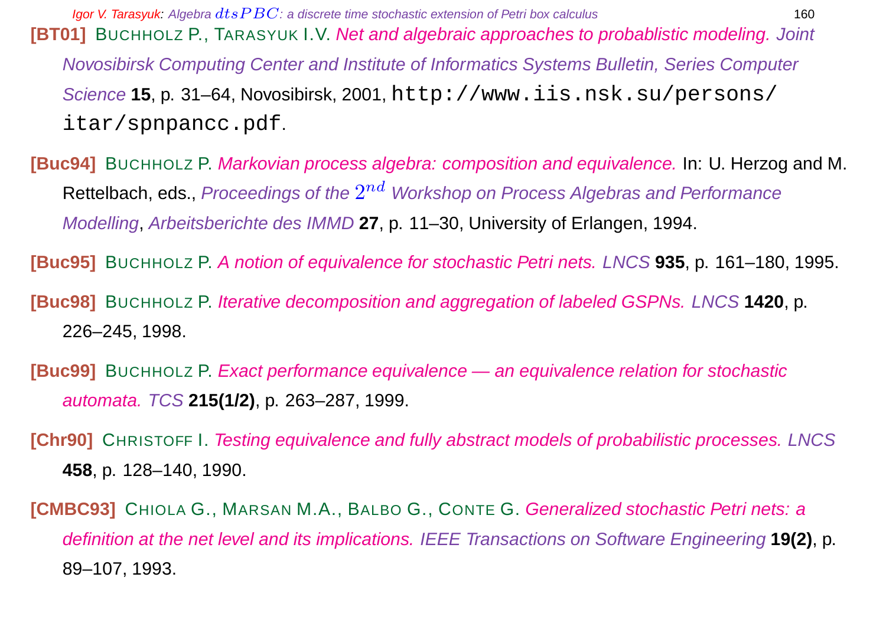**[BT01]** BUCHHOLZ P., TARASYUK I.V. *Net and algebraic approaches to probablistic modeling. Joint Novosibirsk Computing Center and Institute of Informatics Systems Bulletin, Series Computer Science* **15**, p. 31–64, Novosibirsk, 2001, `http://www.iis.nsk.su/persons/itar/spnpancc.pdf`.

**[Buc94]** BUCHHOLZ P. *Markovian process algebra: composition and equivalence.* In: U. Herzog and M. Rettelbach, eds., *Proceedings of the $2^{nd}$ Workshop on Process Algebras and Performance Modelling*, *Arbeitsberichte des IMMD* **27**, p. 11–30, University of Erlangen, 1994.

**[Buc95]** BUCHHOLZ P. *A notion of equivalence for stochastic Petri nets. LNCS* **935**, p. 161–180, 1995.

**[Buc98]** BUCHHOLZ P. *Iterative decomposition and aggregation of labeled GSPNs. LNCS* **1420**, p. 226–245, 1998.

**[Buc99]** BUCHHOLZ P. *Exact performance equivalence — an equivalence relation for stochastic automata. TCS* **215(1/2)**, p. 263–287, 1999.

**[Chr90]** CHRISTOFF I. *Testing equivalence and fully abstract models of probabilistic processes. LNCS* **458**, p. 128–140, 1990.

**[CMBC93]** CHIOLA G., MARSAN M.A., BALBO G., CONTE G. *Generalized stochastic Petri nets: a definition at the net level and its implications. IEEE Transactions on Software Engineering* **19(2)**, p. 89–107, 1993.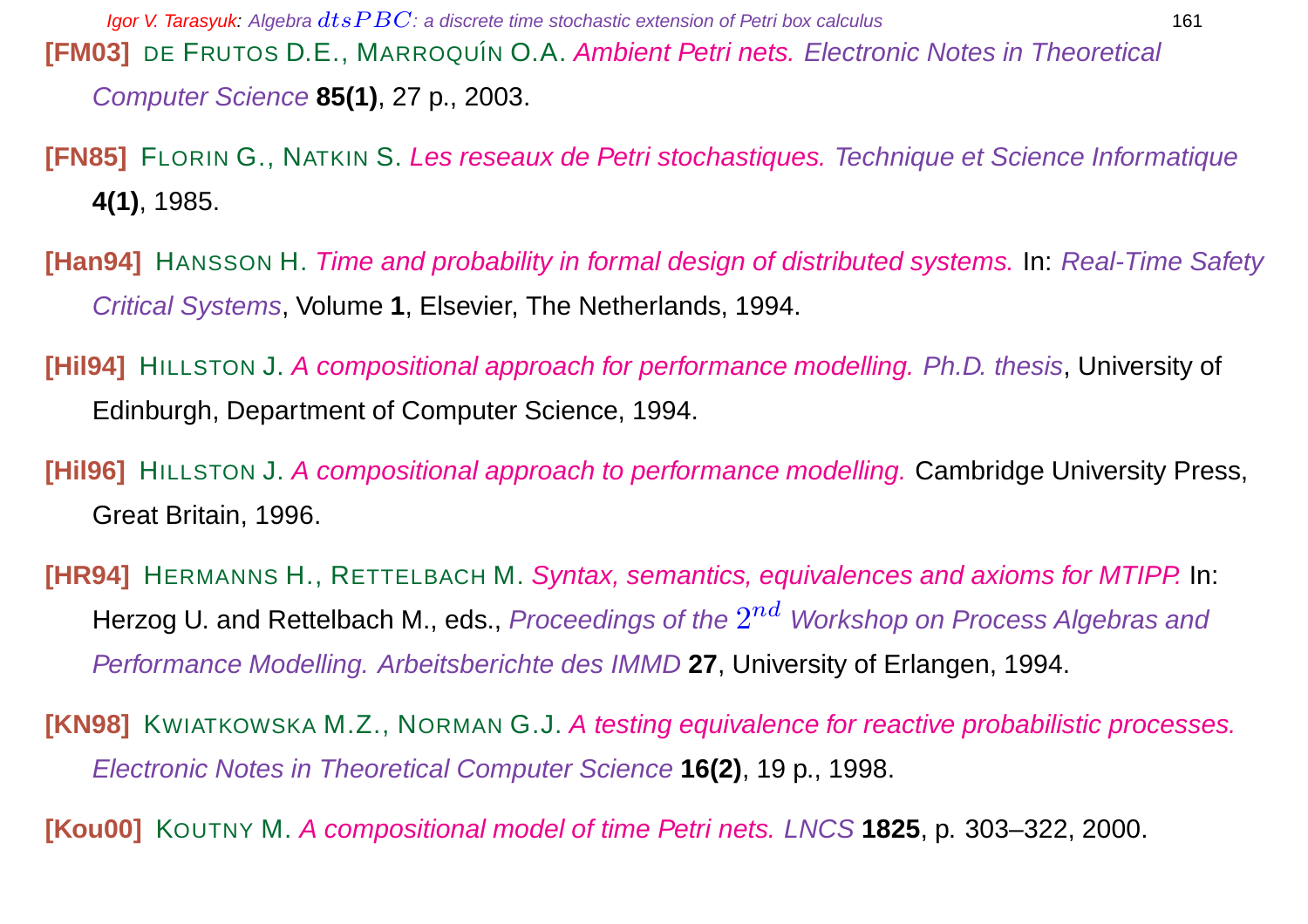**[FM03]** DE FRUTOS D.E., MARROQUÍN O.A. *Ambient Petri nets. Electronic Notes in Theoretical Computer Science* **85(1)**, 27 p., 2003.

**[FN85]** FLORIN G., NATKIN S. *Les reseaux de Petri stochastiques. Technique et Science Informatique* **4(1)**, 1985.

**[Han94]** HANSSON H. *Time and probability in formal design of distributed systems.* In: *Real-Time Safety Critical Systems*, Volume **1**, Elsevier, The Netherlands, 1994.

**[Hil94]** HILLSTON J. *A compositional approach for performance modelling. Ph.D. thesis*, University of Edinburgh, Department of Computer Science, 1994.

**[Hil96]** HILLSTON J. *A compositional approach to performance modelling.* Cambridge University Press, Great Britain, 1996.

**[HR94]** HERMANNS H., RETTELBACH M. *Syntax, semantics, equivalences and axioms for MTIPP.* In: Herzog U. and Rettelbach M., eds., *Proceedings of the $2^{nd}$ Workshop on Process Algebras and Performance Modelling. Arbeitsberichte des IMMD* **27**, University of Erlangen, 1994.

**[KN98]** KWIATKOWSKA M.Z., NORMAN G.J. *A testing equivalence for reactive probabilistic processes. Electronic Notes in Theoretical Computer Science* **16(2)**, 19 p., 1998.

**[Kou00]** KOUTNY M. *A compositional model of time Petri nets. LNCS* **1825**, p. 303–322, 2000.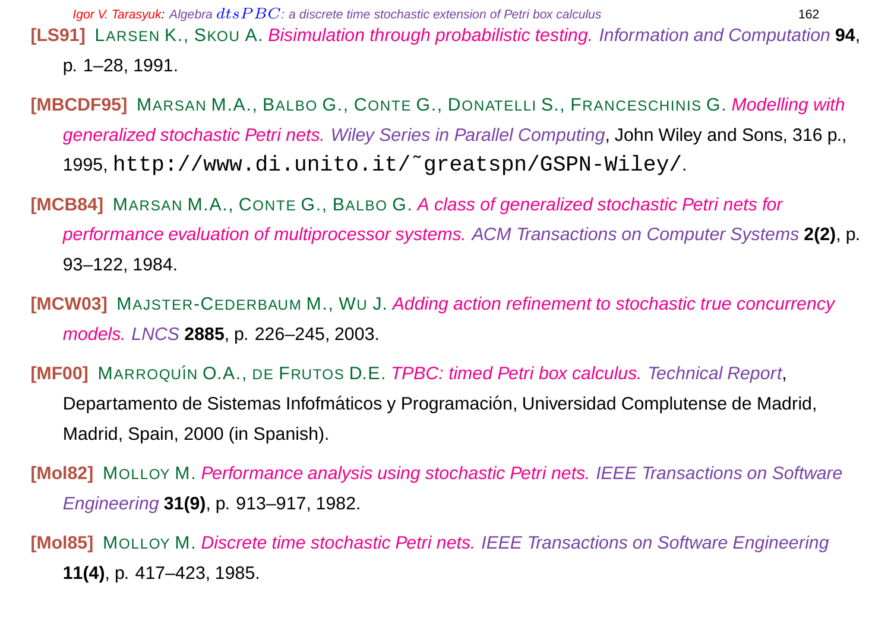**[LS91]** Larsen K., Skou A. *Bisimulation through probabilistic testing. Information and Computation* **94**, p. 1–28, 1991.

**[MBCDF95]** Marsan M.A., Balbo G., Conte G., Donatelli S., Franceschinis G. *Modelling with generalized stochastic Petri nets. Wiley Series in Parallel Computing*, John Wiley and Sons, 316 p., 1995, `http://www.di.unito.it/~greatspn/GSPN-Wiley/`.

**[MCB84]** Marsan M.A., Conte G., Balbo G. *A class of generalized stochastic Petri nets for performance evaluation of multiprocessor systems. ACM Transactions on Computer Systems* **2(2)**, p. 93–122, 1984.

**[MCW03]** Majster-Cederbaum M., Wu J. *Adding action refinement to stochastic true concurrency models. LNCS* **2885**, p. 226–245, 2003.

**[MF00]** Marroquín O.A., de Frutos D.E. *TPBC: timed Petri box calculus. Technical Report*, Departamento de Sistemas Infofmáticos y Programación, Universidad Complutense de Madrid, Madrid, Spain, 2000 (in Spanish).

**[Mol82]** Molloy M. *Performance analysis using stochastic Petri nets. IEEE Transactions on Software Engineering* **31(9)**, p. 913–917, 1982.

**[Mol85]** Molloy M. *Discrete time stochastic Petri nets. IEEE Transactions on Software Engineering* **11(4)**, p. 417–423, 1985.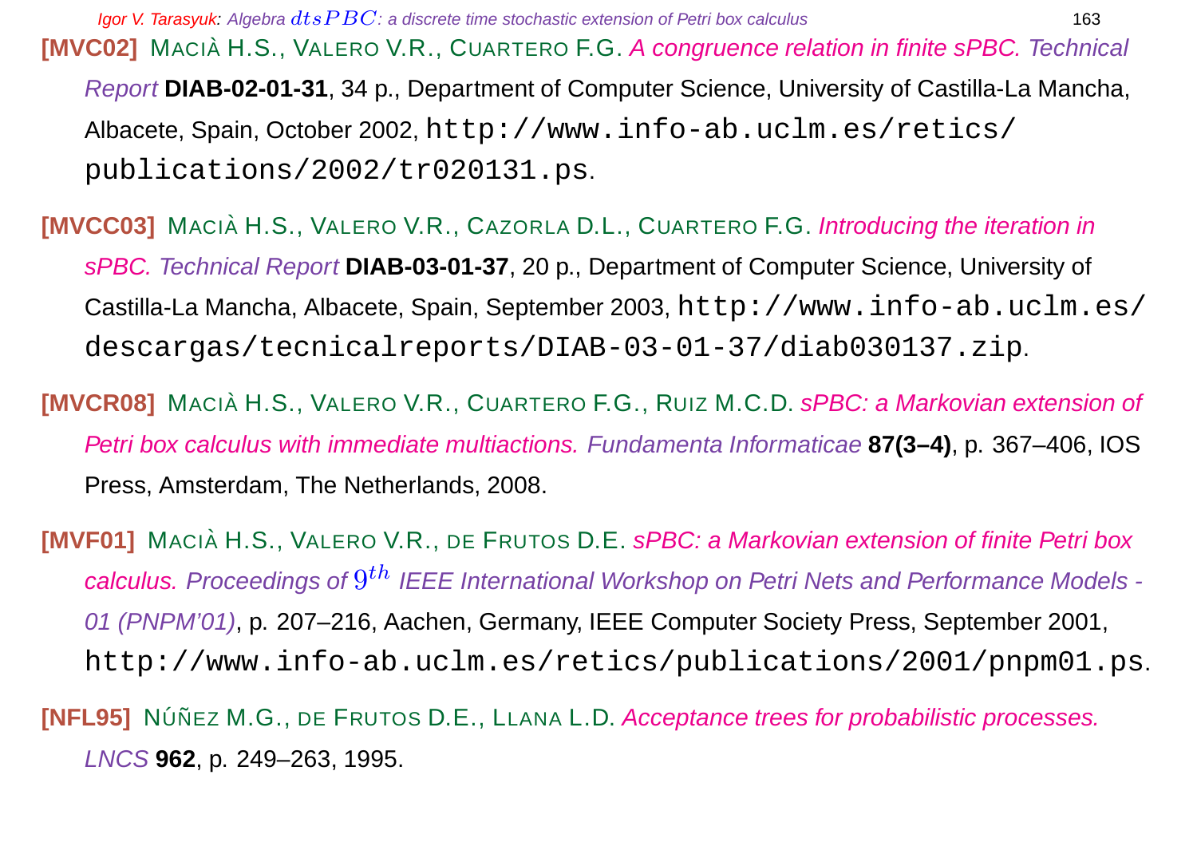**[MVC02]** MACIÀ H.S., VALERO V.R., CUARTERO F.G. *A congruence relation in finite sPBC. Technical Report* **DIAB-02-01-31**, 34 p., Department of Computer Science, University of Castilla-La Mancha, Albacete, Spain, October 2002, `http://www.info-ab.uclm.es/retics/publications/2002/tr020131.ps`.

**[MVCC03]** MACIÀ H.S., VALERO V.R., CAZORLA D.L., CUARTERO F.G. *Introducing the iteration in sPBC. Technical Report* **DIAB-03-01-37**, 20 p., Department of Computer Science, University of Castilla-La Mancha, Albacete, Spain, September 2003, `http://www.info-ab.uclm.es/descargas/tecnicalreports/DIAB-03-01-37/diab030137.zip`.

**[MVCR08]** MACIÀ H.S., VALERO V.R., CUARTERO F.G., RUIZ M.C.D. *sPBC: a Markovian extension of Petri box calculus with immediate multiactions. Fundamenta Informaticae* **87(3–4)**, p. 367–406, IOS Press, Amsterdam, The Netherlands, 2008.

**[MVF01]** MACIÀ H.S., VALERO V.R., DE FRUTOS D.E. *sPBC: a Markovian extension of finite Petri box calculus. Proceedings of $9^{th}$ IEEE International Workshop on Petri Nets and Performance Models - 01 (PNPM'01)*, p. 207–216, Aachen, Germany, IEEE Computer Society Press, September 2001, `http://www.info-ab.uclm.es/retics/publications/2001/pnpm01.ps`.

**[NFL95]** NÚÑEZ M.G., DE FRUTOS D.E., LLANA L.D. *Acceptance trees for probabilistic processes. LNCS* **962**, p. 249–263, 1995.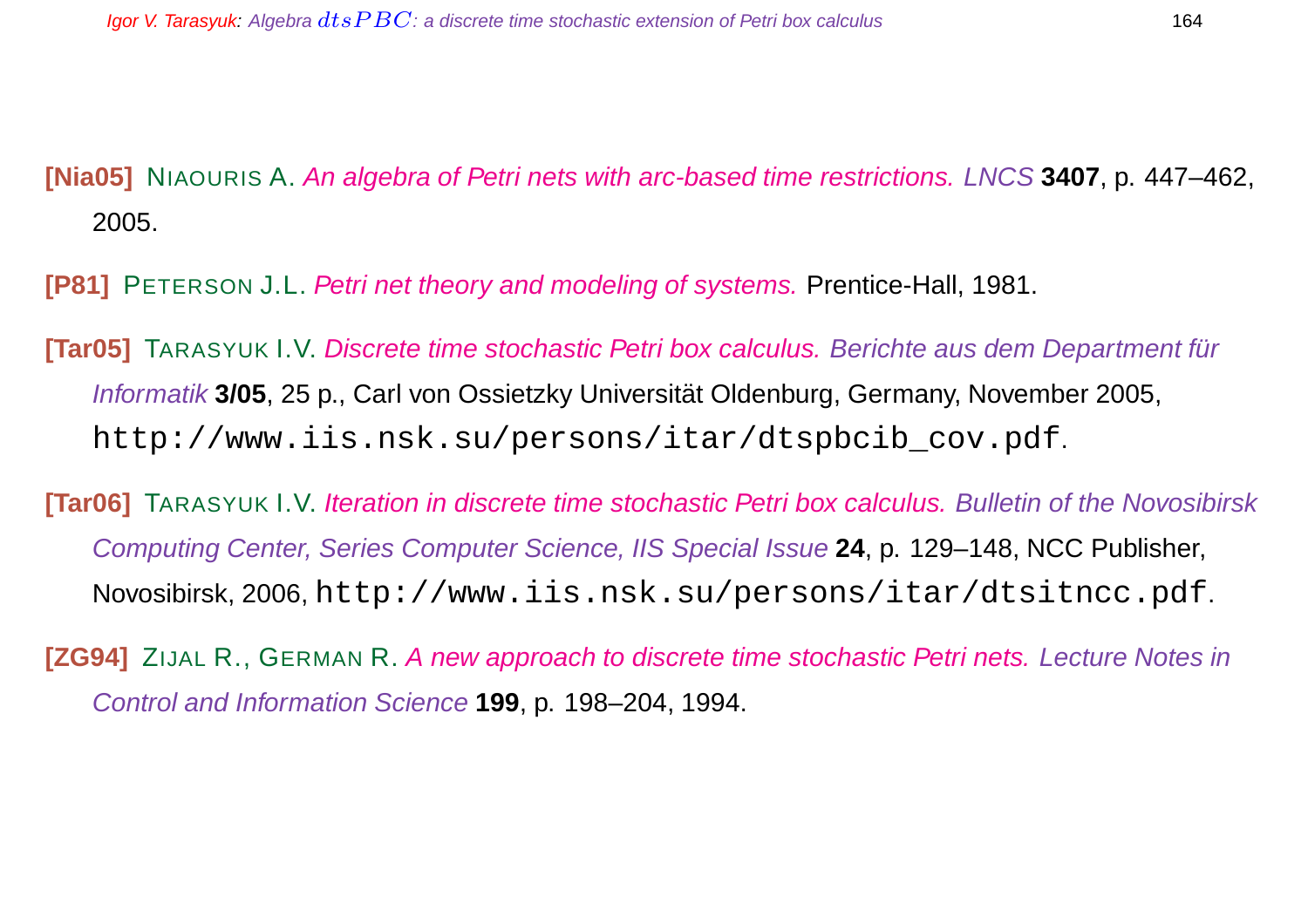**[Nia05]** NIAOURIS A. *An algebra of Petri nets with arc-based time restrictions.* *LNCS* **3407**, p. 447–462, 2005.

**[P81]** PETERSON J.L. *Petri net theory and modeling of systems.* Prentice-Hall, 1981.

**[Tar05]** TARASYUK I.V. *Discrete time stochastic Petri box calculus.* *Berichte aus dem Department für Informatik* **3/05**, 25 p., Carl von Ossietzky Universität Oldenburg, Germany, November 2005, `http://www.iis.nsk.su/persons/itar/dtspbcib_cov.pdf`.

**[Tar06]** TARASYUK I.V. *Iteration in discrete time stochastic Petri box calculus.* *Bulletin of the Novosibirsk Computing Center, Series Computer Science, IIS Special Issue* **24**, p. 129–148, NCC Publisher, Novosibirsk, 2006, `http://www.iis.nsk.su/persons/itar/dtsitncc.pdf`.

**[ZG94]** ZIJAL R., GERMAN R. *A new approach to discrete time stochastic Petri nets.* *Lecture Notes in Control and Information Science* **199**, p. 198–204, 1994.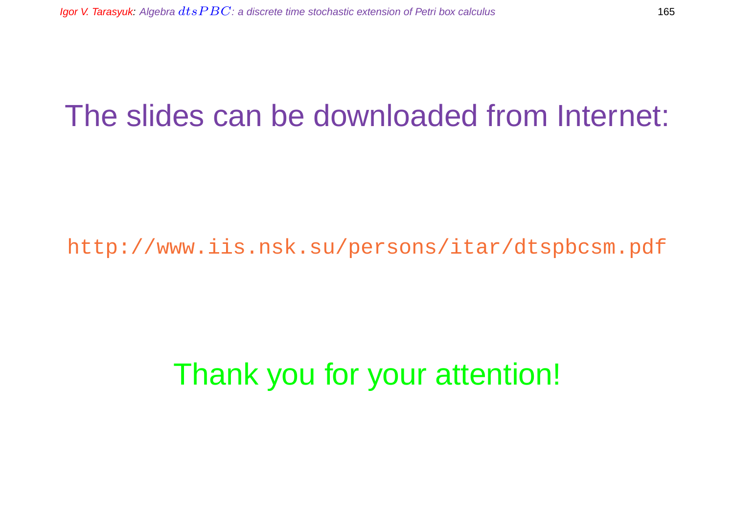The slides can be downloaded from Internet:

http://www.iis.nsk.su/persons/itar/dtspbcsm.pdf

Thank you for your attention!